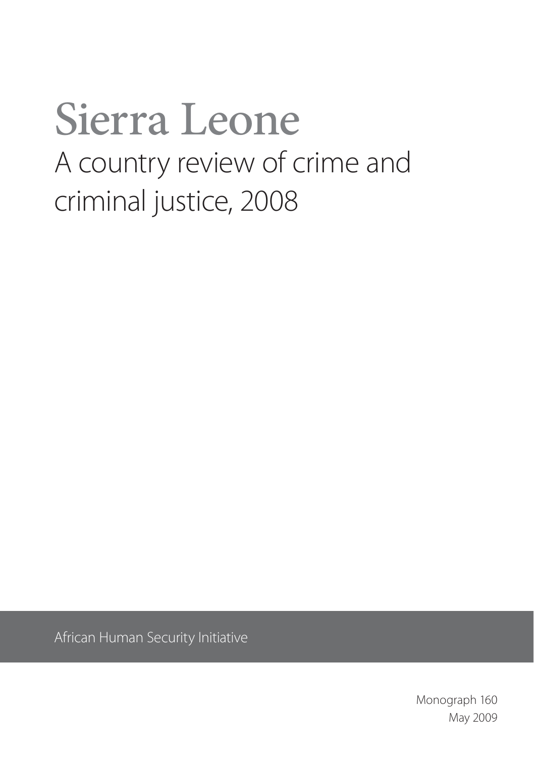# Sierra Leone

## A country review of crime and criminal justice, 2008

African Human Security Initiative

Monograph 160

May 2009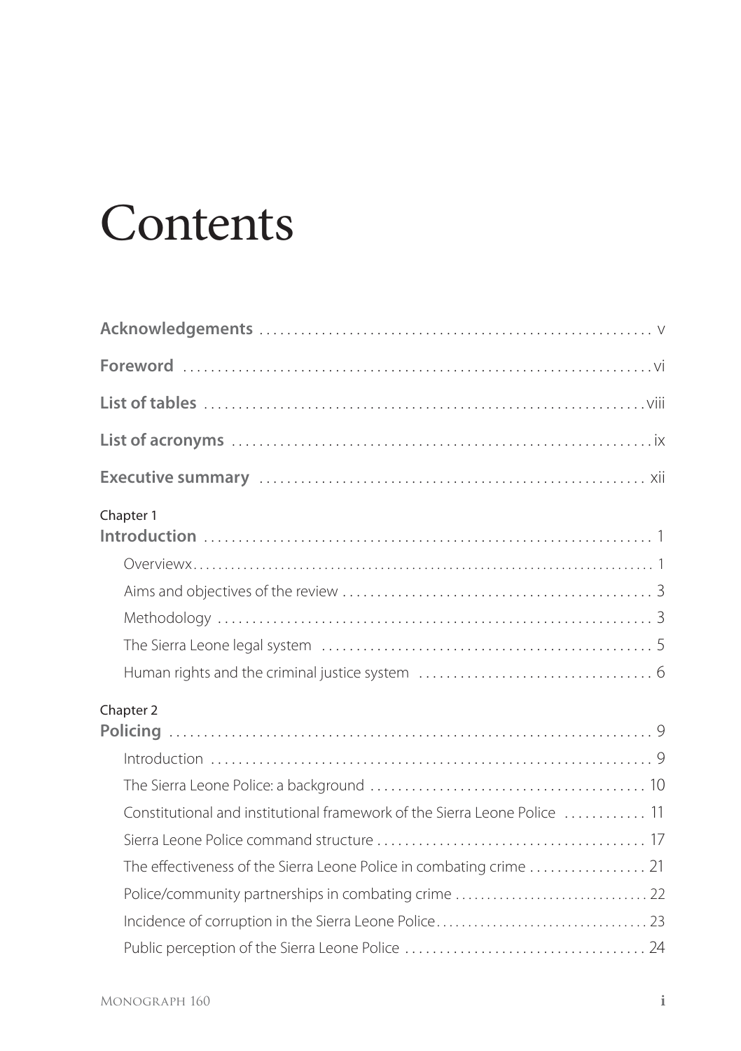# Contents

**Acknowledgements** .......... v

**Foreword** .......... vi

**List of tables** .......... viii

**List of acronyms** .......... ix

**Executive summary** .......... xii

Chapter 1
**Introduction** .......... 1

- Overviewx .......... 1
- Aims and objectives of the review .......... 3
- Methodology .......... 3
- The Sierra Leone legal system .......... 5
- Human rights and the criminal justice system .......... 6

Chapter 2
**Policing** .......... 9

- Introduction .......... 9
- The Sierra Leone Police: a background .......... 10
- Constitutional and institutional framework of the Sierra Leone Police .......... 11
- Sierra Leone Police command structure .......... 17
- The effectiveness of the Sierra Leone Police in combating crime .......... 21
- Police/community partnerships in combating crime .......... 22
- Incidence of corruption in the Sierra Leone Police .......... 23
- Public perception of the Sierra Leone Police .......... 24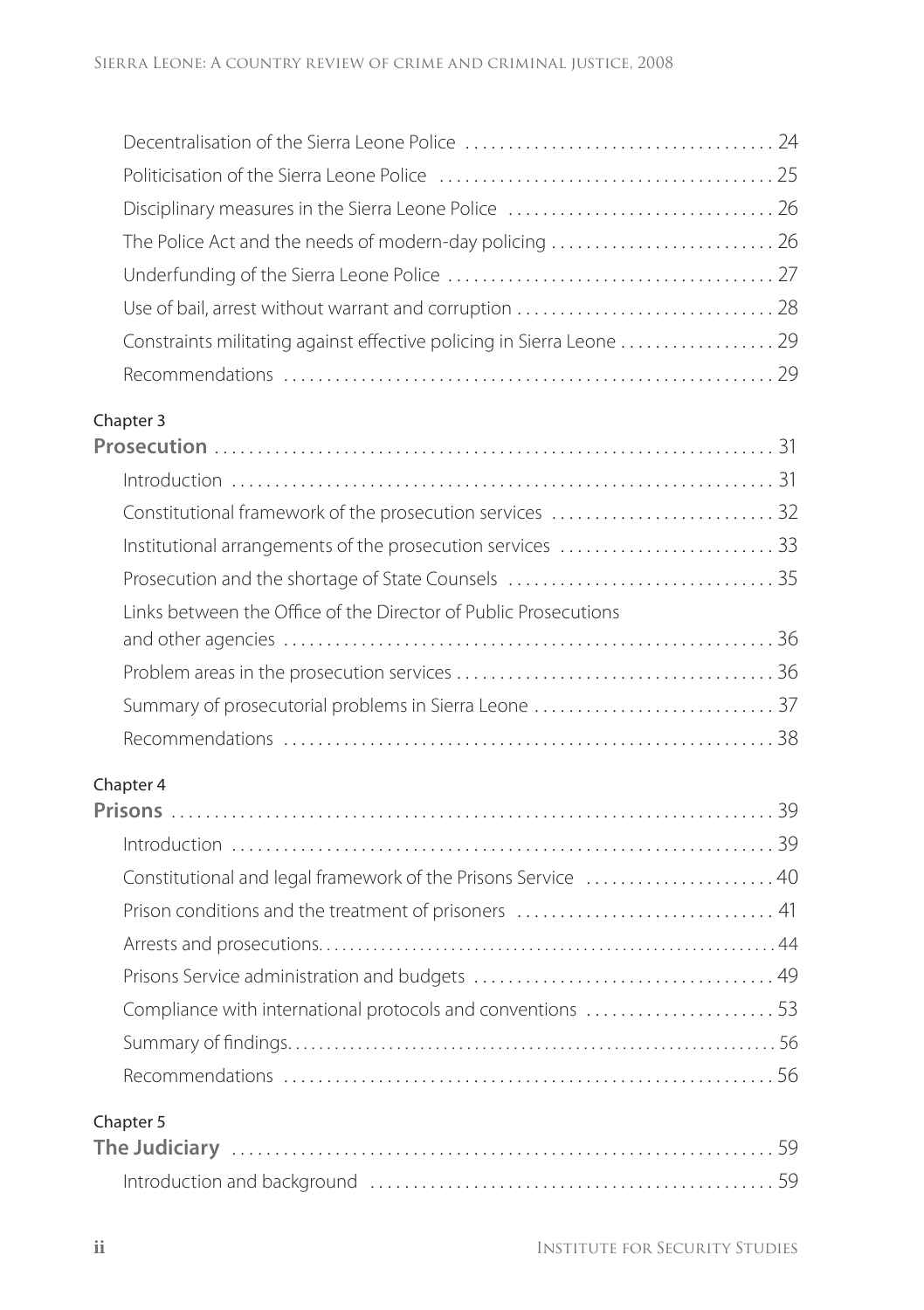Decentralisation of the Sierra Leone Police ... 24

Politicisation of the Sierra Leone Police ... 25

Disciplinary measures in the Sierra Leone Police ... 26

The Police Act and the needs of modern-day policing ... 26

Underfunding of the Sierra Leone Police ... 27

Use of bail, arrest without warrant and corruption ... 28

Constraints militating against effective policing in Sierra Leone ... 29

Recommendations ... 29

Chapter 3

**Prosecution** ... 31

Introduction ... 31

Constitutional framework of the prosecution services ... 32

Institutional arrangements of the prosecution services ... 33

Prosecution and the shortage of State Counsels ... 35

Links between the Office of the Director of Public Prosecutions and other agencies ... 36

Problem areas in the prosecution services ... 36

Summary of prosecutorial problems in Sierra Leone ... 37

Recommendations ... 38

Chapter 4

**Prisons** ... 39

Introduction ... 39

Constitutional and legal framework of the Prisons Service ... 40

Prison conditions and the treatment of prisoners ... 41

Arrests and prosecutions ... 44

Prisons Service administration and budgets ... 49

Compliance with international protocols and conventions ... 53

Summary of findings ... 56

Recommendations ... 56

Chapter 5

**The Judiciary** ... 59

Introduction and background ... 59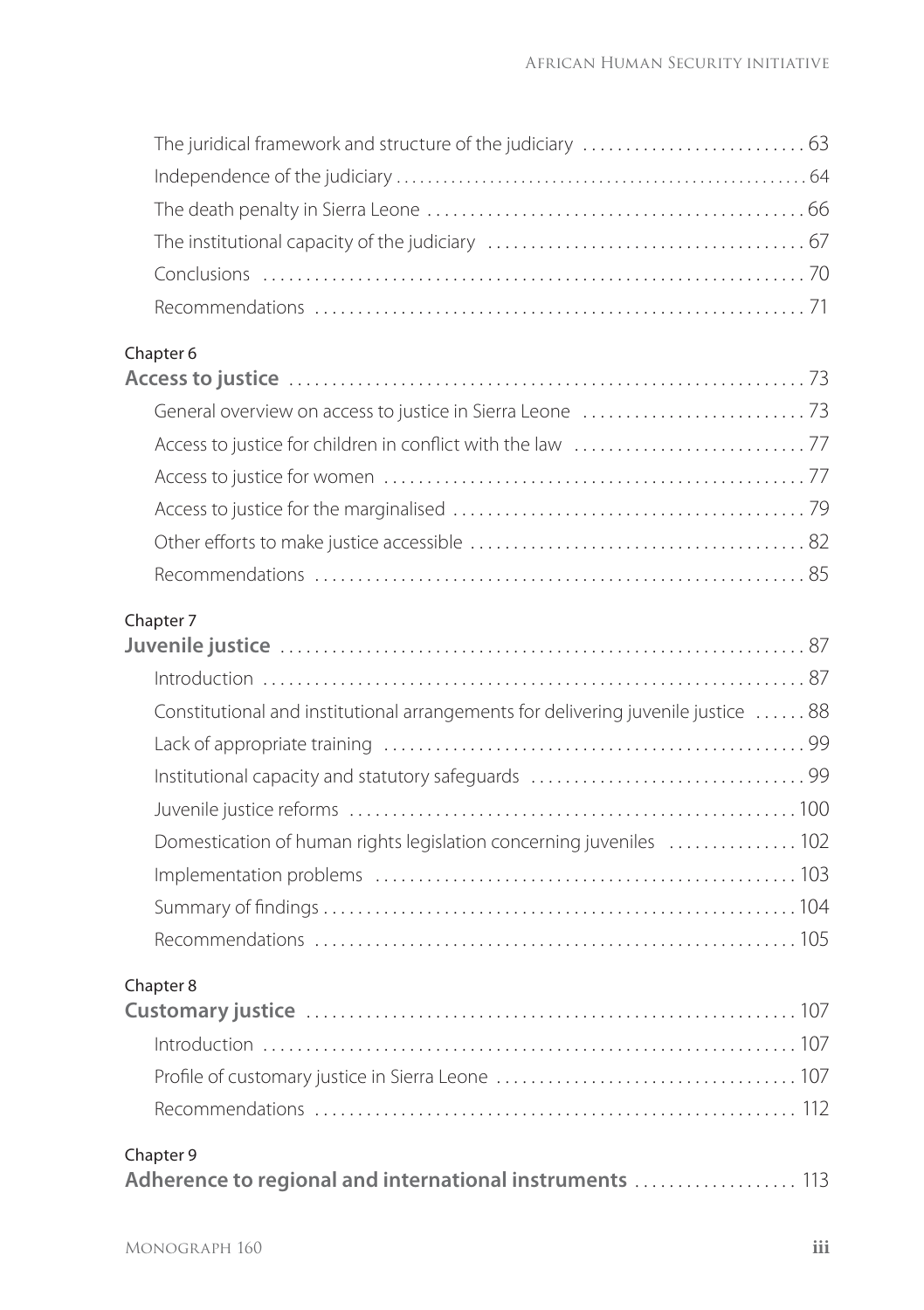The juridical framework and structure of the judiciary .......................... 63
Independence of the judiciary .......................... 64
The death penalty in Sierra Leone .......................... 66
The institutional capacity of the judiciary .......................... 67
Conclusions .......................... 70
Recommendations .......................... 71

Chapter 6
**Access to justice** .......................... 73
General overview on access to justice in Sierra Leone .......................... 73
Access to justice for children in conflict with the law .......................... 77
Access to justice for women .......................... 77
Access to justice for the marginalised .......................... 79
Other efforts to make justice accessible .......................... 82
Recommendations .......................... 85

Chapter 7
**Juvenile justice** .......................... 87
Introduction .......................... 87
Constitutional and institutional arrangements for delivering juvenile justice .......................... 88
Lack of appropriate training .......................... 99
Institutional capacity and statutory safeguards .......................... 99
Juvenile justice reforms .......................... 100
Domestication of human rights legislation concerning juveniles .......................... 102
Implementation problems .......................... 103
Summary of findings .......................... 104
Recommendations .......................... 105

Chapter 8
**Customary justice** .......................... 107
Introduction .......................... 107
Profile of customary justice in Sierra Leone .......................... 107
Recommendations .......................... 112

Chapter 9
**Adherence to regional and international instruments** .......................... 113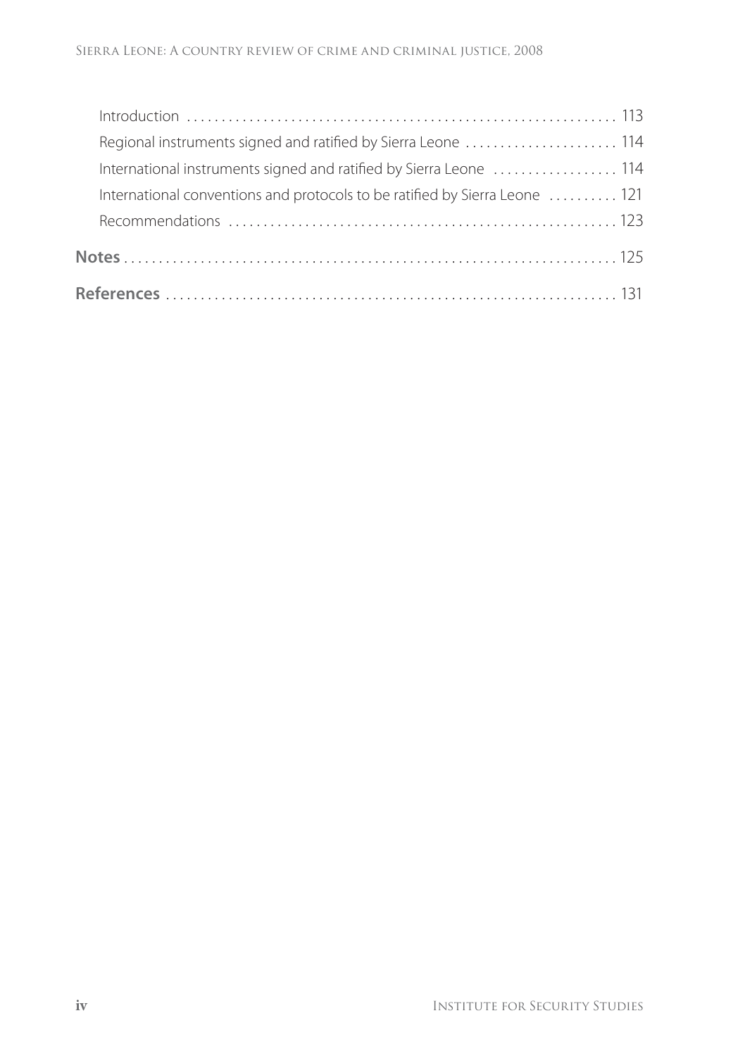Introduction ... 113

Regional instruments signed and ratified by Sierra Leone ... 114

International instruments signed and ratified by Sierra Leone ... 114

International conventions and protocols to be ratified by Sierra Leone ... 121

Recommendations ... 123

**Notes** ... 125

**References** ... 131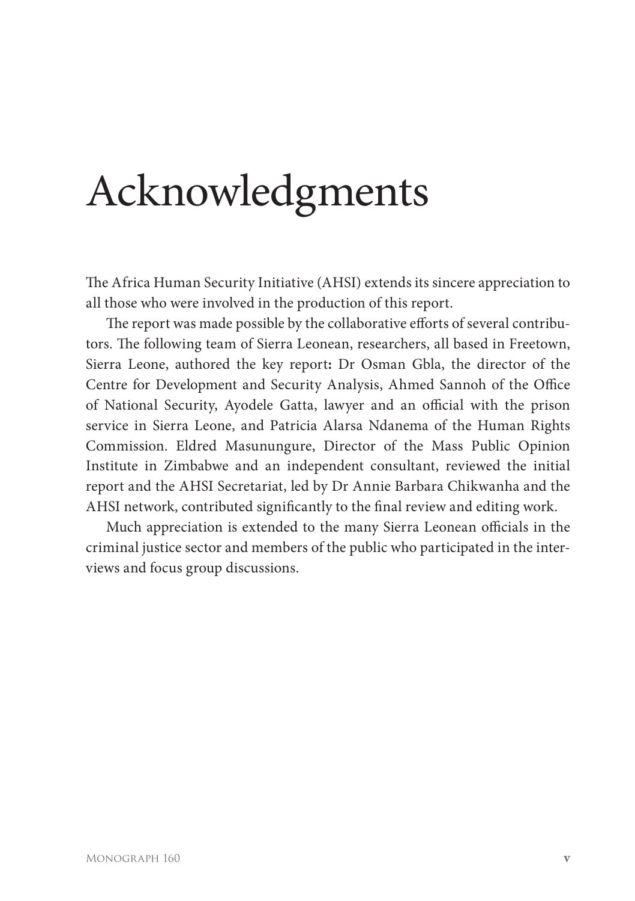# Acknowledgments

The Africa Human Security Initiative (AHSI) extends its sincere appreciation to all those who were involved in the production of this report.

The report was made possible by the collaborative efforts of several contributors. The following team of Sierra Leonean, researchers, all based in Freetown, Sierra Leone, authored the key report**:** Dr Osman Gbla, the director of the Centre for Development and Security Analysis, Ahmed Sannoh of the Office of National Security, Ayodele Gatta, lawyer and an official with the prison service in Sierra Leone, and Patricia Alarsa Ndanema of the Human Rights Commission. Eldred Masunungure, Director of the Mass Public Opinion Institute in Zimbabwe and an independent consultant, reviewed the initial report and the AHSI Secretariat, led by Dr Annie Barbara Chikwanha and the AHSI network, contributed significantly to the final review and editing work.

Much appreciation is extended to the many Sierra Leonean officials in the criminal justice sector and members of the public who participated in the interviews and focus group discussions.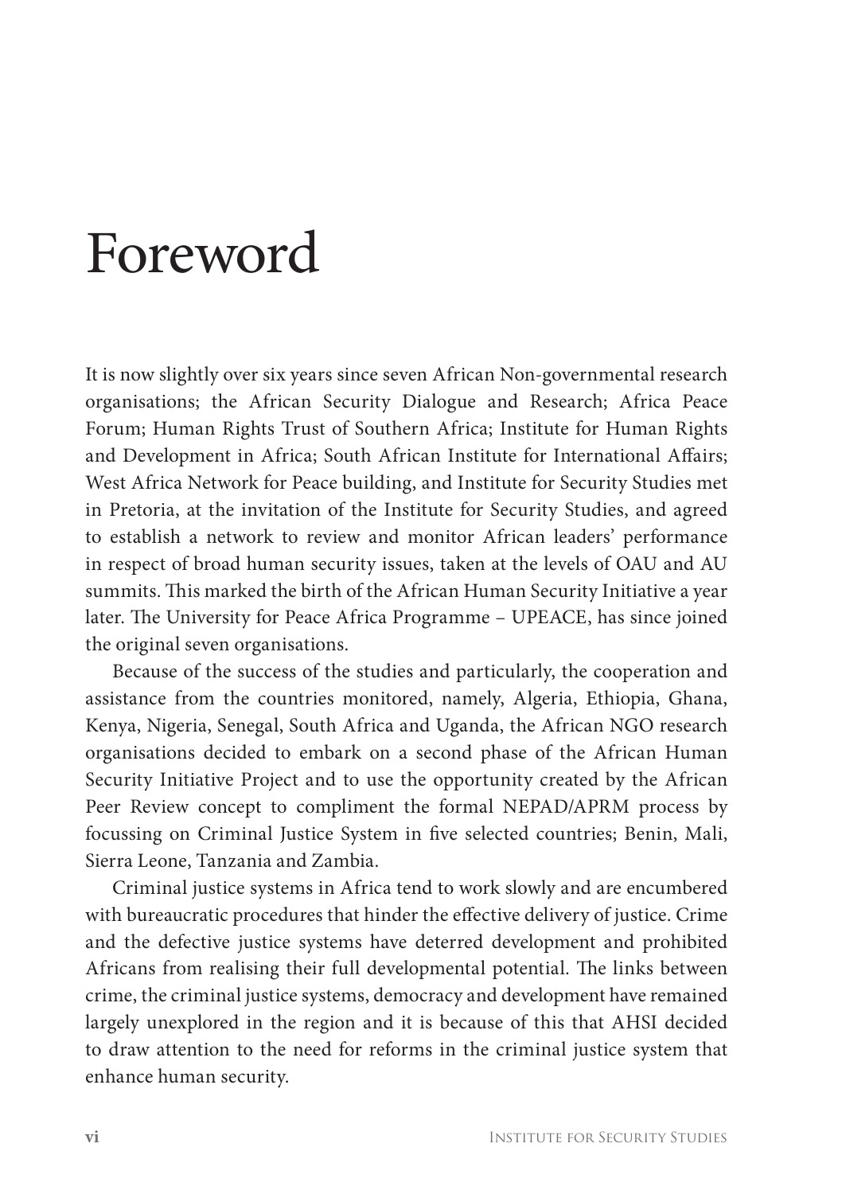# Foreword

It is now slightly over six years since seven African Non-governmental research organisations; the African Security Dialogue and Research; Africa Peace Forum; Human Rights Trust of Southern Africa; Institute for Human Rights and Development in Africa; South African Institute for International Affairs; West Africa Network for Peace building, and Institute for Security Studies met in Pretoria, at the invitation of the Institute for Security Studies, and agreed to establish a network to review and monitor African leaders' performance in respect of broad human security issues, taken at the levels of OAU and AU summits. This marked the birth of the African Human Security Initiative a year later. The University for Peace Africa Programme – UPEACE, has since joined the original seven organisations.

Because of the success of the studies and particularly, the cooperation and assistance from the countries monitored, namely, Algeria, Ethiopia, Ghana, Kenya, Nigeria, Senegal, South Africa and Uganda, the African NGO research organisations decided to embark on a second phase of the African Human Security Initiative Project and to use the opportunity created by the African Peer Review concept to compliment the formal NEPAD/APRM process by focussing on Criminal Justice System in five selected countries; Benin, Mali, Sierra Leone, Tanzania and Zambia.

Criminal justice systems in Africa tend to work slowly and are encumbered with bureaucratic procedures that hinder the effective delivery of justice. Crime and the defective justice systems have deterred development and prohibited Africans from realising their full developmental potential. The links between crime, the criminal justice systems, democracy and development have remained largely unexplored in the region and it is because of this that AHSI decided to draw attention to the need for reforms in the criminal justice system that enhance human security.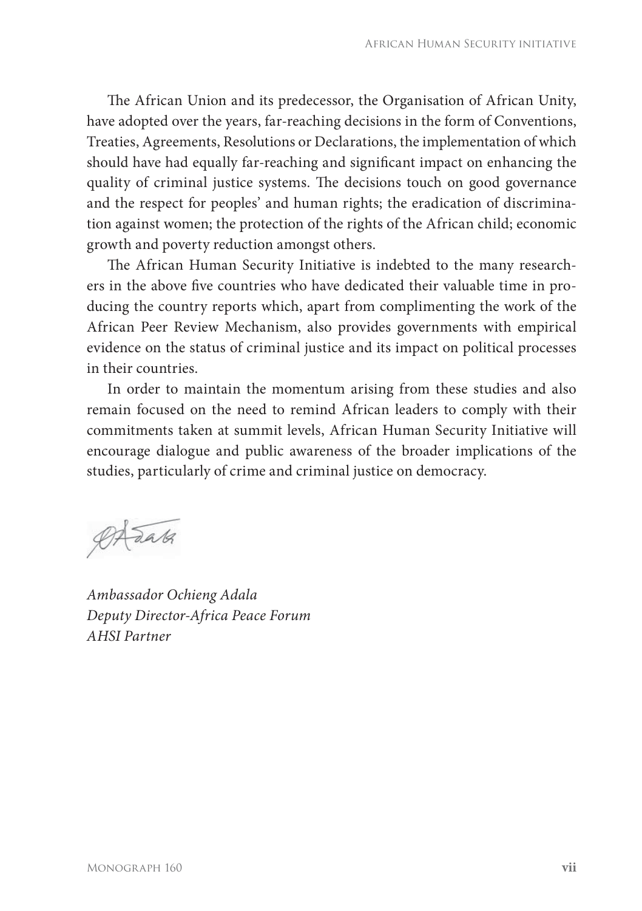The African Union and its predecessor, the Organisation of African Unity, have adopted over the years, far-reaching decisions in the form of Conventions, Treaties, Agreements, Resolutions or Declarations, the implementation of which should have had equally far-reaching and significant impact on enhancing the quality of criminal justice systems. The decisions touch on good governance and the respect for peoples' and human rights; the eradication of discrimination against women; the protection of the rights of the African child; economic growth and poverty reduction amongst others.

The African Human Security Initiative is indebted to the many researchers in the above five countries who have dedicated their valuable time in producing the country reports which, apart from complimenting the work of the African Peer Review Mechanism, also provides governments with empirical evidence on the status of criminal justice and its impact on political processes in their countries.

In order to maintain the momentum arising from these studies and also remain focused on the need to remind African leaders to comply with their commitments taken at summit levels, African Human Security Initiative will encourage dialogue and public awareness of the broader implications of the studies, particularly of crime and criminal justice on democracy.

*Ambassador Ochieng Adala*
*Deputy Director-Africa Peace Forum*
*AHSI Partner*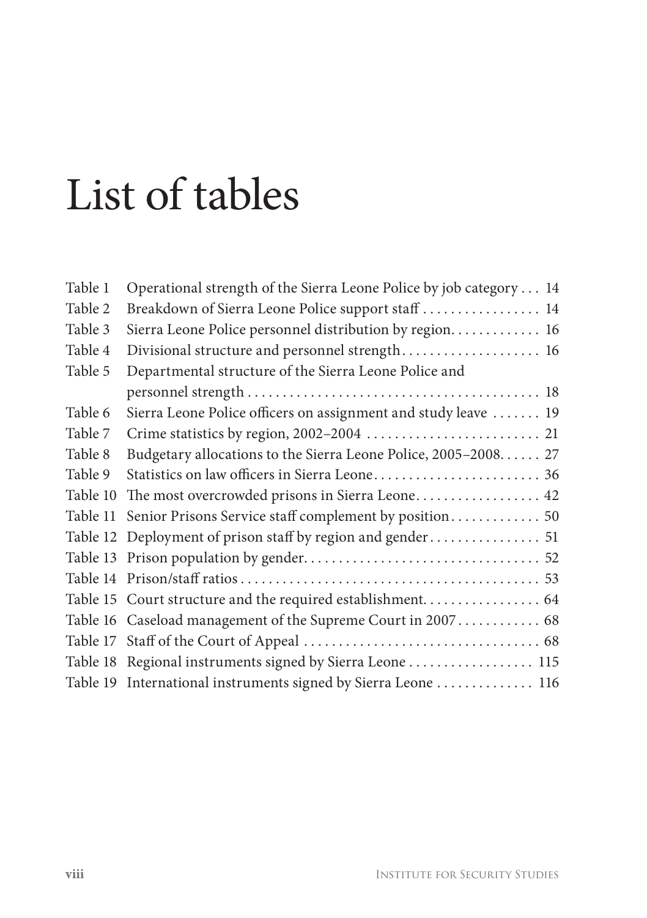# List of tables

| | | |
|---|---|---|
| Table 1 | Operational strength of the Sierra Leone Police by job category | 14 |
| Table 2 | Breakdown of Sierra Leone Police support staff | 14 |
| Table 3 | Sierra Leone Police personnel distribution by region | 16 |
| Table 4 | Divisional structure and personnel strength | 16 |
| Table 5 | Departmental structure of the Sierra Leone Police and personnel strength | 18 |
| Table 6 | Sierra Leone Police officers on assignment and study leave | 19 |
| Table 7 | Crime statistics by region, 2002–2004 | 21 |
| Table 8 | Budgetary allocations to the Sierra Leone Police, 2005–2008 | 27 |
| Table 9 | Statistics on law officers in Sierra Leone | 36 |
| Table 10 | The most overcrowded prisons in Sierra Leone | 42 |
| Table 11 | Senior Prisons Service staff complement by position | 50 |
| Table 12 | Deployment of prison staff by region and gender | 51 |
| Table 13 | Prison population by gender | 52 |
| Table 14 | Prison/staff ratios | 53 |
| Table 15 | Court structure and the required establishment | 64 |
| Table 16 | Caseload management of the Supreme Court in 2007 | 68 |
| Table 17 | Staff of the Court of Appeal | 68 |
| Table 18 | Regional instruments signed by Sierra Leone | 115 |
| Table 19 | International instruments signed by Sierra Leone | 116 |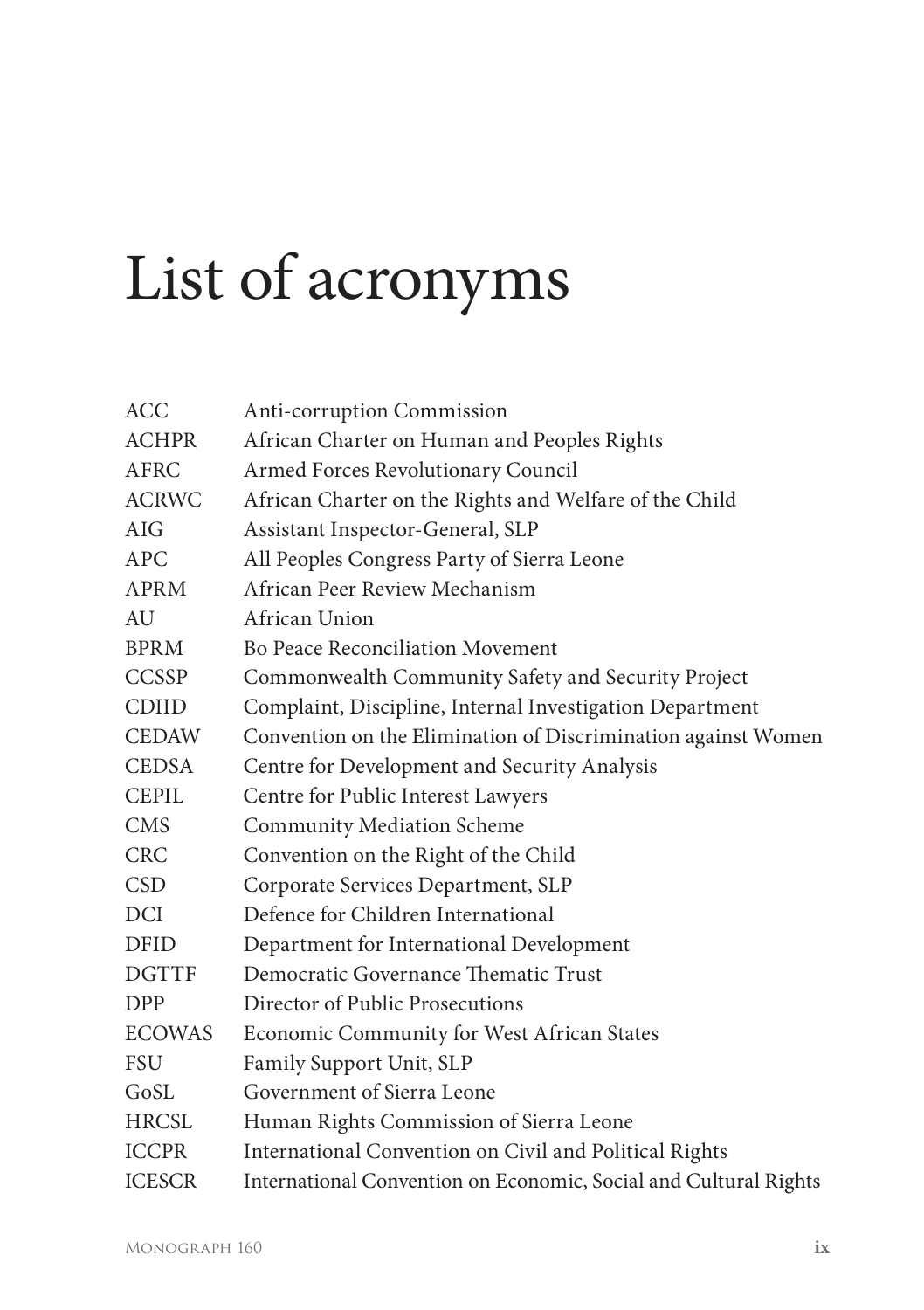# List of acronyms

| | |
|---|---|
| ACC | Anti-corruption Commission |
| ACHPR | African Charter on Human and Peoples Rights |
| AFRC | Armed Forces Revolutionary Council |
| ACRWC | African Charter on the Rights and Welfare of the Child |
| AIG | Assistant Inspector-General, SLP |
| APC | All Peoples Congress Party of Sierra Leone |
| APRM | African Peer Review Mechanism |
| AU | African Union |
| BPRM | Bo Peace Reconciliation Movement |
| CCSSP | Commonwealth Community Safety and Security Project |
| CDIID | Complaint, Discipline, Internal Investigation Department |
| CEDAW | Convention on the Elimination of Discrimination against Women |
| CEDSA | Centre for Development and Security Analysis |
| CEPIL | Centre for Public Interest Lawyers |
| CMS | Community Mediation Scheme |
| CRC | Convention on the Right of the Child |
| CSD | Corporate Services Department, SLP |
| DCI | Defence for Children International |
| DFID | Department for International Development |
| DGTTF | Democratic Governance Thematic Trust |
| DPP | Director of Public Prosecutions |
| ECOWAS | Economic Community for West African States |
| FSU | Family Support Unit, SLP |
| GoSL | Government of Sierra Leone |
| HRCSL | Human Rights Commission of Sierra Leone |
| ICCPR | International Convention on Civil and Political Rights |
| ICESCR | International Convention on Economic, Social and Cultural Rights |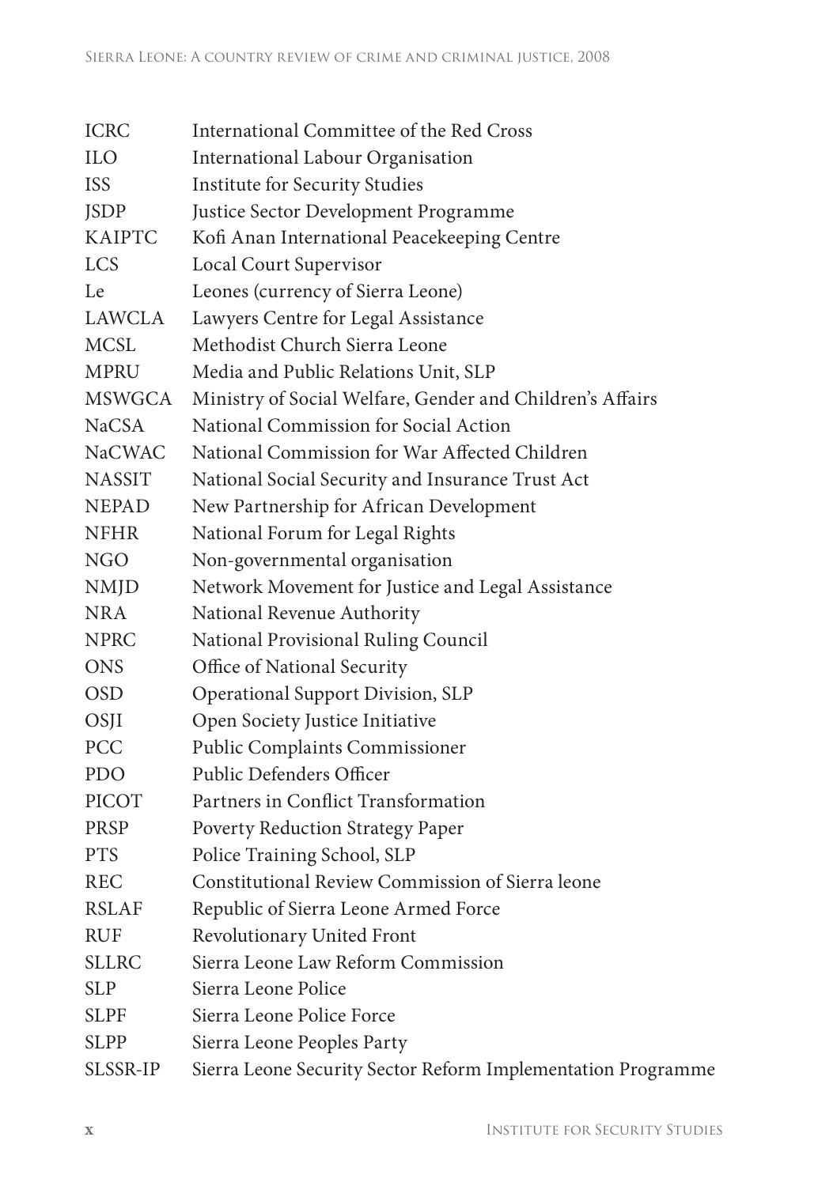| | |
|---|---|
| ICRC | International Committee of the Red Cross |
| ILO | International Labour Organisation |
| ISS | Institute for Security Studies |
| JSDP | Justice Sector Development Programme |
| KAIPTC | Kofi Anan International Peacekeeping Centre |
| LCS | Local Court Supervisor |
| Le | Leones (currency of Sierra Leone) |
| LAWCLA | Lawyers Centre for Legal Assistance |
| MCSL | Methodist Church Sierra Leone |
| MPRU | Media and Public Relations Unit, SLP |
| MSWGCA | Ministry of Social Welfare, Gender and Children's Affairs |
| NaCSA | National Commission for Social Action |
| NaCWAC | National Commission for War Affected Children |
| NASSIT | National Social Security and Insurance Trust Act |
| NEPAD | New Partnership for African Development |
| NFHR | National Forum for Legal Rights |
| NGO | Non-governmental organisation |
| NMJD | Network Movement for Justice and Legal Assistance |
| NRA | National Revenue Authority |
| NPRC | National Provisional Ruling Council |
| ONS | Office of National Security |
| OSD | Operational Support Division, SLP |
| OSJI | Open Society Justice Initiative |
| PCC | Public Complaints Commissioner |
| PDO | Public Defenders Officer |
| PICOT | Partners in Conflict Transformation |
| PRSP | Poverty Reduction Strategy Paper |
| PTS | Police Training School, SLP |
| REC | Constitutional Review Commission of Sierra leone |
| RSLAF | Republic of Sierra Leone Armed Force |
| RUF | Revolutionary United Front |
| SLLRC | Sierra Leone Law Reform Commission |
| SLP | Sierra Leone Police |
| SLPF | Sierra Leone Police Force |
| SLPP | Sierra Leone Peoples Party |
| SLSSR-IP | Sierra Leone Security Sector Reform Implementation Programme |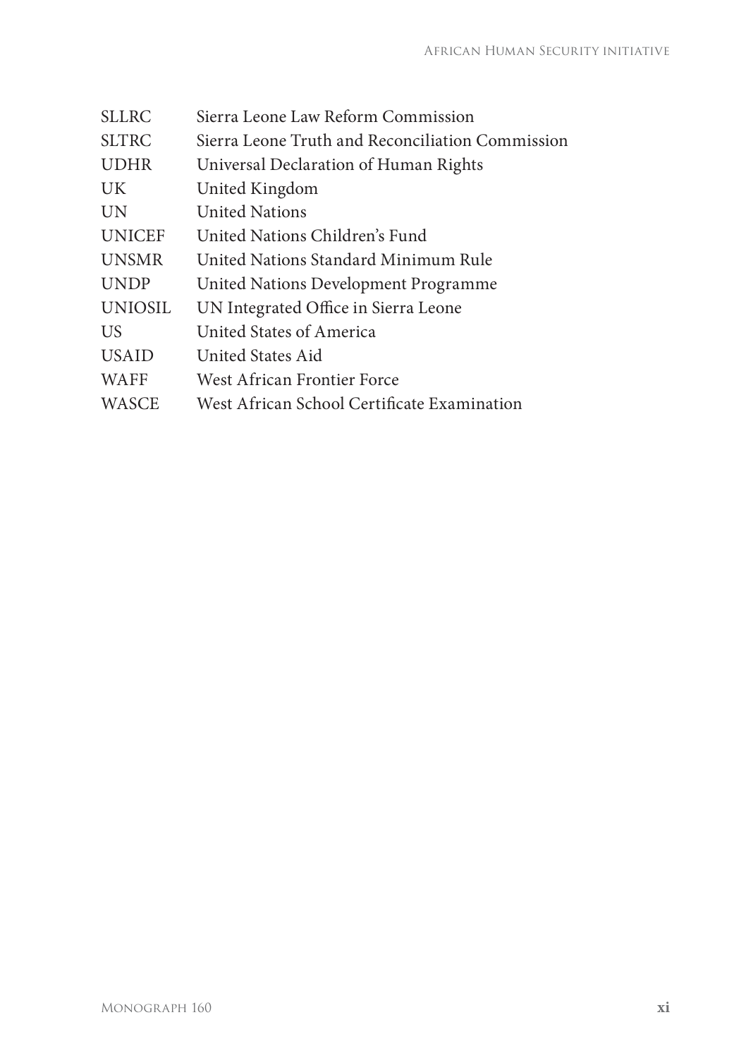| | |
|---|---|
| SLLRC | Sierra Leone Law Reform Commission |
| SLTRC | Sierra Leone Truth and Reconciliation Commission |
| UDHR | Universal Declaration of Human Rights |
| UK | United Kingdom |
| UN | United Nations |
| UNICEF | United Nations Children's Fund |
| UNSMR | United Nations Standard Minimum Rule |
| UNDP | United Nations Development Programme |
| UNIOSIL | UN Integrated Office in Sierra Leone |
| US | United States of America |
| USAID | United States Aid |
| WAFF | West African Frontier Force |
| WASCE | West African School Certificate Examination |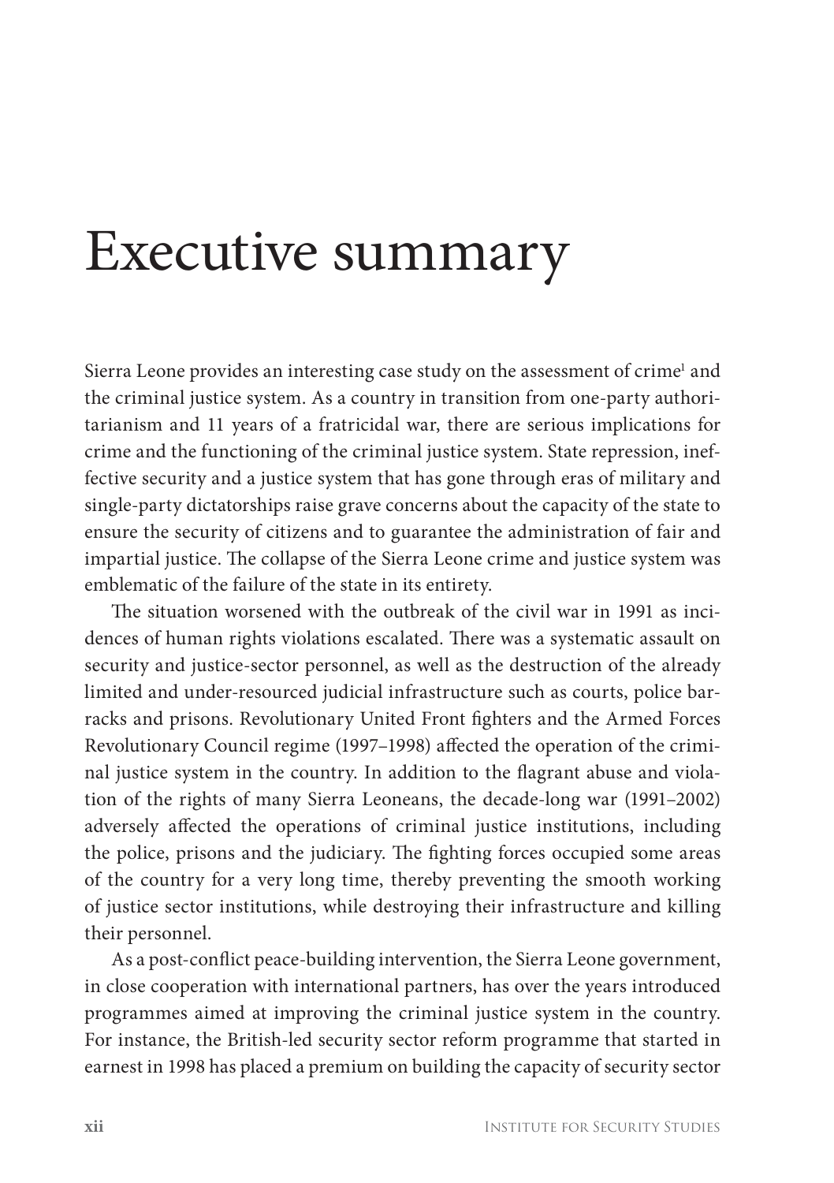# Executive summary

Sierra Leone provides an interesting case study on the assessment of crime[1] and the criminal justice system. As a country in transition from one-party authoritarianism and 11 years of a fratricidal war, there are serious implications for crime and the functioning of the criminal justice system. State repression, ineffective security and a justice system that has gone through eras of military and single-party dictatorships raise grave concerns about the capacity of the state to ensure the security of citizens and to guarantee the administration of fair and impartial justice. The collapse of the Sierra Leone crime and justice system was emblematic of the failure of the state in its entirety.

The situation worsened with the outbreak of the civil war in 1991 as incidences of human rights violations escalated. There was a systematic assault on security and justice-sector personnel, as well as the destruction of the already limited and under-resourced judicial infrastructure such as courts, police barracks and prisons. Revolutionary United Front fighters and the Armed Forces Revolutionary Council regime (1997–1998) affected the operation of the criminal justice system in the country. In addition to the flagrant abuse and violation of the rights of many Sierra Leoneans, the decade-long war (1991–2002) adversely affected the operations of criminal justice institutions, including the police, prisons and the judiciary. The fighting forces occupied some areas of the country for a very long time, thereby preventing the smooth working of justice sector institutions, while destroying their infrastructure and killing their personnel.

As a post-conflict peace-building intervention, the Sierra Leone government, in close cooperation with international partners, has over the years introduced programmes aimed at improving the criminal justice system in the country. For instance, the British-led security sector reform programme that started in earnest in 1998 has placed a premium on building the capacity of security sector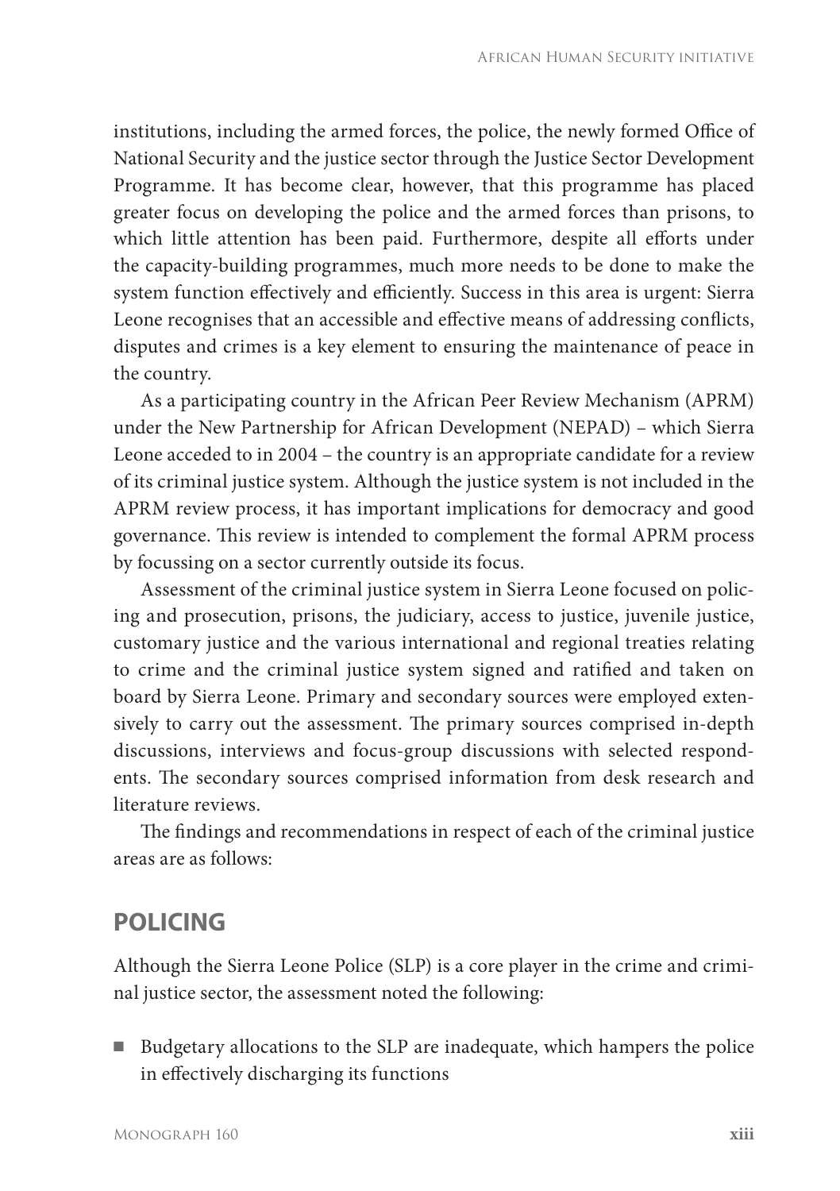institutions, including the armed forces, the police, the newly formed Office of National Security and the justice sector through the Justice Sector Development Programme. It has become clear, however, that this programme has placed greater focus on developing the police and the armed forces than prisons, to which little attention has been paid. Furthermore, despite all efforts under the capacity-building programmes, much more needs to be done to make the system function effectively and efficiently. Success in this area is urgent: Sierra Leone recognises that an accessible and effective means of addressing conflicts, disputes and crimes is a key element to ensuring the maintenance of peace in the country.

As a participating country in the African Peer Review Mechanism (APRM) under the New Partnership for African Development (NEPAD) – which Sierra Leone acceded to in 2004 – the country is an appropriate candidate for a review of its criminal justice system. Although the justice system is not included in the APRM review process, it has important implications for democracy and good governance. This review is intended to complement the formal APRM process by focussing on a sector currently outside its focus.

Assessment of the criminal justice system in Sierra Leone focused on policing and prosecution, prisons, the judiciary, access to justice, juvenile justice, customary justice and the various international and regional treaties relating to crime and the criminal justice system signed and ratified and taken on board by Sierra Leone. Primary and secondary sources were employed extensively to carry out the assessment. The primary sources comprised in-depth discussions, interviews and focus-group discussions with selected respondents. The secondary sources comprised information from desk research and literature reviews.

The findings and recommendations in respect of each of the criminal justice areas are as follows:

## POLICING

Although the Sierra Leone Police (SLP) is a core player in the crime and criminal justice sector, the assessment noted the following:

- Budgetary allocations to the SLP are inadequate, which hampers the police in effectively discharging its functions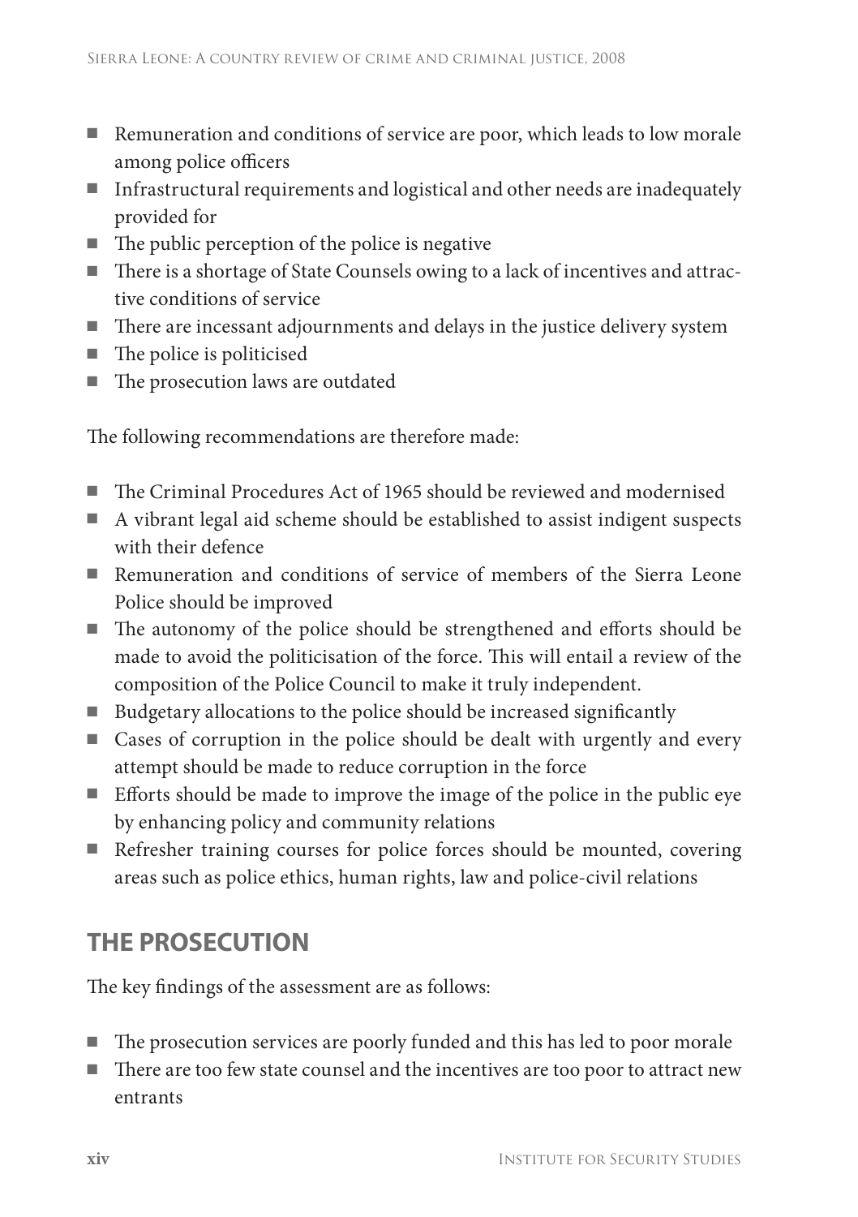- Remuneration and conditions of service are poor, which leads to low morale among police officers
- Infrastructural requirements and logistical and other needs are inadequately provided for
- The public perception of the police is negative
- There is a shortage of State Counsels owing to a lack of incentives and attractive conditions of service
- There are incessant adjournments and delays in the justice delivery system
- The police is politicised
- The prosecution laws are outdated

The following recommendations are therefore made:

- The Criminal Procedures Act of 1965 should be reviewed and modernised
- A vibrant legal aid scheme should be established to assist indigent suspects with their defence
- Remuneration and conditions of service of members of the Sierra Leone Police should be improved
- The autonomy of the police should be strengthened and efforts should be made to avoid the politicisation of the force. This will entail a review of the composition of the Police Council to make it truly independent.
- Budgetary allocations to the police should be increased significantly
- Cases of corruption in the police should be dealt with urgently and every attempt should be made to reduce corruption in the force
- Efforts should be made to improve the image of the police in the public eye by enhancing policy and community relations
- Refresher training courses for police forces should be mounted, covering areas such as police ethics, human rights, law and police-civil relations

## THE PROSECUTION

The key findings of the assessment are as follows:

- The prosecution services are poorly funded and this has led to poor morale
- There are too few state counsel and the incentives are too poor to attract new entrants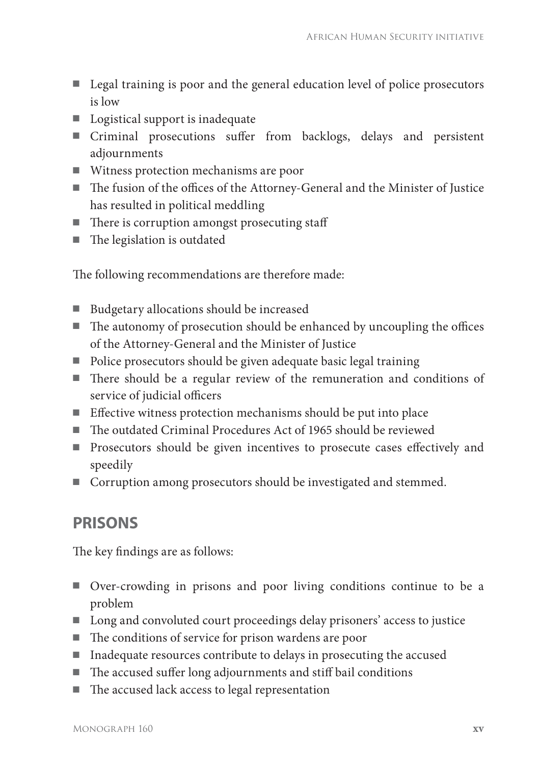- Legal training is poor and the general education level of police prosecutors is low
- Logistical support is inadequate
- Criminal prosecutions suffer from backlogs, delays and persistent adjournments
- Witness protection mechanisms are poor
- The fusion of the offices of the Attorney-General and the Minister of Justice has resulted in political meddling
- There is corruption amongst prosecuting staff
- The legislation is outdated

The following recommendations are therefore made:

- Budgetary allocations should be increased
- The autonomy of prosecution should be enhanced by uncoupling the offices of the Attorney-General and the Minister of Justice
- Police prosecutors should be given adequate basic legal training
- There should be a regular review of the remuneration and conditions of service of judicial officers
- Effective witness protection mechanisms should be put into place
- The outdated Criminal Procedures Act of 1965 should be reviewed
- Prosecutors should be given incentives to prosecute cases effectively and speedily
- Corruption among prosecutors should be investigated and stemmed.

## PRISONS

The key findings are as follows:

- Over-crowding in prisons and poor living conditions continue to be a problem
- Long and convoluted court proceedings delay prisoners' access to justice
- The conditions of service for prison wardens are poor
- Inadequate resources contribute to delays in prosecuting the accused
- The accused suffer long adjournments and stiff bail conditions
- The accused lack access to legal representation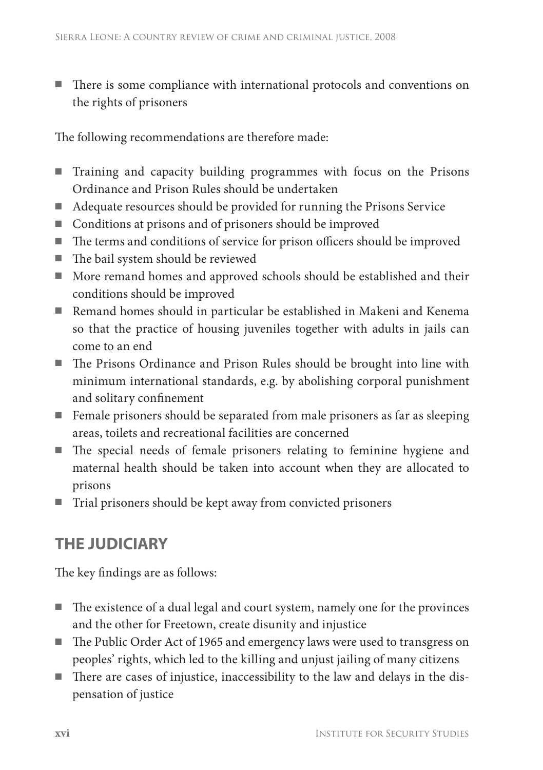- There is some compliance with international protocols and conventions on the rights of prisoners

The following recommendations are therefore made:

- Training and capacity building programmes with focus on the Prisons Ordinance and Prison Rules should be undertaken
- Adequate resources should be provided for running the Prisons Service
- Conditions at prisons and of prisoners should be improved
- The terms and conditions of service for prison officers should be improved
- The bail system should be reviewed
- More remand homes and approved schools should be established and their conditions should be improved
- Remand homes should in particular be established in Makeni and Kenema so that the practice of housing juveniles together with adults in jails can come to an end
- The Prisons Ordinance and Prison Rules should be brought into line with minimum international standards, e.g. by abolishing corporal punishment and solitary confinement
- Female prisoners should be separated from male prisoners as far as sleeping areas, toilets and recreational facilities are concerned
- The special needs of female prisoners relating to feminine hygiene and maternal health should be taken into account when they are allocated to prisons
- Trial prisoners should be kept away from convicted prisoners

## THE JUDICIARY

The key findings are as follows:

- The existence of a dual legal and court system, namely one for the provinces and the other for Freetown, create disunity and injustice
- The Public Order Act of 1965 and emergency laws were used to transgress on peoples' rights, which led to the killing and unjust jailing of many citizens
- There are cases of injustice, inaccessibility to the law and delays in the dispensation of justice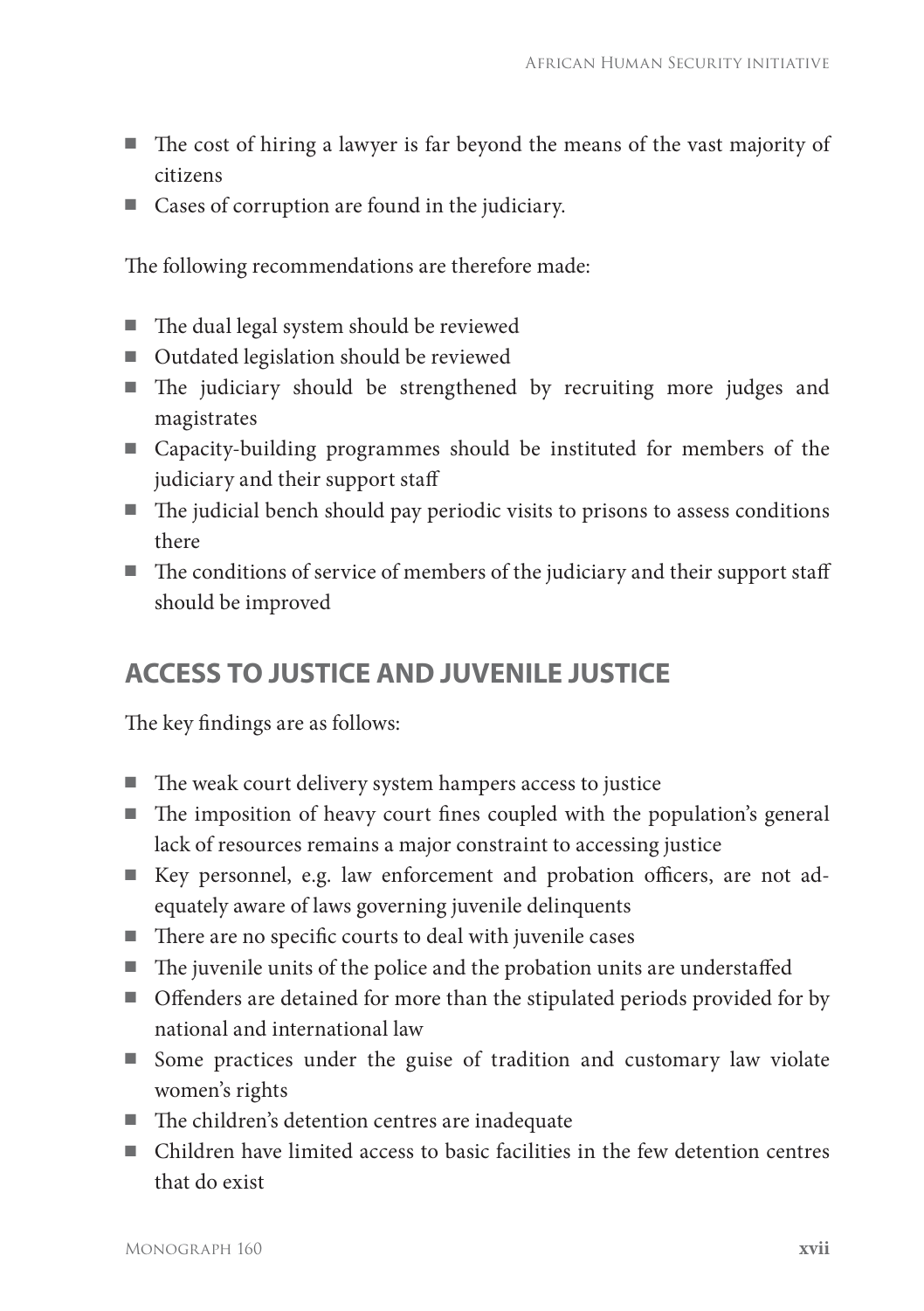- The cost of hiring a lawyer is far beyond the means of the vast majority of citizens
- Cases of corruption are found in the judiciary.

The following recommendations are therefore made:

- The dual legal system should be reviewed
- Outdated legislation should be reviewed
- The judiciary should be strengthened by recruiting more judges and magistrates
- Capacity-building programmes should be instituted for members of the judiciary and their support staff
- The judicial bench should pay periodic visits to prisons to assess conditions there
- The conditions of service of members of the judiciary and their support staff should be improved

## ACCESS TO JUSTICE AND JUVENILE JUSTICE

The key findings are as follows:

- The weak court delivery system hampers access to justice
- The imposition of heavy court fines coupled with the population's general lack of resources remains a major constraint to accessing justice
- Key personnel, e.g. law enforcement and probation officers, are not adequately aware of laws governing juvenile delinquents
- There are no specific courts to deal with juvenile cases
- The juvenile units of the police and the probation units are understaffed
- Offenders are detained for more than the stipulated periods provided for by national and international law
- Some practices under the guise of tradition and customary law violate women's rights
- The children's detention centres are inadequate
- Children have limited access to basic facilities in the few detention centres that do exist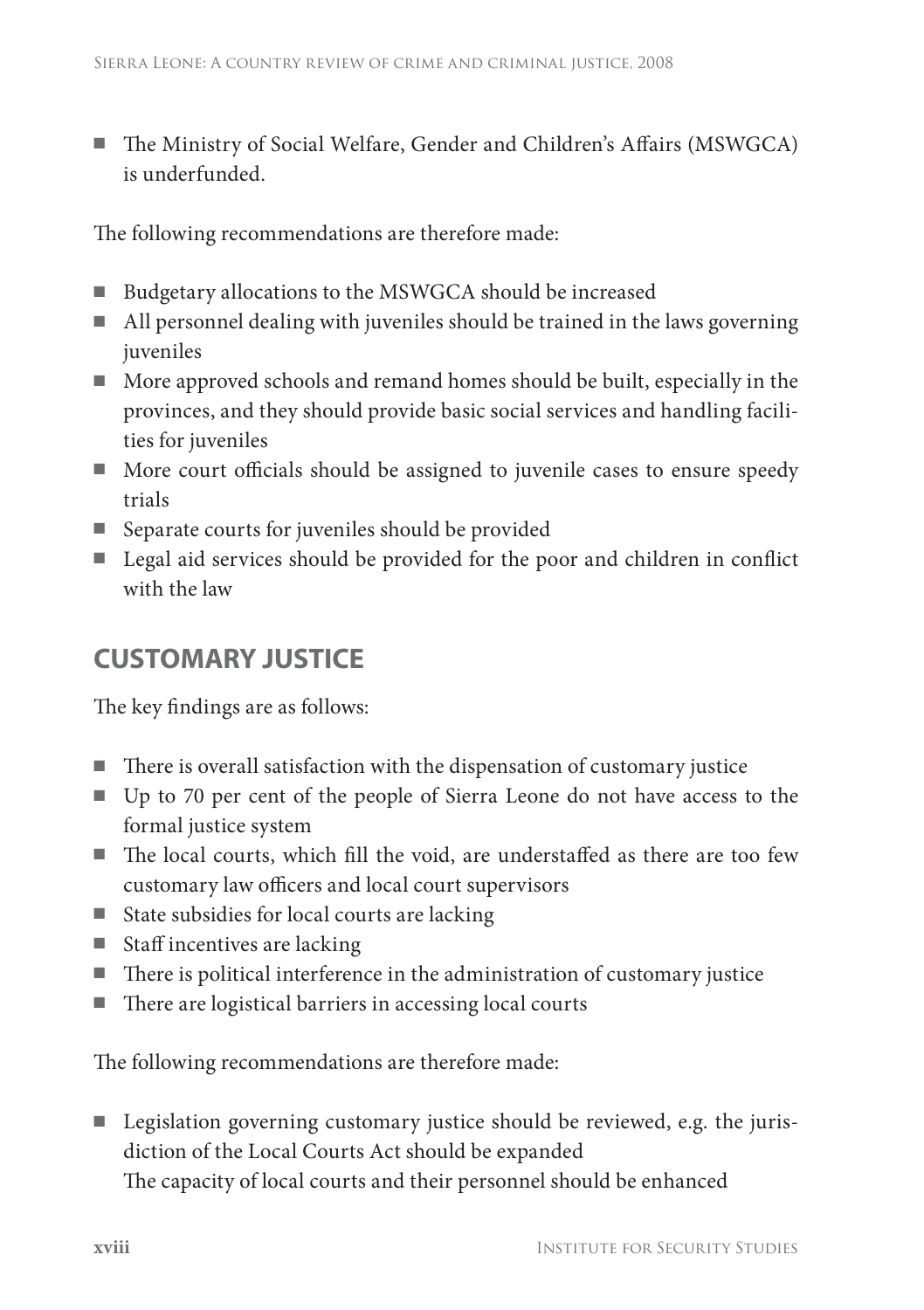- The Ministry of Social Welfare, Gender and Children's Affairs (MSWGCA) is underfunded.

The following recommendations are therefore made:

- Budgetary allocations to the MSWGCA should be increased
- All personnel dealing with juveniles should be trained in the laws governing juveniles
- More approved schools and remand homes should be built, especially in the provinces, and they should provide basic social services and handling facilities for juveniles
- More court officials should be assigned to juvenile cases to ensure speedy trials
- Separate courts for juveniles should be provided
- Legal aid services should be provided for the poor and children in conflict with the law

## CUSTOMARY JUSTICE

The key findings are as follows:

- There is overall satisfaction with the dispensation of customary justice
- Up to 70 per cent of the people of Sierra Leone do not have access to the formal justice system
- The local courts, which fill the void, are understaffed as there are too few customary law officers and local court supervisors
- State subsidies for local courts are lacking
- Staff incentives are lacking
- There is political interference in the administration of customary justice
- There are logistical barriers in accessing local courts

The following recommendations are therefore made:

- Legislation governing customary justice should be reviewed, e.g. the jurisdiction of the Local Courts Act should be expanded
  The capacity of local courts and their personnel should be enhanced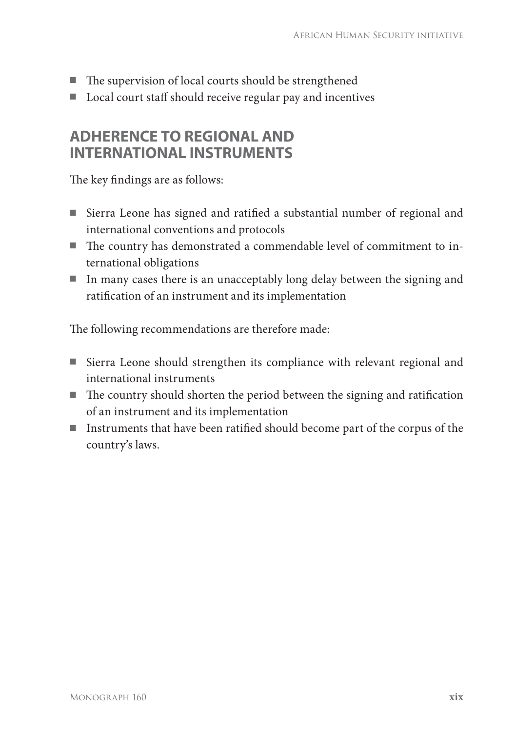- The supervision of local courts should be strengthened
- Local court staff should receive regular pay and incentives

## ADHERENCE TO REGIONAL AND INTERNATIONAL INSTRUMENTS

The key findings are as follows:

- Sierra Leone has signed and ratified a substantial number of regional and international conventions and protocols
- The country has demonstrated a commendable level of commitment to international obligations
- In many cases there is an unacceptably long delay between the signing and ratification of an instrument and its implementation

The following recommendations are therefore made:

- Sierra Leone should strengthen its compliance with relevant regional and international instruments
- The country should shorten the period between the signing and ratification of an instrument and its implementation
- Instruments that have been ratified should become part of the corpus of the country's laws.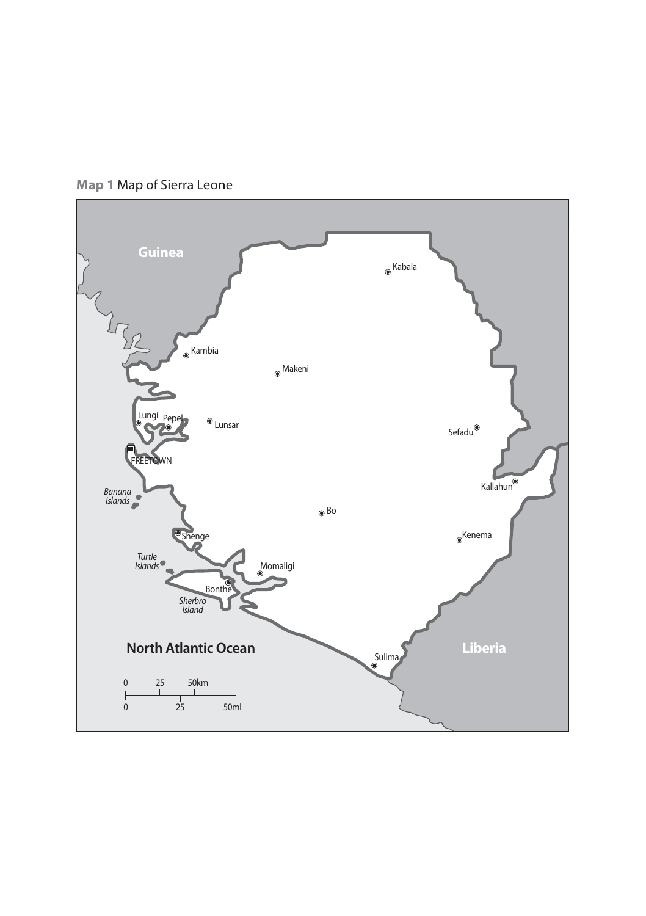**Map 1** Map of Sierra Leone

Guinea

Kabala

Kambia

Makeni

Lungi

Pepel

Lunsar

Sefadu

FREETOWN

Kallahun

Banana Islands

Bo

Shenge

Kenema

Turtle Islands

Momaligi

Bonthe

Sherbro Island

North Atlantic Ocean

Liberia

Sulima

0 25 50km

0 25 50ml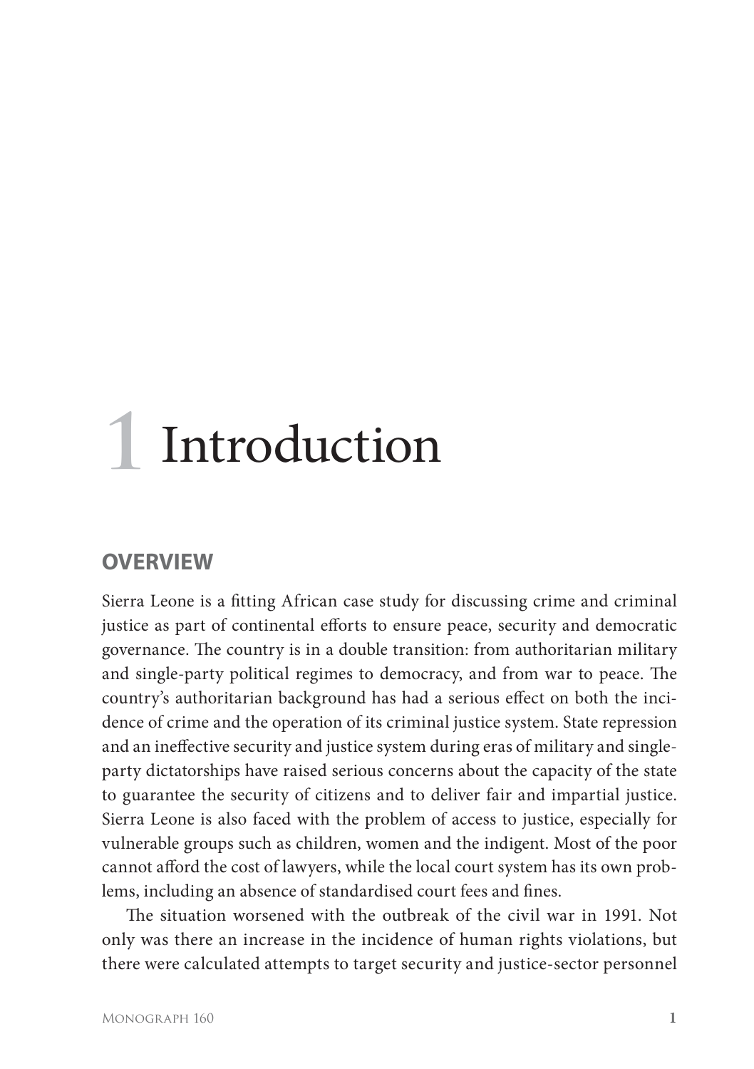# 1 Introduction

## OVERVIEW

Sierra Leone is a fitting African case study for discussing crime and criminal justice as part of continental efforts to ensure peace, security and democratic governance. The country is in a double transition: from authoritarian military and single-party political regimes to democracy, and from war to peace. The country's authoritarian background has had a serious effect on both the incidence of crime and the operation of its criminal justice system. State repression and an ineffective security and justice system during eras of military and single-party dictatorships have raised serious concerns about the capacity of the state to guarantee the security of citizens and to deliver fair and impartial justice. Sierra Leone is also faced with the problem of access to justice, especially for vulnerable groups such as children, women and the indigent. Most of the poor cannot afford the cost of lawyers, while the local court system has its own problems, including an absence of standardised court fees and fines.

The situation worsened with the outbreak of the civil war in 1991. Not only was there an increase in the incidence of human rights violations, but there were calculated attempts to target security and justice-sector personnel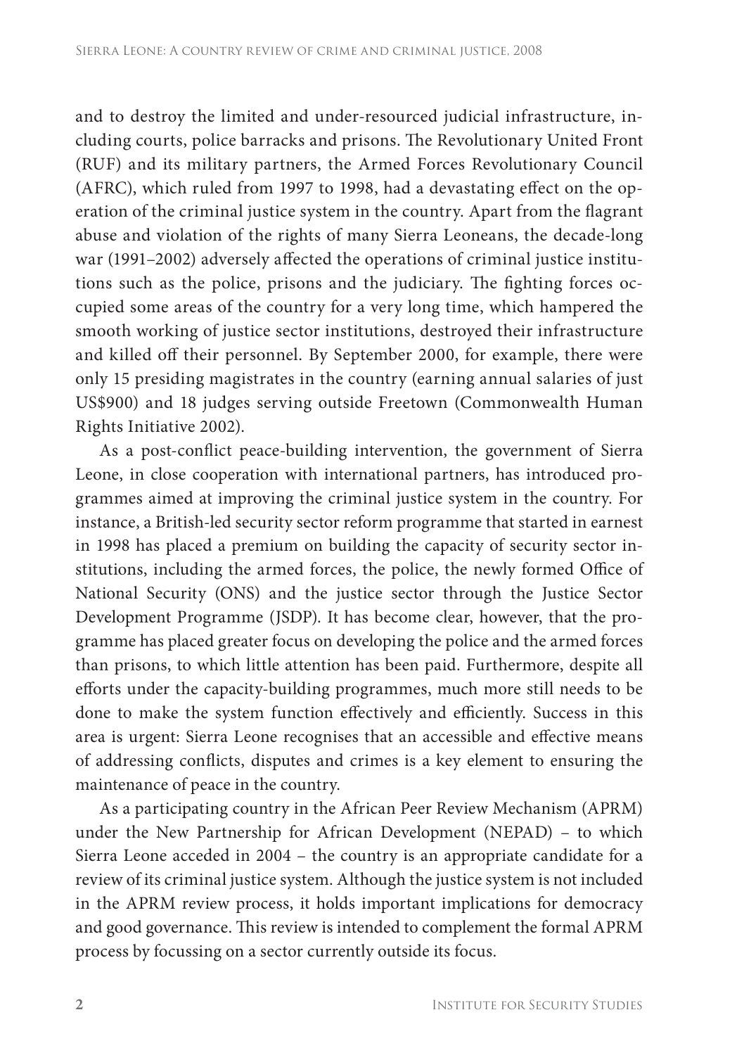and to destroy the limited and under-resourced judicial infrastructure, including courts, police barracks and prisons. The Revolutionary United Front (RUF) and its military partners, the Armed Forces Revolutionary Council (AFRC), which ruled from 1997 to 1998, had a devastating effect on the operation of the criminal justice system in the country. Apart from the flagrant abuse and violation of the rights of many Sierra Leoneans, the decade-long war (1991–2002) adversely affected the operations of criminal justice institutions such as the police, prisons and the judiciary. The fighting forces occupied some areas of the country for a very long time, which hampered the smooth working of justice sector institutions, destroyed their infrastructure and killed off their personnel. By September 2000, for example, there were only 15 presiding magistrates in the country (earning annual salaries of just US$900) and 18 judges serving outside Freetown (Commonwealth Human Rights Initiative 2002).

As a post-conflict peace-building intervention, the government of Sierra Leone, in close cooperation with international partners, has introduced programmes aimed at improving the criminal justice system in the country. For instance, a British-led security sector reform programme that started in earnest in 1998 has placed a premium on building the capacity of security sector institutions, including the armed forces, the police, the newly formed Office of National Security (ONS) and the justice sector through the Justice Sector Development Programme (JSDP). It has become clear, however, that the programme has placed greater focus on developing the police and the armed forces than prisons, to which little attention has been paid. Furthermore, despite all efforts under the capacity-building programmes, much more still needs to be done to make the system function effectively and efficiently. Success in this area is urgent: Sierra Leone recognises that an accessible and effective means of addressing conflicts, disputes and crimes is a key element to ensuring the maintenance of peace in the country.

As a participating country in the African Peer Review Mechanism (APRM) under the New Partnership for African Development (NEPAD) – to which Sierra Leone acceded in 2004 – the country is an appropriate candidate for a review of its criminal justice system. Although the justice system is not included in the APRM review process, it holds important implications for democracy and good governance. This review is intended to complement the formal APRM process by focussing on a sector currently outside its focus.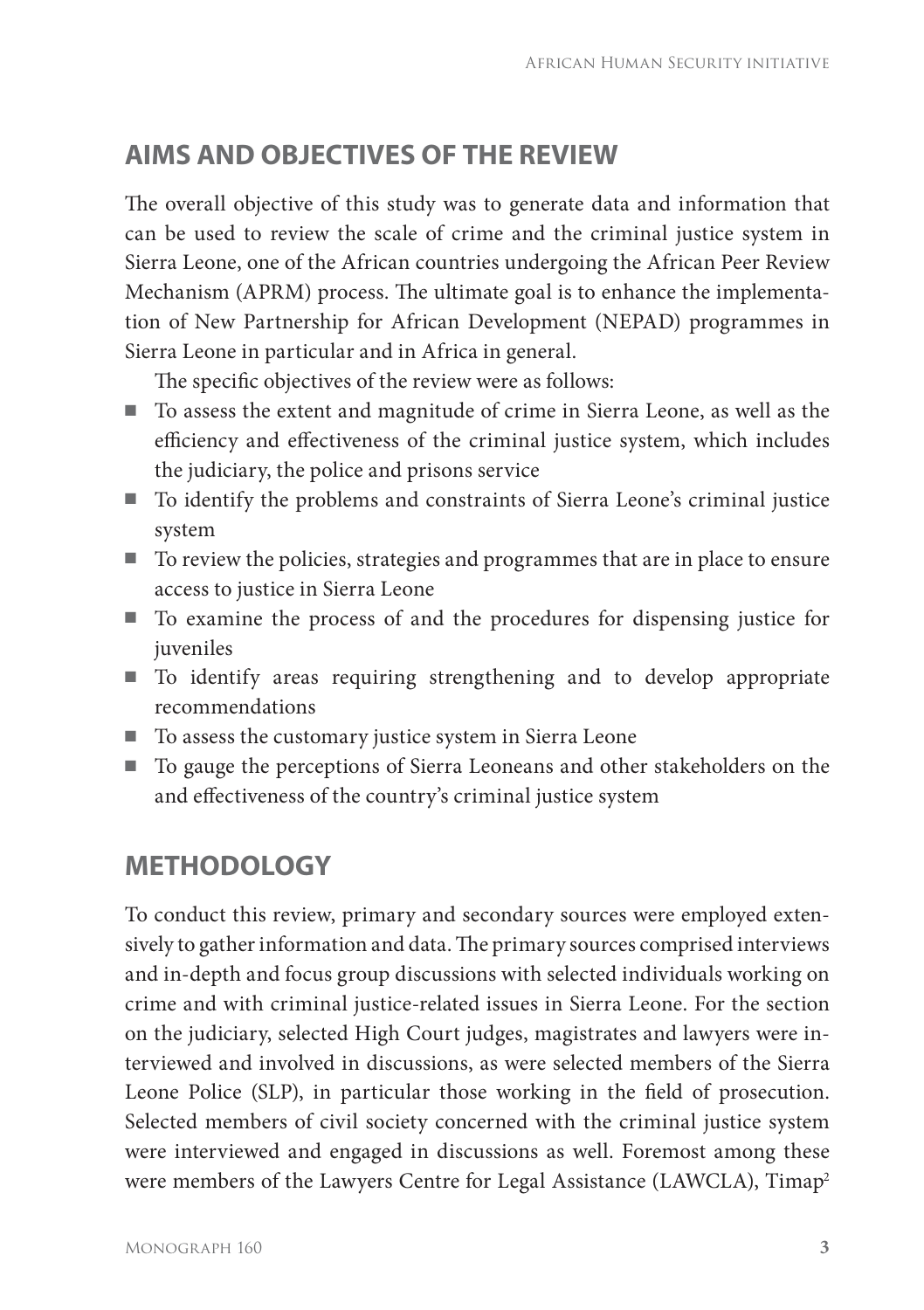## AIMS AND OBJECTIVES OF THE REVIEW

The overall objective of this study was to generate data and information that can be used to review the scale of crime and the criminal justice system in Sierra Leone, one of the African countries undergoing the African Peer Review Mechanism (APRM) process. The ultimate goal is to enhance the implementation of New Partnership for African Development (NEPAD) programmes in Sierra Leone in particular and in Africa in general.

The specific objectives of the review were as follows:

- To assess the extent and magnitude of crime in Sierra Leone, as well as the efficiency and effectiveness of the criminal justice system, which includes the judiciary, the police and prisons service
- To identify the problems and constraints of Sierra Leone's criminal justice system
- To review the policies, strategies and programmes that are in place to ensure access to justice in Sierra Leone
- To examine the process of and the procedures for dispensing justice for juveniles
- To identify areas requiring strengthening and to develop appropriate recommendations
- To assess the customary justice system in Sierra Leone
- To gauge the perceptions of Sierra Leoneans and other stakeholders on the and effectiveness of the country's criminal justice system

## METHODOLOGY

To conduct this review, primary and secondary sources were employed extensively to gather information and data. The primary sources comprised interviews and in-depth and focus group discussions with selected individuals working on crime and with criminal justice-related issues in Sierra Leone. For the section on the judiciary, selected High Court judges, magistrates and lawyers were interviewed and involved in discussions, as were selected members of the Sierra Leone Police (SLP), in particular those working in the field of prosecution. Selected members of civil society concerned with the criminal justice system were interviewed and engaged in discussions as well. Foremost among these were members of the Lawyers Centre for Legal Assistance (LAWCLA), Timap[2]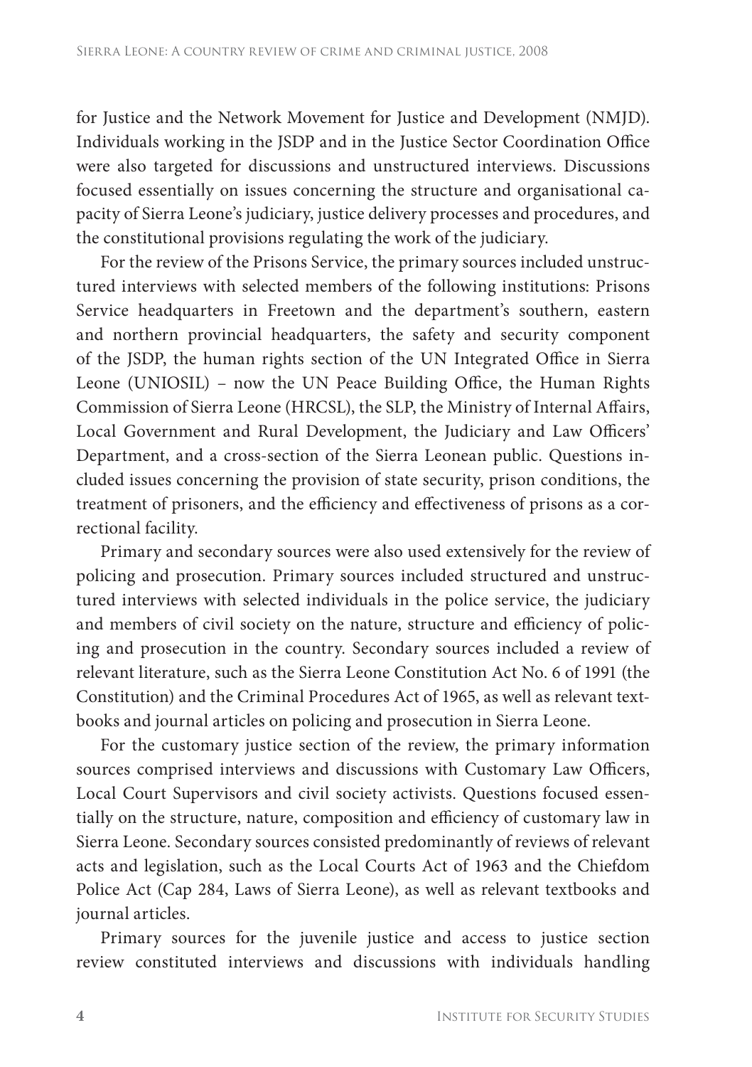for Justice and the Network Movement for Justice and Development (NMJD). Individuals working in the JSDP and in the Justice Sector Coordination Office were also targeted for discussions and unstructured interviews. Discussions focused essentially on issues concerning the structure and organisational capacity of Sierra Leone's judiciary, justice delivery processes and procedures, and the constitutional provisions regulating the work of the judiciary.

For the review of the Prisons Service, the primary sources included unstructured interviews with selected members of the following institutions: Prisons Service headquarters in Freetown and the department's southern, eastern and northern provincial headquarters, the safety and security component of the JSDP, the human rights section of the UN Integrated Office in Sierra Leone (UNIOSIL) – now the UN Peace Building Office, the Human Rights Commission of Sierra Leone (HRCSL), the SLP, the Ministry of Internal Affairs, Local Government and Rural Development, the Judiciary and Law Officers' Department, and a cross-section of the Sierra Leonean public. Questions included issues concerning the provision of state security, prison conditions, the treatment of prisoners, and the efficiency and effectiveness of prisons as a correctional facility.

Primary and secondary sources were also used extensively for the review of policing and prosecution. Primary sources included structured and unstructured interviews with selected individuals in the police service, the judiciary and members of civil society on the nature, structure and efficiency of policing and prosecution in the country. Secondary sources included a review of relevant literature, such as the Sierra Leone Constitution Act No. 6 of 1991 (the Constitution) and the Criminal Procedures Act of 1965, as well as relevant textbooks and journal articles on policing and prosecution in Sierra Leone.

For the customary justice section of the review, the primary information sources comprised interviews and discussions with Customary Law Officers, Local Court Supervisors and civil society activists. Questions focused essentially on the structure, nature, composition and efficiency of customary law in Sierra Leone. Secondary sources consisted predominantly of reviews of relevant acts and legislation, such as the Local Courts Act of 1963 and the Chiefdom Police Act (Cap 284, Laws of Sierra Leone), as well as relevant textbooks and journal articles.

Primary sources for the juvenile justice and access to justice section review constituted interviews and discussions with individuals handling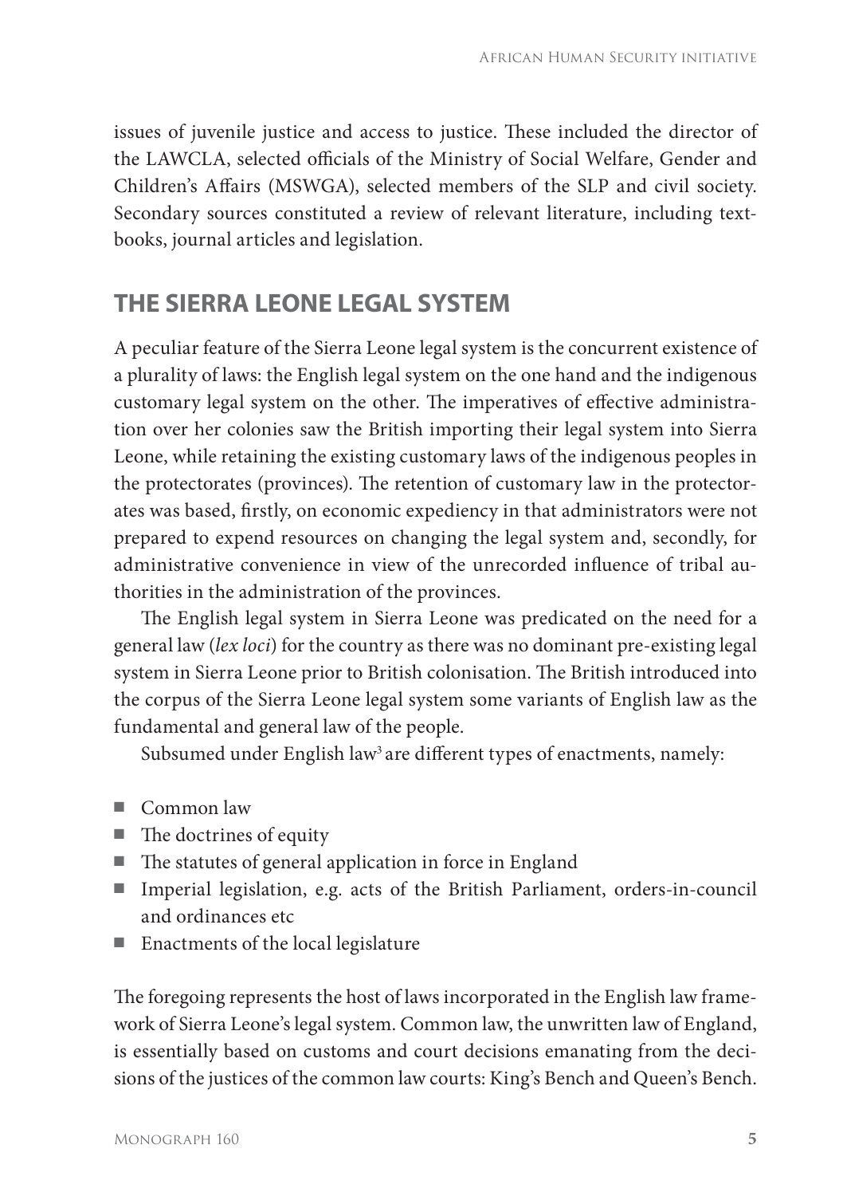issues of juvenile justice and access to justice. These included the director of the LAWCLA, selected officials of the Ministry of Social Welfare, Gender and Children's Affairs (MSWGA), selected members of the SLP and civil society. Secondary sources constituted a review of relevant literature, including textbooks, journal articles and legislation.

## THE SIERRA LEONE LEGAL SYSTEM

A peculiar feature of the Sierra Leone legal system is the concurrent existence of a plurality of laws: the English legal system on the one hand and the indigenous customary legal system on the other. The imperatives of effective administration over her colonies saw the British importing their legal system into Sierra Leone, while retaining the existing customary laws of the indigenous peoples in the protectorates (provinces). The retention of customary law in the protectorates was based, firstly, on economic expediency in that administrators were not prepared to expend resources on changing the legal system and, secondly, for administrative convenience in view of the unrecorded influence of tribal authorities in the administration of the provinces.

The English legal system in Sierra Leone was predicated on the need for a general law (*lex loci*) for the country as there was no dominant pre-existing legal system in Sierra Leone prior to British colonisation. The British introduced into the corpus of the Sierra Leone legal system some variants of English law as the fundamental and general law of the people.

Subsumed under English law[3] are different types of enactments, namely:

- Common law
- The doctrines of equity
- The statutes of general application in force in England
- Imperial legislation, e.g. acts of the British Parliament, orders-in-council and ordinances etc
- Enactments of the local legislature

The foregoing represents the host of laws incorporated in the English law framework of Sierra Leone's legal system. Common law, the unwritten law of England, is essentially based on customs and court decisions emanating from the decisions of the justices of the common law courts: King's Bench and Queen's Bench.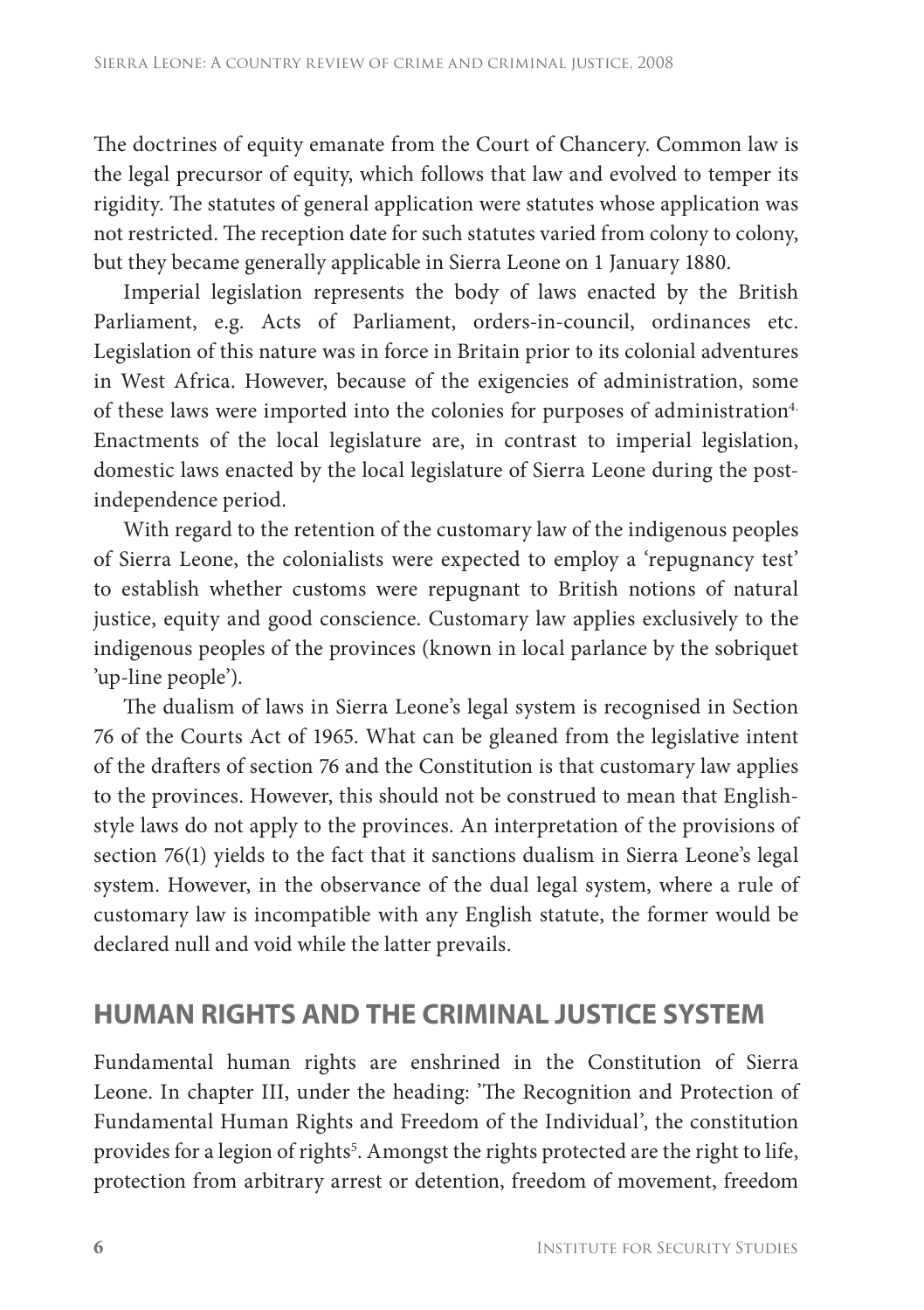The doctrines of equity emanate from the Court of Chancery. Common law is the legal precursor of equity, which follows that law and evolved to temper its rigidity. The statutes of general application were statutes whose application was not restricted. The reception date for such statutes varied from colony to colony, but they became generally applicable in Sierra Leone on 1 January 1880.

Imperial legislation represents the body of laws enacted by the British Parliament, e.g. Acts of Parliament, orders-in-council, ordinances etc. Legislation of this nature was in force in Britain prior to its colonial adventures in West Africa. However, because of the exigencies of administration, some of these laws were imported into the colonies for purposes of administration[4]. Enactments of the local legislature are, in contrast to imperial legislation, domestic laws enacted by the local legislature of Sierra Leone during the post-independence period.

With regard to the retention of the customary law of the indigenous peoples of Sierra Leone, the colonialists were expected to employ a 'repugnancy test' to establish whether customs were repugnant to British notions of natural justice, equity and good conscience. Customary law applies exclusively to the indigenous peoples of the provinces (known in local parlance by the sobriquet 'up-line people').

The dualism of laws in Sierra Leone's legal system is recognised in Section 76 of the Courts Act of 1965. What can be gleaned from the legislative intent of the drafters of section 76 and the Constitution is that customary law applies to the provinces. However, this should not be construed to mean that English-style laws do not apply to the provinces. An interpretation of the provisions of section 76(1) yields to the fact that it sanctions dualism in Sierra Leone's legal system. However, in the observance of the dual legal system, where a rule of customary law is incompatible with any English statute, the former would be declared null and void while the latter prevails.

## HUMAN RIGHTS AND THE CRIMINAL JUSTICE SYSTEM

Fundamental human rights are enshrined in the Constitution of Sierra Leone. In chapter III, under the heading: 'The Recognition and Protection of Fundamental Human Rights and Freedom of the Individual', the constitution provides for a legion of rights[5]. Amongst the rights protected are the right to life, protection from arbitrary arrest or detention, freedom of movement, freedom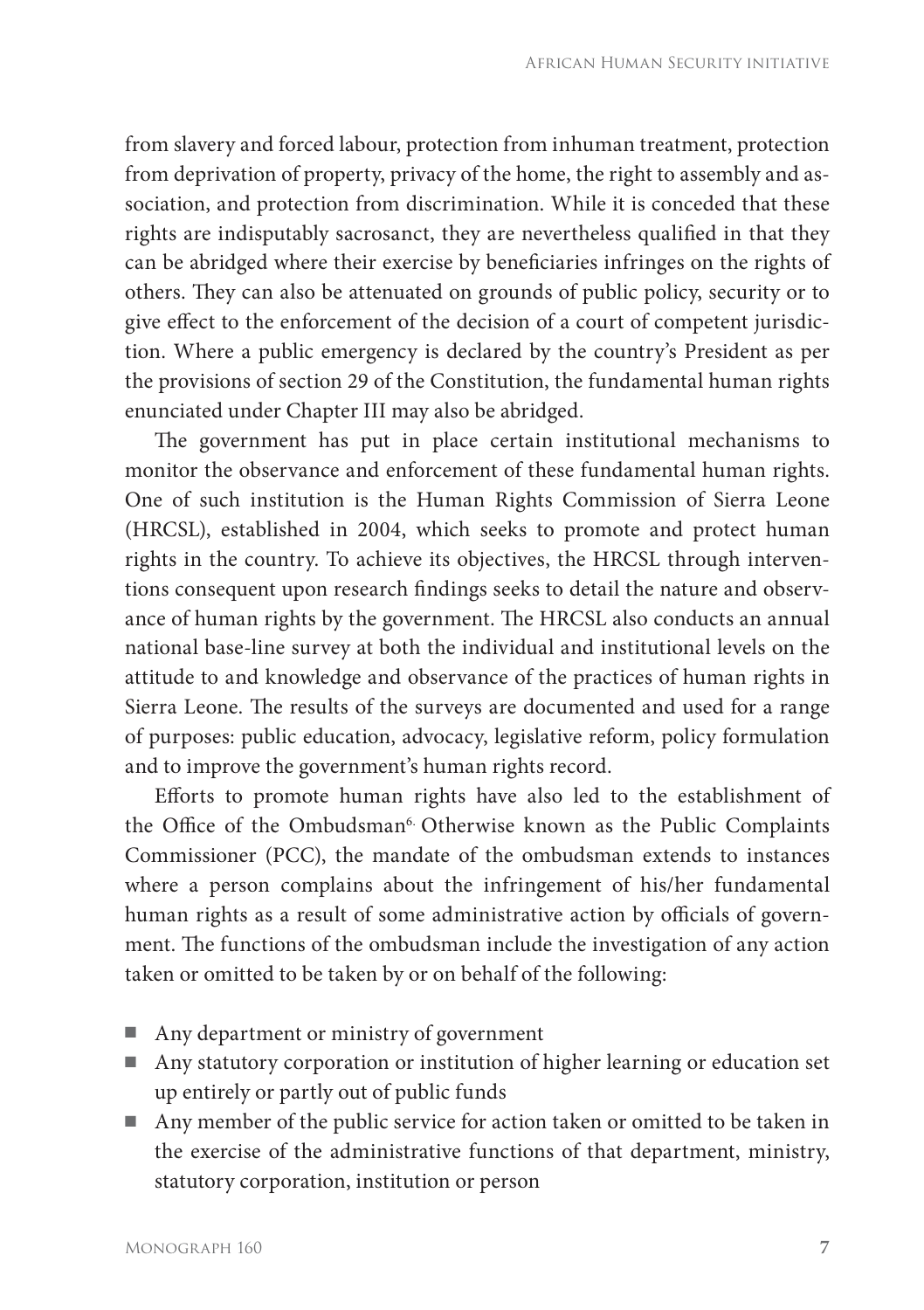from slavery and forced labour, protection from inhuman treatment, protection from deprivation of property, privacy of the home, the right to assembly and association, and protection from discrimination. While it is conceded that these rights are indisputably sacrosanct, they are nevertheless qualified in that they can be abridged where their exercise by beneficiaries infringes on the rights of others. They can also be attenuated on grounds of public policy, security or to give effect to the enforcement of the decision of a court of competent jurisdiction. Where a public emergency is declared by the country's President as per the provisions of section 29 of the Constitution, the fundamental human rights enunciated under Chapter III may also be abridged.

The government has put in place certain institutional mechanisms to monitor the observance and enforcement of these fundamental human rights. One of such institution is the Human Rights Commission of Sierra Leone (HRCSL), established in 2004, which seeks to promote and protect human rights in the country. To achieve its objectives, the HRCSL through interventions consequent upon research findings seeks to detail the nature and observance of human rights by the government. The HRCSL also conducts an annual national base-line survey at both the individual and institutional levels on the attitude to and knowledge and observance of the practices of human rights in Sierra Leone. The results of the surveys are documented and used for a range of purposes: public education, advocacy, legislative reform, policy formulation and to improve the government's human rights record.

Efforts to promote human rights have also led to the establishment of the Office of the Ombudsman[6]. Otherwise known as the Public Complaints Commissioner (PCC), the mandate of the ombudsman extends to instances where a person complains about the infringement of his/her fundamental human rights as a result of some administrative action by officials of government. The functions of the ombudsman include the investigation of any action taken or omitted to be taken by or on behalf of the following:

- Any department or ministry of government
- Any statutory corporation or institution of higher learning or education set up entirely or partly out of public funds
- Any member of the public service for action taken or omitted to be taken in the exercise of the administrative functions of that department, ministry, statutory corporation, institution or person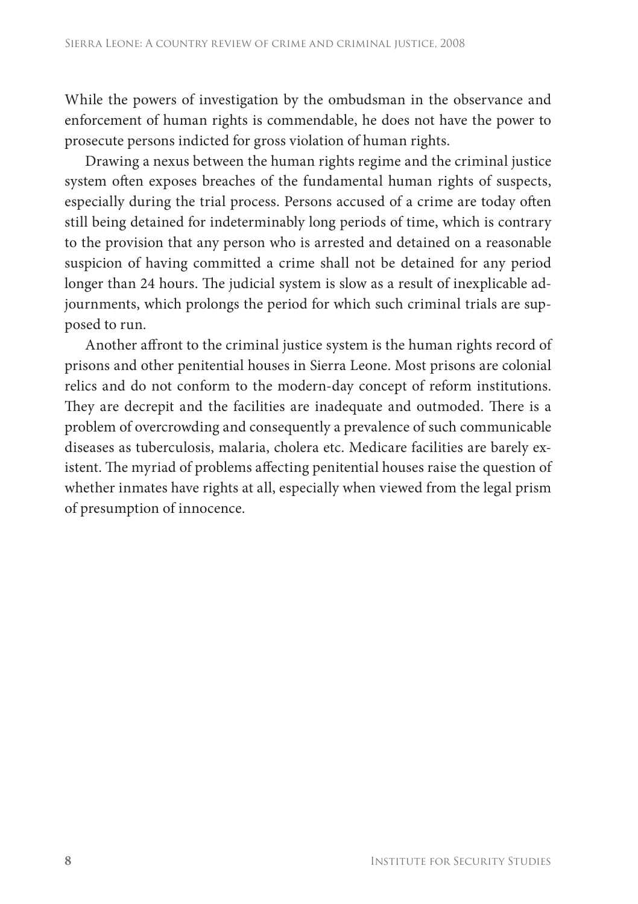While the powers of investigation by the ombudsman in the observance and enforcement of human rights is commendable, he does not have the power to prosecute persons indicted for gross violation of human rights.

Drawing a nexus between the human rights regime and the criminal justice system often exposes breaches of the fundamental human rights of suspects, especially during the trial process. Persons accused of a crime are today often still being detained for indeterminably long periods of time, which is contrary to the provision that any person who is arrested and detained on a reasonable suspicion of having committed a crime shall not be detained for any period longer than 24 hours. The judicial system is slow as a result of inexplicable adjournments, which prolongs the period for which such criminal trials are supposed to run.

Another affront to the criminal justice system is the human rights record of prisons and other penitential houses in Sierra Leone. Most prisons are colonial relics and do not conform to the modern-day concept of reform institutions. They are decrepit and the facilities are inadequate and outmoded. There is a problem of overcrowding and consequently a prevalence of such communicable diseases as tuberculosis, malaria, cholera etc. Medicare facilities are barely existent. The myriad of problems affecting penitential houses raise the question of whether inmates have rights at all, especially when viewed from the legal prism of presumption of innocence.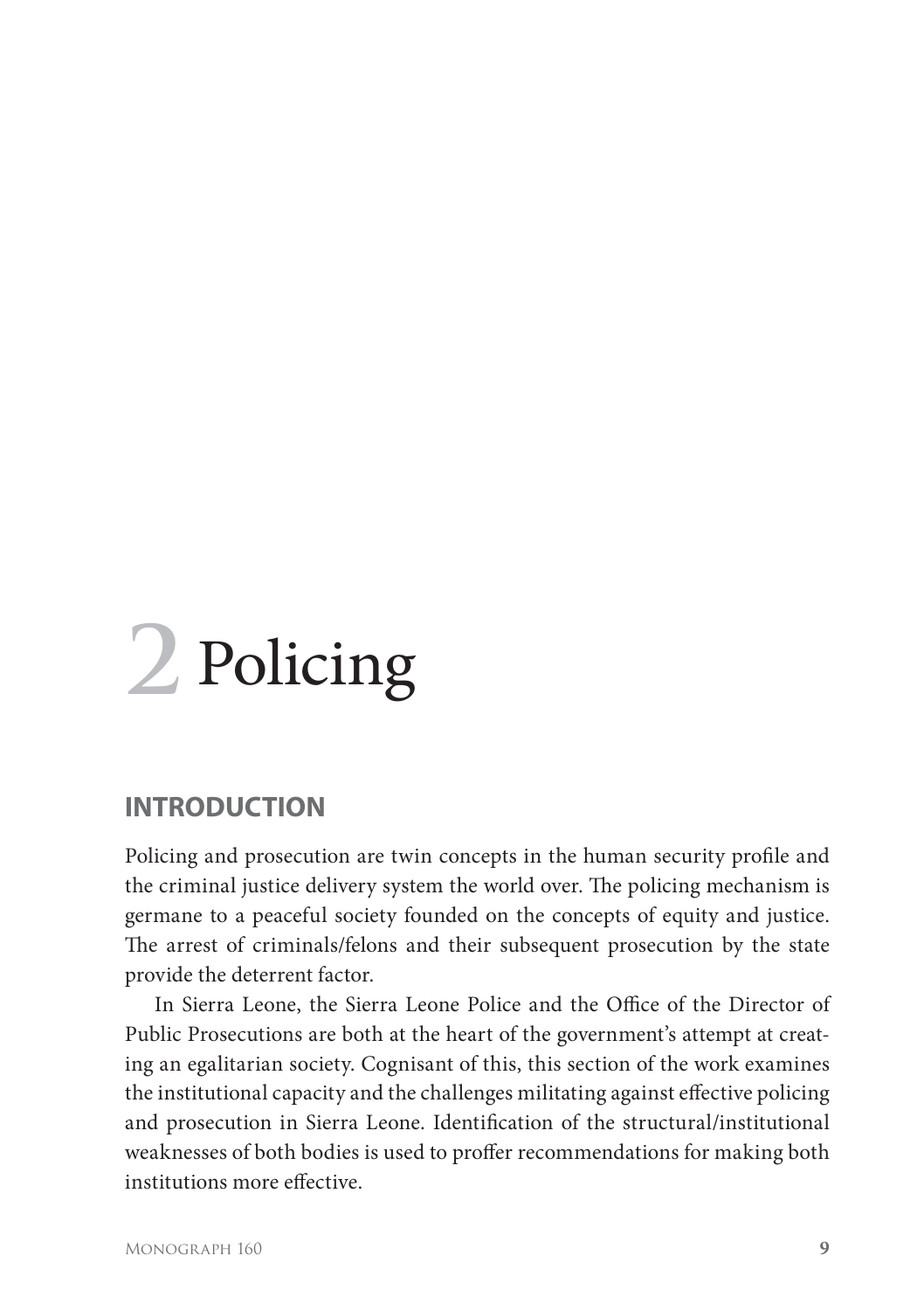# 2 Policing

## INTRODUCTION

Policing and prosecution are twin concepts in the human security profile and the criminal justice delivery system the world over. The policing mechanism is germane to a peaceful society founded on the concepts of equity and justice. The arrest of criminals/felons and their subsequent prosecution by the state provide the deterrent factor.

In Sierra Leone, the Sierra Leone Police and the Office of the Director of Public Prosecutions are both at the heart of the government's attempt at creating an egalitarian society. Cognisant of this, this section of the work examines the institutional capacity and the challenges militating against effective policing and prosecution in Sierra Leone. Identification of the structural/institutional weaknesses of both bodies is used to proffer recommendations for making both institutions more effective.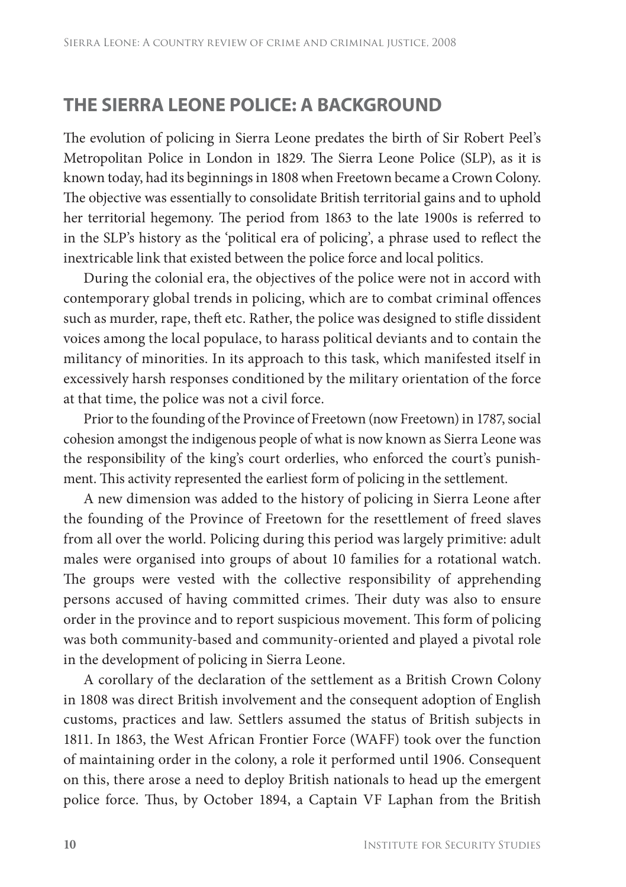## THE SIERRA LEONE POLICE: A BACKGROUND

The evolution of policing in Sierra Leone predates the birth of Sir Robert Peel's Metropolitan Police in London in 1829. The Sierra Leone Police (SLP), as it is known today, had its beginnings in 1808 when Freetown became a Crown Colony. The objective was essentially to consolidate British territorial gains and to uphold her territorial hegemony. The period from 1863 to the late 1900s is referred to in the SLP's history as the 'political era of policing', a phrase used to reflect the inextricable link that existed between the police force and local politics.

During the colonial era, the objectives of the police were not in accord with contemporary global trends in policing, which are to combat criminal offences such as murder, rape, theft etc. Rather, the police was designed to stifle dissident voices among the local populace, to harass political deviants and to contain the militancy of minorities. In its approach to this task, which manifested itself in excessively harsh responses conditioned by the military orientation of the force at that time, the police was not a civil force.

Prior to the founding of the Province of Freetown (now Freetown) in 1787, social cohesion amongst the indigenous people of what is now known as Sierra Leone was the responsibility of the king's court orderlies, who enforced the court's punishment. This activity represented the earliest form of policing in the settlement.

A new dimension was added to the history of policing in Sierra Leone after the founding of the Province of Freetown for the resettlement of freed slaves from all over the world. Policing during this period was largely primitive: adult males were organised into groups of about 10 families for a rotational watch. The groups were vested with the collective responsibility of apprehending persons accused of having committed crimes. Their duty was also to ensure order in the province and to report suspicious movement. This form of policing was both community-based and community-oriented and played a pivotal role in the development of policing in Sierra Leone.

A corollary of the declaration of the settlement as a British Crown Colony in 1808 was direct British involvement and the consequent adoption of English customs, practices and law. Settlers assumed the status of British subjects in 1811. In 1863, the West African Frontier Force (WAFF) took over the function of maintaining order in the colony, a role it performed until 1906. Consequent on this, there arose a need to deploy British nationals to head up the emergent police force. Thus, by October 1894, a Captain VF Laphan from the British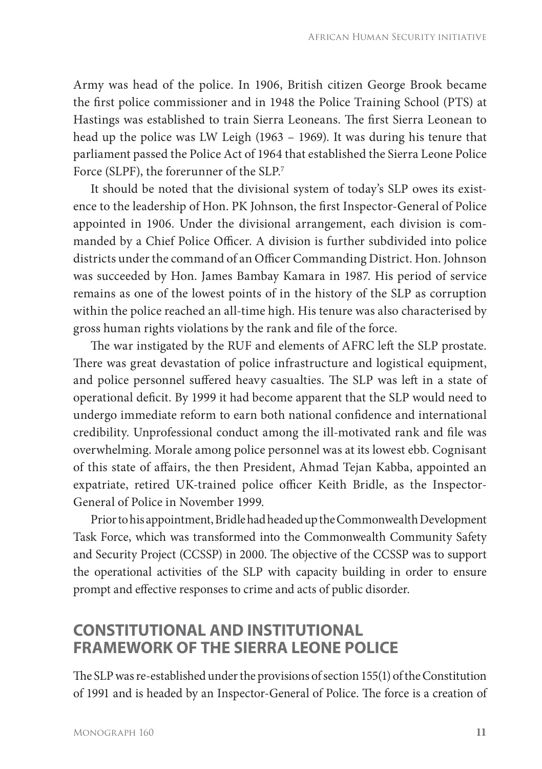Army was head of the police. In 1906, British citizen George Brook became the first police commissioner and in 1948 the Police Training School (PTS) at Hastings was established to train Sierra Leoneans. The first Sierra Leonean to head up the police was LW Leigh (1963 – 1969). It was during his tenure that parliament passed the Police Act of 1964 that established the Sierra Leone Police Force (SLPF), the forerunner of the SLP.[7]

It should be noted that the divisional system of today's SLP owes its existence to the leadership of Hon. PK Johnson, the first Inspector-General of Police appointed in 1906. Under the divisional arrangement, each division is commanded by a Chief Police Officer. A division is further subdivided into police districts under the command of an Officer Commanding District. Hon. Johnson was succeeded by Hon. James Bambay Kamara in 1987. His period of service remains as one of the lowest points of in the history of the SLP as corruption within the police reached an all-time high. His tenure was also characterised by gross human rights violations by the rank and file of the force.

The war instigated by the RUF and elements of AFRC left the SLP prostate. There was great devastation of police infrastructure and logistical equipment, and police personnel suffered heavy casualties. The SLP was left in a state of operational deficit. By 1999 it had become apparent that the SLP would need to undergo immediate reform to earn both national confidence and international credibility. Unprofessional conduct among the ill-motivated rank and file was overwhelming. Morale among police personnel was at its lowest ebb. Cognisant of this state of affairs, the then President, Ahmad Tejan Kabba, appointed an expatriate, retired UK-trained police officer Keith Bridle, as the Inspector-General of Police in November 1999.

Prior to his appointment, Bridle had headed up the Commonwealth Development Task Force, which was transformed into the Commonwealth Community Safety and Security Project (CCSSP) in 2000. The objective of the CCSSP was to support the operational activities of the SLP with capacity building in order to ensure prompt and effective responses to crime and acts of public disorder.

## CONSTITUTIONAL AND INSTITUTIONAL FRAMEWORK OF THE SIERRA LEONE POLICE

The SLP was re-established under the provisions of section 155(1) of the Constitution of 1991 and is headed by an Inspector-General of Police. The force is a creation of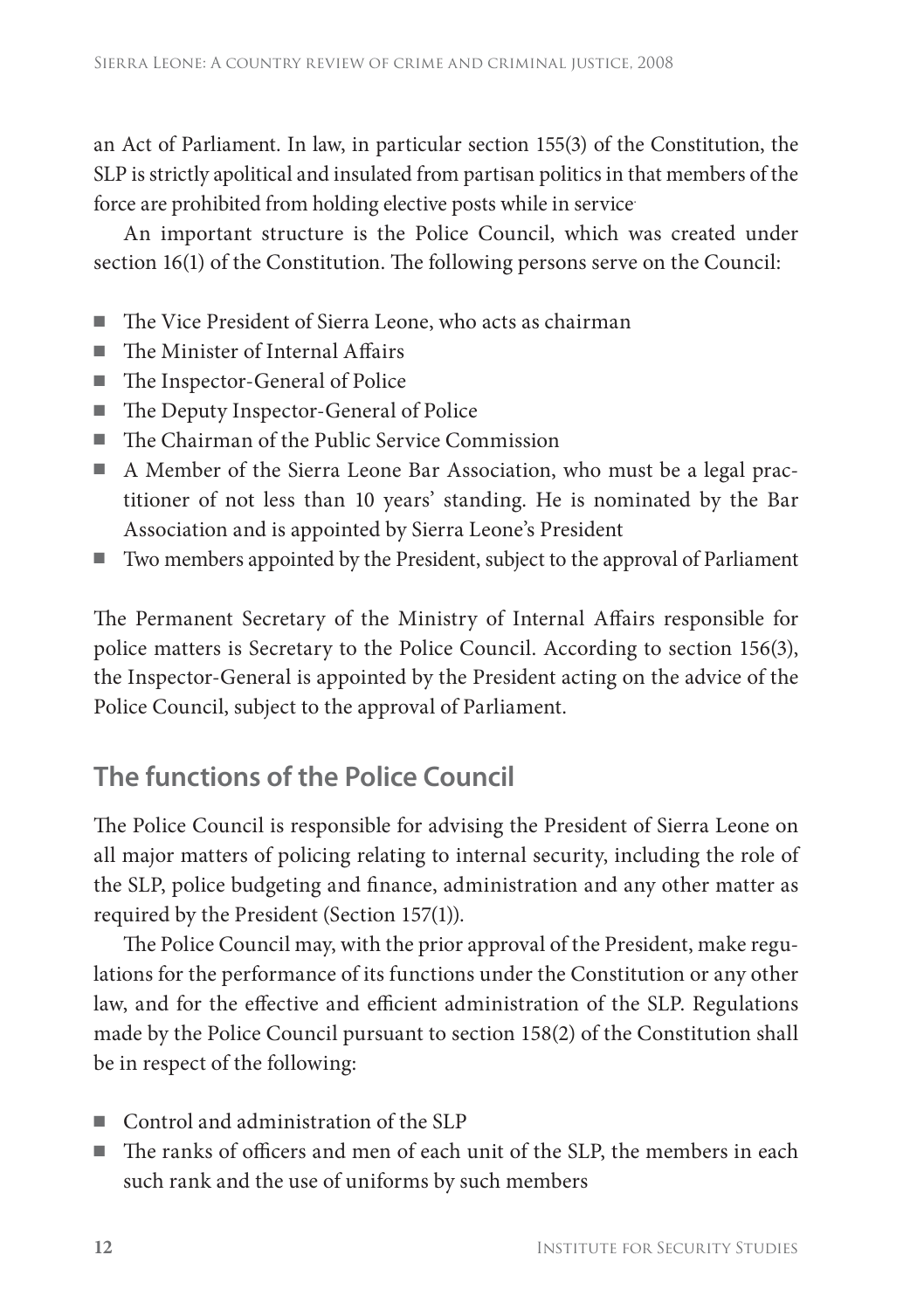an Act of Parliament. In law, in particular section 155(3) of the Constitution, the SLP is strictly apolitical and insulated from partisan politics in that members of the force are prohibited from holding elective posts while in service.

An important structure is the Police Council, which was created under section 16(1) of the Constitution. The following persons serve on the Council:

- The Vice President of Sierra Leone, who acts as chairman
- The Minister of Internal Affairs
- The Inspector-General of Police
- The Deputy Inspector-General of Police
- The Chairman of the Public Service Commission
- A Member of the Sierra Leone Bar Association, who must be a legal practitioner of not less than 10 years' standing. He is nominated by the Bar Association and is appointed by Sierra Leone's President
- Two members appointed by the President, subject to the approval of Parliament

The Permanent Secretary of the Ministry of Internal Affairs responsible for police matters is Secretary to the Police Council. According to section 156(3), the Inspector-General is appointed by the President acting on the advice of the Police Council, subject to the approval of Parliament.

## The functions of the Police Council

The Police Council is responsible for advising the President of Sierra Leone on all major matters of policing relating to internal security, including the role of the SLP, police budgeting and finance, administration and any other matter as required by the President (Section 157(1)).

The Police Council may, with the prior approval of the President, make regulations for the performance of its functions under the Constitution or any other law, and for the effective and efficient administration of the SLP. Regulations made by the Police Council pursuant to section 158(2) of the Constitution shall be in respect of the following:

- Control and administration of the SLP
- The ranks of officers and men of each unit of the SLP, the members in each such rank and the use of uniforms by such members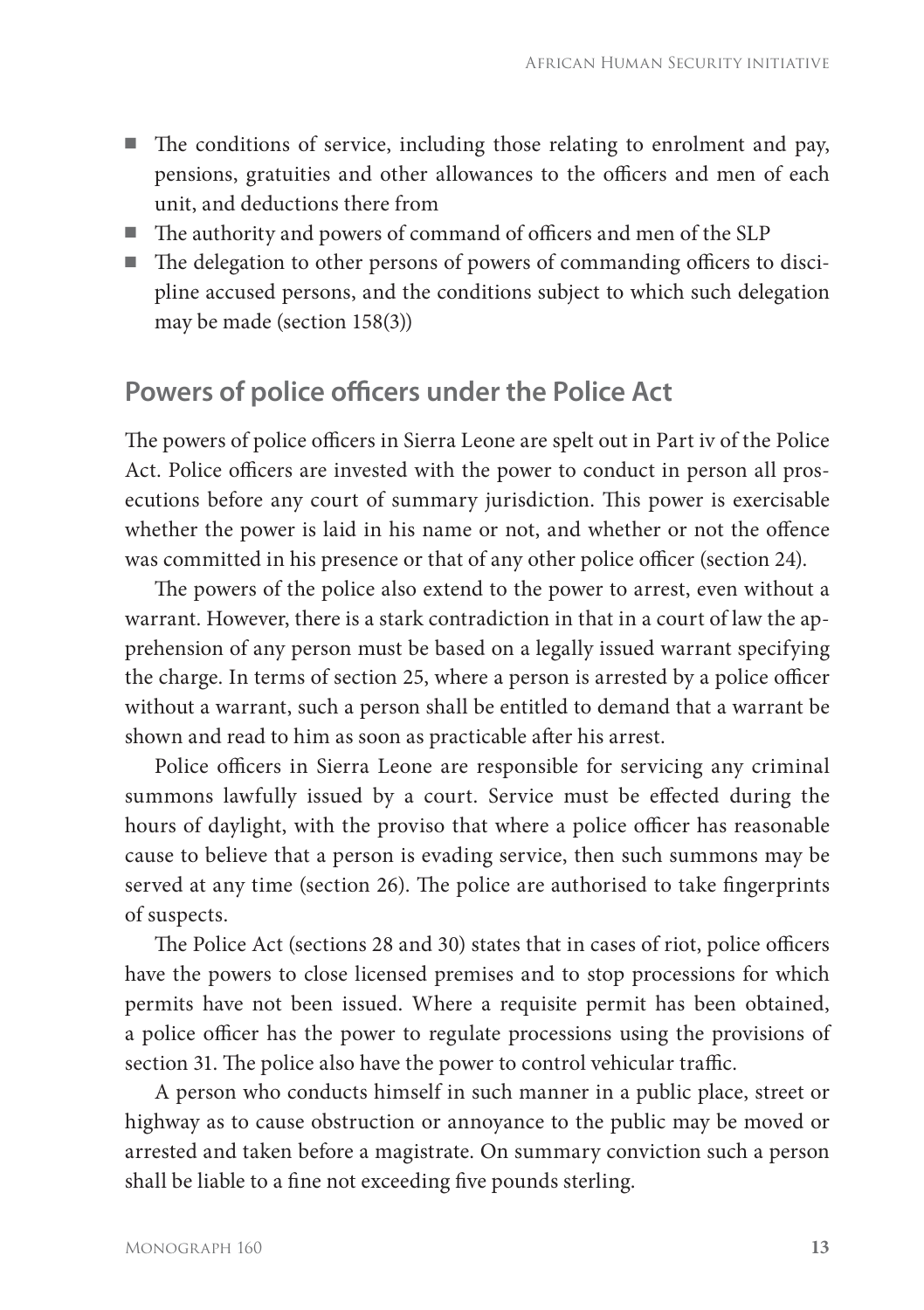- The conditions of service, including those relating to enrolment and pay, pensions, gratuities and other allowances to the officers and men of each unit, and deductions there from
- The authority and powers of command of officers and men of the SLP
- The delegation to other persons of powers of commanding officers to discipline accused persons, and the conditions subject to which such delegation may be made (section 158(3))

## Powers of police officers under the Police Act

The powers of police officers in Sierra Leone are spelt out in Part iv of the Police Act. Police officers are invested with the power to conduct in person all prosecutions before any court of summary jurisdiction. This power is exercisable whether the power is laid in his name or not, and whether or not the offence was committed in his presence or that of any other police officer (section 24).

The powers of the police also extend to the power to arrest, even without a warrant. However, there is a stark contradiction in that in a court of law the apprehension of any person must be based on a legally issued warrant specifying the charge. In terms of section 25, where a person is arrested by a police officer without a warrant, such a person shall be entitled to demand that a warrant be shown and read to him as soon as practicable after his arrest.

Police officers in Sierra Leone are responsible for servicing any criminal summons lawfully issued by a court. Service must be effected during the hours of daylight, with the proviso that where a police officer has reasonable cause to believe that a person is evading service, then such summons may be served at any time (section 26). The police are authorised to take fingerprints of suspects.

The Police Act (sections 28 and 30) states that in cases of riot, police officers have the powers to close licensed premises and to stop processions for which permits have not been issued. Where a requisite permit has been obtained, a police officer has the power to regulate processions using the provisions of section 31. The police also have the power to control vehicular traffic.

A person who conducts himself in such manner in a public place, street or highway as to cause obstruction or annoyance to the public may be moved or arrested and taken before a magistrate. On summary conviction such a person shall be liable to a fine not exceeding five pounds sterling.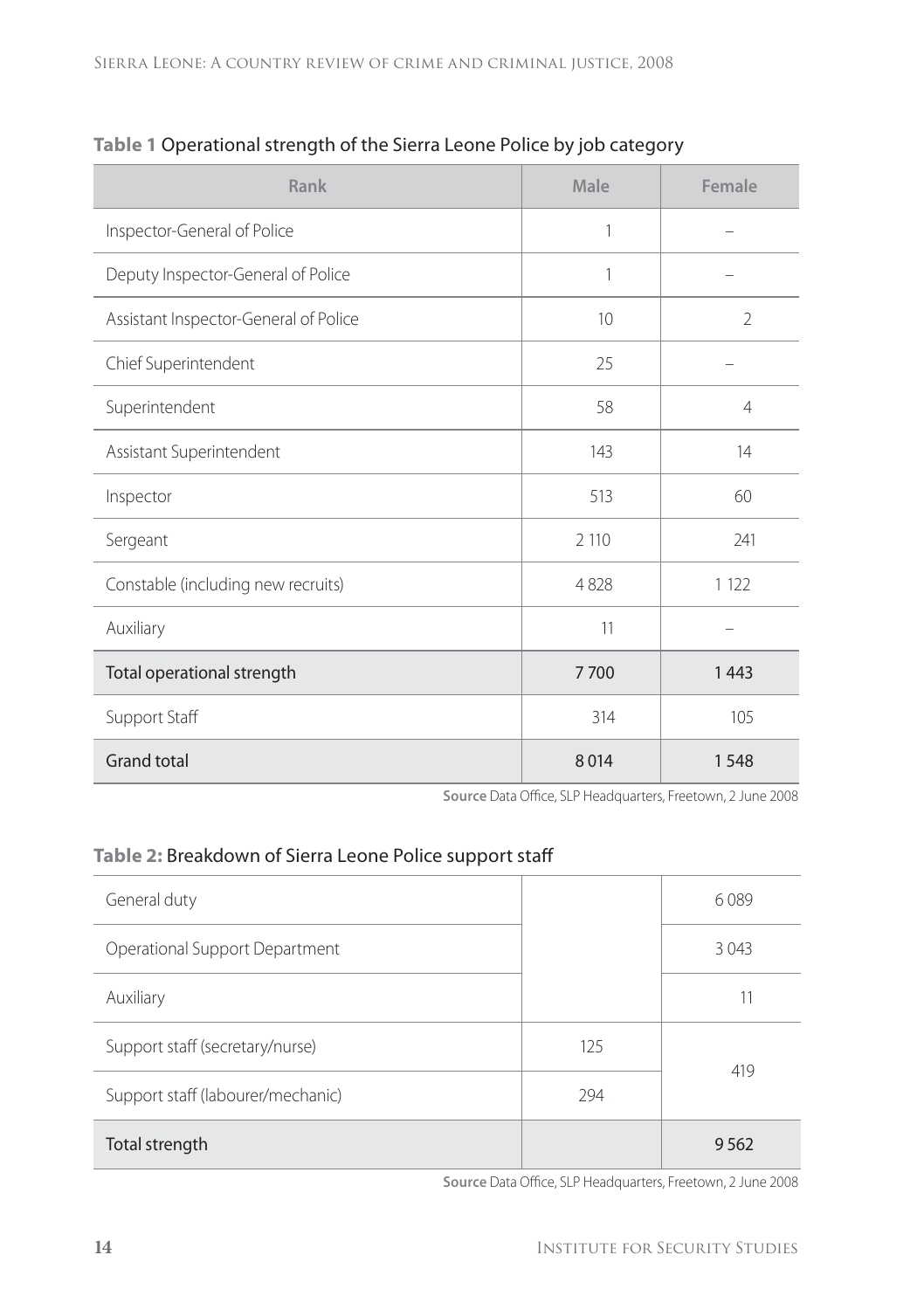**Table 1** Operational strength of the Sierra Leone Police by job category

| Rank | Male | Female |
|---|---|---|
| Inspector-General of Police | 1 | – |
| Deputy Inspector-General of Police | 1 | – |
| Assistant Inspector-General of Police | 10 | 2 |
| Chief Superintendent | 25 | – |
| Superintendent | 58 | 4 |
| Assistant Superintendent | 143 | 14 |
| Inspector | 513 | 60 |
| Sergeant | 2 110 | 241 |
| Constable (including new recruits) | 4 828 | 1 122 |
| Auxiliary | 11 | – |
| Total operational strength | 7 700 | 1 443 |
| Support Staff | 314 | 105 |
| Grand total | 8 014 | 1 548 |

**Source** Data Office, SLP Headquarters, Freetown, 2 June 2008

**Table 2:** Breakdown of Sierra Leone Police support staff

| | | |
|---|---|---|
| General duty | | 6 089 |
| Operational Support Department | | 3 043 |
| Auxiliary | | 11 |
| Support staff (secretary/nurse) | 125 | 419 |
| Support staff (labourer/mechanic) | 294 | |
| Total strength | | 9 562 |

**Source** Data Office, SLP Headquarters, Freetown, 2 June 2008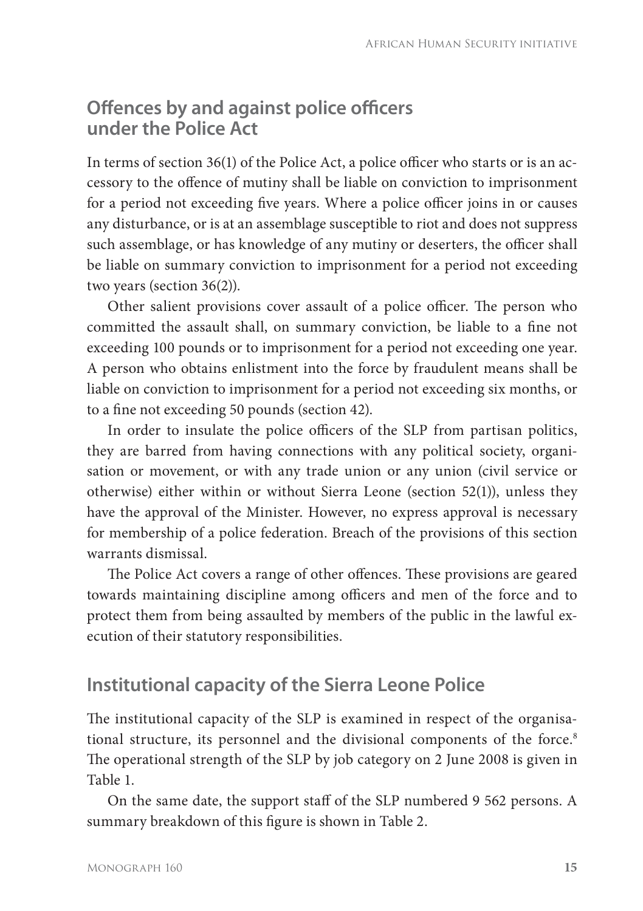## Offences by and against police officers under the Police Act

In terms of section 36(1) of the Police Act, a police officer who starts or is an accessory to the offence of mutiny shall be liable on conviction to imprisonment for a period not exceeding five years. Where a police officer joins in or causes any disturbance, or is at an assemblage susceptible to riot and does not suppress such assemblage, or has knowledge of any mutiny or deserters, the officer shall be liable on summary conviction to imprisonment for a period not exceeding two years (section 36(2)).

Other salient provisions cover assault of a police officer. The person who committed the assault shall, on summary conviction, be liable to a fine not exceeding 100 pounds or to imprisonment for a period not exceeding one year. A person who obtains enlistment into the force by fraudulent means shall be liable on conviction to imprisonment for a period not exceeding six months, or to a fine not exceeding 50 pounds (section 42).

In order to insulate the police officers of the SLP from partisan politics, they are barred from having connections with any political society, organisation or movement, or with any trade union or any union (civil service or otherwise) either within or without Sierra Leone (section 52(1)), unless they have the approval of the Minister. However, no express approval is necessary for membership of a police federation. Breach of the provisions of this section warrants dismissal.

The Police Act covers a range of other offences. These provisions are geared towards maintaining discipline among officers and men of the force and to protect them from being assaulted by members of the public in the lawful execution of their statutory responsibilities.

## Institutional capacity of the Sierra Leone Police

The institutional capacity of the SLP is examined in respect of the organisational structure, its personnel and the divisional components of the force.[8] The operational strength of the SLP by job category on 2 June 2008 is given in Table 1.

On the same date, the support staff of the SLP numbered 9 562 persons. A summary breakdown of this figure is shown in Table 2.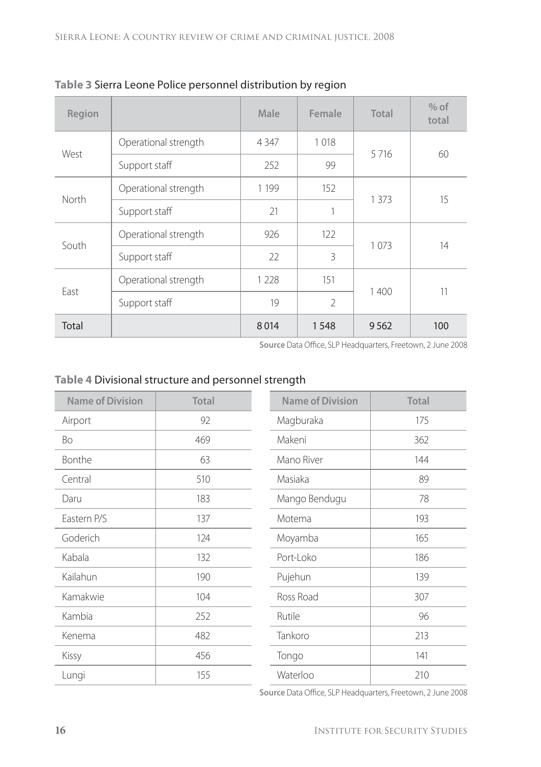**Table 3** Sierra Leone Police personnel distribution by region

| Region | | Male | Female | Total | % of total |
|---|---|---|---|---|---|
| West | Operational strength | 4 347 | 1 018 | 5 716 | 60 |
| | Support staff | 252 | 99 | | |
| North | Operational strength | 1 199 | 152 | 1 373 | 15 |
| | Support staff | 21 | 1 | | |
| South | Operational strength | 926 | 122 | 1 073 | 14 |
| | Support staff | 22 | 3 | | |
| East | Operational strength | 1 228 | 151 | 1 400 | 11 |
| | Support staff | 19 | 2 | | |
| Total | | 8 014 | 1 548 | 9 562 | 100 |

**Source** Data Office, SLP Headquarters, Freetown, 2 June 2008

**Table 4** Divisional structure and personnel strength

| Name of Division | Total | Name of Division | Total |
|---|---|---|---|
| Airport | 92 | Magburaka | 175 |
| Bo | 469 | Makeni | 362 |
| Bonthe | 63 | Mano River | 144 |
| Central | 510 | Masiaka | 89 |
| Daru | 183 | Mango Bendugu | 78 |
| Eastern P/S | 137 | Motema | 193 |
| Goderich | 124 | Moyamba | 165 |
| Kabala | 132 | Port-Loko | 186 |
| Kailahun | 190 | Pujehun | 139 |
| Kamakwie | 104 | Ross Road | 307 |
| Kambia | 252 | Rutile | 96 |
| Kenema | 482 | Tankoro | 213 |
| Kissy | 456 | Tongo | 141 |
| Lungi | 155 | Waterloo | 210 |

**Source** Data Office, SLP Headquarters, Freetown, 2 June 2008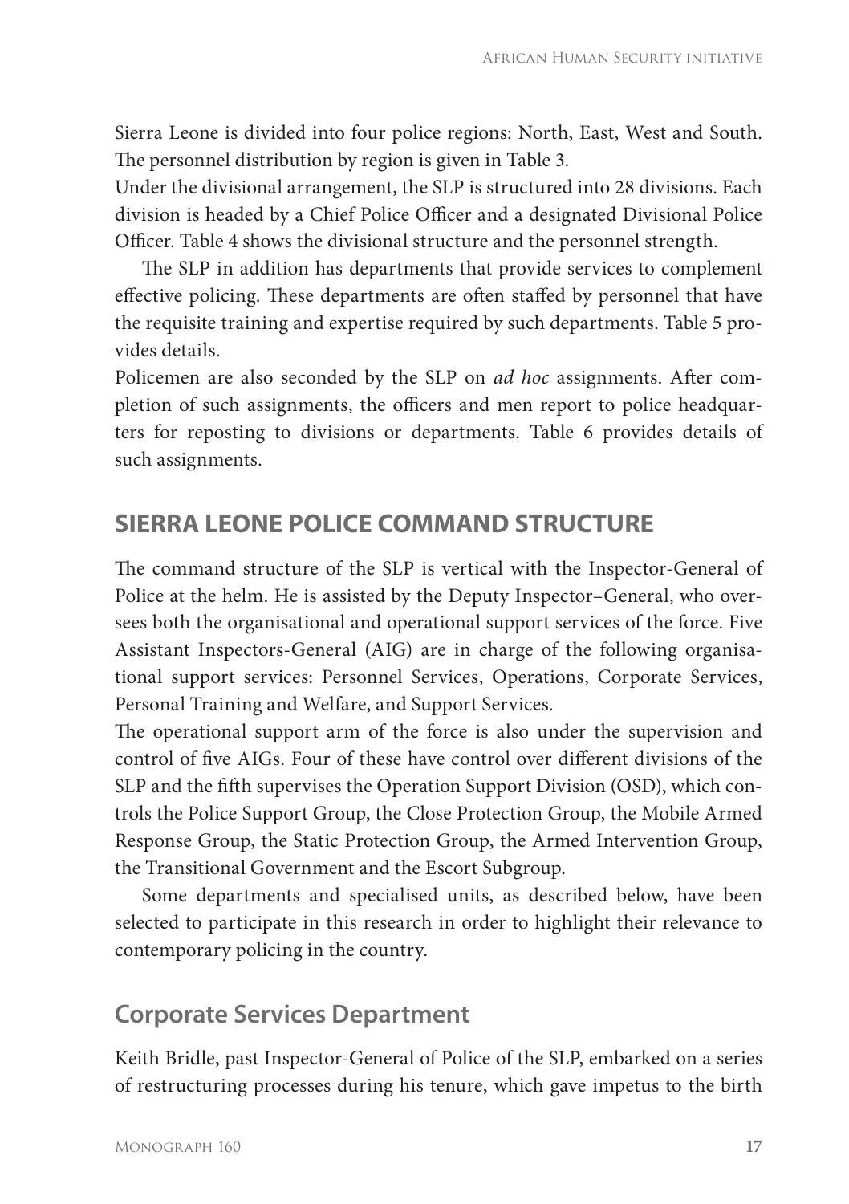Sierra Leone is divided into four police regions: North, East, West and South. The personnel distribution by region is given in Table 3.

Under the divisional arrangement, the SLP is structured into 28 divisions. Each division is headed by a Chief Police Officer and a designated Divisional Police Officer. Table 4 shows the divisional structure and the personnel strength.

The SLP in addition has departments that provide services to complement effective policing. These departments are often staffed by personnel that have the requisite training and expertise required by such departments. Table 5 provides details.

Policemen are also seconded by the SLP on *ad hoc* assignments. After completion of such assignments, the officers and men report to police headquarters for reposting to divisions or departments. Table 6 provides details of such assignments.

## SIERRA LEONE POLICE COMMAND STRUCTURE

The command structure of the SLP is vertical with the Inspector-General of Police at the helm. He is assisted by the Deputy Inspector–General, who oversees both the organisational and operational support services of the force. Five Assistant Inspectors-General (AIG) are in charge of the following organisational support services: Personnel Services, Operations, Corporate Services, Personal Training and Welfare, and Support Services.

The operational support arm of the force is also under the supervision and control of five AIGs. Four of these have control over different divisions of the SLP and the fifth supervises the Operation Support Division (OSD), which controls the Police Support Group, the Close Protection Group, the Mobile Armed Response Group, the Static Protection Group, the Armed Intervention Group, the Transitional Government and the Escort Subgroup.

Some departments and specialised units, as described below, have been selected to participate in this research in order to highlight their relevance to contemporary policing in the country.

### Corporate Services Department

Keith Bridle, past Inspector-General of Police of the SLP, embarked on a series of restructuring processes during his tenure, which gave impetus to the birth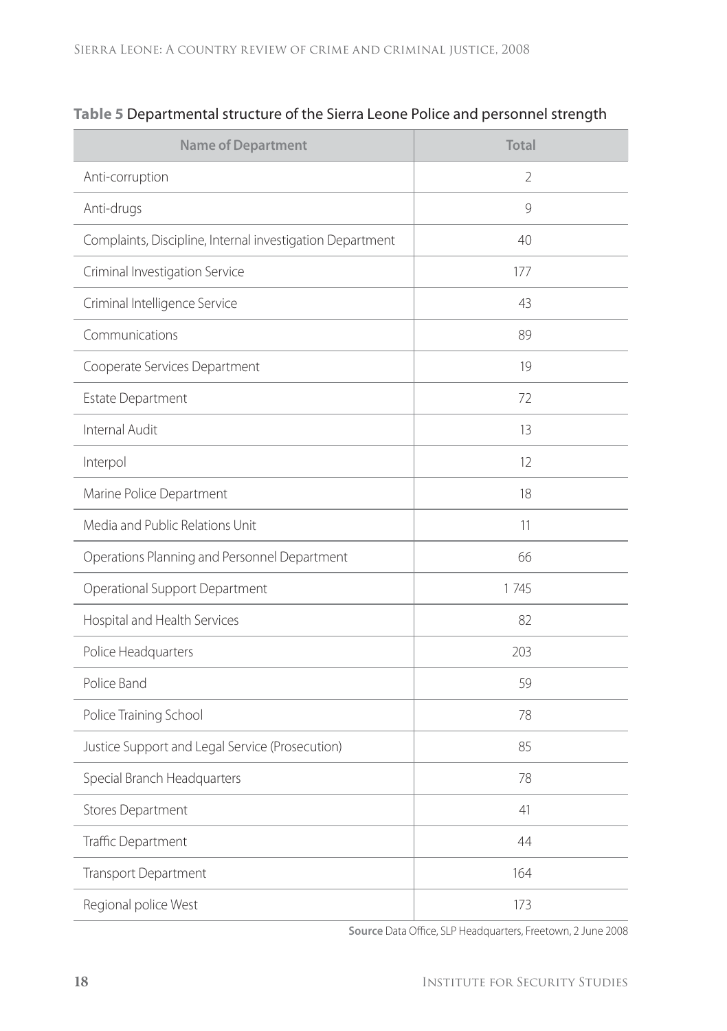**Table 5** Departmental structure of the Sierra Leone Police and personnel strength

| Name of Department | Total |
|---|---|
| Anti-corruption | 2 |
| Anti-drugs | 9 |
| Complaints, Discipline, Internal investigation Department | 40 |
| Criminal Investigation Service | 177 |
| Criminal Intelligence Service | 43 |
| Communications | 89 |
| Cooperate Services Department | 19 |
| Estate Department | 72 |
| Internal Audit | 13 |
| Interpol | 12 |
| Marine Police Department | 18 |
| Media and Public Relations Unit | 11 |
| Operations Planning and Personnel Department | 66 |
| Operational Support Department | 1 745 |
| Hospital and Health Services | 82 |
| Police Headquarters | 203 |
| Police Band | 59 |
| Police Training School | 78 |
| Justice Support and Legal Service (Prosecution) | 85 |
| Special Branch Headquarters | 78 |
| Stores Department | 41 |
| Traffic Department | 44 |
| Transport Department | 164 |
| Regional police West | 173 |

**Source** Data Office, SLP Headquarters, Freetown, 2 June 2008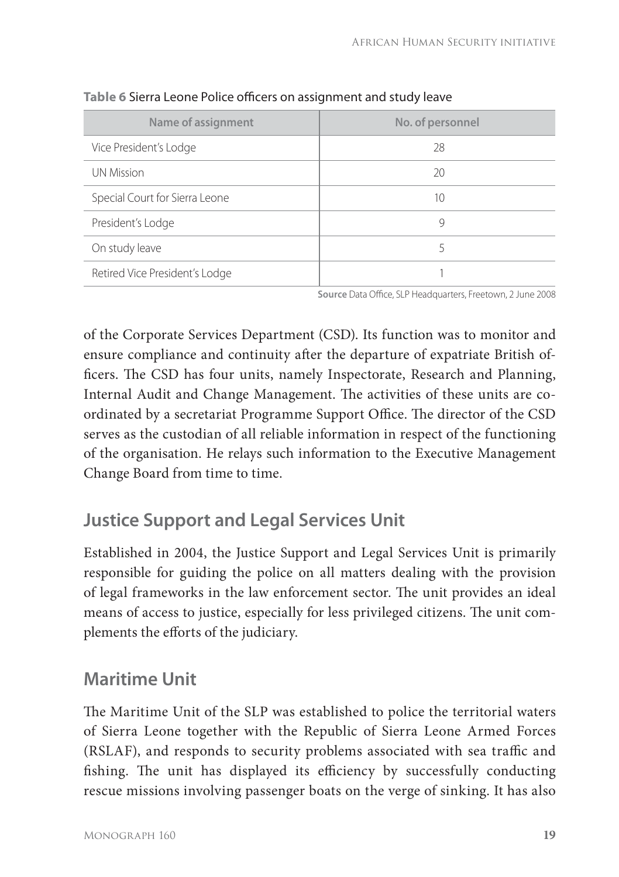**Table 6** Sierra Leone Police officers on assignment and study leave

| Name of assignment | No. of personnel |
|---|---|
| Vice President's Lodge | 28 |
| UN Mission | 20 |
| Special Court for Sierra Leone | 10 |
| President's Lodge | 9 |
| On study leave | 5 |
| Retired Vice President's Lodge | 1 |

**Source** Data Office, SLP Headquarters, Freetown, 2 June 2008

of the Corporate Services Department (CSD). Its function was to monitor and ensure compliance and continuity after the departure of expatriate British officers. The CSD has four units, namely Inspectorate, Research and Planning, Internal Audit and Change Management. The activities of these units are coordinated by a secretariat Programme Support Office. The director of the CSD serves as the custodian of all reliable information in respect of the functioning of the organisation. He relays such information to the Executive Management Change Board from time to time.

## Justice Support and Legal Services Unit

Established in 2004, the Justice Support and Legal Services Unit is primarily responsible for guiding the police on all matters dealing with the provision of legal frameworks in the law enforcement sector. The unit provides an ideal means of access to justice, especially for less privileged citizens. The unit complements the efforts of the judiciary.

## Maritime Unit

The Maritime Unit of the SLP was established to police the territorial waters of Sierra Leone together with the Republic of Sierra Leone Armed Forces (RSLAF), and responds to security problems associated with sea traffic and fishing. The unit has displayed its efficiency by successfully conducting rescue missions involving passenger boats on the verge of sinking. It has also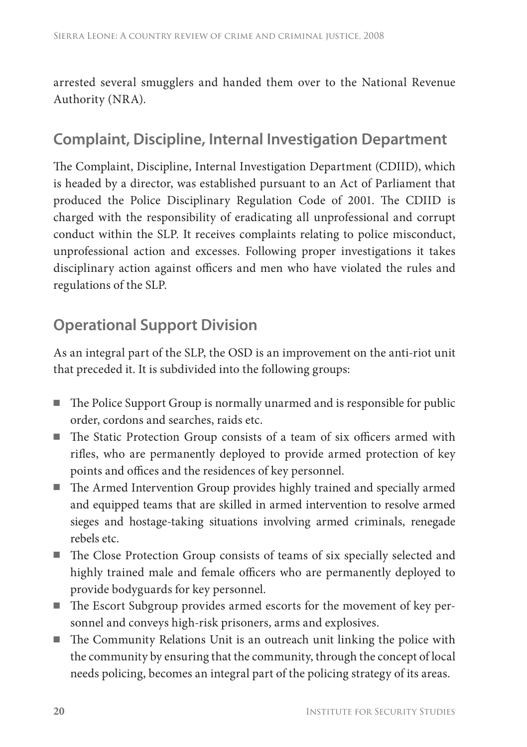arrested several smugglers and handed them over to the National Revenue Authority (NRA).

## Complaint, Discipline, Internal Investigation Department

The Complaint, Discipline, Internal Investigation Department (CDIID), which is headed by a director, was established pursuant to an Act of Parliament that produced the Police Disciplinary Regulation Code of 2001. The CDIID is charged with the responsibility of eradicating all unprofessional and corrupt conduct within the SLP. It receives complaints relating to police misconduct, unprofessional action and excesses. Following proper investigations it takes disciplinary action against officers and men who have violated the rules and regulations of the SLP.

## Operational Support Division

As an integral part of the SLP, the OSD is an improvement on the anti-riot unit that preceded it. It is subdivided into the following groups:

- The Police Support Group is normally unarmed and is responsible for public order, cordons and searches, raids etc.
- The Static Protection Group consists of a team of six officers armed with rifles, who are permanently deployed to provide armed protection of key points and offices and the residences of key personnel.
- The Armed Intervention Group provides highly trained and specially armed and equipped teams that are skilled in armed intervention to resolve armed sieges and hostage-taking situations involving armed criminals, renegade rebels etc.
- The Close Protection Group consists of teams of six specially selected and highly trained male and female officers who are permanently deployed to provide bodyguards for key personnel.
- The Escort Subgroup provides armed escorts for the movement of key personnel and conveys high-risk prisoners, arms and explosives.
- The Community Relations Unit is an outreach unit linking the police with the community by ensuring that the community, through the concept of local needs policing, becomes an integral part of the policing strategy of its areas.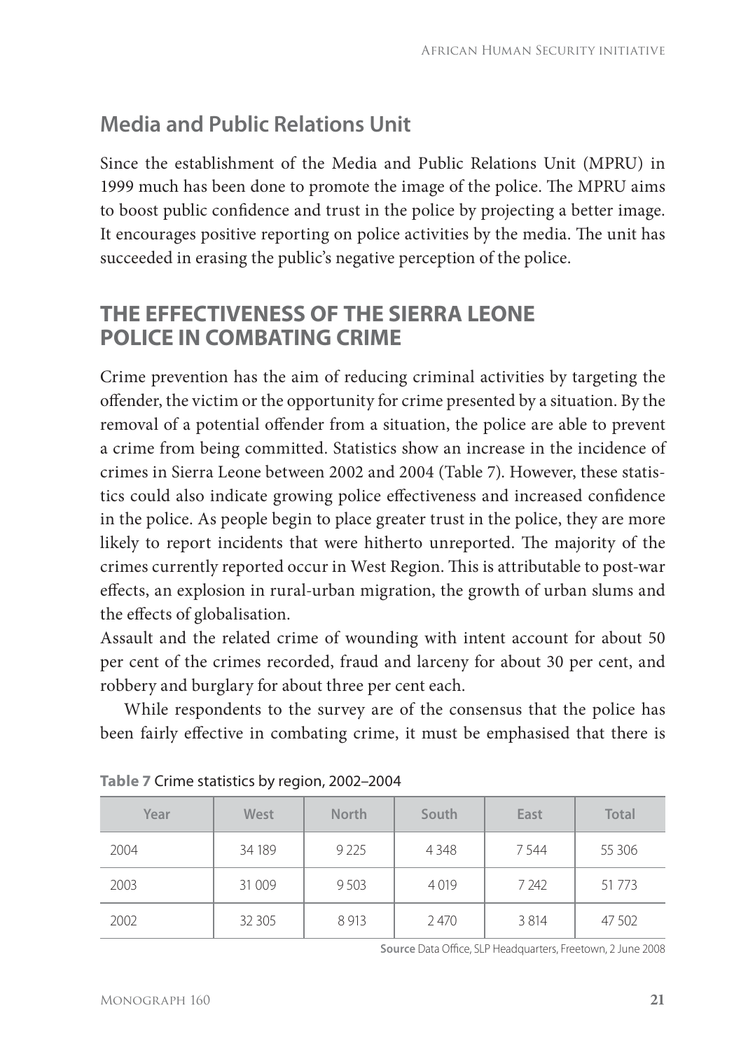## Media and Public Relations Unit

Since the establishment of the Media and Public Relations Unit (MPRU) in 1999 much has been done to promote the image of the police. The MPRU aims to boost public confidence and trust in the police by projecting a better image. It encourages positive reporting on police activities by the media. The unit has succeeded in erasing the public's negative perception of the police.

## THE EFFECTIVENESS OF THE SIERRA LEONE POLICE IN COMBATING CRIME

Crime prevention has the aim of reducing criminal activities by targeting the offender, the victim or the opportunity for crime presented by a situation. By the removal of a potential offender from a situation, the police are able to prevent a crime from being committed. Statistics show an increase in the incidence of crimes in Sierra Leone between 2002 and 2004 (Table 7). However, these statistics could also indicate growing police effectiveness and increased confidence in the police. As people begin to place greater trust in the police, they are more likely to report incidents that were hitherto unreported. The majority of the crimes currently reported occur in West Region. This is attributable to post-war effects, an explosion in rural-urban migration, the growth of urban slums and the effects of globalisation.

Assault and the related crime of wounding with intent account for about 50 per cent of the crimes recorded, fraud and larceny for about 30 per cent, and robbery and burglary for about three per cent each.

While respondents to the survey are of the consensus that the police has been fairly effective in combating crime, it must be emphasised that there is

**Table 7** Crime statistics by region, 2002–2004

| Year | West | North | South | East | Total |
|---|---|---|---|---|---|
| 2004 | 34 189 | 9 225 | 4 348 | 7 544 | 55 306 |
| 2003 | 31 009 | 9 503 | 4 019 | 7 242 | 51 773 |
| 2002 | 32 305 | 8 913 | 2 470 | 3 814 | 47 502 |

**Source** Data Office, SLP Headquarters, Freetown, 2 June 2008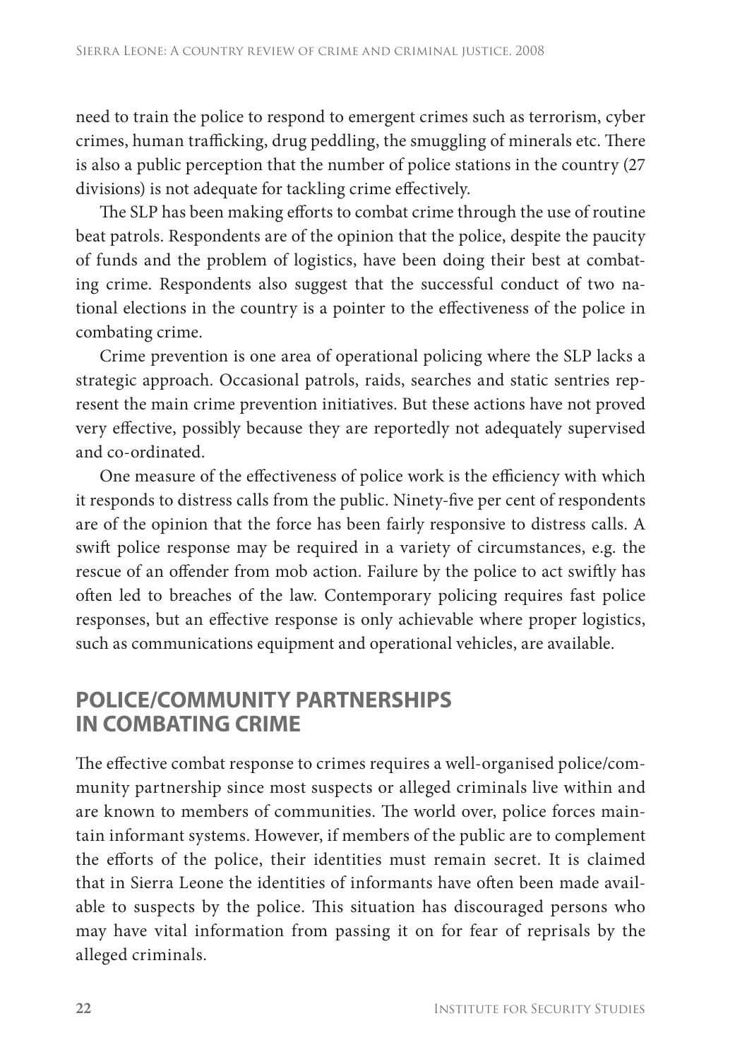need to train the police to respond to emergent crimes such as terrorism, cyber crimes, human trafficking, drug peddling, the smuggling of minerals etc. There is also a public perception that the number of police stations in the country (27 divisions) is not adequate for tackling crime effectively.

The SLP has been making efforts to combat crime through the use of routine beat patrols. Respondents are of the opinion that the police, despite the paucity of funds and the problem of logistics, have been doing their best at combating crime. Respondents also suggest that the successful conduct of two national elections in the country is a pointer to the effectiveness of the police in combating crime.

Crime prevention is one area of operational policing where the SLP lacks a strategic approach. Occasional patrols, raids, searches and static sentries represent the main crime prevention initiatives. But these actions have not proved very effective, possibly because they are reportedly not adequately supervised and co-ordinated.

One measure of the effectiveness of police work is the efficiency with which it responds to distress calls from the public. Ninety-five per cent of respondents are of the opinion that the force has been fairly responsive to distress calls. A swift police response may be required in a variety of circumstances, e.g. the rescue of an offender from mob action. Failure by the police to act swiftly has often led to breaches of the law. Contemporary policing requires fast police responses, but an effective response is only achievable where proper logistics, such as communications equipment and operational vehicles, are available.

## POLICE/COMMUNITY PARTNERSHIPS IN COMBATING CRIME

The effective combat response to crimes requires a well-organised police/community partnership since most suspects or alleged criminals live within and are known to members of communities. The world over, police forces maintain informant systems. However, if members of the public are to complement the efforts of the police, their identities must remain secret. It is claimed that in Sierra Leone the identities of informants have often been made available to suspects by the police. This situation has discouraged persons who may have vital information from passing it on for fear of reprisals by the alleged criminals.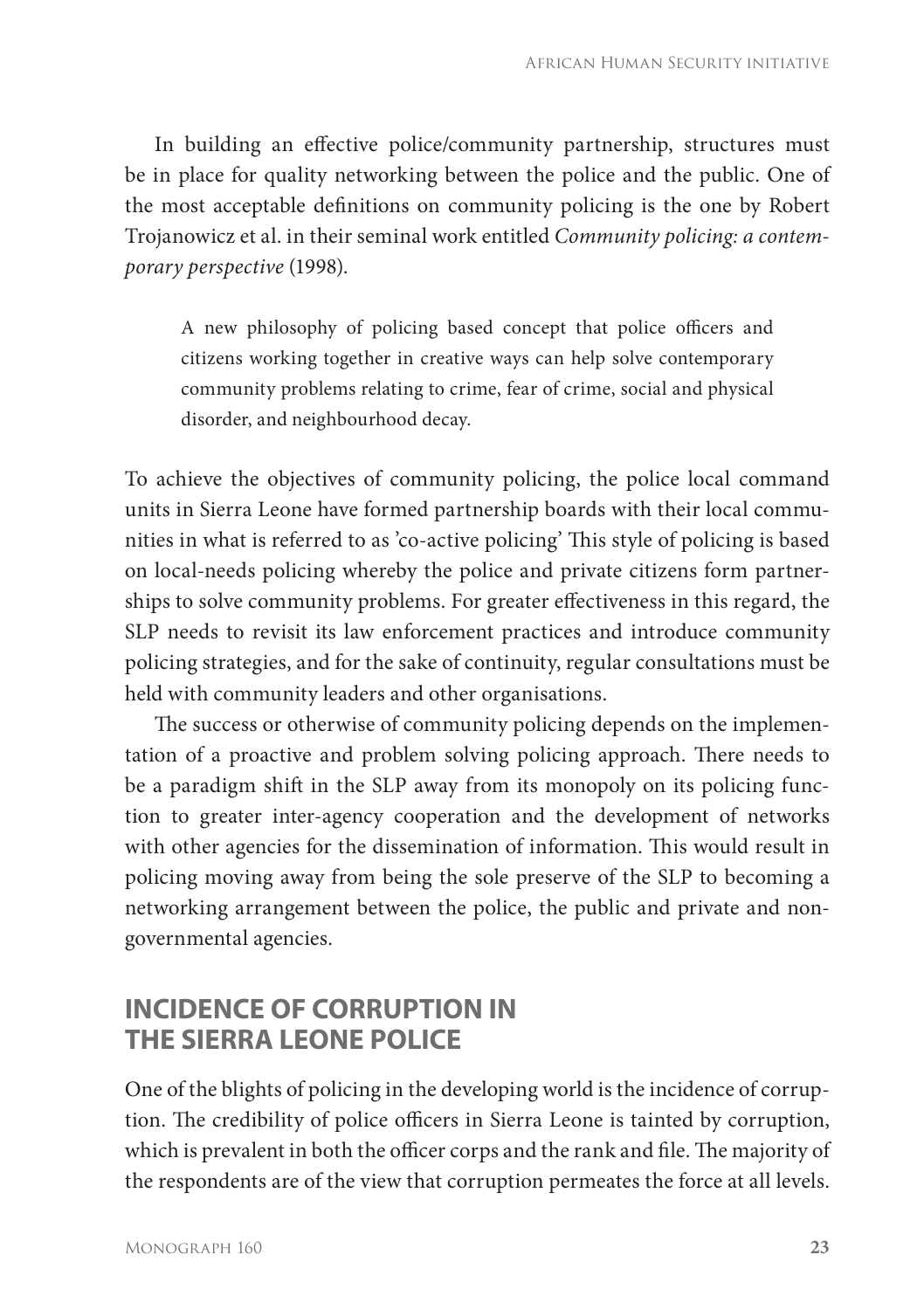In building an effective police/community partnership, structures must be in place for quality networking between the police and the public. One of the most acceptable definitions on community policing is the one by Robert Trojanowicz et al. in their seminal work entitled *Community policing: a contemporary perspective* (1998).

> A new philosophy of policing based concept that police officers and citizens working together in creative ways can help solve contemporary community problems relating to crime, fear of crime, social and physical disorder, and neighbourhood decay.

To achieve the objectives of community policing, the police local command units in Sierra Leone have formed partnership boards with their local communities in what is referred to as 'co-active policing' This style of policing is based on local-needs policing whereby the police and private citizens form partnerships to solve community problems. For greater effectiveness in this regard, the SLP needs to revisit its law enforcement practices and introduce community policing strategies, and for the sake of continuity, regular consultations must be held with community leaders and other organisations.

The success or otherwise of community policing depends on the implementation of a proactive and problem solving policing approach. There needs to be a paradigm shift in the SLP away from its monopoly on its policing function to greater inter-agency cooperation and the development of networks with other agencies for the dissemination of information. This would result in policing moving away from being the sole preserve of the SLP to becoming a networking arrangement between the police, the public and private and non-governmental agencies.

## INCIDENCE OF CORRUPTION IN THE SIERRA LEONE POLICE

One of the blights of policing in the developing world is the incidence of corruption. The credibility of police officers in Sierra Leone is tainted by corruption, which is prevalent in both the officer corps and the rank and file. The majority of the respondents are of the view that corruption permeates the force at all levels.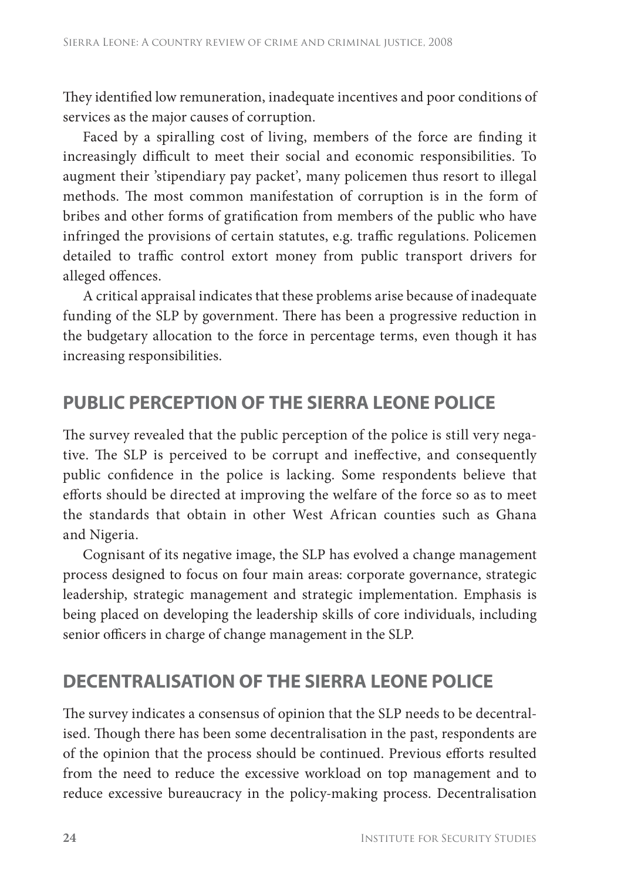They identified low remuneration, inadequate incentives and poor conditions of services as the major causes of corruption.

Faced by a spiralling cost of living, members of the force are finding it increasingly difficult to meet their social and economic responsibilities. To augment their 'stipendiary pay packet', many policemen thus resort to illegal methods. The most common manifestation of corruption is in the form of bribes and other forms of gratification from members of the public who have infringed the provisions of certain statutes, e.g. traffic regulations. Policemen detailed to traffic control extort money from public transport drivers for alleged offences.

A critical appraisal indicates that these problems arise because of inadequate funding of the SLP by government. There has been a progressive reduction in the budgetary allocation to the force in percentage terms, even though it has increasing responsibilities.

## PUBLIC PERCEPTION OF THE SIERRA LEONE POLICE

The survey revealed that the public perception of the police is still very negative. The SLP is perceived to be corrupt and ineffective, and consequently public confidence in the police is lacking. Some respondents believe that efforts should be directed at improving the welfare of the force so as to meet the standards that obtain in other West African counties such as Ghana and Nigeria.

Cognisant of its negative image, the SLP has evolved a change management process designed to focus on four main areas: corporate governance, strategic leadership, strategic management and strategic implementation. Emphasis is being placed on developing the leadership skills of core individuals, including senior officers in charge of change management in the SLP.

## DECENTRALISATION OF THE SIERRA LEONE POLICE

The survey indicates a consensus of opinion that the SLP needs to be decentralised. Though there has been some decentralisation in the past, respondents are of the opinion that the process should be continued. Previous efforts resulted from the need to reduce the excessive workload on top management and to reduce excessive bureaucracy in the policy-making process. Decentralisation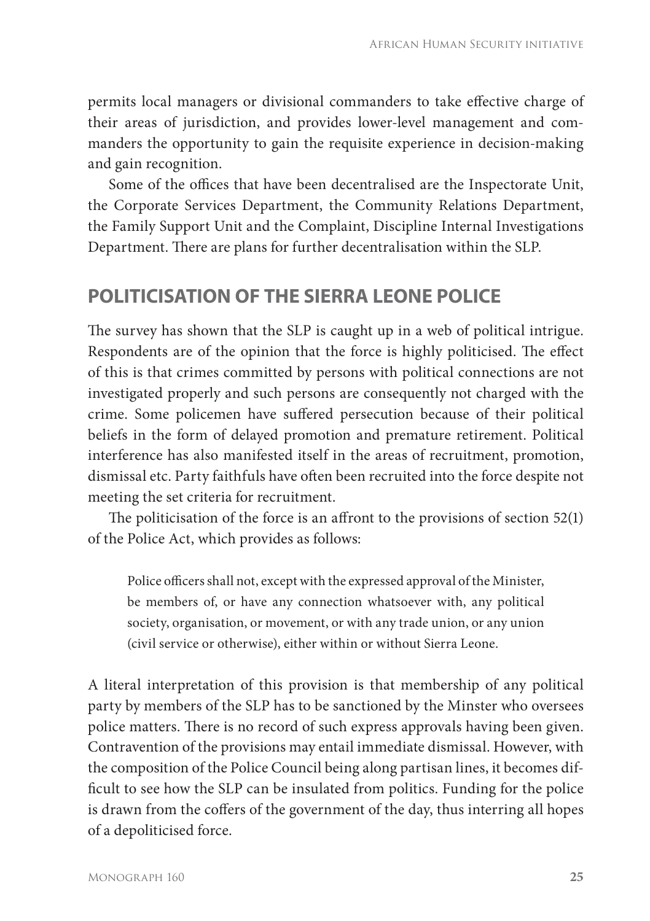permits local managers or divisional commanders to take effective charge of their areas of jurisdiction, and provides lower-level management and commanders the opportunity to gain the requisite experience in decision-making and gain recognition.

Some of the offices that have been decentralised are the Inspectorate Unit, the Corporate Services Department, the Community Relations Department, the Family Support Unit and the Complaint, Discipline Internal Investigations Department. There are plans for further decentralisation within the SLP.

## POLITICISATION OF THE SIERRA LEONE POLICE

The survey has shown that the SLP is caught up in a web of political intrigue. Respondents are of the opinion that the force is highly politicised. The effect of this is that crimes committed by persons with political connections are not investigated properly and such persons are consequently not charged with the crime. Some policemen have suffered persecution because of their political beliefs in the form of delayed promotion and premature retirement. Political interference has also manifested itself in the areas of recruitment, promotion, dismissal etc. Party faithfuls have often been recruited into the force despite not meeting the set criteria for recruitment.

The politicisation of the force is an affront to the provisions of section 52(1) of the Police Act, which provides as follows:

> Police officers shall not, except with the expressed approval of the Minister, be members of, or have any connection whatsoever with, any political society, organisation, or movement, or with any trade union, or any union (civil service or otherwise), either within or without Sierra Leone.

A literal interpretation of this provision is that membership of any political party by members of the SLP has to be sanctioned by the Minster who oversees police matters. There is no record of such express approvals having been given. Contravention of the provisions may entail immediate dismissal. However, with the composition of the Police Council being along partisan lines, it becomes difficult to see how the SLP can be insulated from politics. Funding for the police is drawn from the coffers of the government of the day, thus interring all hopes of a depoliticised force.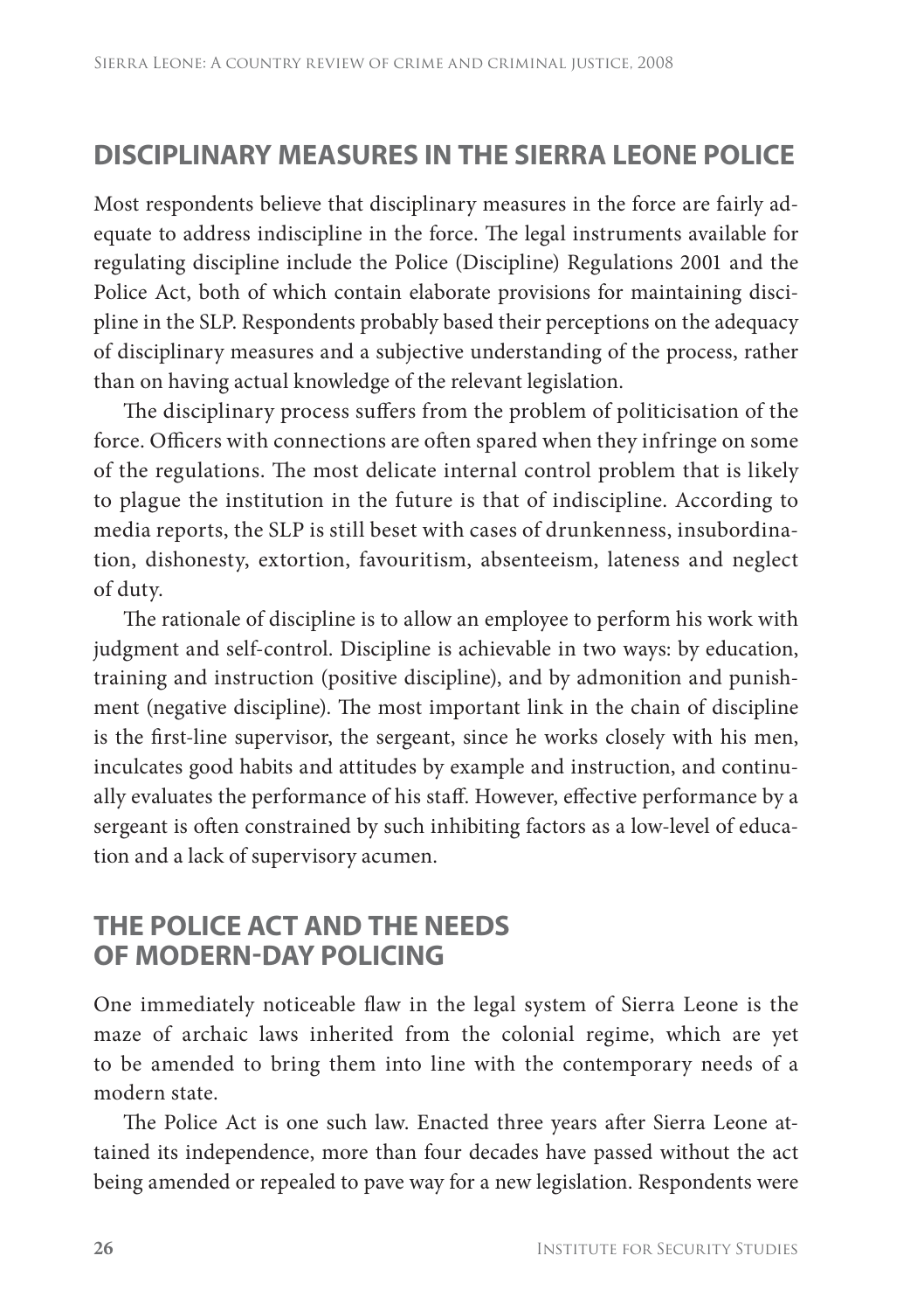## DISCIPLINARY MEASURES IN THE SIERRA LEONE POLICE

Most respondents believe that disciplinary measures in the force are fairly adequate to address indiscipline in the force. The legal instruments available for regulating discipline include the Police (Discipline) Regulations 2001 and the Police Act, both of which contain elaborate provisions for maintaining discipline in the SLP. Respondents probably based their perceptions on the adequacy of disciplinary measures and a subjective understanding of the process, rather than on having actual knowledge of the relevant legislation.

The disciplinary process suffers from the problem of politicisation of the force. Officers with connections are often spared when they infringe on some of the regulations. The most delicate internal control problem that is likely to plague the institution in the future is that of indiscipline. According to media reports, the SLP is still beset with cases of drunkenness, insubordination, dishonesty, extortion, favouritism, absenteeism, lateness and neglect of duty.

The rationale of discipline is to allow an employee to perform his work with judgment and self-control. Discipline is achievable in two ways: by education, training and instruction (positive discipline), and by admonition and punishment (negative discipline). The most important link in the chain of discipline is the first-line supervisor, the sergeant, since he works closely with his men, inculcates good habits and attitudes by example and instruction, and continually evaluates the performance of his staff. However, effective performance by a sergeant is often constrained by such inhibiting factors as a low-level of education and a lack of supervisory acumen.

## THE POLICE ACT AND THE NEEDS OF MODERN-DAY POLICING

One immediately noticeable flaw in the legal system of Sierra Leone is the maze of archaic laws inherited from the colonial regime, which are yet to be amended to bring them into line with the contemporary needs of a modern state.

The Police Act is one such law. Enacted three years after Sierra Leone attained its independence, more than four decades have passed without the act being amended or repealed to pave way for a new legislation. Respondents were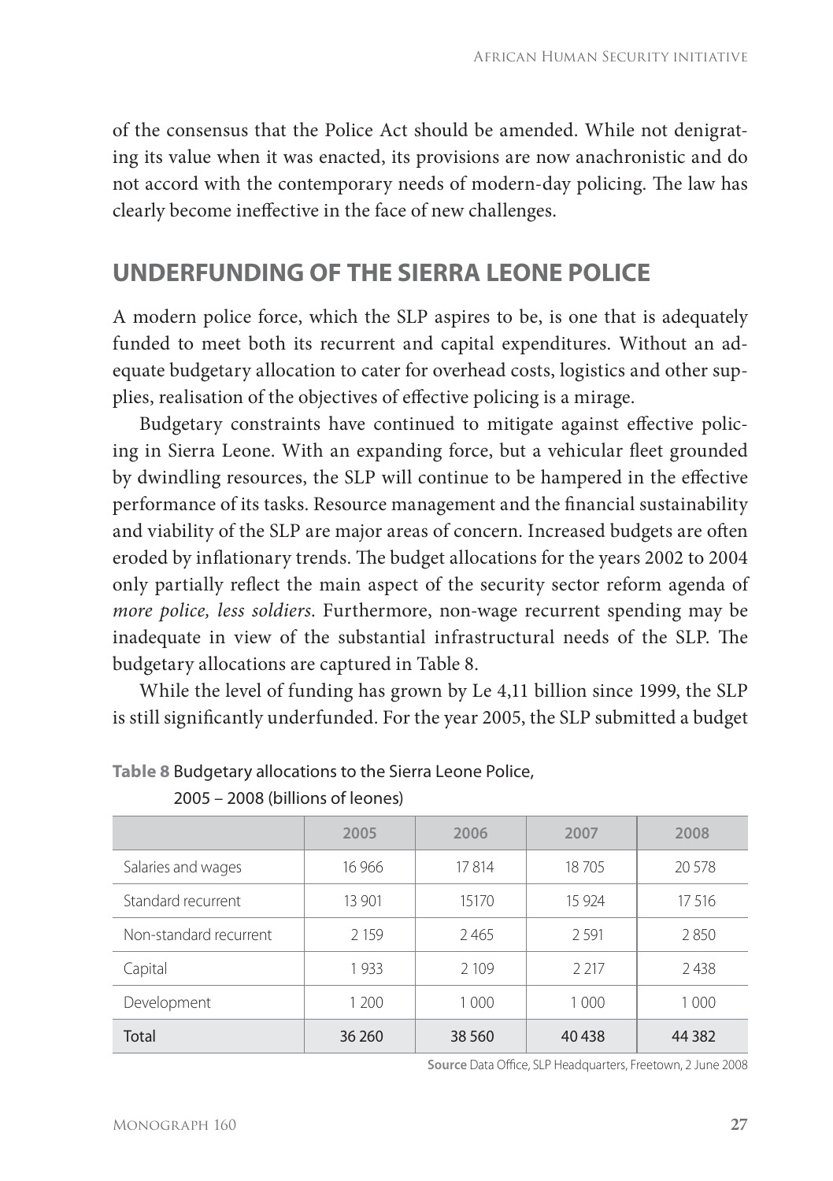of the consensus that the Police Act should be amended. While not denigrating its value when it was enacted, its provisions are now anachronistic and do not accord with the contemporary needs of modern-day policing. The law has clearly become ineffective in the face of new challenges.

## UNDERFUNDING OF THE SIERRA LEONE POLICE

A modern police force, which the SLP aspires to be, is one that is adequately funded to meet both its recurrent and capital expenditures. Without an adequate budgetary allocation to cater for overhead costs, logistics and other supplies, realisation of the objectives of effective policing is a mirage.

Budgetary constraints have continued to mitigate against effective policing in Sierra Leone. With an expanding force, but a vehicular fleet grounded by dwindling resources, the SLP will continue to be hampered in the effective performance of its tasks. Resource management and the financial sustainability and viability of the SLP are major areas of concern. Increased budgets are often eroded by inflationary trends. The budget allocations for the years 2002 to 2004 only partially reflect the main aspect of the security sector reform agenda of *more police, less soldiers*. Furthermore, non-wage recurrent spending may be inadequate in view of the substantial infrastructural needs of the SLP. The budgetary allocations are captured in Table 8.

While the level of funding has grown by Le 4,11 billion since 1999, the SLP is still significantly underfunded. For the year 2005, the SLP submitted a budget

**Table 8** Budgetary allocations to the Sierra Leone Police, 2005 – 2008 (billions of leones)

| | 2005 | 2006 | 2007 | 2008 |
|---|---|---|---|---|
| Salaries and wages | 16 966 | 17 814 | 18 705 | 20 578 |
| Standard recurrent | 13 901 | 15170 | 15 924 | 17 516 |
| Non-standard recurrent | 2 159 | 2 465 | 2 591 | 2 850 |
| Capital | 1 933 | 2 109 | 2 217 | 2 438 |
| Development | 1 200 | 1 000 | 1 000 | 1 000 |
| Total | 36 260 | 38 560 | 40 438 | 44 382 |

**Source** Data Office, SLP Headquarters, Freetown, 2 June 2008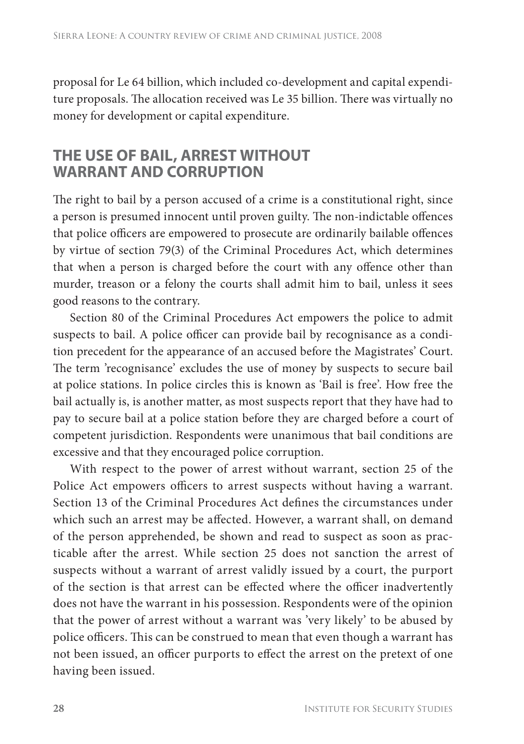proposal for Le 64 billion, which included co-development and capital expenditure proposals. The allocation received was Le 35 billion. There was virtually no money for development or capital expenditure.

## THE USE OF BAIL, ARREST WITHOUT WARRANT AND CORRUPTION

The right to bail by a person accused of a crime is a constitutional right, since a person is presumed innocent until proven guilty. The non-indictable offences that police officers are empowered to prosecute are ordinarily bailable offences by virtue of section 79(3) of the Criminal Procedures Act, which determines that when a person is charged before the court with any offence other than murder, treason or a felony the courts shall admit him to bail, unless it sees good reasons to the contrary.

Section 80 of the Criminal Procedures Act empowers the police to admit suspects to bail. A police officer can provide bail by recognisance as a condition precedent for the appearance of an accused before the Magistrates' Court. The term 'recognisance' excludes the use of money by suspects to secure bail at police stations. In police circles this is known as 'Bail is free'. How free the bail actually is, is another matter, as most suspects report that they have had to pay to secure bail at a police station before they are charged before a court of competent jurisdiction. Respondents were unanimous that bail conditions are excessive and that they encouraged police corruption.

With respect to the power of arrest without warrant, section 25 of the Police Act empowers officers to arrest suspects without having a warrant. Section 13 of the Criminal Procedures Act defines the circumstances under which such an arrest may be affected. However, a warrant shall, on demand of the person apprehended, be shown and read to suspect as soon as practicable after the arrest. While section 25 does not sanction the arrest of suspects without a warrant of arrest validly issued by a court, the purport of the section is that arrest can be effected where the officer inadvertently does not have the warrant in his possession. Respondents were of the opinion that the power of arrest without a warrant was 'very likely' to be abused by police officers. This can be construed to mean that even though a warrant has not been issued, an officer purports to effect the arrest on the pretext of one having been issued.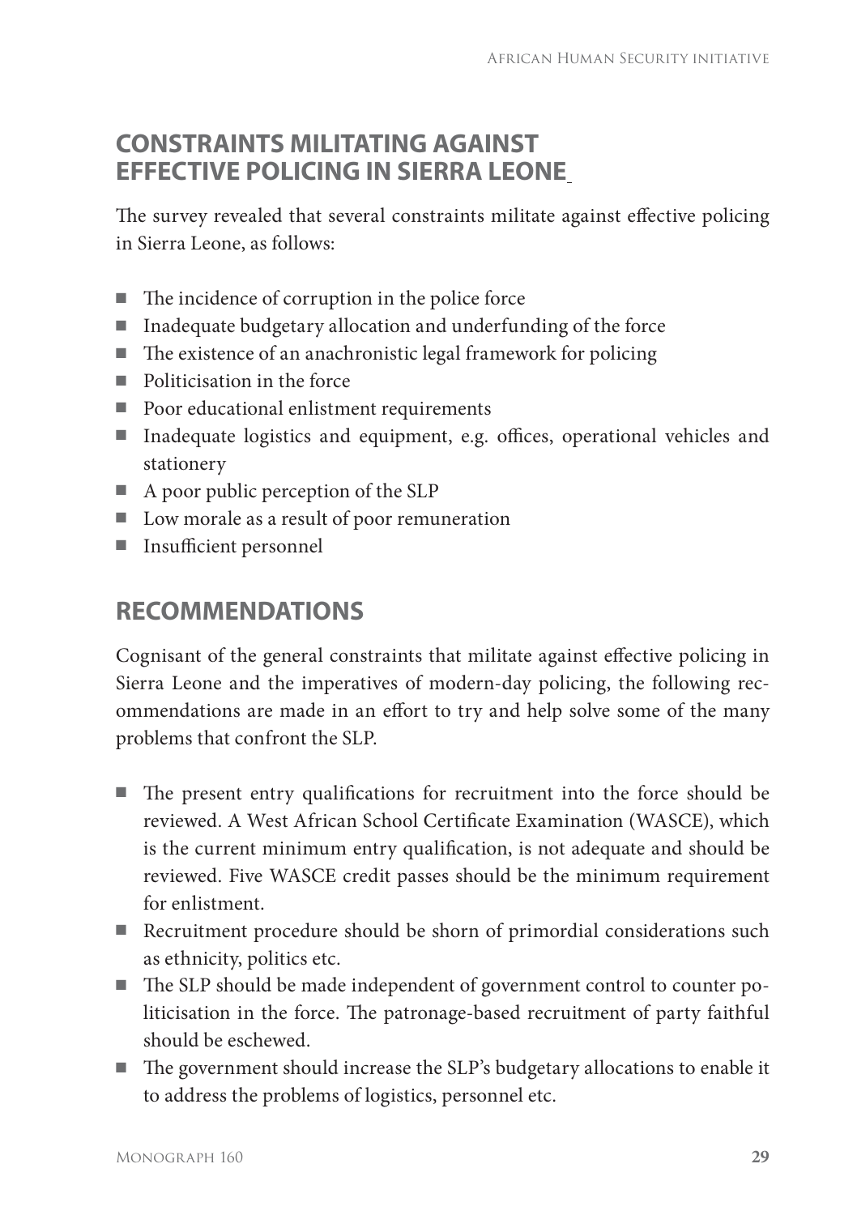## CONSTRAINTS MILITATING AGAINST EFFECTIVE POLICING IN SIERRA LEONE

The survey revealed that several constraints militate against effective policing in Sierra Leone, as follows:

- The incidence of corruption in the police force
- Inadequate budgetary allocation and underfunding of the force
- The existence of an anachronistic legal framework for policing
- Politicisation in the force
- Poor educational enlistment requirements
- Inadequate logistics and equipment, e.g. offices, operational vehicles and stationery
- A poor public perception of the SLP
- Low morale as a result of poor remuneration
- Insufficient personnel

## RECOMMENDATIONS

Cognisant of the general constraints that militate against effective policing in Sierra Leone and the imperatives of modern-day policing, the following recommendations are made in an effort to try and help solve some of the many problems that confront the SLP.

- The present entry qualifications for recruitment into the force should be reviewed. A West African School Certificate Examination (WASCE), which is the current minimum entry qualification, is not adequate and should be reviewed. Five WASCE credit passes should be the minimum requirement for enlistment.
- Recruitment procedure should be shorn of primordial considerations such as ethnicity, politics etc.
- The SLP should be made independent of government control to counter politicisation in the force. The patronage-based recruitment of party faithful should be eschewed.
- The government should increase the SLP's budgetary allocations to enable it to address the problems of logistics, personnel etc.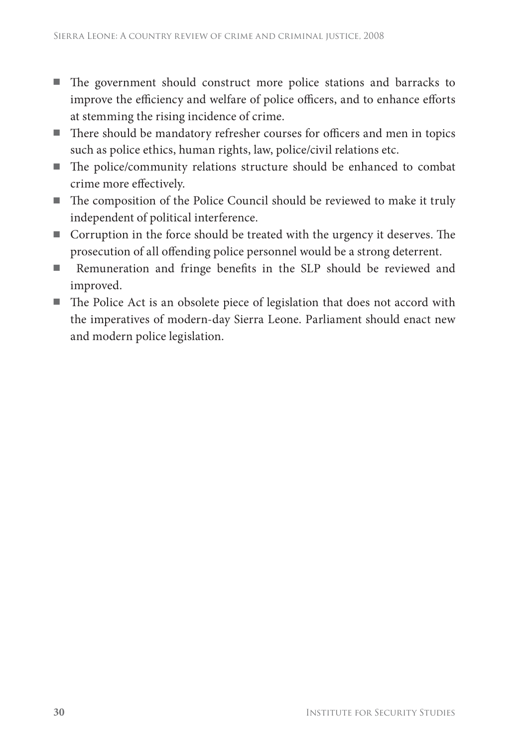- The government should construct more police stations and barracks to improve the efficiency and welfare of police officers, and to enhance efforts at stemming the rising incidence of crime.
- There should be mandatory refresher courses for officers and men in topics such as police ethics, human rights, law, police/civil relations etc.
- The police/community relations structure should be enhanced to combat crime more effectively.
- The composition of the Police Council should be reviewed to make it truly independent of political interference.
- Corruption in the force should be treated with the urgency it deserves. The prosecution of all offending police personnel would be a strong deterrent.
- Remuneration and fringe benefits in the SLP should be reviewed and improved.
- The Police Act is an obsolete piece of legislation that does not accord with the imperatives of modern-day Sierra Leone. Parliament should enact new and modern police legislation.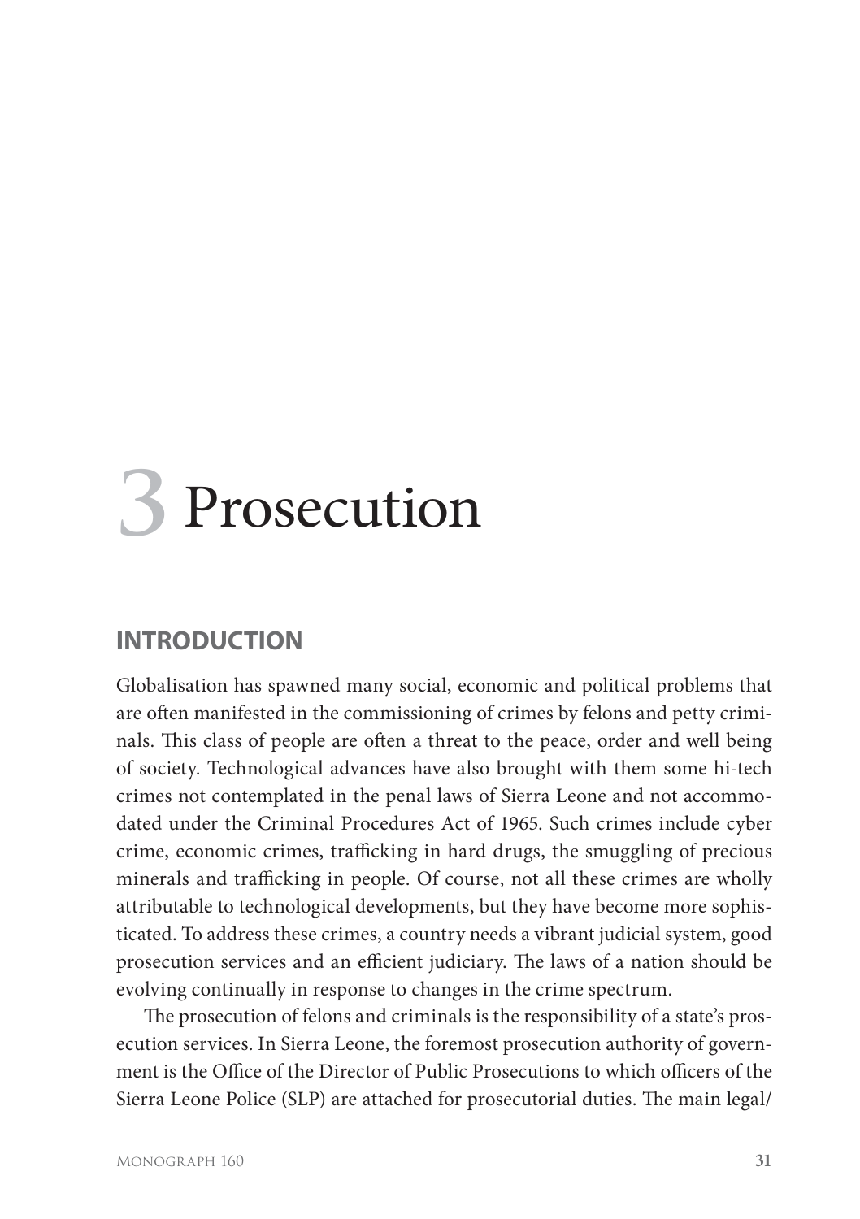# 3 Prosecution

## INTRODUCTION

Globalisation has spawned many social, economic and political problems that are often manifested in the commissioning of crimes by felons and petty criminals. This class of people are often a threat to the peace, order and well being of society. Technological advances have also brought with them some hi-tech crimes not contemplated in the penal laws of Sierra Leone and not accommodated under the Criminal Procedures Act of 1965. Such crimes include cyber crime, economic crimes, trafficking in hard drugs, the smuggling of precious minerals and trafficking in people. Of course, not all these crimes are wholly attributable to technological developments, but they have become more sophisticated. To address these crimes, a country needs a vibrant judicial system, good prosecution services and an efficient judiciary. The laws of a nation should be evolving continually in response to changes in the crime spectrum.

The prosecution of felons and criminals is the responsibility of a state's prosecution services. In Sierra Leone, the foremost prosecution authority of government is the Office of the Director of Public Prosecutions to which officers of the Sierra Leone Police (SLP) are attached for prosecutorial duties. The main legal/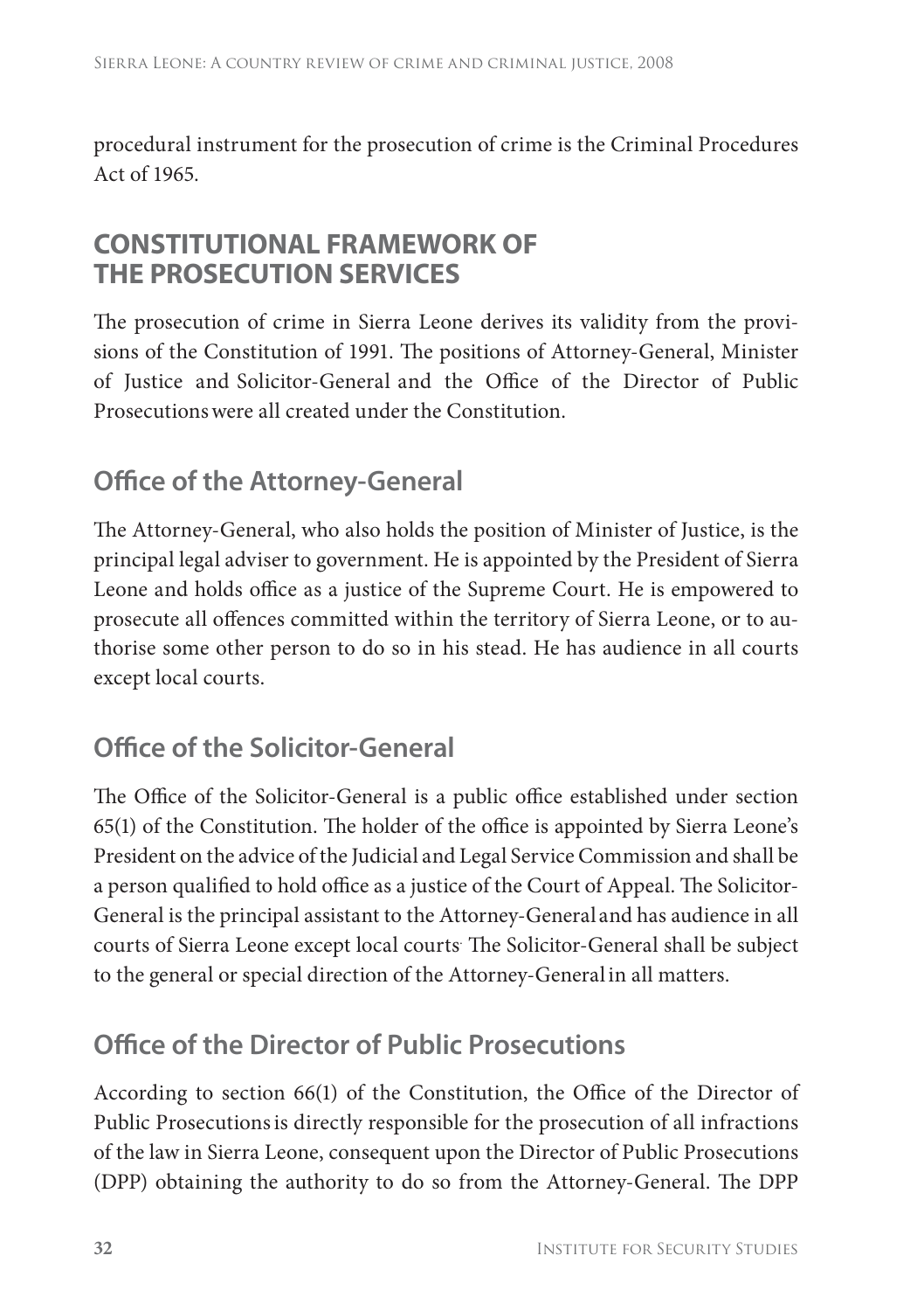procedural instrument for the prosecution of crime is the Criminal Procedures Act of 1965.

## CONSTITUTIONAL FRAMEWORK OF THE PROSECUTION SERVICES

The prosecution of crime in Sierra Leone derives its validity from the provisions of the Constitution of 1991. The positions of Attorney-General, Minister of Justice and Solicitor-General and the Office of the Director of Public Prosecutions were all created under the Constitution.

### Office of the Attorney-General

The Attorney-General, who also holds the position of Minister of Justice, is the principal legal adviser to government. He is appointed by the President of Sierra Leone and holds office as a justice of the Supreme Court. He is empowered to prosecute all offences committed within the territory of Sierra Leone, or to authorise some other person to do so in his stead. He has audience in all courts except local courts.

### Office of the Solicitor-General

The Office of the Solicitor-General is a public office established under section 65(1) of the Constitution. The holder of the office is appointed by Sierra Leone's President on the advice of the Judicial and Legal Service Commission and shall be a person qualified to hold office as a justice of the Court of Appeal. The Solicitor-General is the principal assistant to the Attorney-General and has audience in all courts of Sierra Leone except local courts. The Solicitor-General shall be subject to the general or special direction of the Attorney-General in all matters.

### Office of the Director of Public Prosecutions

According to section 66(1) of the Constitution, the Office of the Director of Public Prosecutions is directly responsible for the prosecution of all infractions of the law in Sierra Leone, consequent upon the Director of Public Prosecutions (DPP) obtaining the authority to do so from the Attorney-General. The DPP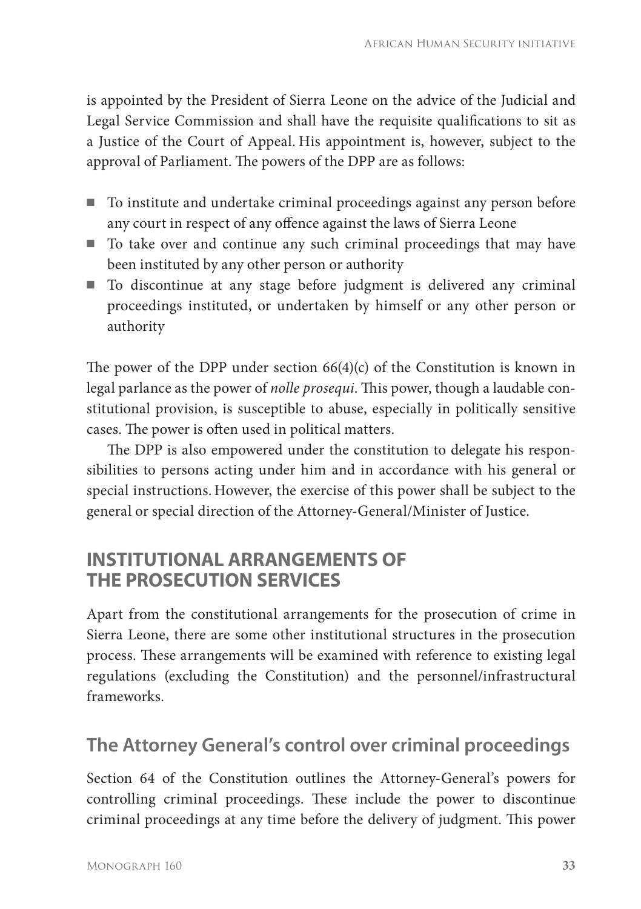is appointed by the President of Sierra Leone on the advice of the Judicial and Legal Service Commission and shall have the requisite qualifications to sit as a Justice of the Court of Appeal. His appointment is, however, subject to the approval of Parliament. The powers of the DPP are as follows:

- To institute and undertake criminal proceedings against any person before any court in respect of any offence against the laws of Sierra Leone
- To take over and continue any such criminal proceedings that may have been instituted by any other person or authority
- To discontinue at any stage before judgment is delivered any criminal proceedings instituted, or undertaken by himself or any other person or authority

The power of the DPP under section 66(4)(c) of the Constitution is known in legal parlance as the power of *nolle prosequi*. This power, though a laudable constitutional provision, is susceptible to abuse, especially in politically sensitive cases. The power is often used in political matters.

The DPP is also empowered under the constitution to delegate his responsibilities to persons acting under him and in accordance with his general or special instructions. However, the exercise of this power shall be subject to the general or special direction of the Attorney-General/Minister of Justice.

## INSTITUTIONAL ARRANGEMENTS OF THE PROSECUTION SERVICES

Apart from the constitutional arrangements for the prosecution of crime in Sierra Leone, there are some other institutional structures in the prosecution process. These arrangements will be examined with reference to existing legal regulations (excluding the Constitution) and the personnel/infrastructural frameworks.

### The Attorney General's control over criminal proceedings

Section 64 of the Constitution outlines the Attorney-General's powers for controlling criminal proceedings. These include the power to discontinue criminal proceedings at any time before the delivery of judgment. This power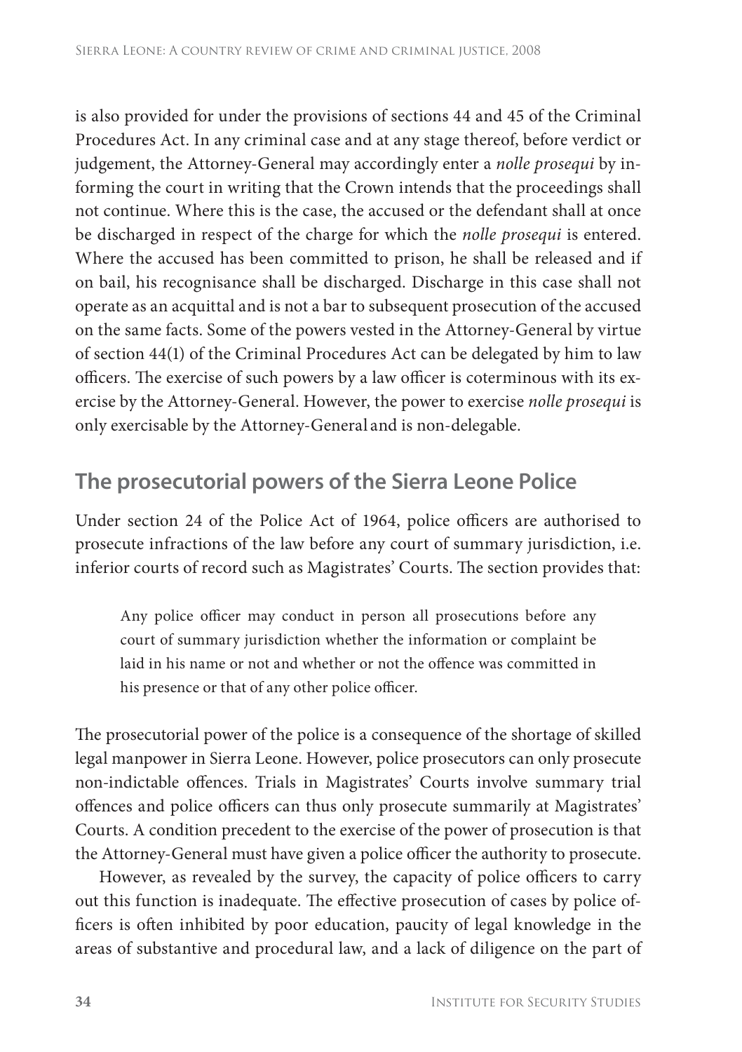is also provided for under the provisions of sections 44 and 45 of the Criminal Procedures Act. In any criminal case and at any stage thereof, before verdict or judgement, the Attorney-General may accordingly enter a *nolle prosequi* by informing the court in writing that the Crown intends that the proceedings shall not continue. Where this is the case, the accused or the defendant shall at once be discharged in respect of the charge for which the *nolle prosequi* is entered. Where the accused has been committed to prison, he shall be released and if on bail, his recognisance shall be discharged. Discharge in this case shall not operate as an acquittal and is not a bar to subsequent prosecution of the accused on the same facts. Some of the powers vested in the Attorney-General by virtue of section 44(1) of the Criminal Procedures Act can be delegated by him to law officers. The exercise of such powers by a law officer is coterminous with its exercise by the Attorney-General. However, the power to exercise *nolle prosequi* is only exercisable by the Attorney-General and is non-delegable.

## The prosecutorial powers of the Sierra Leone Police

Under section 24 of the Police Act of 1964, police officers are authorised to prosecute infractions of the law before any court of summary jurisdiction, i.e. inferior courts of record such as Magistrates' Courts. The section provides that:

> Any police officer may conduct in person all prosecutions before any court of summary jurisdiction whether the information or complaint be laid in his name or not and whether or not the offence was committed in his presence or that of any other police officer.

The prosecutorial power of the police is a consequence of the shortage of skilled legal manpower in Sierra Leone. However, police prosecutors can only prosecute non-indictable offences. Trials in Magistrates' Courts involve summary trial offences and police officers can thus only prosecute summarily at Magistrates' Courts. A condition precedent to the exercise of the power of prosecution is that the Attorney-General must have given a police officer the authority to prosecute.

However, as revealed by the survey, the capacity of police officers to carry out this function is inadequate. The effective prosecution of cases by police officers is often inhibited by poor education, paucity of legal knowledge in the areas of substantive and procedural law, and a lack of diligence on the part of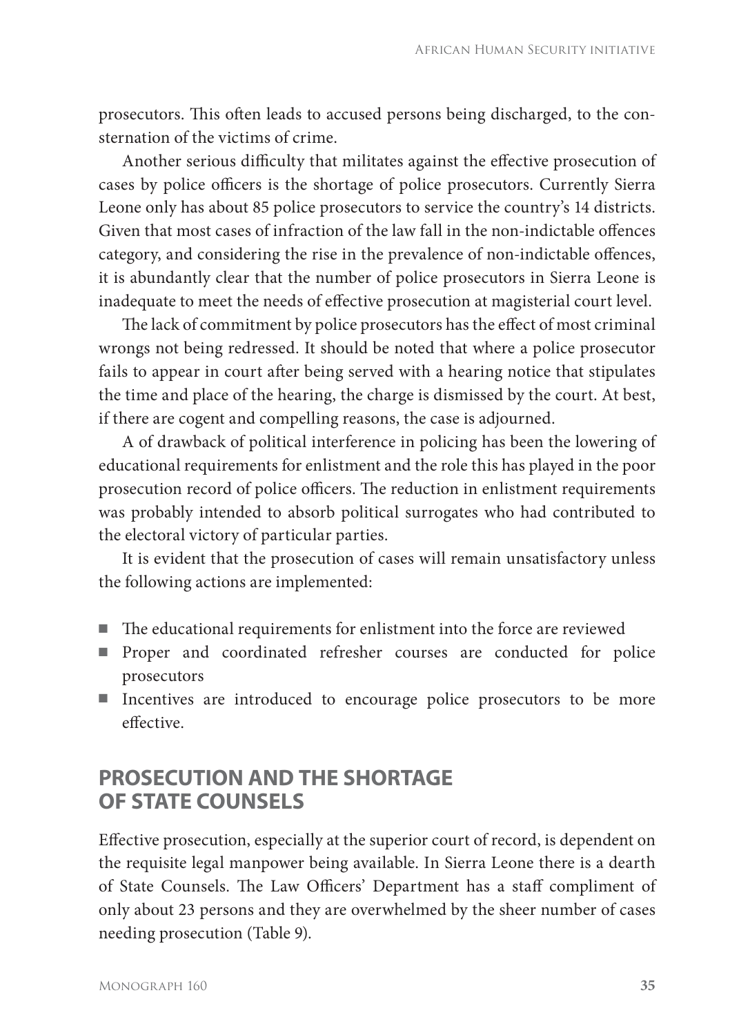prosecutors. This often leads to accused persons being discharged, to the consternation of the victims of crime.

Another serious difficulty that militates against the effective prosecution of cases by police officers is the shortage of police prosecutors. Currently Sierra Leone only has about 85 police prosecutors to service the country's 14 districts. Given that most cases of infraction of the law fall in the non-indictable offences category, and considering the rise in the prevalence of non-indictable offences, it is abundantly clear that the number of police prosecutors in Sierra Leone is inadequate to meet the needs of effective prosecution at magisterial court level.

The lack of commitment by police prosecutors has the effect of most criminal wrongs not being redressed. It should be noted that where a police prosecutor fails to appear in court after being served with a hearing notice that stipulates the time and place of the hearing, the charge is dismissed by the court. At best, if there are cogent and compelling reasons, the case is adjourned.

A of drawback of political interference in policing has been the lowering of educational requirements for enlistment and the role this has played in the poor prosecution record of police officers. The reduction in enlistment requirements was probably intended to absorb political surrogates who had contributed to the electoral victory of particular parties.

It is evident that the prosecution of cases will remain unsatisfactory unless the following actions are implemented:

- The educational requirements for enlistment into the force are reviewed
- Proper and coordinated refresher courses are conducted for police prosecutors
- Incentives are introduced to encourage police prosecutors to be more effective.

## PROSECUTION AND THE SHORTAGE OF STATE COUNSELS

Effective prosecution, especially at the superior court of record, is dependent on the requisite legal manpower being available. In Sierra Leone there is a dearth of State Counsels. The Law Officers' Department has a staff compliment of only about 23 persons and they are overwhelmed by the sheer number of cases needing prosecution (Table 9).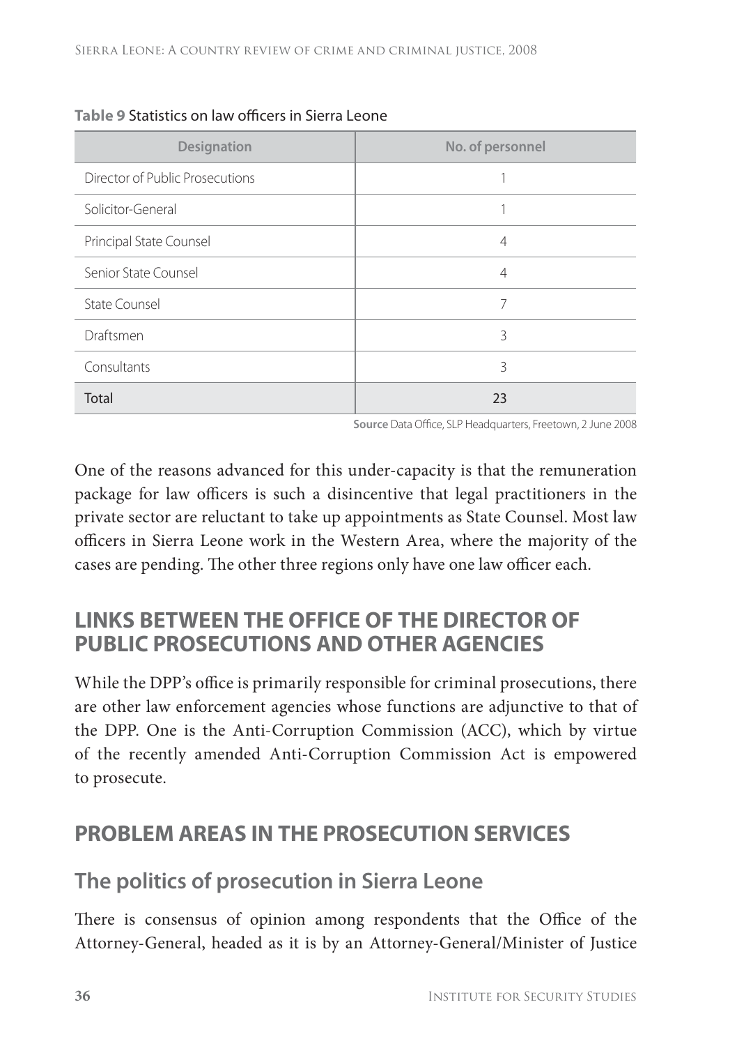**Table 9** Statistics on law officers in Sierra Leone

| Designation | No. of personnel |
|---|---|
| Director of Public Prosecutions | 1 |
| Solicitor-General | 1 |
| Principal State Counsel | 4 |
| Senior State Counsel | 4 |
| State Counsel | 7 |
| Draftsmen | 3 |
| Consultants | 3 |
| Total | 23 |

**Source** Data Office, SLP Headquarters, Freetown, 2 June 2008

One of the reasons advanced for this under-capacity is that the remuneration package for law officers is such a disincentive that legal practitioners in the private sector are reluctant to take up appointments as State Counsel. Most law officers in Sierra Leone work in the Western Area, where the majority of the cases are pending. The other three regions only have one law officer each.

## LINKS BETWEEN THE OFFICE OF THE DIRECTOR OF PUBLIC PROSECUTIONS AND OTHER AGENCIES

While the DPP's office is primarily responsible for criminal prosecutions, there are other law enforcement agencies whose functions are adjunctive to that of the DPP. One is the Anti-Corruption Commission (ACC), which by virtue of the recently amended Anti-Corruption Commission Act is empowered to prosecute.

## PROBLEM AREAS IN THE PROSECUTION SERVICES

### The politics of prosecution in Sierra Leone

There is consensus of opinion among respondents that the Office of the Attorney-General, headed as it is by an Attorney-General/Minister of Justice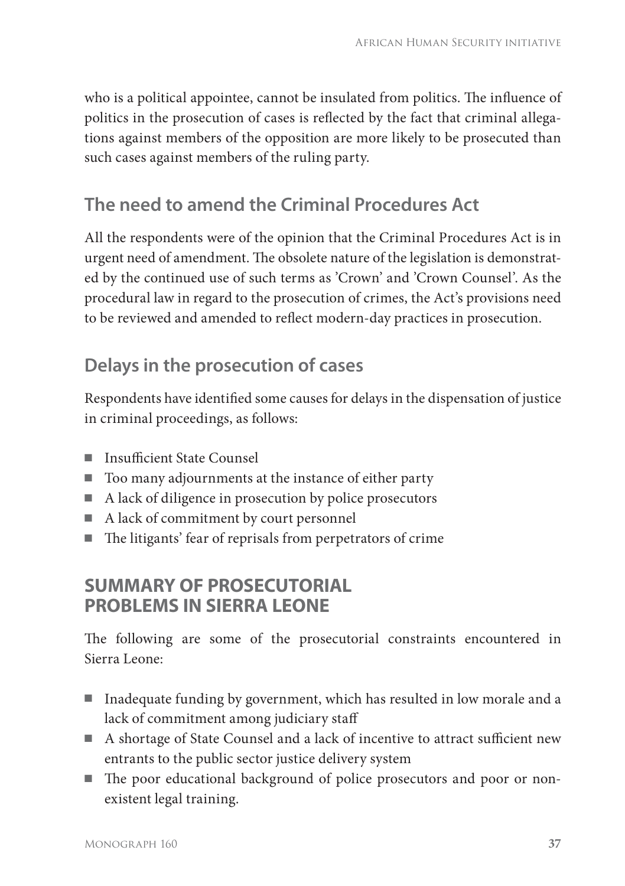who is a political appointee, cannot be insulated from politics. The influence of politics in the prosecution of cases is reflected by the fact that criminal allegations against members of the opposition are more likely to be prosecuted than such cases against members of the ruling party.

## The need to amend the Criminal Procedures Act

All the respondents were of the opinion that the Criminal Procedures Act is in urgent need of amendment. The obsolete nature of the legislation is demonstrated by the continued use of such terms as 'Crown' and 'Crown Counsel'. As the procedural law in regard to the prosecution of crimes, the Act's provisions need to be reviewed and amended to reflect modern-day practices in prosecution.

## Delays in the prosecution of cases

Respondents have identified some causes for delays in the dispensation of justice in criminal proceedings, as follows:

- Insufficient State Counsel
- Too many adjournments at the instance of either party
- A lack of diligence in prosecution by police prosecutors
- A lack of commitment by court personnel
- The litigants' fear of reprisals from perpetrators of crime

## SUMMARY OF PROSECUTORIAL PROBLEMS IN SIERRA LEONE

The following are some of the prosecutorial constraints encountered in Sierra Leone:

- Inadequate funding by government, which has resulted in low morale and a lack of commitment among judiciary staff
- A shortage of State Counsel and a lack of incentive to attract sufficient new entrants to the public sector justice delivery system
- The poor educational background of police prosecutors and poor or non-existent legal training.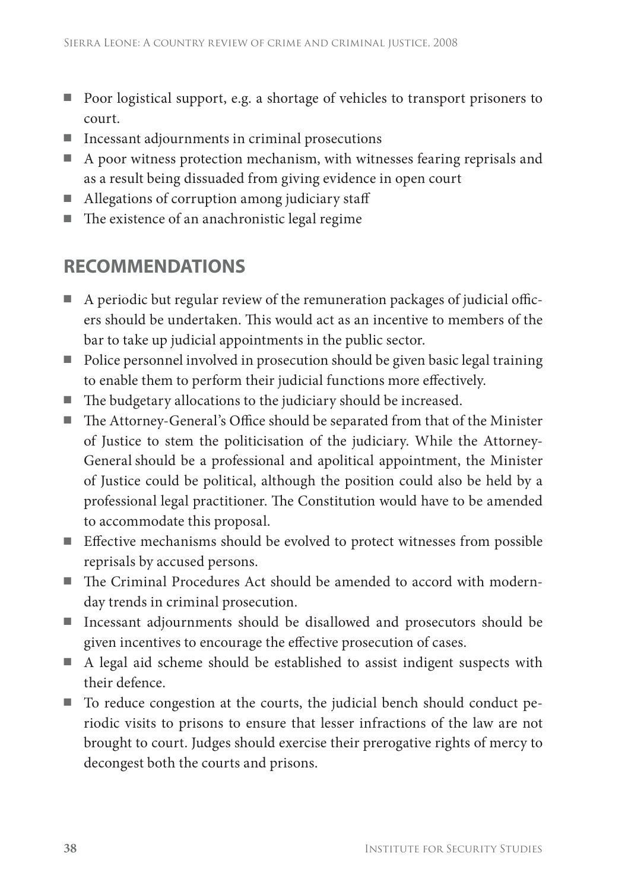- Poor logistical support, e.g. a shortage of vehicles to transport prisoners to court.
- Incessant adjournments in criminal prosecutions
- A poor witness protection mechanism, with witnesses fearing reprisals and as a result being dissuaded from giving evidence in open court
- Allegations of corruption among judiciary staff
- The existence of an anachronistic legal regime

## RECOMMENDATIONS

- A periodic but regular review of the remuneration packages of judicial officers should be undertaken. This would act as an incentive to members of the bar to take up judicial appointments in the public sector.
- Police personnel involved in prosecution should be given basic legal training to enable them to perform their judicial functions more effectively.
- The budgetary allocations to the judiciary should be increased.
- The Attorney-General's Office should be separated from that of the Minister of Justice to stem the politicisation of the judiciary. While the Attorney-General should be a professional and apolitical appointment, the Minister of Justice could be political, although the position could also be held by a professional legal practitioner. The Constitution would have to be amended to accommodate this proposal.
- Effective mechanisms should be evolved to protect witnesses from possible reprisals by accused persons.
- The Criminal Procedures Act should be amended to accord with modern-day trends in criminal prosecution.
- Incessant adjournments should be disallowed and prosecutors should be given incentives to encourage the effective prosecution of cases.
- A legal aid scheme should be established to assist indigent suspects with their defence.
- To reduce congestion at the courts, the judicial bench should conduct periodic visits to prisons to ensure that lesser infractions of the law are not brought to court. Judges should exercise their prerogative rights of mercy to decongest both the courts and prisons.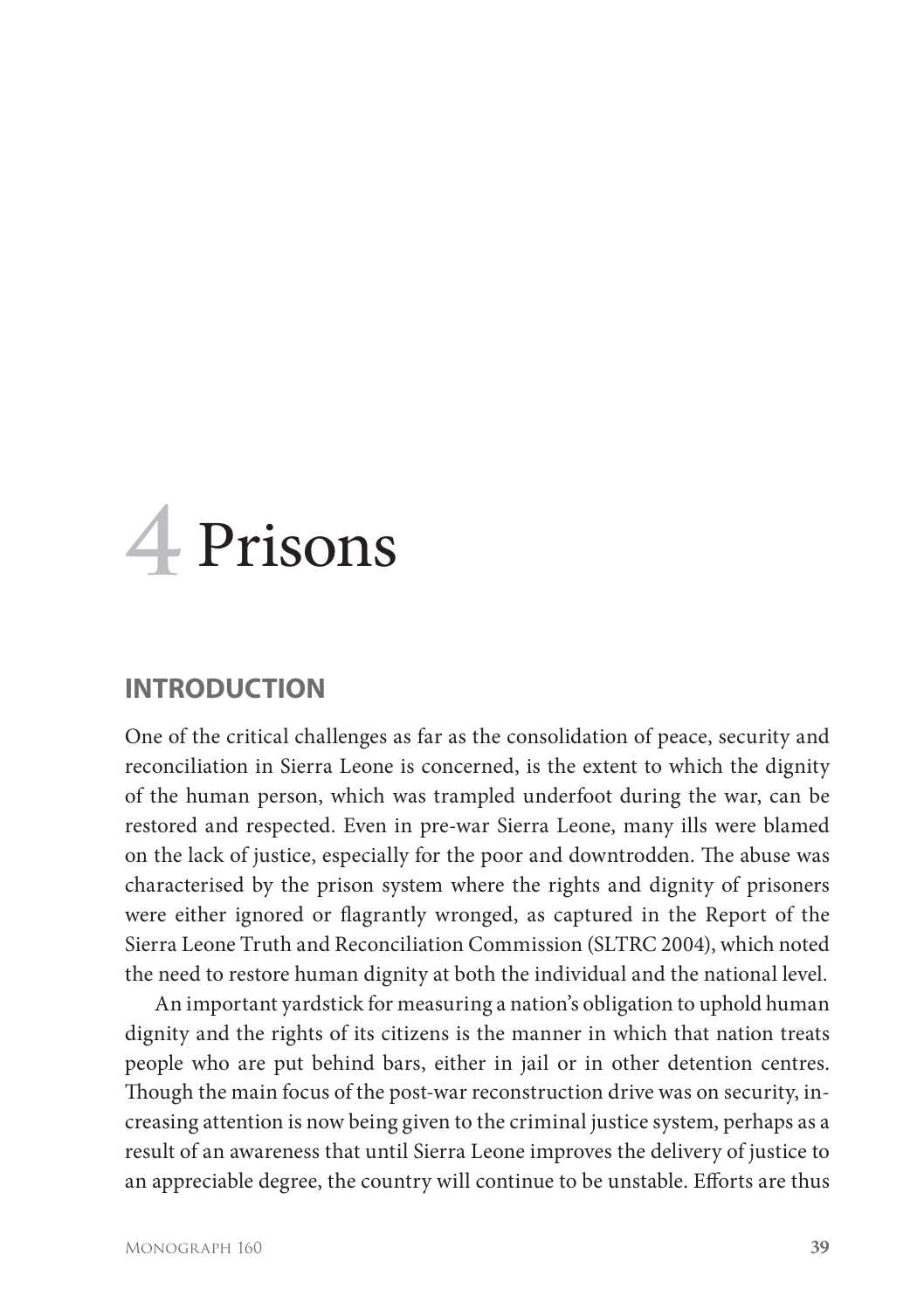# 4 Prisons

## INTRODUCTION

One of the critical challenges as far as the consolidation of peace, security and reconciliation in Sierra Leone is concerned, is the extent to which the dignity of the human person, which was trampled underfoot during the war, can be restored and respected. Even in pre-war Sierra Leone, many ills were blamed on the lack of justice, especially for the poor and downtrodden. The abuse was characterised by the prison system where the rights and dignity of prisoners were either ignored or flagrantly wronged, as captured in the Report of the Sierra Leone Truth and Reconciliation Commission (SLTRC 2004), which noted the need to restore human dignity at both the individual and the national level.

An important yardstick for measuring a nation's obligation to uphold human dignity and the rights of its citizens is the manner in which that nation treats people who are put behind bars, either in jail or in other detention centres. Though the main focus of the post-war reconstruction drive was on security, increasing attention is now being given to the criminal justice system, perhaps as a result of an awareness that until Sierra Leone improves the delivery of justice to an appreciable degree, the country will continue to be unstable. Efforts are thus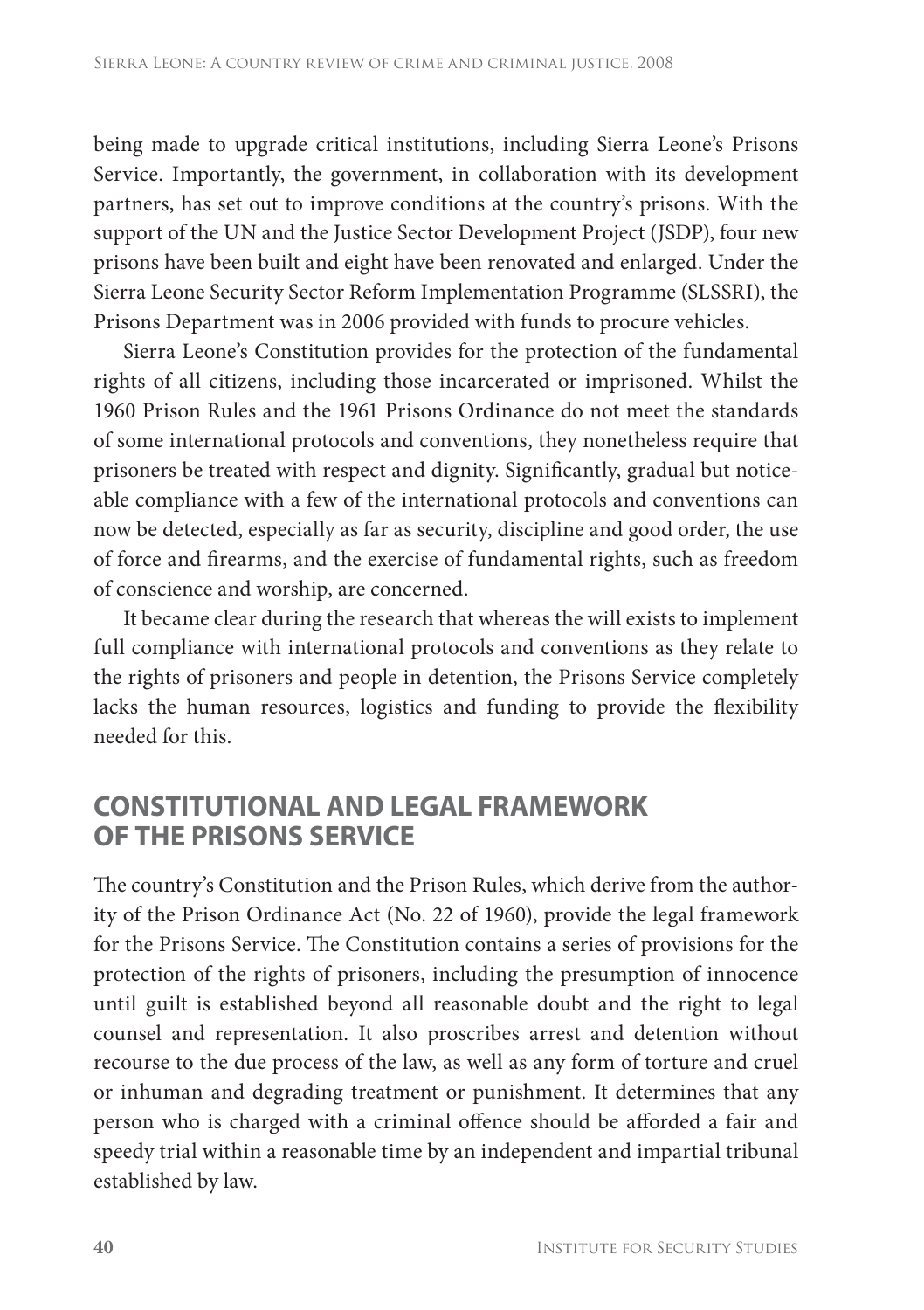being made to upgrade critical institutions, including Sierra Leone's Prisons Service. Importantly, the government, in collaboration with its development partners, has set out to improve conditions at the country's prisons. With the support of the UN and the Justice Sector Development Project (JSDP), four new prisons have been built and eight have been renovated and enlarged. Under the Sierra Leone Security Sector Reform Implementation Programme (SLSSRI), the Prisons Department was in 2006 provided with funds to procure vehicles.

Sierra Leone's Constitution provides for the protection of the fundamental rights of all citizens, including those incarcerated or imprisoned. Whilst the 1960 Prison Rules and the 1961 Prisons Ordinance do not meet the standards of some international protocols and conventions, they nonetheless require that prisoners be treated with respect and dignity. Significantly, gradual but noticeable compliance with a few of the international protocols and conventions can now be detected, especially as far as security, discipline and good order, the use of force and firearms, and the exercise of fundamental rights, such as freedom of conscience and worship, are concerned.

It became clear during the research that whereas the will exists to implement full compliance with international protocols and conventions as they relate to the rights of prisoners and people in detention, the Prisons Service completely lacks the human resources, logistics and funding to provide the flexibility needed for this.

## CONSTITUTIONAL AND LEGAL FRAMEWORK OF THE PRISONS SERVICE

The country's Constitution and the Prison Rules, which derive from the authority of the Prison Ordinance Act (No. 22 of 1960), provide the legal framework for the Prisons Service. The Constitution contains a series of provisions for the protection of the rights of prisoners, including the presumption of innocence until guilt is established beyond all reasonable doubt and the right to legal counsel and representation. It also proscribes arrest and detention without recourse to the due process of the law, as well as any form of torture and cruel or inhuman and degrading treatment or punishment. It determines that any person who is charged with a criminal offence should be afforded a fair and speedy trial within a reasonable time by an independent and impartial tribunal established by law.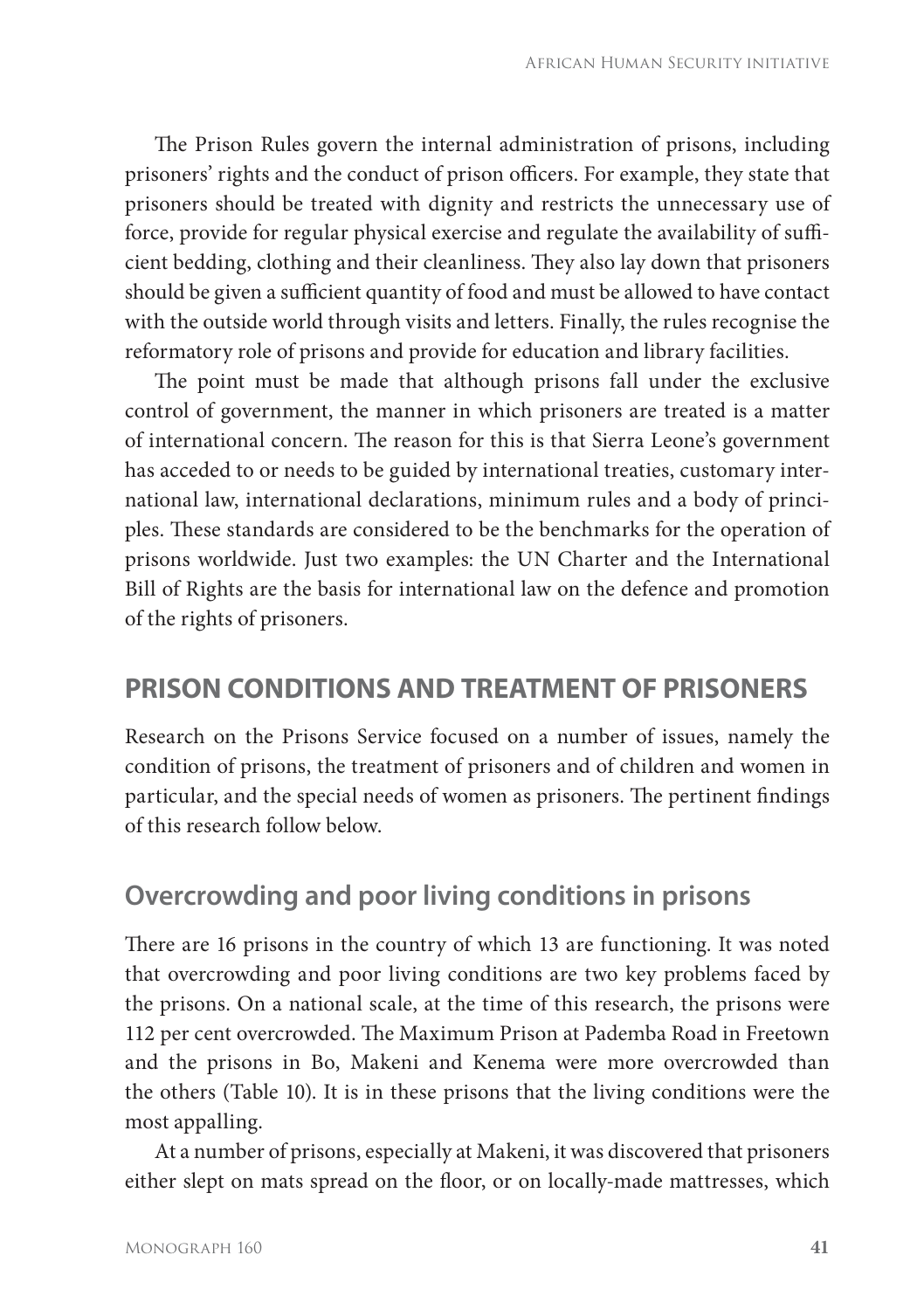The Prison Rules govern the internal administration of prisons, including prisoners' rights and the conduct of prison officers. For example, they state that prisoners should be treated with dignity and restricts the unnecessary use of force, provide for regular physical exercise and regulate the availability of sufficient bedding, clothing and their cleanliness. They also lay down that prisoners should be given a sufficient quantity of food and must be allowed to have contact with the outside world through visits and letters. Finally, the rules recognise the reformatory role of prisons and provide for education and library facilities.

The point must be made that although prisons fall under the exclusive control of government, the manner in which prisoners are treated is a matter of international concern. The reason for this is that Sierra Leone's government has acceded to or needs to be guided by international treaties, customary international law, international declarations, minimum rules and a body of principles. These standards are considered to be the benchmarks for the operation of prisons worldwide. Just two examples: the UN Charter and the International Bill of Rights are the basis for international law on the defence and promotion of the rights of prisoners.

## PRISON CONDITIONS AND TREATMENT OF PRISONERS

Research on the Prisons Service focused on a number of issues, namely the condition of prisons, the treatment of prisoners and of children and women in particular, and the special needs of women as prisoners. The pertinent findings of this research follow below.

### Overcrowding and poor living conditions in prisons

There are 16 prisons in the country of which 13 are functioning. It was noted that overcrowding and poor living conditions are two key problems faced by the prisons. On a national scale, at the time of this research, the prisons were 112 per cent overcrowded. The Maximum Prison at Pademba Road in Freetown and the prisons in Bo, Makeni and Kenema were more overcrowded than the others (Table 10). It is in these prisons that the living conditions were the most appalling.

At a number of prisons, especially at Makeni, it was discovered that prisoners either slept on mats spread on the floor, or on locally-made mattresses, which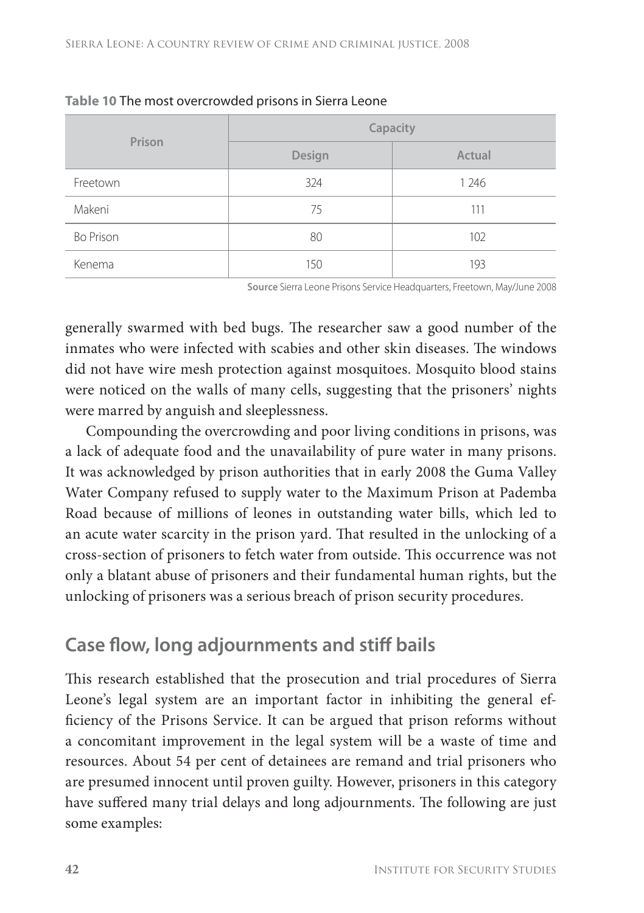**Table 10** The most overcrowded prisons in Sierra Leone

| Prison | Capacity | |
|---|---|---|
| | Design | Actual |
| Freetown | 324 | 1 246 |
| Makeni | 75 | 111 |
| Bo Prison | 80 | 102 |
| Kenema | 150 | 193 |

**Source** Sierra Leone Prisons Service Headquarters, Freetown, May/June 2008

generally swarmed with bed bugs. The researcher saw a good number of the inmates who were infected with scabies and other skin diseases. The windows did not have wire mesh protection against mosquitoes. Mosquito blood stains were noticed on the walls of many cells, suggesting that the prisoners' nights were marred by anguish and sleeplessness.

Compounding the overcrowding and poor living conditions in prisons, was a lack of adequate food and the unavailability of pure water in many prisons. It was acknowledged by prison authorities that in early 2008 the Guma Valley Water Company refused to supply water to the Maximum Prison at Pademba Road because of millions of leones in outstanding water bills, which led to an acute water scarcity in the prison yard. That resulted in the unlocking of a cross-section of prisoners to fetch water from outside. This occurrence was not only a blatant abuse of prisoners and their fundamental human rights, but the unlocking of prisoners was a serious breach of prison security procedures.

## Case flow, long adjournments and stiff bails

This research established that the prosecution and trial procedures of Sierra Leone's legal system are an important factor in inhibiting the general efficiency of the Prisons Service. It can be argued that prison reforms without a concomitant improvement in the legal system will be a waste of time and resources. About 54 per cent of detainees are remand and trial prisoners who are presumed innocent until proven guilty. However, prisoners in this category have suffered many trial delays and long adjournments. The following are just some examples: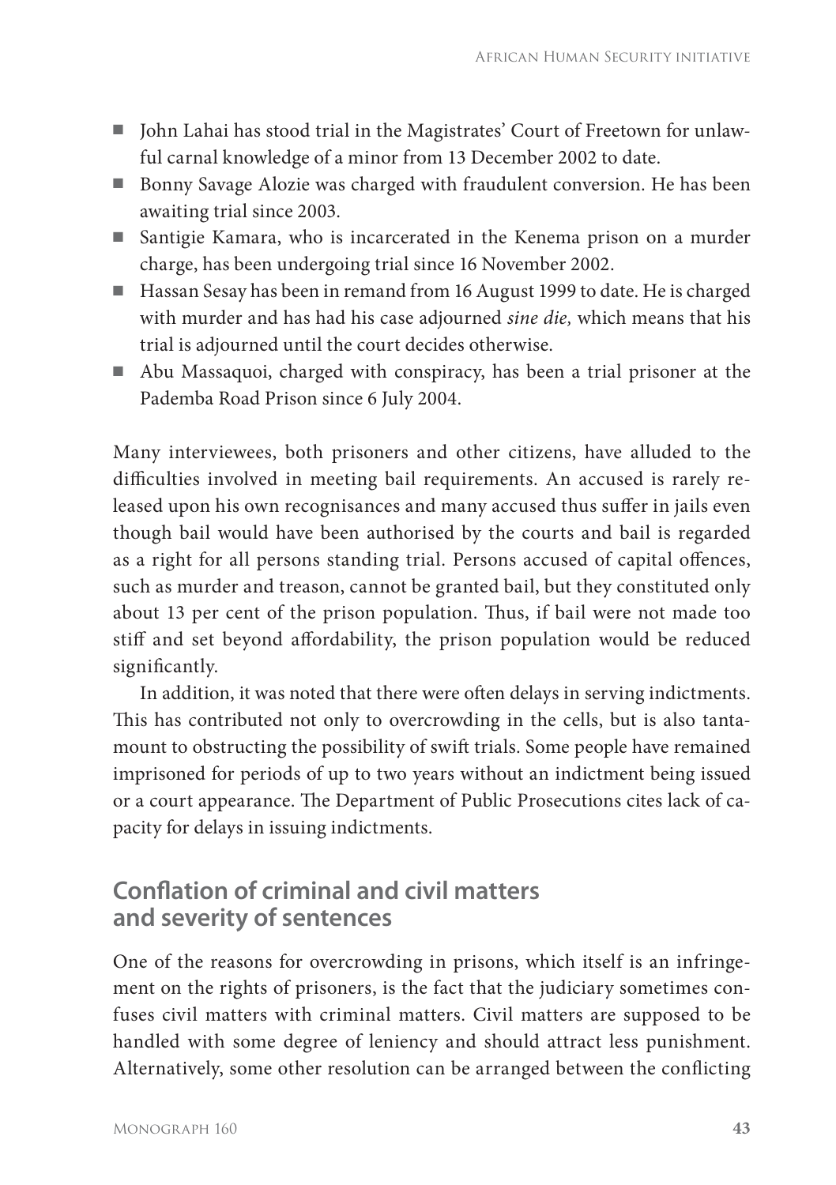- John Lahai has stood trial in the Magistrates' Court of Freetown for unlawful carnal knowledge of a minor from 13 December 2002 to date.
- Bonny Savage Alozie was charged with fraudulent conversion. He has been awaiting trial since 2003.
- Santigie Kamara, who is incarcerated in the Kenema prison on a murder charge, has been undergoing trial since 16 November 2002.
- Hassan Sesay has been in remand from 16 August 1999 to date. He is charged with murder and has had his case adjourned *sine die,* which means that his trial is adjourned until the court decides otherwise.
- Abu Massaquoi, charged with conspiracy, has been a trial prisoner at the Pademba Road Prison since 6 July 2004.

Many interviewees, both prisoners and other citizens, have alluded to the difficulties involved in meeting bail requirements. An accused is rarely released upon his own recognisances and many accused thus suffer in jails even though bail would have been authorised by the courts and bail is regarded as a right for all persons standing trial. Persons accused of capital offences, such as murder and treason, cannot be granted bail, but they constituted only about 13 per cent of the prison population. Thus, if bail were not made too stiff and set beyond affordability, the prison population would be reduced significantly.

In addition, it was noted that there were often delays in serving indictments. This has contributed not only to overcrowding in the cells, but is also tantamount to obstructing the possibility of swift trials. Some people have remained imprisoned for periods of up to two years without an indictment being issued or a court appearance. The Department of Public Prosecutions cites lack of capacity for delays in issuing indictments.

## Conflation of criminal and civil matters and severity of sentences

One of the reasons for overcrowding in prisons, which itself is an infringement on the rights of prisoners, is the fact that the judiciary sometimes confuses civil matters with criminal matters. Civil matters are supposed to be handled with some degree of leniency and should attract less punishment. Alternatively, some other resolution can be arranged between the conflicting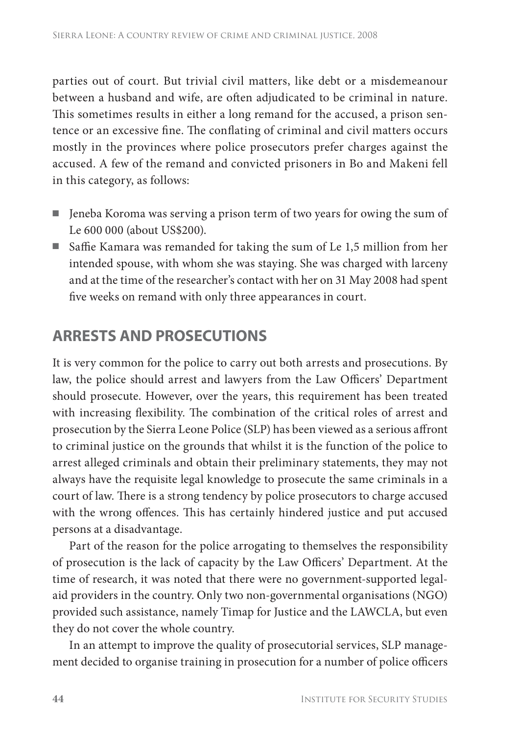parties out of court. But trivial civil matters, like debt or a misdemeanour between a husband and wife, are often adjudicated to be criminal in nature. This sometimes results in either a long remand for the accused, a prison sentence or an excessive fine. The conflating of criminal and civil matters occurs mostly in the provinces where police prosecutors prefer charges against the accused. A few of the remand and convicted prisoners in Bo and Makeni fell in this category, as follows:

- Jeneba Koroma was serving a prison term of two years for owing the sum of Le 600 000 (about US$200).
- Saffie Kamara was remanded for taking the sum of Le 1,5 million from her intended spouse, with whom she was staying. She was charged with larceny and at the time of the researcher's contact with her on 31 May 2008 had spent five weeks on remand with only three appearances in court.

## ARRESTS AND PROSECUTIONS

It is very common for the police to carry out both arrests and prosecutions. By law, the police should arrest and lawyers from the Law Officers' Department should prosecute. However, over the years, this requirement has been treated with increasing flexibility. The combination of the critical roles of arrest and prosecution by the Sierra Leone Police (SLP) has been viewed as a serious affront to criminal justice on the grounds that whilst it is the function of the police to arrest alleged criminals and obtain their preliminary statements, they may not always have the requisite legal knowledge to prosecute the same criminals in a court of law. There is a strong tendency by police prosecutors to charge accused with the wrong offences. This has certainly hindered justice and put accused persons at a disadvantage.

Part of the reason for the police arrogating to themselves the responsibility of prosecution is the lack of capacity by the Law Officers' Department. At the time of research, it was noted that there were no government-supported legal-aid providers in the country. Only two non-governmental organisations (NGO) provided such assistance, namely Timap for Justice and the LAWCLA, but even they do not cover the whole country.

In an attempt to improve the quality of prosecutorial services, SLP management decided to organise training in prosecution for a number of police officers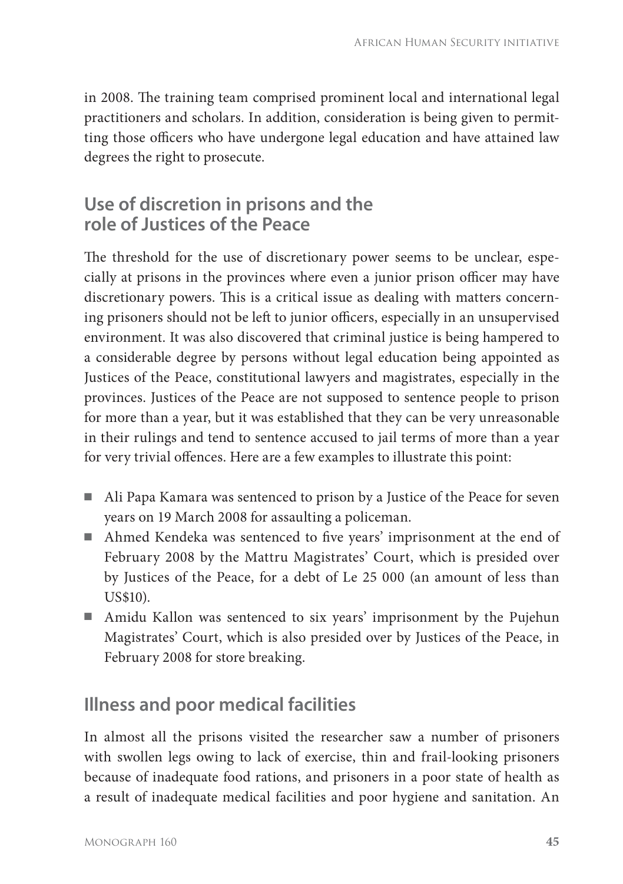in 2008. The training team comprised prominent local and international legal practitioners and scholars. In addition, consideration is being given to permitting those officers who have undergone legal education and have attained law degrees the right to prosecute.

## Use of discretion in prisons and the role of Justices of the Peace

The threshold for the use of discretionary power seems to be unclear, especially at prisons in the provinces where even a junior prison officer may have discretionary powers. This is a critical issue as dealing with matters concerning prisoners should not be left to junior officers, especially in an unsupervised environment. It was also discovered that criminal justice is being hampered to a considerable degree by persons without legal education being appointed as Justices of the Peace, constitutional lawyers and magistrates, especially in the provinces. Justices of the Peace are not supposed to sentence people to prison for more than a year, but it was established that they can be very unreasonable in their rulings and tend to sentence accused to jail terms of more than a year for very trivial offences. Here are a few examples to illustrate this point:

- Ali Papa Kamara was sentenced to prison by a Justice of the Peace for seven years on 19 March 2008 for assaulting a policeman.
- Ahmed Kendeka was sentenced to five years' imprisonment at the end of February 2008 by the Mattru Magistrates' Court, which is presided over by Justices of the Peace, for a debt of Le 25 000 (an amount of less than US$10).
- Amidu Kallon was sentenced to six years' imprisonment by the Pujehun Magistrates' Court, which is also presided over by Justices of the Peace, in February 2008 for store breaking.

## Illness and poor medical facilities

In almost all the prisons visited the researcher saw a number of prisoners with swollen legs owing to lack of exercise, thin and frail-looking prisoners because of inadequate food rations, and prisoners in a poor state of health as a result of inadequate medical facilities and poor hygiene and sanitation. An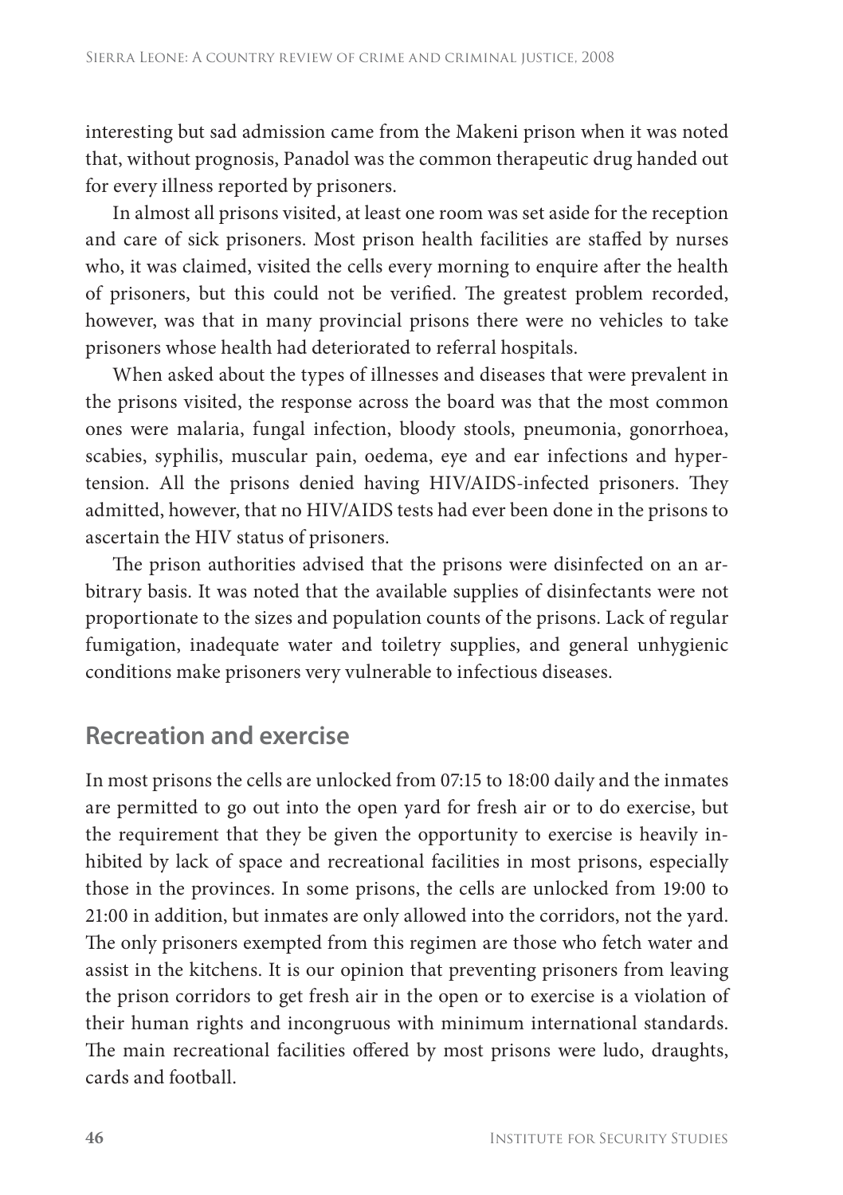interesting but sad admission came from the Makeni prison when it was noted that, without prognosis, Panadol was the common therapeutic drug handed out for every illness reported by prisoners.

In almost all prisons visited, at least one room was set aside for the reception and care of sick prisoners. Most prison health facilities are staffed by nurses who, it was claimed, visited the cells every morning to enquire after the health of prisoners, but this could not be verified. The greatest problem recorded, however, was that in many provincial prisons there were no vehicles to take prisoners whose health had deteriorated to referral hospitals.

When asked about the types of illnesses and diseases that were prevalent in the prisons visited, the response across the board was that the most common ones were malaria, fungal infection, bloody stools, pneumonia, gonorrhoea, scabies, syphilis, muscular pain, oedema, eye and ear infections and hypertension. All the prisons denied having HIV/AIDS-infected prisoners. They admitted, however, that no HIV/AIDS tests had ever been done in the prisons to ascertain the HIV status of prisoners.

The prison authorities advised that the prisons were disinfected on an arbitrary basis. It was noted that the available supplies of disinfectants were not proportionate to the sizes and population counts of the prisons. Lack of regular fumigation, inadequate water and toiletry supplies, and general unhygienic conditions make prisoners very vulnerable to infectious diseases.

## Recreation and exercise

In most prisons the cells are unlocked from 07:15 to 18:00 daily and the inmates are permitted to go out into the open yard for fresh air or to do exercise, but the requirement that they be given the opportunity to exercise is heavily inhibited by lack of space and recreational facilities in most prisons, especially those in the provinces. In some prisons, the cells are unlocked from 19:00 to 21:00 in addition, but inmates are only allowed into the corridors, not the yard. The only prisoners exempted from this regimen are those who fetch water and assist in the kitchens. It is our opinion that preventing prisoners from leaving the prison corridors to get fresh air in the open or to exercise is a violation of their human rights and incongruous with minimum international standards. The main recreational facilities offered by most prisons were ludo, draughts, cards and football.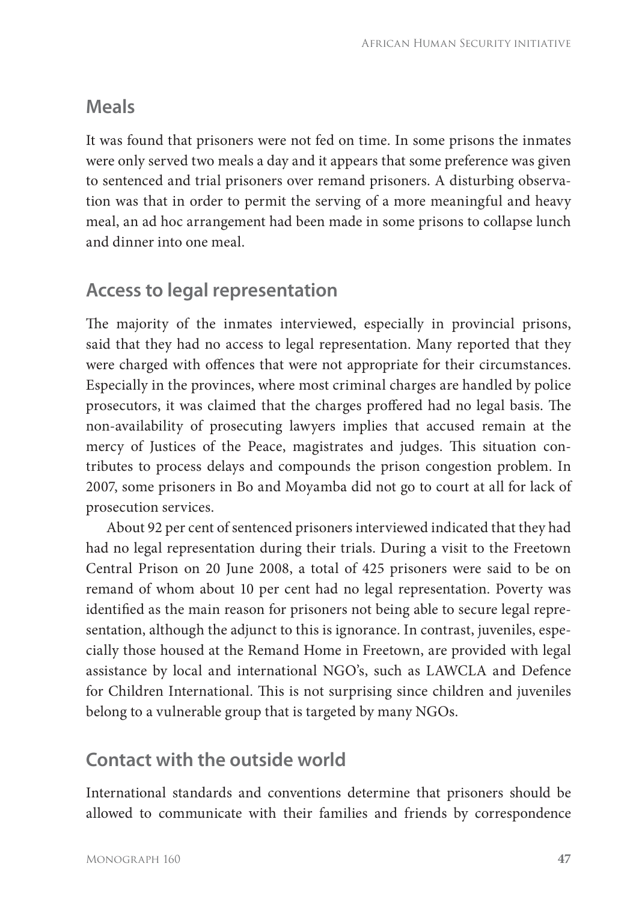## Meals

It was found that prisoners were not fed on time. In some prisons the inmates were only served two meals a day and it appears that some preference was given to sentenced and trial prisoners over remand prisoners. A disturbing observation was that in order to permit the serving of a more meaningful and heavy meal, an ad hoc arrangement had been made in some prisons to collapse lunch and dinner into one meal.

## Access to legal representation

The majority of the inmates interviewed, especially in provincial prisons, said that they had no access to legal representation. Many reported that they were charged with offences that were not appropriate for their circumstances. Especially in the provinces, where most criminal charges are handled by police prosecutors, it was claimed that the charges proffered had no legal basis. The non-availability of prosecuting lawyers implies that accused remain at the mercy of Justices of the Peace, magistrates and judges. This situation contributes to process delays and compounds the prison congestion problem. In 2007, some prisoners in Bo and Moyamba did not go to court at all for lack of prosecution services.

About 92 per cent of sentenced prisoners interviewed indicated that they had had no legal representation during their trials. During a visit to the Freetown Central Prison on 20 June 2008, a total of 425 prisoners were said to be on remand of whom about 10 per cent had no legal representation. Poverty was identified as the main reason for prisoners not being able to secure legal representation, although the adjunct to this is ignorance. In contrast, juveniles, especially those housed at the Remand Home in Freetown, are provided with legal assistance by local and international NGO's, such as LAWCLA and Defence for Children International. This is not surprising since children and juveniles belong to a vulnerable group that is targeted by many NGOs.

## Contact with the outside world

International standards and conventions determine that prisoners should be allowed to communicate with their families and friends by correspondence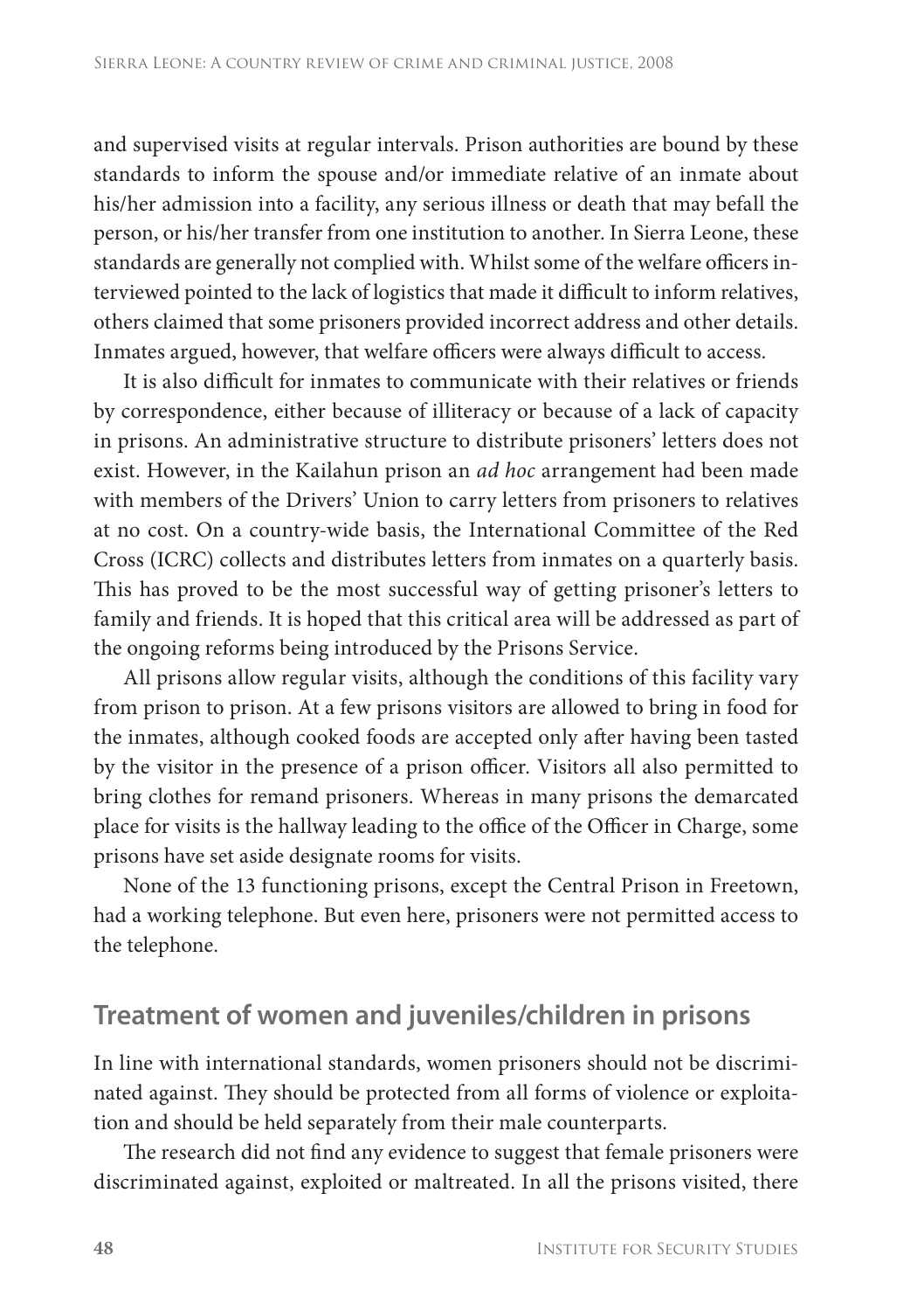and supervised visits at regular intervals. Prison authorities are bound by these standards to inform the spouse and/or immediate relative of an inmate about his/her admission into a facility, any serious illness or death that may befall the person, or his/her transfer from one institution to another. In Sierra Leone, these standards are generally not complied with. Whilst some of the welfare officers interviewed pointed to the lack of logistics that made it difficult to inform relatives, others claimed that some prisoners provided incorrect address and other details. Inmates argued, however, that welfare officers were always difficult to access.

It is also difficult for inmates to communicate with their relatives or friends by correspondence, either because of illiteracy or because of a lack of capacity in prisons. An administrative structure to distribute prisoners' letters does not exist. However, in the Kailahun prison an *ad hoc* arrangement had been made with members of the Drivers' Union to carry letters from prisoners to relatives at no cost. On a country-wide basis, the International Committee of the Red Cross (ICRC) collects and distributes letters from inmates on a quarterly basis. This has proved to be the most successful way of getting prisoner's letters to family and friends. It is hoped that this critical area will be addressed as part of the ongoing reforms being introduced by the Prisons Service.

All prisons allow regular visits, although the conditions of this facility vary from prison to prison. At a few prisons visitors are allowed to bring in food for the inmates, although cooked foods are accepted only after having been tasted by the visitor in the presence of a prison officer. Visitors all also permitted to bring clothes for remand prisoners. Whereas in many prisons the demarcated place for visits is the hallway leading to the office of the Officer in Charge, some prisons have set aside designate rooms for visits.

None of the 13 functioning prisons, except the Central Prison in Freetown, had a working telephone. But even here, prisoners were not permitted access to the telephone.

## Treatment of women and juveniles/children in prisons

In line with international standards, women prisoners should not be discriminated against. They should be protected from all forms of violence or exploitation and should be held separately from their male counterparts.

The research did not find any evidence to suggest that female prisoners were discriminated against, exploited or maltreated. In all the prisons visited, there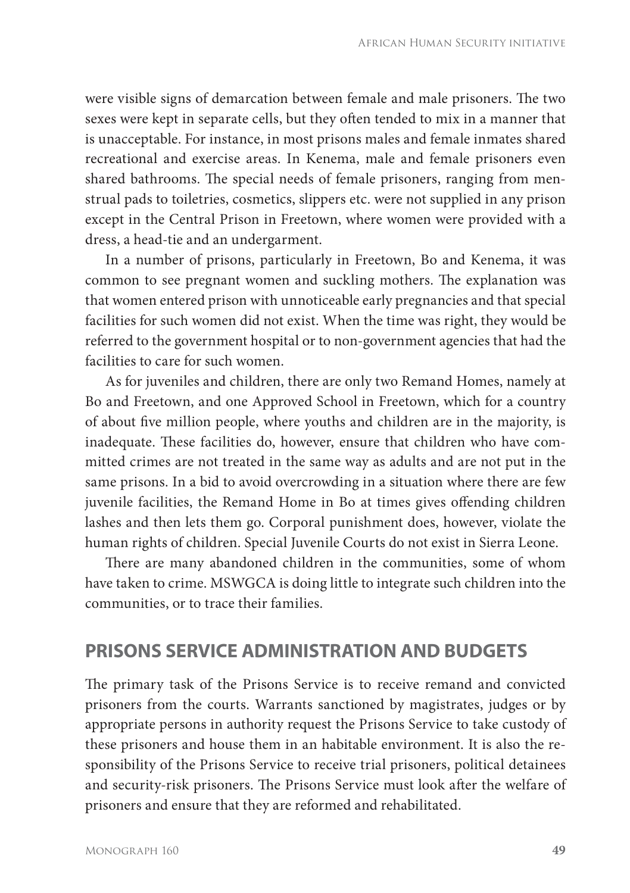were visible signs of demarcation between female and male prisoners. The two sexes were kept in separate cells, but they often tended to mix in a manner that is unacceptable. For instance, in most prisons males and female inmates shared recreational and exercise areas. In Kenema, male and female prisoners even shared bathrooms. The special needs of female prisoners, ranging from menstrual pads to toiletries, cosmetics, slippers etc. were not supplied in any prison except in the Central Prison in Freetown, where women were provided with a dress, a head-tie and an undergarment.

In a number of prisons, particularly in Freetown, Bo and Kenema, it was common to see pregnant women and suckling mothers. The explanation was that women entered prison with unnoticeable early pregnancies and that special facilities for such women did not exist. When the time was right, they would be referred to the government hospital or to non-government agencies that had the facilities to care for such women.

As for juveniles and children, there are only two Remand Homes, namely at Bo and Freetown, and one Approved School in Freetown, which for a country of about five million people, where youths and children are in the majority, is inadequate. These facilities do, however, ensure that children who have committed crimes are not treated in the same way as adults and are not put in the same prisons. In a bid to avoid overcrowding in a situation where there are few juvenile facilities, the Remand Home in Bo at times gives offending children lashes and then lets them go. Corporal punishment does, however, violate the human rights of children. Special Juvenile Courts do not exist in Sierra Leone.

There are many abandoned children in the communities, some of whom have taken to crime. MSWGCA is doing little to integrate such children into the communities, or to trace their families.

## PRISONS SERVICE ADMINISTRATION AND BUDGETS

The primary task of the Prisons Service is to receive remand and convicted prisoners from the courts. Warrants sanctioned by magistrates, judges or by appropriate persons in authority request the Prisons Service to take custody of these prisoners and house them in an habitable environment. It is also the responsibility of the Prisons Service to receive trial prisoners, political detainees and security-risk prisoners. The Prisons Service must look after the welfare of prisoners and ensure that they are reformed and rehabilitated.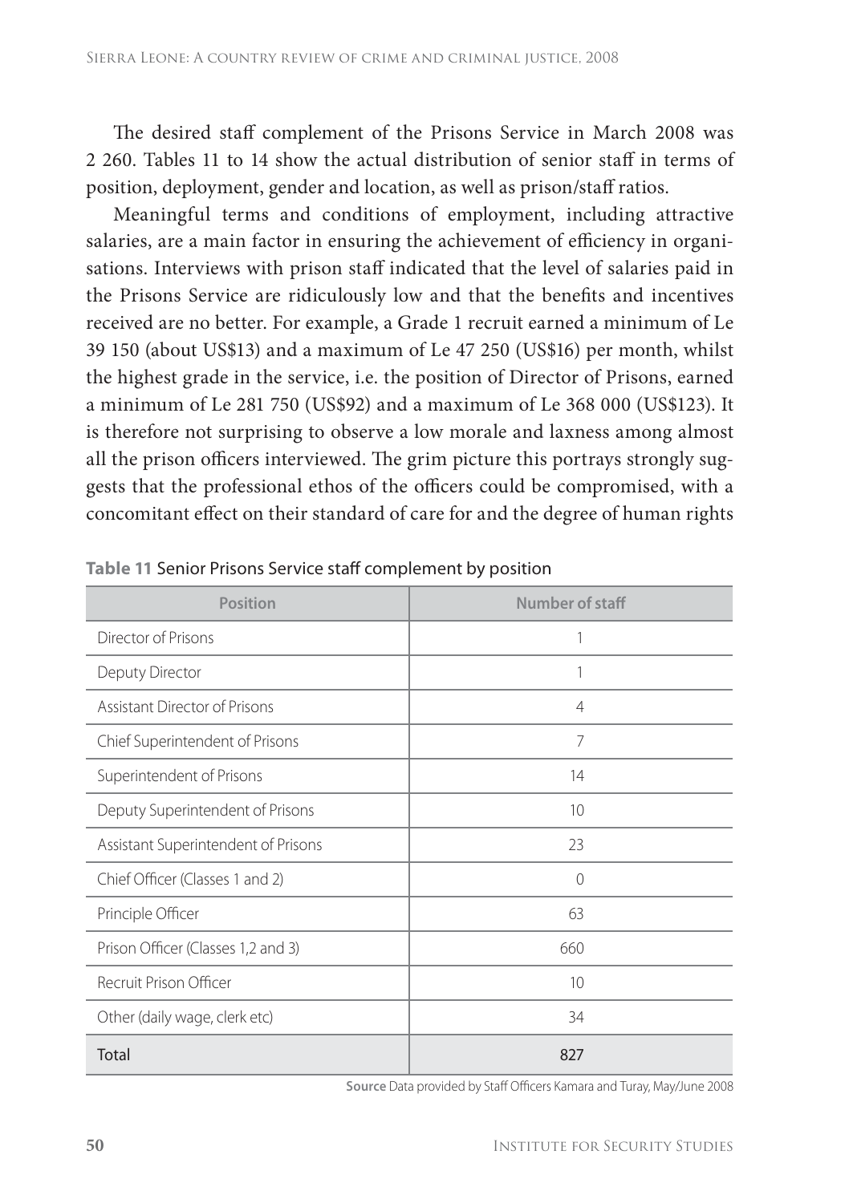The desired staff complement of the Prisons Service in March 2008 was 2 260. Tables 11 to 14 show the actual distribution of senior staff in terms of position, deployment, gender and location, as well as prison/staff ratios.

Meaningful terms and conditions of employment, including attractive salaries, are a main factor in ensuring the achievement of efficiency in organisations. Interviews with prison staff indicated that the level of salaries paid in the Prisons Service are ridiculously low and that the benefits and incentives received are no better. For example, a Grade 1 recruit earned a minimum of Le 39 150 (about US$13) and a maximum of Le 47 250 (US$16) per month, whilst the highest grade in the service, i.e. the position of Director of Prisons, earned a minimum of Le 281 750 (US$92) and a maximum of Le 368 000 (US$123). It is therefore not surprising to observe a low morale and laxness among almost all the prison officers interviewed. The grim picture this portrays strongly suggests that the professional ethos of the officers could be compromised, with a concomitant effect on their standard of care for and the degree of human rights

**Table 11** Senior Prisons Service staff complement by position

| Position | Number of staff |
|---|---|
| Director of Prisons | 1 |
| Deputy Director | 1 |
| Assistant Director of Prisons | 4 |
| Chief Superintendent of Prisons | 7 |
| Superintendent of Prisons | 14 |
| Deputy Superintendent of Prisons | 10 |
| Assistant Superintendent of Prisons | 23 |
| Chief Officer (Classes 1 and 2) | 0 |
| Principle Officer | 63 |
| Prison Officer (Classes 1,2 and 3) | 660 |
| Recruit Prison Officer | 10 |
| Other (daily wage, clerk etc) | 34 |
| Total | 827 |

**Source** Data provided by Staff Officers Kamara and Turay, May/June 2008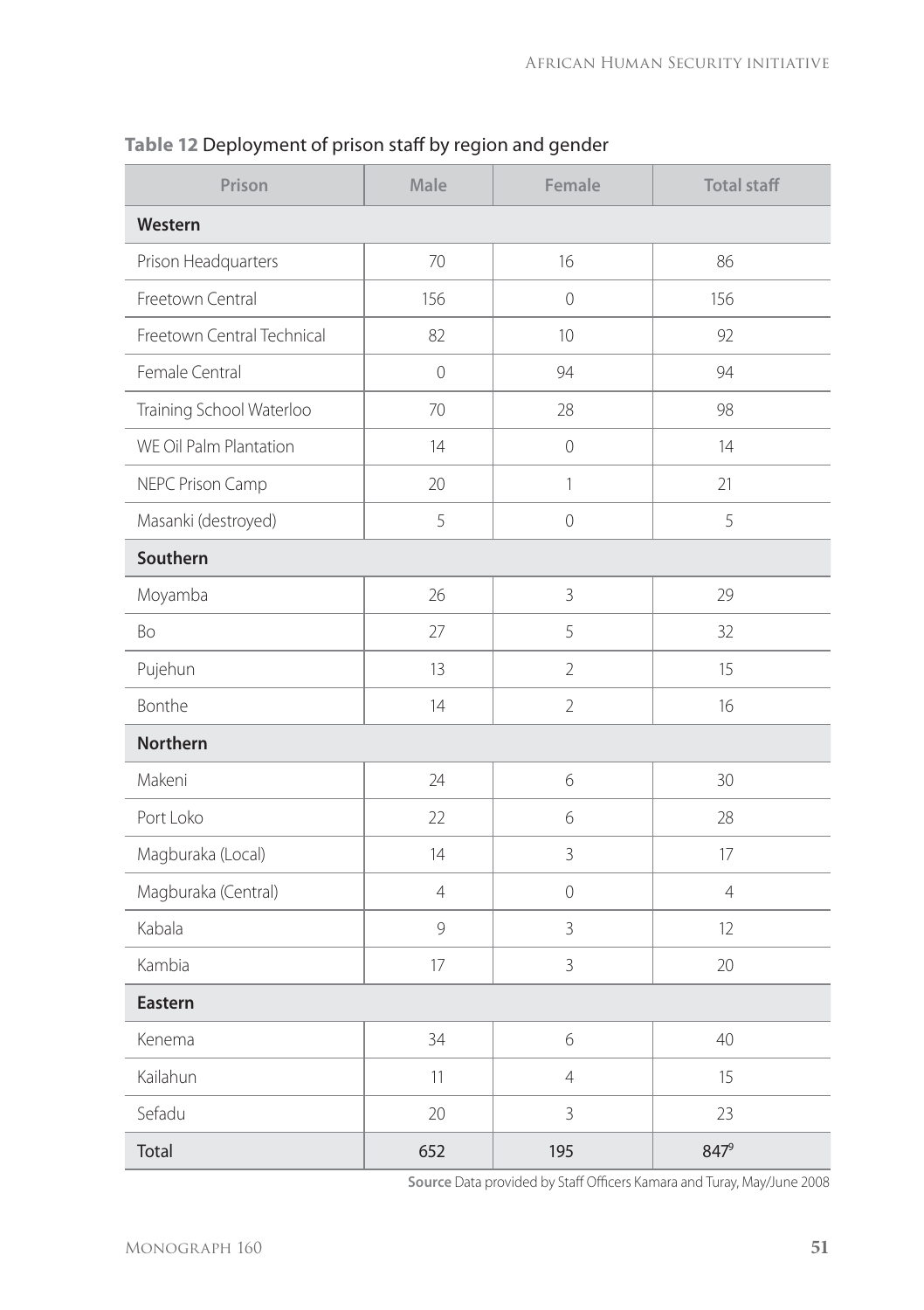**Table 12** Deployment of prison staff by region and gender

| Prison | Male | Female | Total staff |
|---|---|---|---|
| **Western** | | | |
| Prison Headquarters | 70 | 16 | 86 |
| Freetown Central | 156 | 0 | 156 |
| Freetown Central Technical | 82 | 10 | 92 |
| Female Central | 0 | 94 | 94 |
| Training School Waterloo | 70 | 28 | 98 |
| WE Oil Palm Plantation | 14 | 0 | 14 |
| NEPC Prison Camp | 20 | 1 | 21 |
| Masanki (destroyed) | 5 | 0 | 5 |
| **Southern** | | | |
| Moyamba | 26 | 3 | 29 |
| Bo | 27 | 5 | 32 |
| Pujehun | 13 | 2 | 15 |
| Bonthe | 14 | 2 | 16 |
| **Northern** | | | |
| Makeni | 24 | 6 | 30 |
| Port Loko | 22 | 6 | 28 |
| Magburaka (Local) | 14 | 3 | 17 |
| Magburaka (Central) | 4 | 0 | 4 |
| Kabala | 9 | 3 | 12 |
| Kambia | 17 | 3 | 20 |
| **Eastern** | | | |
| Kenema | 34 | 6 | 40 |
| Kailahun | 11 | 4 | 15 |
| Sefadu | 20 | 3 | 23 |
| Total | 652 | 195 | 847[9] |

**Source** Data provided by Staff Officers Kamara and Turay, May/June 2008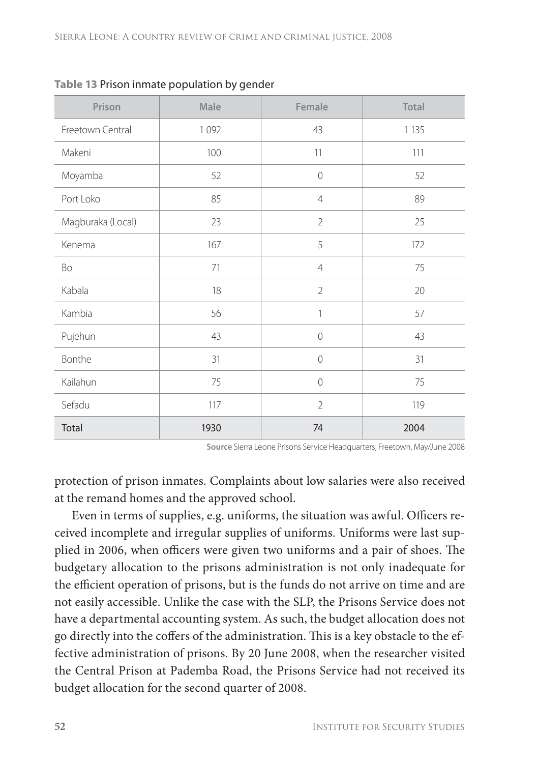**Table 13** Prison inmate population by gender

| Prison | Male | Female | Total |
|---|---|---|---|
| Freetown Central | 1 092 | 43 | 1 135 |
| Makeni | 100 | 11 | 111 |
| Moyamba | 52 | 0 | 52 |
| Port Loko | 85 | 4 | 89 |
| Magburaka (Local) | 23 | 2 | 25 |
| Kenema | 167 | 5 | 172 |
| Bo | 71 | 4 | 75 |
| Kabala | 18 | 2 | 20 |
| Kambia | 56 | 1 | 57 |
| Pujehun | 43 | 0 | 43 |
| Bonthe | 31 | 0 | 31 |
| Kailahun | 75 | 0 | 75 |
| Sefadu | 117 | 2 | 119 |
| Total | 1930 | 74 | 2004 |

**Source** Sierra Leone Prisons Service Headquarters, Freetown, May/June 2008

protection of prison inmates. Complaints about low salaries were also received at the remand homes and the approved school.

Even in terms of supplies, e.g. uniforms, the situation was awful. Officers received incomplete and irregular supplies of uniforms. Uniforms were last supplied in 2006, when officers were given two uniforms and a pair of shoes. The budgetary allocation to the prisons administration is not only inadequate for the efficient operation of prisons, but is the funds do not arrive on time and are not easily accessible. Unlike the case with the SLP, the Prisons Service does not have a departmental accounting system. As such, the budget allocation does not go directly into the coffers of the administration. This is a key obstacle to the effective administration of prisons. By 20 June 2008, when the researcher visited the Central Prison at Pademba Road, the Prisons Service had not received its budget allocation for the second quarter of 2008.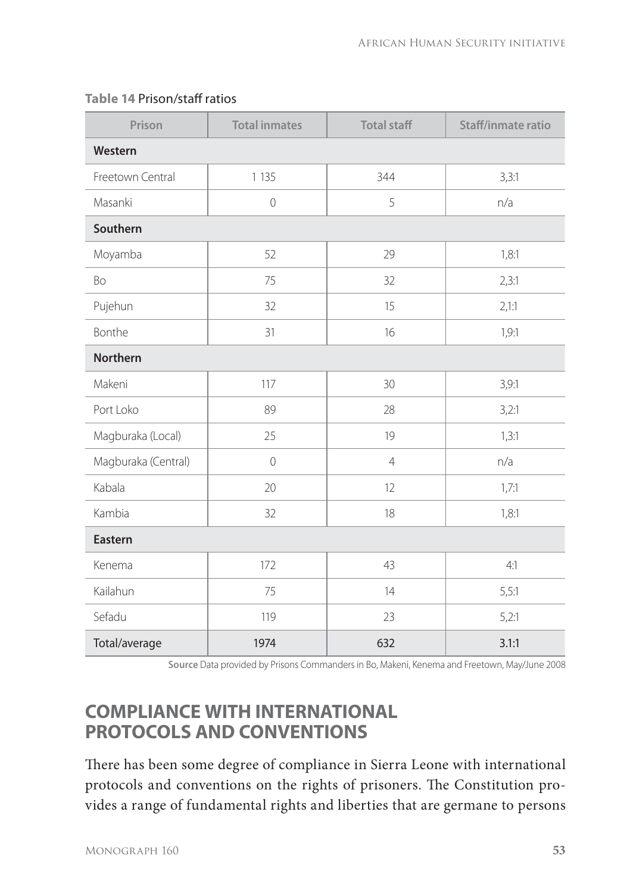**Table 14** Prison/staff ratios

| Prison | Total inmates | Total staff | Staff/inmate ratio |
|---|---|---|---|
| **Western** | | | |
| Freetown Central | 1 135 | 344 | 3,3:1 |
| Masanki | 0 | 5 | n/a |
| **Southern** | | | |
| Moyamba | 52 | 29 | 1,8:1 |
| Bo | 75 | 32 | 2,3:1 |
| Pujehun | 32 | 15 | 2,1:1 |
| Bonthe | 31 | 16 | 1,9:1 |
| **Northern** | | | |
| Makeni | 117 | 30 | 3,9:1 |
| Port Loko | 89 | 28 | 3,2:1 |
| Magburaka (Local) | 25 | 19 | 1,3:1 |
| Magburaka (Central) | 0 | 4 | n/a |
| Kabala | 20 | 12 | 1,7:1 |
| Kambia | 32 | 18 | 1,8:1 |
| **Eastern** | | | |
| Kenema | 172 | 43 | 4:1 |
| Kailahun | 75 | 14 | 5,5:1 |
| Sefadu | 119 | 23 | 5,2:1 |
| Total/average | 1974 | 632 | 3.1:1 |

**Source** Data provided by Prisons Commanders in Bo, Makeni, Kenema and Freetown, May/June 2008

## COMPLIANCE WITH INTERNATIONAL PROTOCOLS AND CONVENTIONS

There has been some degree of compliance in Sierra Leone with international protocols and conventions on the rights of prisoners. The Constitution provides a range of fundamental rights and liberties that are germane to persons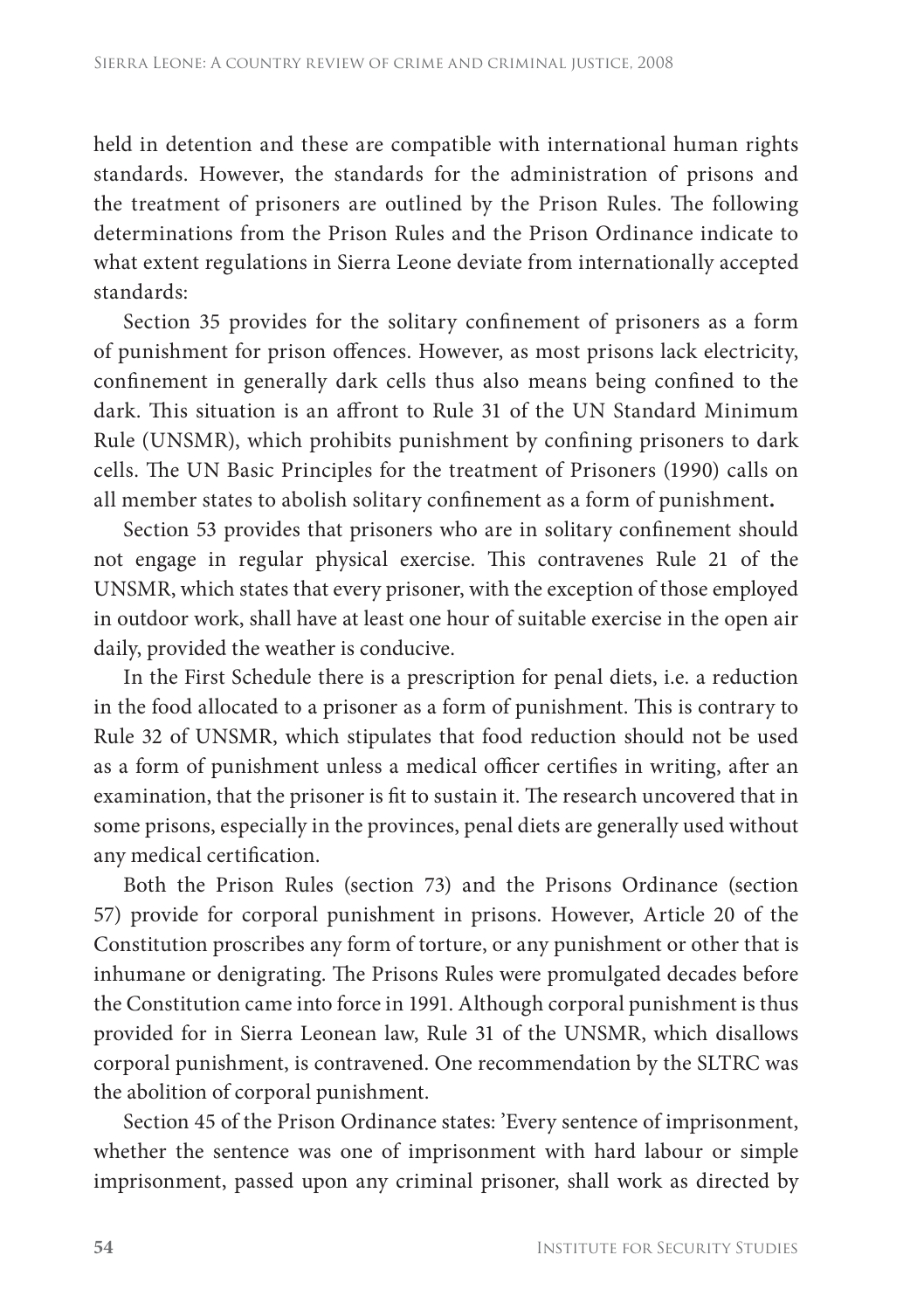held in detention and these are compatible with international human rights standards. However, the standards for the administration of prisons and the treatment of prisoners are outlined by the Prison Rules. The following determinations from the Prison Rules and the Prison Ordinance indicate to what extent regulations in Sierra Leone deviate from internationally accepted standards:

Section 35 provides for the solitary confinement of prisoners as a form of punishment for prison offences. However, as most prisons lack electricity, confinement in generally dark cells thus also means being confined to the dark. This situation is an affront to Rule 31 of the UN Standard Minimum Rule (UNSMR), which prohibits punishment by confining prisoners to dark cells. The UN Basic Principles for the treatment of Prisoners (1990) calls on all member states to abolish solitary confinement as a form of punishment**.**

Section 53 provides that prisoners who are in solitary confinement should not engage in regular physical exercise. This contravenes Rule 21 of the UNSMR, which states that every prisoner, with the exception of those employed in outdoor work, shall have at least one hour of suitable exercise in the open air daily, provided the weather is conducive.

In the First Schedule there is a prescription for penal diets, i.e. a reduction in the food allocated to a prisoner as a form of punishment. This is contrary to Rule 32 of UNSMR, which stipulates that food reduction should not be used as a form of punishment unless a medical officer certifies in writing, after an examination, that the prisoner is fit to sustain it. The research uncovered that in some prisons, especially in the provinces, penal diets are generally used without any medical certification.

Both the Prison Rules (section 73) and the Prisons Ordinance (section 57) provide for corporal punishment in prisons. However, Article 20 of the Constitution proscribes any form of torture, or any punishment or other that is inhumane or denigrating. The Prisons Rules were promulgated decades before the Constitution came into force in 1991. Although corporal punishment is thus provided for in Sierra Leonean law, Rule 31 of the UNSMR, which disallows corporal punishment, is contravened. One recommendation by the SLTRC was the abolition of corporal punishment.

Section 45 of the Prison Ordinance states: 'Every sentence of imprisonment, whether the sentence was one of imprisonment with hard labour or simple imprisonment, passed upon any criminal prisoner, shall work as directed by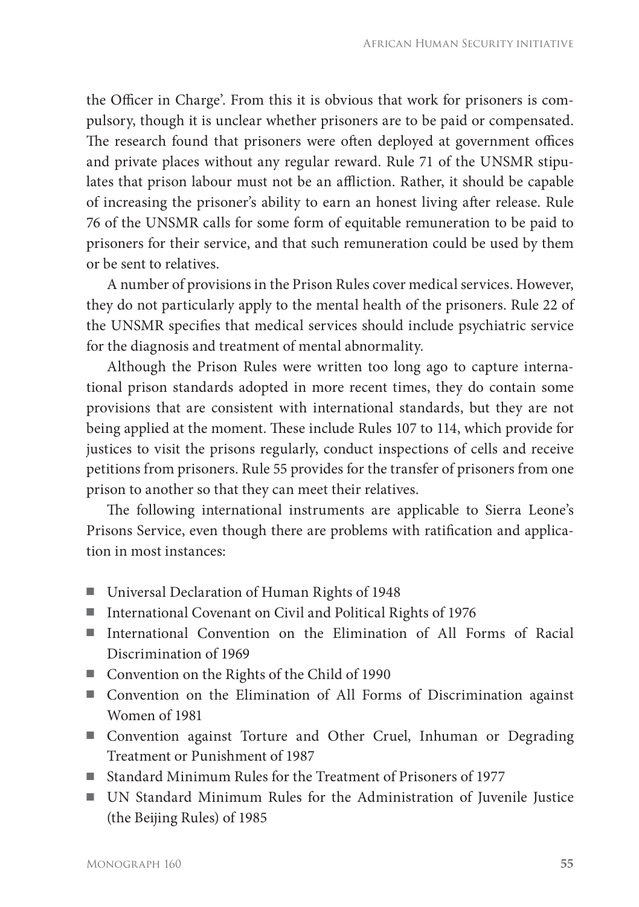the Officer in Charge'. From this it is obvious that work for prisoners is compulsory, though it is unclear whether prisoners are to be paid or compensated. The research found that prisoners were often deployed at government offices and private places without any regular reward. Rule 71 of the UNSMR stipulates that prison labour must not be an affliction. Rather, it should be capable of increasing the prisoner's ability to earn an honest living after release. Rule 76 of the UNSMR calls for some form of equitable remuneration to be paid to prisoners for their service, and that such remuneration could be used by them or be sent to relatives.

A number of provisions in the Prison Rules cover medical services. However, they do not particularly apply to the mental health of the prisoners. Rule 22 of the UNSMR specifies that medical services should include psychiatric service for the diagnosis and treatment of mental abnormality.

Although the Prison Rules were written too long ago to capture international prison standards adopted in more recent times, they do contain some provisions that are consistent with international standards, but they are not being applied at the moment. These include Rules 107 to 114, which provide for justices to visit the prisons regularly, conduct inspections of cells and receive petitions from prisoners. Rule 55 provides for the transfer of prisoners from one prison to another so that they can meet their relatives.

The following international instruments are applicable to Sierra Leone's Prisons Service, even though there are problems with ratification and application in most instances:

- Universal Declaration of Human Rights of 1948
- International Covenant on Civil and Political Rights of 1976
- International Convention on the Elimination of All Forms of Racial Discrimination of 1969
- Convention on the Rights of the Child of 1990
- Convention on the Elimination of All Forms of Discrimination against Women of 1981
- Convention against Torture and Other Cruel, Inhuman or Degrading Treatment or Punishment of 1987
- Standard Minimum Rules for the Treatment of Prisoners of 1977
- UN Standard Minimum Rules for the Administration of Juvenile Justice (the Beijing Rules) of 1985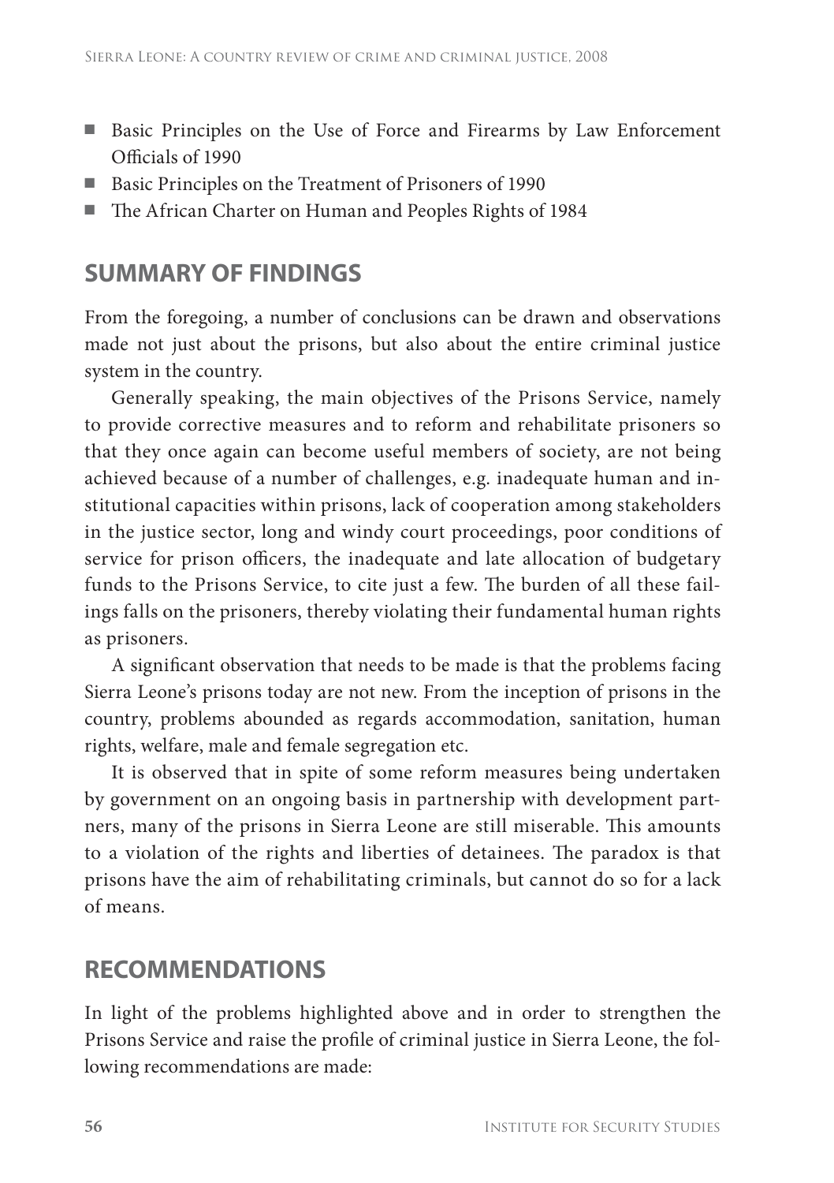- Basic Principles on the Use of Force and Firearms by Law Enforcement Officials of 1990
- Basic Principles on the Treatment of Prisoners of 1990
- The African Charter on Human and Peoples Rights of 1984

## SUMMARY OF FINDINGS

From the foregoing, a number of conclusions can be drawn and observations made not just about the prisons, but also about the entire criminal justice system in the country.

Generally speaking, the main objectives of the Prisons Service, namely to provide corrective measures and to reform and rehabilitate prisoners so that they once again can become useful members of society, are not being achieved because of a number of challenges, e.g. inadequate human and institutional capacities within prisons, lack of cooperation among stakeholders in the justice sector, long and windy court proceedings, poor conditions of service for prison officers, the inadequate and late allocation of budgetary funds to the Prisons Service, to cite just a few. The burden of all these failings falls on the prisoners, thereby violating their fundamental human rights as prisoners.

A significant observation that needs to be made is that the problems facing Sierra Leone's prisons today are not new. From the inception of prisons in the country, problems abounded as regards accommodation, sanitation, human rights, welfare, male and female segregation etc.

It is observed that in spite of some reform measures being undertaken by government on an ongoing basis in partnership with development partners, many of the prisons in Sierra Leone are still miserable. This amounts to a violation of the rights and liberties of detainees. The paradox is that prisons have the aim of rehabilitating criminals, but cannot do so for a lack of means.

## RECOMMENDATIONS

In light of the problems highlighted above and in order to strengthen the Prisons Service and raise the profile of criminal justice in Sierra Leone, the following recommendations are made: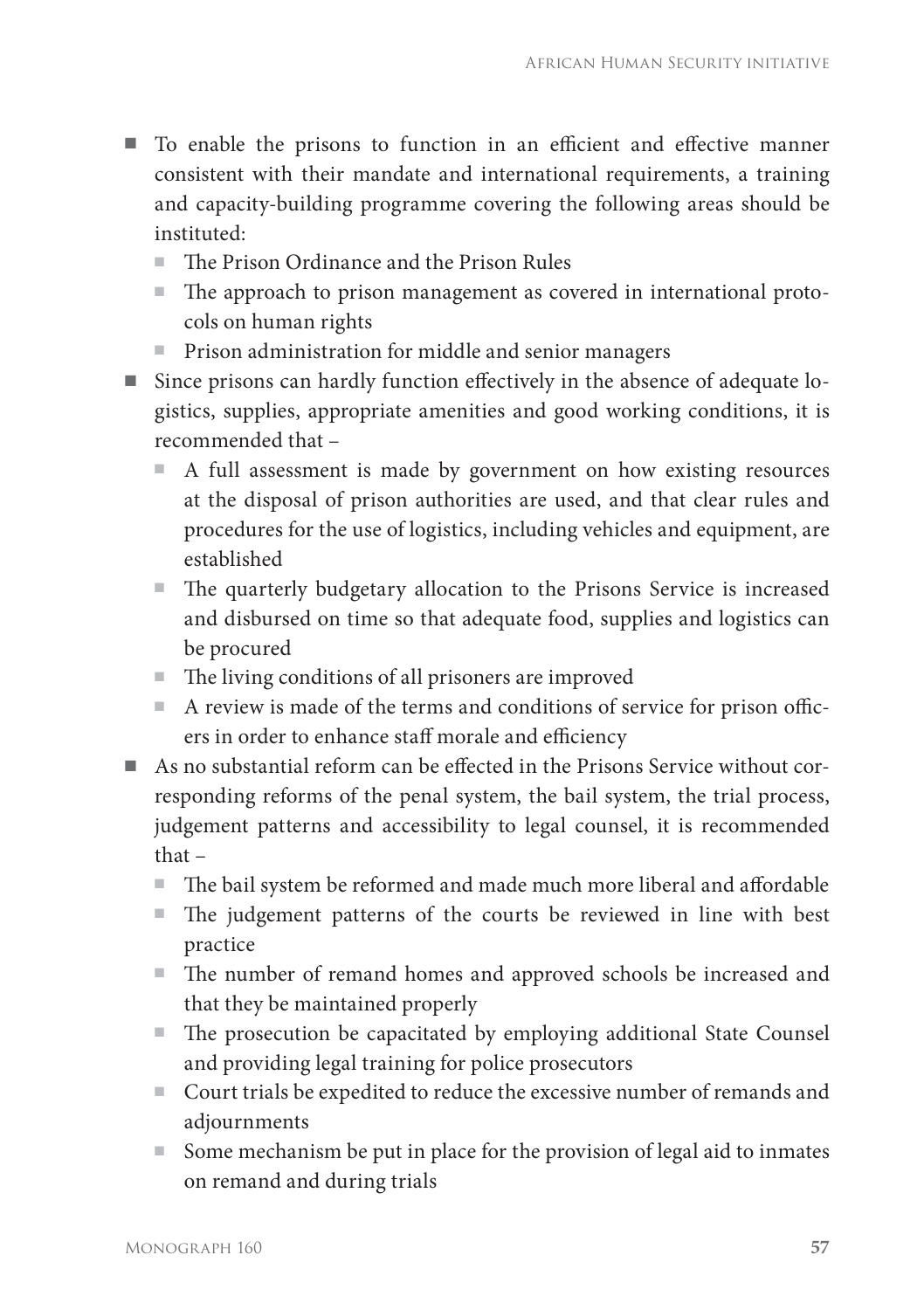- To enable the prisons to function in an efficient and effective manner consistent with their mandate and international requirements, a training and capacity-building programme covering the following areas should be instituted:
  - The Prison Ordinance and the Prison Rules
  - The approach to prison management as covered in international protocols on human rights
  - Prison administration for middle and senior managers
- Since prisons can hardly function effectively in the absence of adequate logistics, supplies, appropriate amenities and good working conditions, it is recommended that –
  - A full assessment is made by government on how existing resources at the disposal of prison authorities are used, and that clear rules and procedures for the use of logistics, including vehicles and equipment, are established
  - The quarterly budgetary allocation to the Prisons Service is increased and disbursed on time so that adequate food, supplies and logistics can be procured
  - The living conditions of all prisoners are improved
  - A review is made of the terms and conditions of service for prison officers in order to enhance staff morale and efficiency
- As no substantial reform can be effected in the Prisons Service without corresponding reforms of the penal system, the bail system, the trial process, judgement patterns and accessibility to legal counsel, it is recommended that –
  - The bail system be reformed and made much more liberal and affordable
  - The judgement patterns of the courts be reviewed in line with best practice
  - The number of remand homes and approved schools be increased and that they be maintained properly
  - The prosecution be capacitated by employing additional State Counsel and providing legal training for police prosecutors
  - Court trials be expedited to reduce the excessive number of remands and adjournments
  - Some mechanism be put in place for the provision of legal aid to inmates on remand and during trials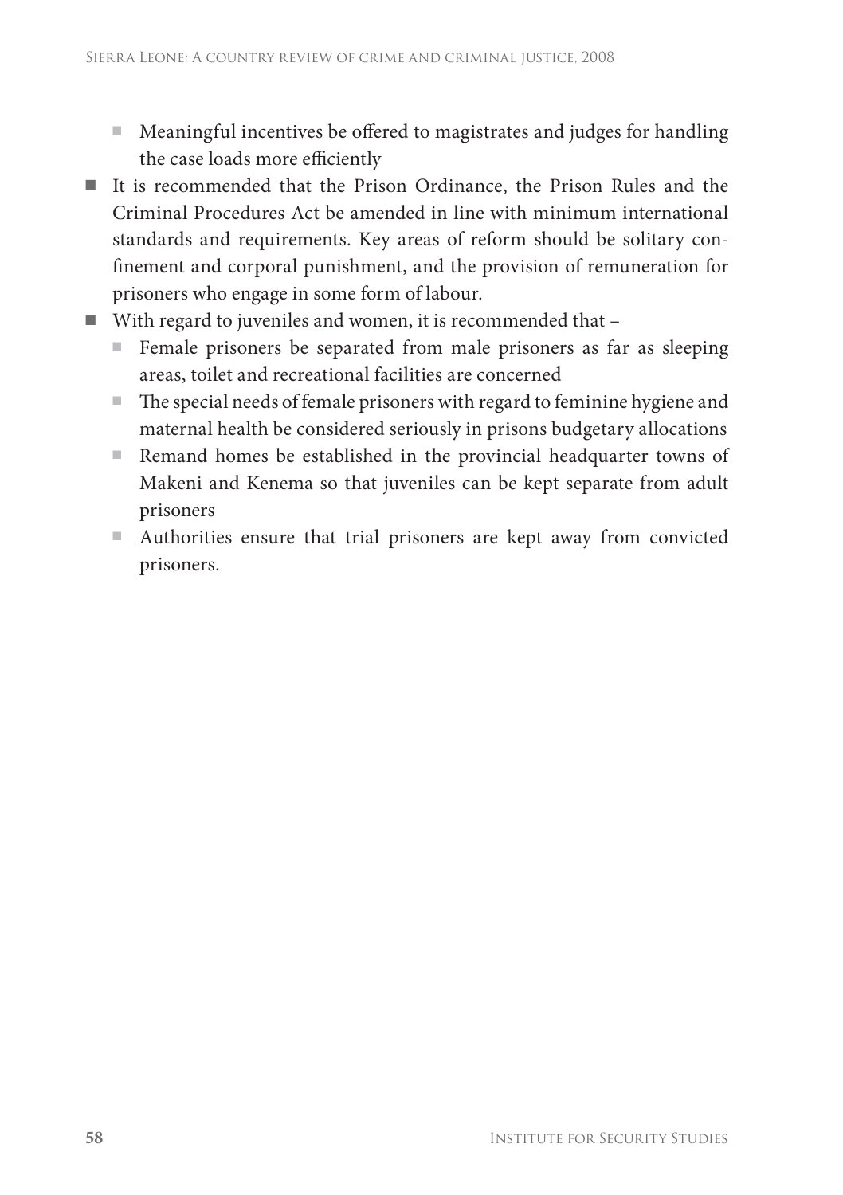- Meaningful incentives be offered to magistrates and judges for handling the case loads more efficiently
- It is recommended that the Prison Ordinance, the Prison Rules and the Criminal Procedures Act be amended in line with minimum international standards and requirements. Key areas of reform should be solitary confinement and corporal punishment, and the provision of remuneration for prisoners who engage in some form of labour.
- With regard to juveniles and women, it is recommended that –
  - Female prisoners be separated from male prisoners as far as sleeping areas, toilet and recreational facilities are concerned
  - The special needs of female prisoners with regard to feminine hygiene and maternal health be considered seriously in prisons budgetary allocations
  - Remand homes be established in the provincial headquarter towns of Makeni and Kenema so that juveniles can be kept separate from adult prisoners
  - Authorities ensure that trial prisoners are kept away from convicted prisoners.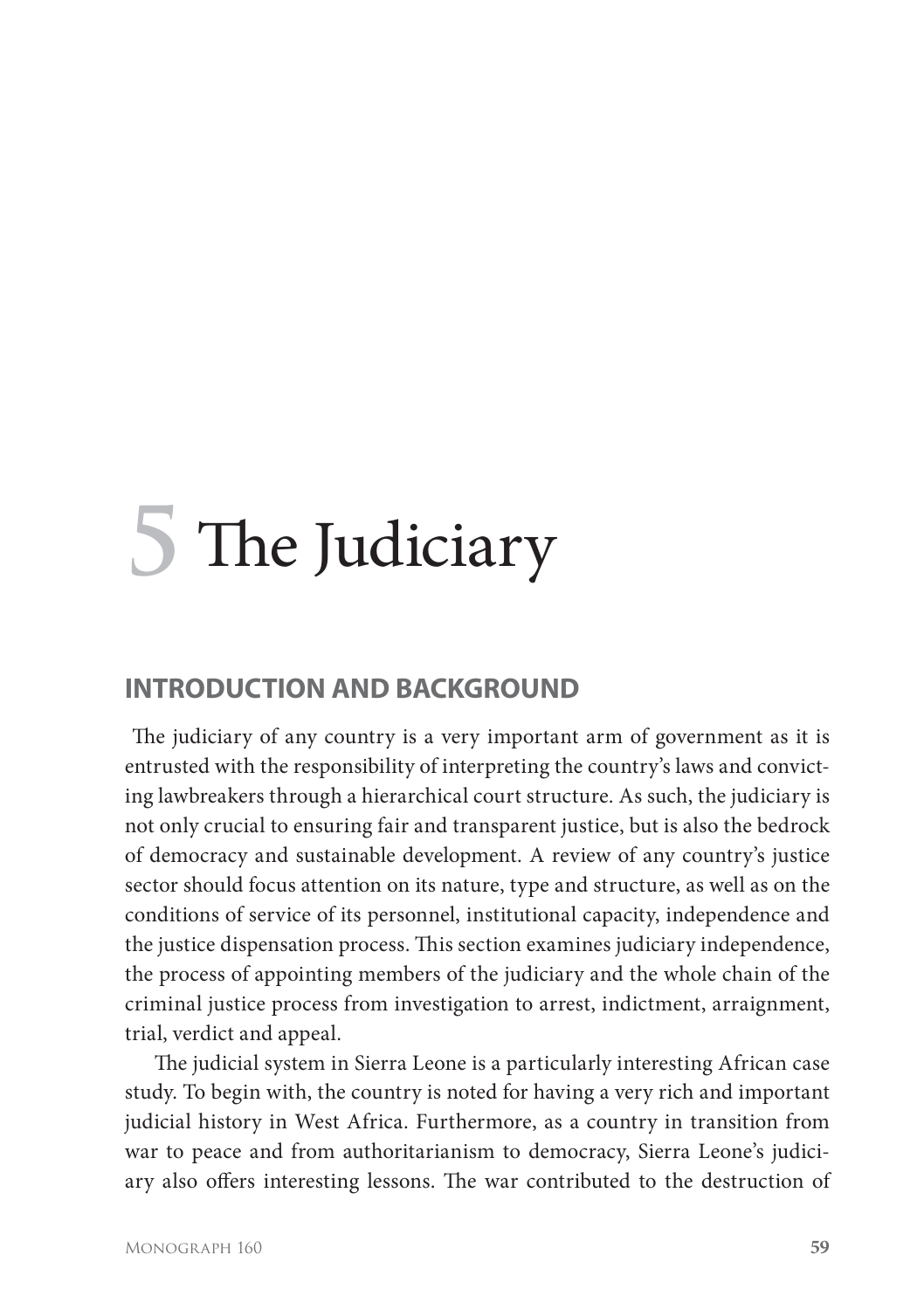# 5 The Judiciary

## INTRODUCTION AND BACKGROUND

The judiciary of any country is a very important arm of government as it is entrusted with the responsibility of interpreting the country's laws and convicting lawbreakers through a hierarchical court structure. As such, the judiciary is not only crucial to ensuring fair and transparent justice, but is also the bedrock of democracy and sustainable development. A review of any country's justice sector should focus attention on its nature, type and structure, as well as on the conditions of service of its personnel, institutional capacity, independence and the justice dispensation process. This section examines judiciary independence, the process of appointing members of the judiciary and the whole chain of the criminal justice process from investigation to arrest, indictment, arraignment, trial, verdict and appeal.

The judicial system in Sierra Leone is a particularly interesting African case study. To begin with, the country is noted for having a very rich and important judicial history in West Africa. Furthermore, as a country in transition from war to peace and from authoritarianism to democracy, Sierra Leone's judiciary also offers interesting lessons. The war contributed to the destruction of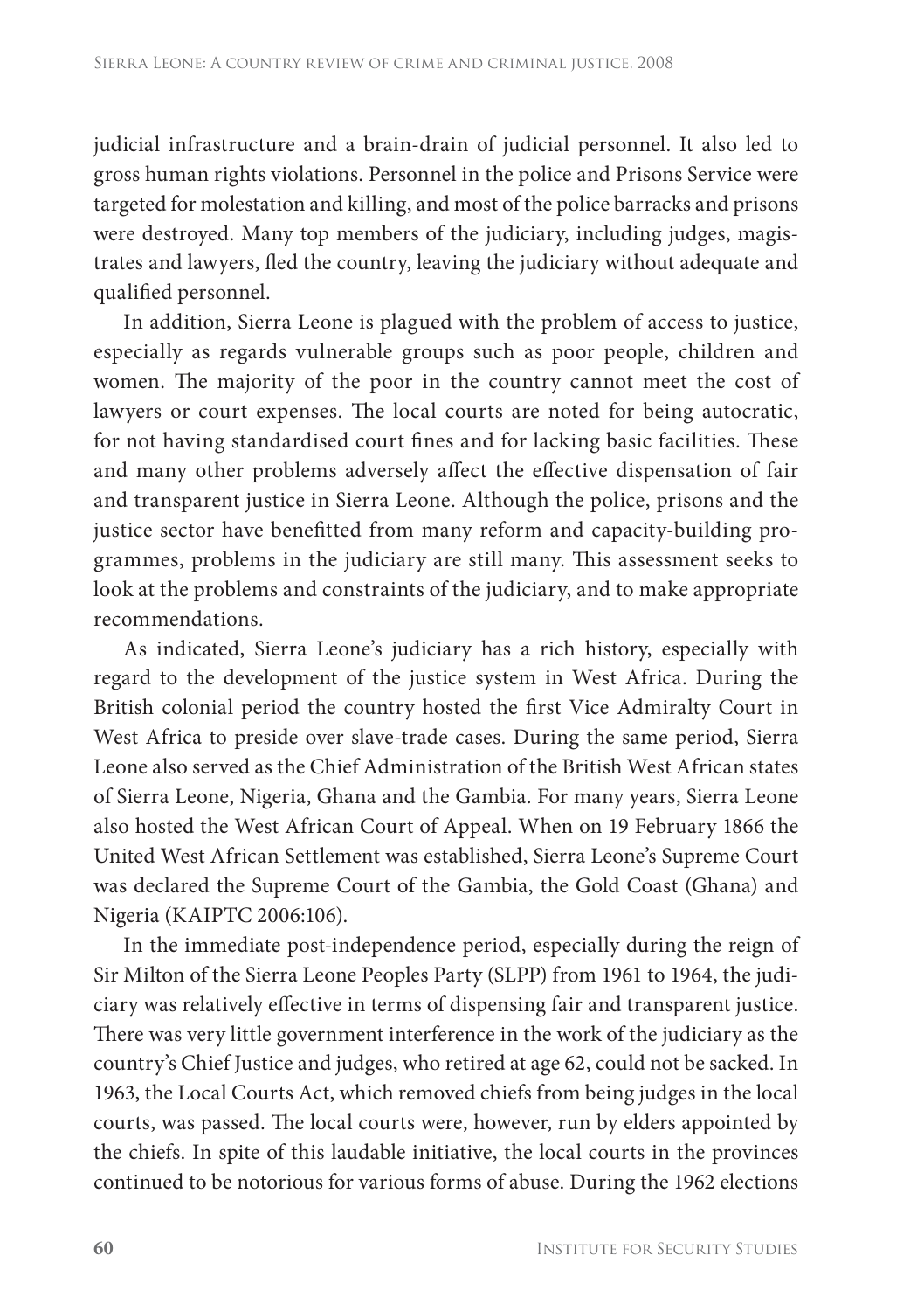judicial infrastructure and a brain-drain of judicial personnel. It also led to gross human rights violations. Personnel in the police and Prisons Service were targeted for molestation and killing, and most of the police barracks and prisons were destroyed. Many top members of the judiciary, including judges, magistrates and lawyers, fled the country, leaving the judiciary without adequate and qualified personnel.

In addition, Sierra Leone is plagued with the problem of access to justice, especially as regards vulnerable groups such as poor people, children and women. The majority of the poor in the country cannot meet the cost of lawyers or court expenses. The local courts are noted for being autocratic, for not having standardised court fines and for lacking basic facilities. These and many other problems adversely affect the effective dispensation of fair and transparent justice in Sierra Leone. Although the police, prisons and the justice sector have benefitted from many reform and capacity-building programmes, problems in the judiciary are still many. This assessment seeks to look at the problems and constraints of the judiciary, and to make appropriate recommendations.

As indicated, Sierra Leone's judiciary has a rich history, especially with regard to the development of the justice system in West Africa. During the British colonial period the country hosted the first Vice Admiralty Court in West Africa to preside over slave-trade cases. During the same period, Sierra Leone also served as the Chief Administration of the British West African states of Sierra Leone, Nigeria, Ghana and the Gambia. For many years, Sierra Leone also hosted the West African Court of Appeal. When on 19 February 1866 the United West African Settlement was established, Sierra Leone's Supreme Court was declared the Supreme Court of the Gambia, the Gold Coast (Ghana) and Nigeria (KAIPTC 2006:106).

In the immediate post-independence period, especially during the reign of Sir Milton of the Sierra Leone Peoples Party (SLPP) from 1961 to 1964, the judiciary was relatively effective in terms of dispensing fair and transparent justice. There was very little government interference in the work of the judiciary as the country's Chief Justice and judges, who retired at age 62, could not be sacked. In 1963, the Local Courts Act, which removed chiefs from being judges in the local courts, was passed. The local courts were, however, run by elders appointed by the chiefs. In spite of this laudable initiative, the local courts in the provinces continued to be notorious for various forms of abuse. During the 1962 elections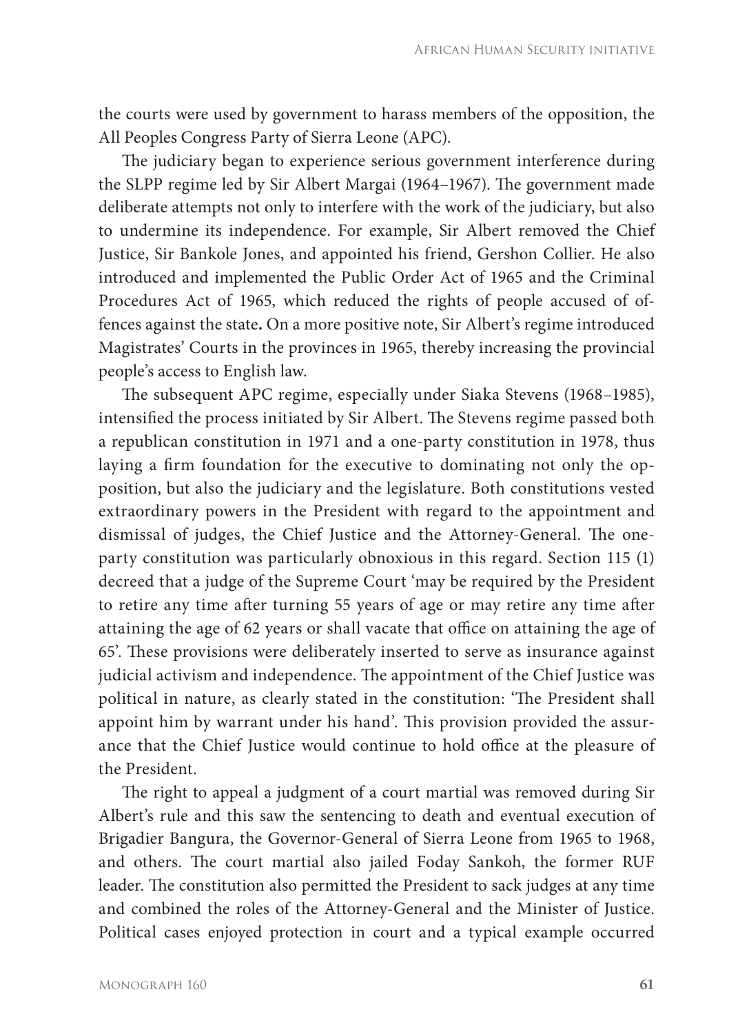the courts were used by government to harass members of the opposition, the All Peoples Congress Party of Sierra Leone (APC).

The judiciary began to experience serious government interference during the SLPP regime led by Sir Albert Margai (1964–1967). The government made deliberate attempts not only to interfere with the work of the judiciary, but also to undermine its independence. For example, Sir Albert removed the Chief Justice, Sir Bankole Jones, and appointed his friend, Gershon Collier. He also introduced and implemented the Public Order Act of 1965 and the Criminal Procedures Act of 1965, which reduced the rights of people accused of offences against the state**.** On a more positive note, Sir Albert's regime introduced Magistrates' Courts in the provinces in 1965, thereby increasing the provincial people's access to English law.

The subsequent APC regime, especially under Siaka Stevens (1968–1985), intensified the process initiated by Sir Albert. The Stevens regime passed both a republican constitution in 1971 and a one-party constitution in 1978, thus laying a firm foundation for the executive to dominating not only the opposition, but also the judiciary and the legislature. Both constitutions vested extraordinary powers in the President with regard to the appointment and dismissal of judges, the Chief Justice and the Attorney-General. The one-party constitution was particularly obnoxious in this regard. Section 115 (1) decreed that a judge of the Supreme Court 'may be required by the President to retire any time after turning 55 years of age or may retire any time after attaining the age of 62 years or shall vacate that office on attaining the age of 65'. These provisions were deliberately inserted to serve as insurance against judicial activism and independence. The appointment of the Chief Justice was political in nature, as clearly stated in the constitution: 'The President shall appoint him by warrant under his hand'. This provision provided the assurance that the Chief Justice would continue to hold office at the pleasure of the President.

The right to appeal a judgment of a court martial was removed during Sir Albert's rule and this saw the sentencing to death and eventual execution of Brigadier Bangura, the Governor-General of Sierra Leone from 1965 to 1968, and others. The court martial also jailed Foday Sankoh, the former RUF leader. The constitution also permitted the President to sack judges at any time and combined the roles of the Attorney-General and the Minister of Justice. Political cases enjoyed protection in court and a typical example occurred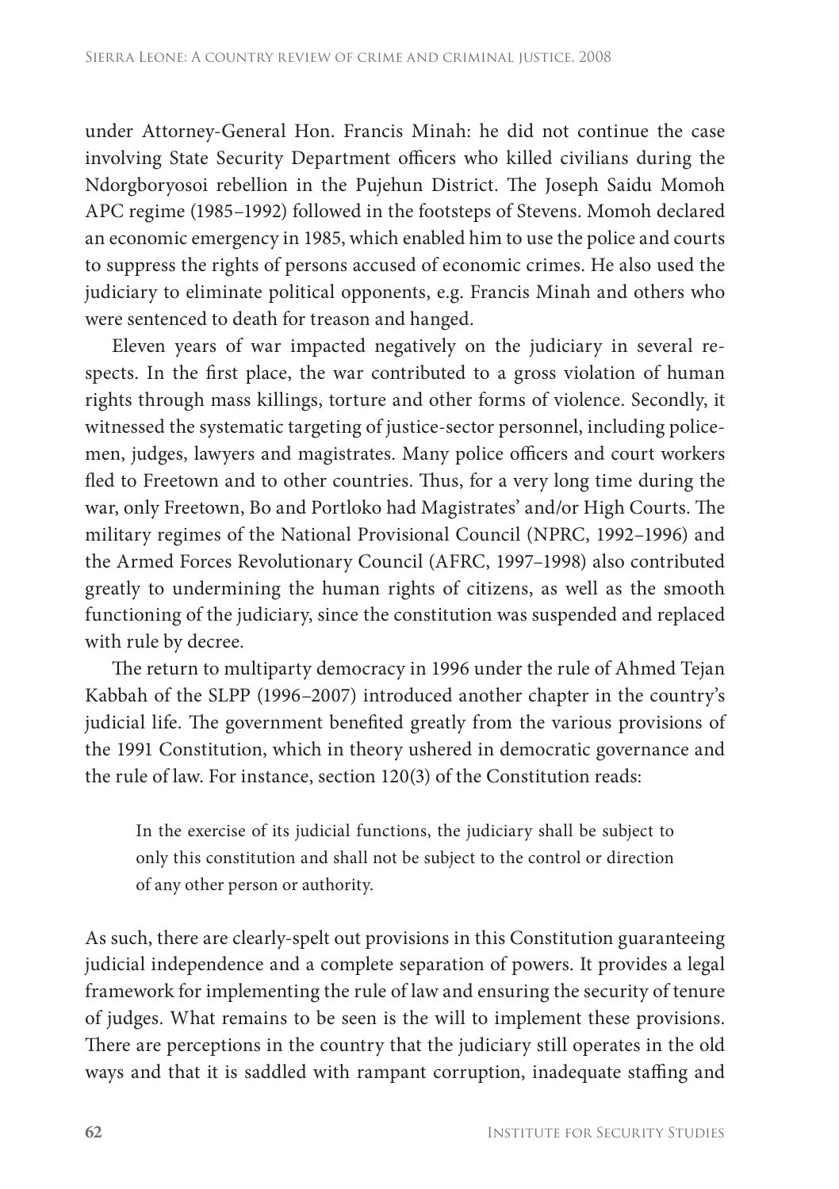under Attorney-General Hon. Francis Minah: he did not continue the case involving State Security Department officers who killed civilians during the Ndorgboryosoi rebellion in the Pujehun District. The Joseph Saidu Momoh APC regime (1985–1992) followed in the footsteps of Stevens. Momoh declared an economic emergency in 1985, which enabled him to use the police and courts to suppress the rights of persons accused of economic crimes. He also used the judiciary to eliminate political opponents, e.g. Francis Minah and others who were sentenced to death for treason and hanged.

Eleven years of war impacted negatively on the judiciary in several respects. In the first place, the war contributed to a gross violation of human rights through mass killings, torture and other forms of violence. Secondly, it witnessed the systematic targeting of justice-sector personnel, including policemen, judges, lawyers and magistrates. Many police officers and court workers fled to Freetown and to other countries. Thus, for a very long time during the war, only Freetown, Bo and Portloko had Magistrates' and/or High Courts. The military regimes of the National Provisional Council (NPRC, 1992–1996) and the Armed Forces Revolutionary Council (AFRC, 1997–1998) also contributed greatly to undermining the human rights of citizens, as well as the smooth functioning of the judiciary, since the constitution was suspended and replaced with rule by decree.

The return to multiparty democracy in 1996 under the rule of Ahmed Tejan Kabbah of the SLPP (1996–2007) introduced another chapter in the country's judicial life. The government benefited greatly from the various provisions of the 1991 Constitution, which in theory ushered in democratic governance and the rule of law. For instance, section 120(3) of the Constitution reads:

> In the exercise of its judicial functions, the judiciary shall be subject to only this constitution and shall not be subject to the control or direction of any other person or authority.

As such, there are clearly-spelt out provisions in this Constitution guaranteeing judicial independence and a complete separation of powers. It provides a legal framework for implementing the rule of law and ensuring the security of tenure of judges. What remains to be seen is the will to implement these provisions. There are perceptions in the country that the judiciary still operates in the old ways and that it is saddled with rampant corruption, inadequate staffing and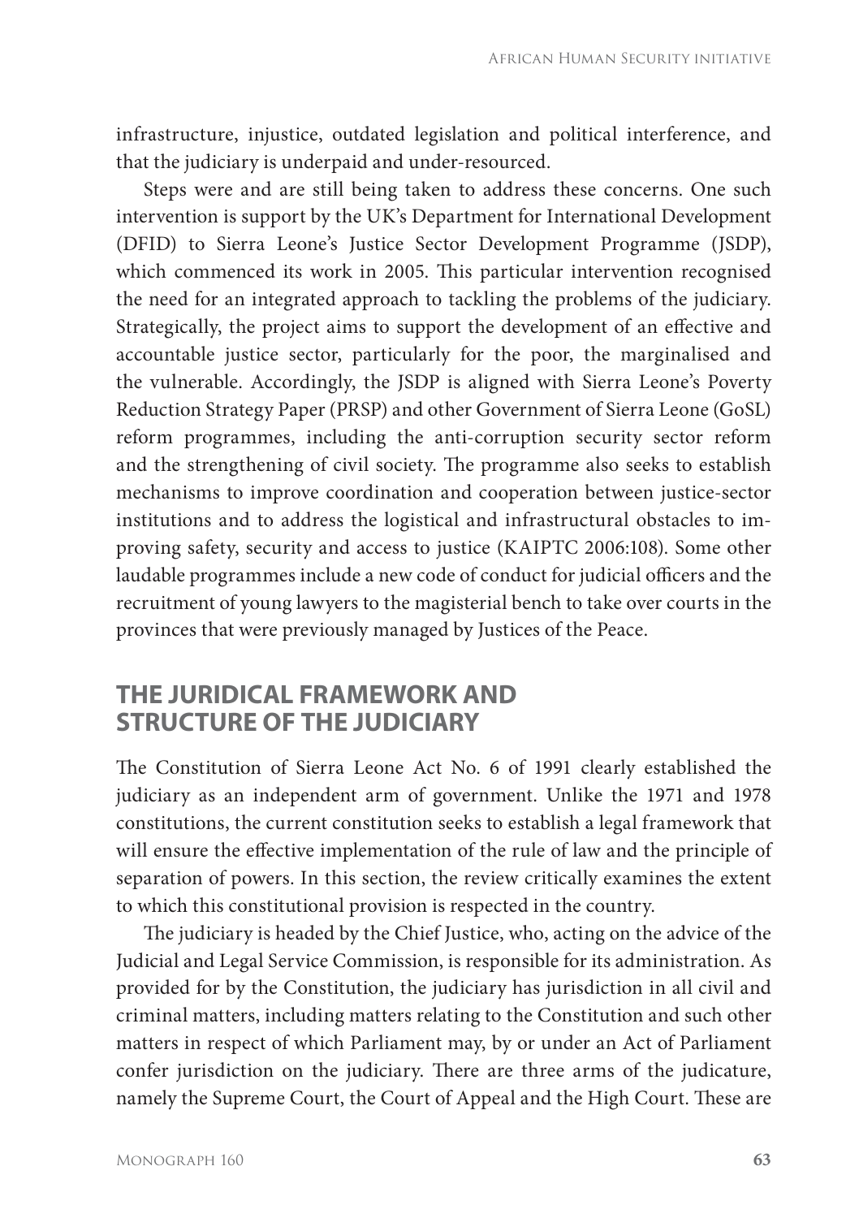infrastructure, injustice, outdated legislation and political interference, and that the judiciary is underpaid and under-resourced.

Steps were and are still being taken to address these concerns. One such intervention is support by the UK's Department for International Development (DFID) to Sierra Leone's Justice Sector Development Programme (JSDP), which commenced its work in 2005. This particular intervention recognised the need for an integrated approach to tackling the problems of the judiciary. Strategically, the project aims to support the development of an effective and accountable justice sector, particularly for the poor, the marginalised and the vulnerable. Accordingly, the JSDP is aligned with Sierra Leone's Poverty Reduction Strategy Paper (PRSP) and other Government of Sierra Leone (GoSL) reform programmes, including the anti-corruption security sector reform and the strengthening of civil society. The programme also seeks to establish mechanisms to improve coordination and cooperation between justice-sector institutions and to address the logistical and infrastructural obstacles to improving safety, security and access to justice (KAIPTC 2006:108). Some other laudable programmes include a new code of conduct for judicial officers and the recruitment of young lawyers to the magisterial bench to take over courts in the provinces that were previously managed by Justices of the Peace.

## THE JURIDICAL FRAMEWORK AND STRUCTURE OF THE JUDICIARY

The Constitution of Sierra Leone Act No. 6 of 1991 clearly established the judiciary as an independent arm of government. Unlike the 1971 and 1978 constitutions, the current constitution seeks to establish a legal framework that will ensure the effective implementation of the rule of law and the principle of separation of powers. In this section, the review critically examines the extent to which this constitutional provision is respected in the country.

The judiciary is headed by the Chief Justice, who, acting on the advice of the Judicial and Legal Service Commission, is responsible for its administration. As provided for by the Constitution, the judiciary has jurisdiction in all civil and criminal matters, including matters relating to the Constitution and such other matters in respect of which Parliament may, by or under an Act of Parliament confer jurisdiction on the judiciary. There are three arms of the judicature, namely the Supreme Court, the Court of Appeal and the High Court. These are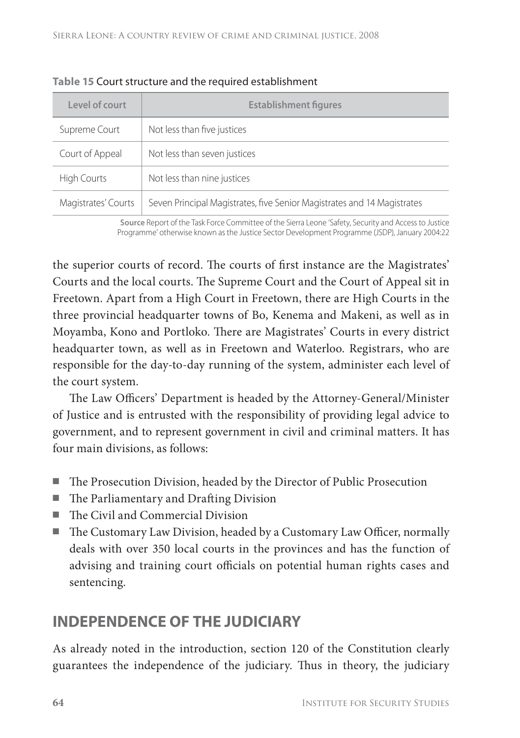**Table 15** Court structure and the required establishment

| Level of court | Establishment figures |
|---|---|
| Supreme Court | Not less than five justices |
| Court of Appeal | Not less than seven justices |
| High Courts | Not less than nine justices |
| Magistrates' Courts | Seven Principal Magistrates, five Senior Magistrates and 14 Magistrates |

**Source** Report of the Task Force Committee of the Sierra Leone 'Safety, Security and Access to Justice Programme' otherwise known as the Justice Sector Development Programme (JSDP), January 2004:22

the superior courts of record. The courts of first instance are the Magistrates' Courts and the local courts. The Supreme Court and the Court of Appeal sit in Freetown. Apart from a High Court in Freetown, there are High Courts in the three provincial headquarter towns of Bo, Kenema and Makeni, as well as in Moyamba, Kono and Portloko. There are Magistrates' Courts in every district headquarter town, as well as in Freetown and Waterloo. Registrars, who are responsible for the day-to-day running of the system, administer each level of the court system.

The Law Officers' Department is headed by the Attorney-General/Minister of Justice and is entrusted with the responsibility of providing legal advice to government, and to represent government in civil and criminal matters. It has four main divisions, as follows:

- The Prosecution Division, headed by the Director of Public Prosecution
- The Parliamentary and Drafting Division
- The Civil and Commercial Division
- The Customary Law Division, headed by a Customary Law Officer, normally deals with over 350 local courts in the provinces and has the function of advising and training court officials on potential human rights cases and sentencing.

## INDEPENDENCE OF THE JUDICIARY

As already noted in the introduction, section 120 of the Constitution clearly guarantees the independence of the judiciary. Thus in theory, the judiciary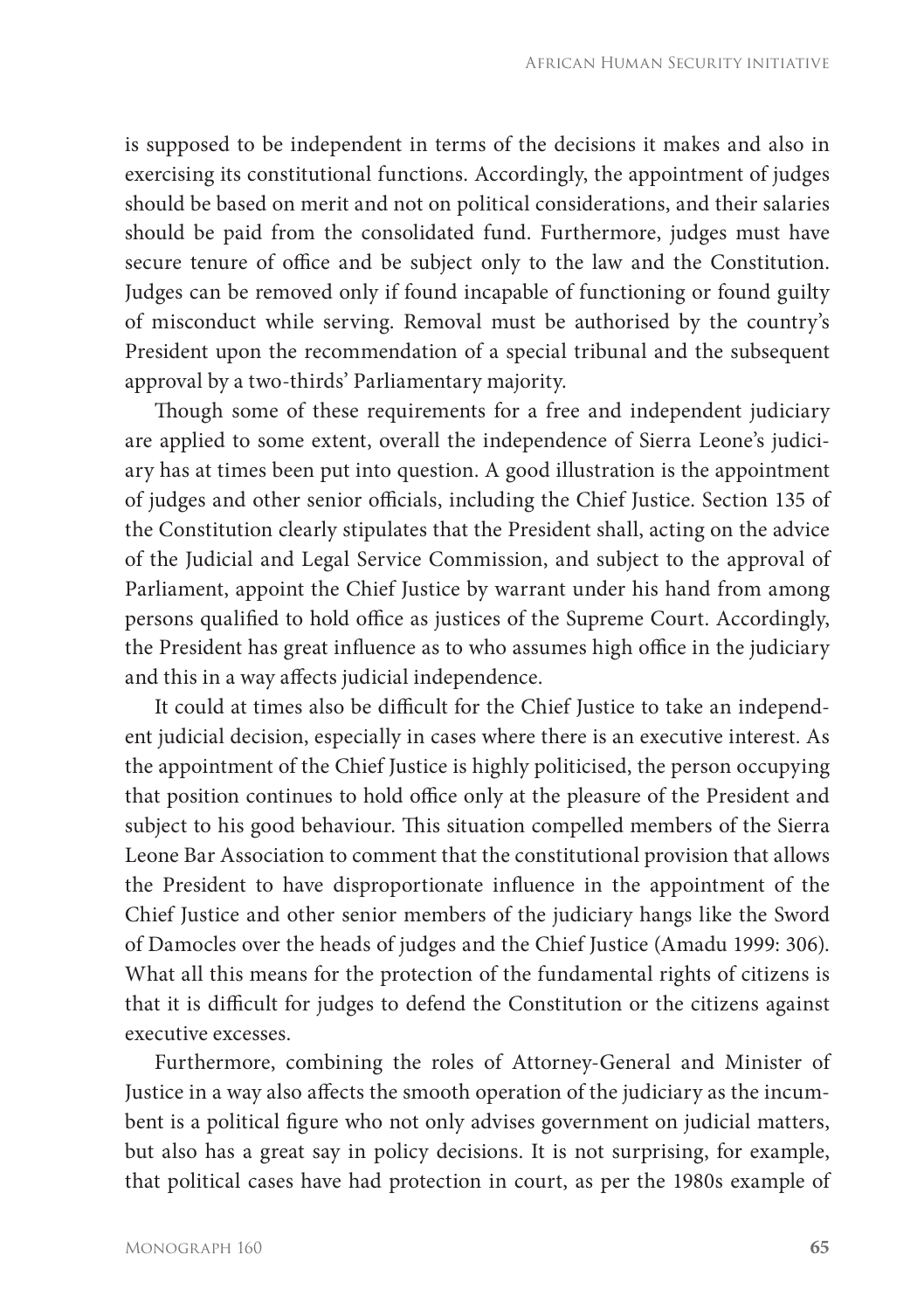is supposed to be independent in terms of the decisions it makes and also in exercising its constitutional functions. Accordingly, the appointment of judges should be based on merit and not on political considerations, and their salaries should be paid from the consolidated fund. Furthermore, judges must have secure tenure of office and be subject only to the law and the Constitution. Judges can be removed only if found incapable of functioning or found guilty of misconduct while serving. Removal must be authorised by the country's President upon the recommendation of a special tribunal and the subsequent approval by a two-thirds' Parliamentary majority.

Though some of these requirements for a free and independent judiciary are applied to some extent, overall the independence of Sierra Leone's judiciary has at times been put into question. A good illustration is the appointment of judges and other senior officials, including the Chief Justice. Section 135 of the Constitution clearly stipulates that the President shall, acting on the advice of the Judicial and Legal Service Commission, and subject to the approval of Parliament, appoint the Chief Justice by warrant under his hand from among persons qualified to hold office as justices of the Supreme Court. Accordingly, the President has great influence as to who assumes high office in the judiciary and this in a way affects judicial independence.

It could at times also be difficult for the Chief Justice to take an independent judicial decision, especially in cases where there is an executive interest. As the appointment of the Chief Justice is highly politicised, the person occupying that position continues to hold office only at the pleasure of the President and subject to his good behaviour. This situation compelled members of the Sierra Leone Bar Association to comment that the constitutional provision that allows the President to have disproportionate influence in the appointment of the Chief Justice and other senior members of the judiciary hangs like the Sword of Damocles over the heads of judges and the Chief Justice (Amadu 1999: 306). What all this means for the protection of the fundamental rights of citizens is that it is difficult for judges to defend the Constitution or the citizens against executive excesses.

Furthermore, combining the roles of Attorney-General and Minister of Justice in a way also affects the smooth operation of the judiciary as the incumbent is a political figure who not only advises government on judicial matters, but also has a great say in policy decisions. It is not surprising, for example, that political cases have had protection in court, as per the 1980s example of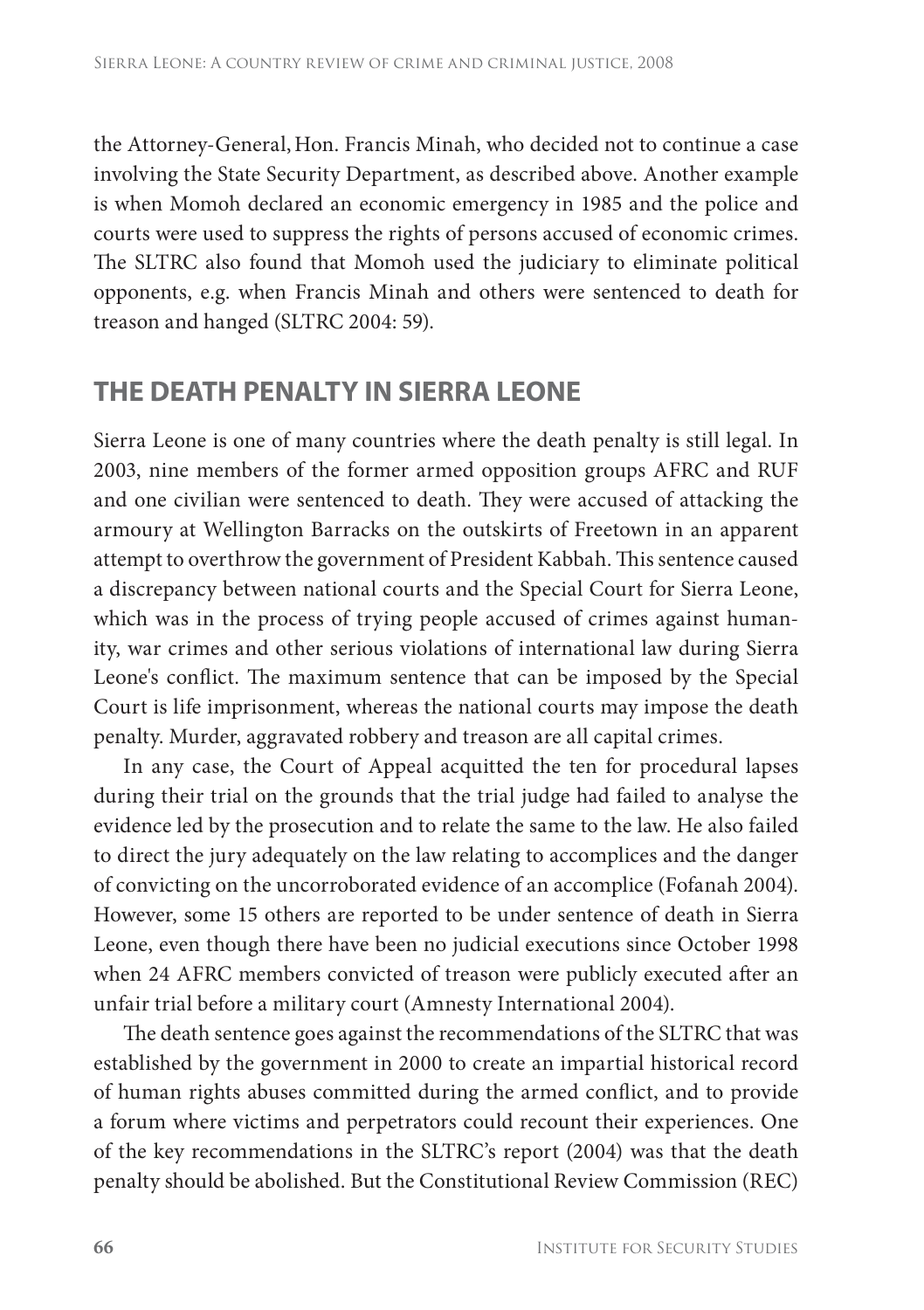the Attorney-General, Hon. Francis Minah, who decided not to continue a case involving the State Security Department, as described above. Another example is when Momoh declared an economic emergency in 1985 and the police and courts were used to suppress the rights of persons accused of economic crimes. The SLTRC also found that Momoh used the judiciary to eliminate political opponents, e.g. when Francis Minah and others were sentenced to death for treason and hanged (SLTRC 2004: 59).

## THE DEATH PENALTY IN SIERRA LEONE

Sierra Leone is one of many countries where the death penalty is still legal. In 2003, nine members of the former armed opposition groups AFRC and RUF and one civilian were sentenced to death. They were accused of attacking the armoury at Wellington Barracks on the outskirts of Freetown in an apparent attempt to overthrow the government of President Kabbah. This sentence caused a discrepancy between national courts and the Special Court for Sierra Leone, which was in the process of trying people accused of crimes against humanity, war crimes and other serious violations of international law during Sierra Leone's conflict. The maximum sentence that can be imposed by the Special Court is life imprisonment, whereas the national courts may impose the death penalty. Murder, aggravated robbery and treason are all capital crimes.

In any case, the Court of Appeal acquitted the ten for procedural lapses during their trial on the grounds that the trial judge had failed to analyse the evidence led by the prosecution and to relate the same to the law. He also failed to direct the jury adequately on the law relating to accomplices and the danger of convicting on the uncorroborated evidence of an accomplice (Fofanah 2004). However, some 15 others are reported to be under sentence of death in Sierra Leone, even though there have been no judicial executions since October 1998 when 24 AFRC members convicted of treason were publicly executed after an unfair trial before a military court (Amnesty International 2004).

The death sentence goes against the recommendations of the SLTRC that was established by the government in 2000 to create an impartial historical record of human rights abuses committed during the armed conflict, and to provide a forum where victims and perpetrators could recount their experiences. One of the key recommendations in the SLTRC's report (2004) was that the death penalty should be abolished. But the Constitutional Review Commission (REC)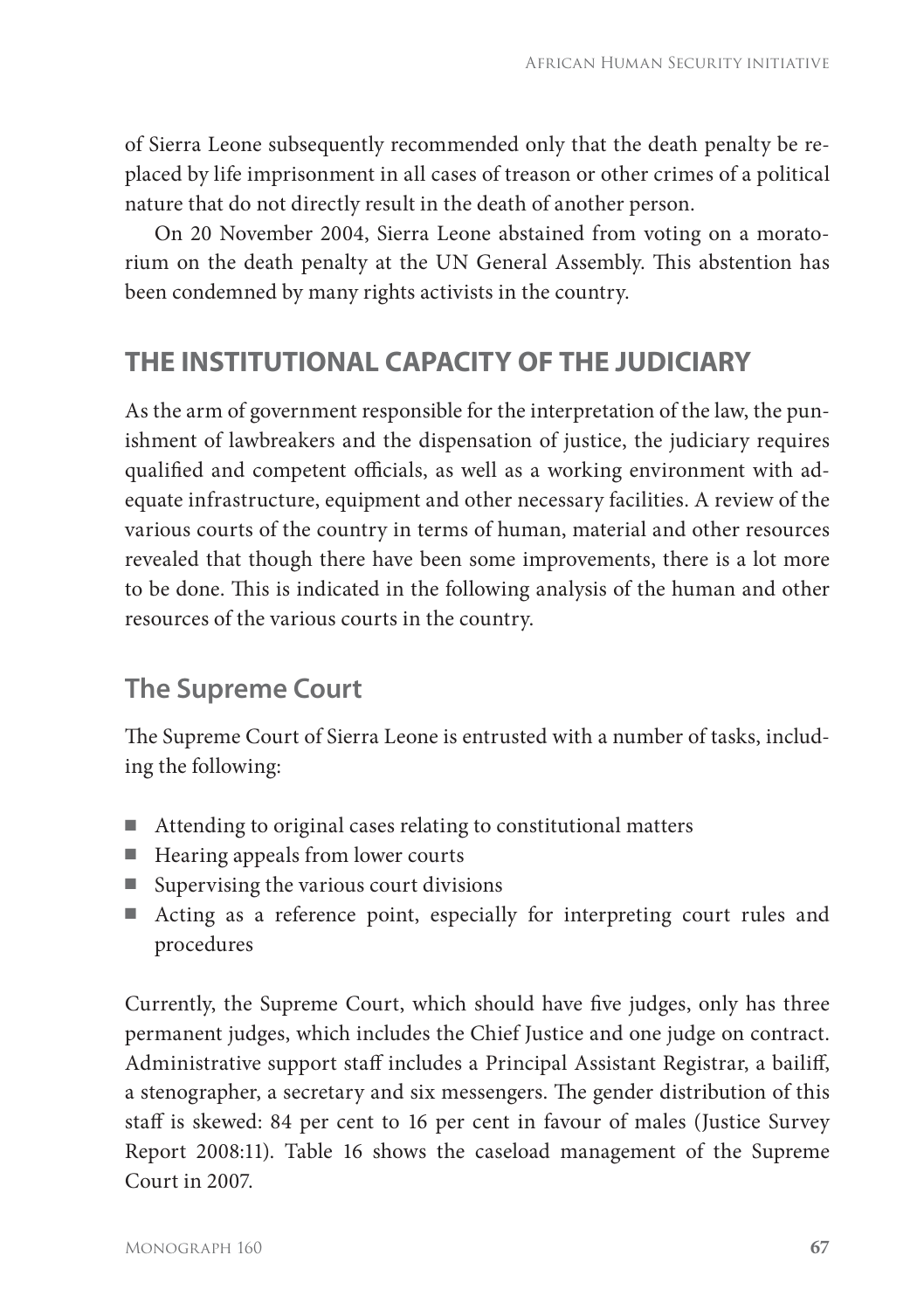of Sierra Leone subsequently recommended only that the death penalty be replaced by life imprisonment in all cases of treason or other crimes of a political nature that do not directly result in the death of another person.

On 20 November 2004, Sierra Leone abstained from voting on a moratorium on the death penalty at the UN General Assembly. This abstention has been condemned by many rights activists in the country.

## THE INSTITUTIONAL CAPACITY OF THE JUDICIARY

As the arm of government responsible for the interpretation of the law, the punishment of lawbreakers and the dispensation of justice, the judiciary requires qualified and competent officials, as well as a working environment with adequate infrastructure, equipment and other necessary facilities. A review of the various courts of the country in terms of human, material and other resources revealed that though there have been some improvements, there is a lot more to be done. This is indicated in the following analysis of the human and other resources of the various courts in the country.

### The Supreme Court

The Supreme Court of Sierra Leone is entrusted with a number of tasks, including the following:

- Attending to original cases relating to constitutional matters
- Hearing appeals from lower courts
- Supervising the various court divisions
- Acting as a reference point, especially for interpreting court rules and procedures

Currently, the Supreme Court, which should have five judges, only has three permanent judges, which includes the Chief Justice and one judge on contract. Administrative support staff includes a Principal Assistant Registrar, a bailiff, a stenographer, a secretary and six messengers. The gender distribution of this staff is skewed: 84 per cent to 16 per cent in favour of males (Justice Survey Report 2008:11). Table 16 shows the caseload management of the Supreme Court in 2007.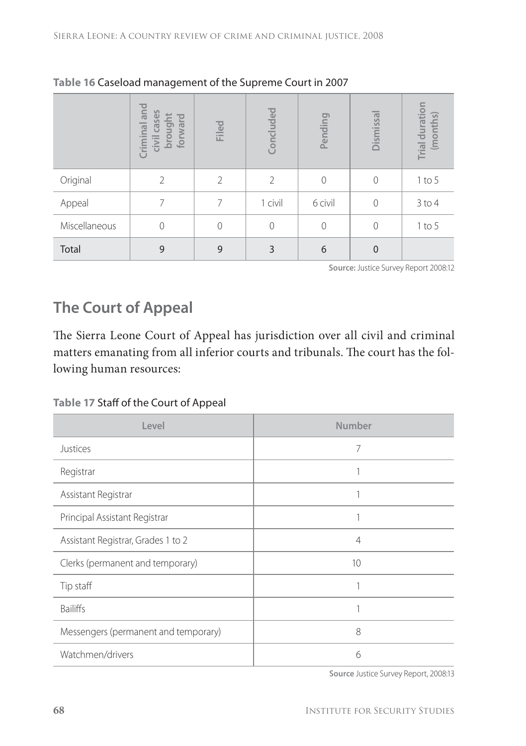**Table 16** Caseload management of the Supreme Court in 2007

| | Criminal and civil cases brought forward | Filed | Concluded | Pending | Dismissal | Trial duration (months) |
|---|---|---|---|---|---|---|
| Original | 2 | 2 | 2 | 0 | 0 | 1 to 5 |
| Appeal | 7 | 7 | 1 civil | 6 civil | 0 | 3 to 4 |
| Miscellaneous | 0 | 0 | 0 | 0 | 0 | 1 to 5 |
| Total | 9 | 9 | 3 | 6 | 0 | |

**Source:** Justice Survey Report 2008:12

## The Court of Appeal

The Sierra Leone Court of Appeal has jurisdiction over all civil and criminal matters emanating from all inferior courts and tribunals. The court has the following human resources:

**Table 17** Staff of the Court of Appeal

| Level | Number |
|---|---|
| Justices | 7 |
| Registrar | 1 |
| Assistant Registrar | 1 |
| Principal Assistant Registrar | 1 |
| Assistant Registrar, Grades 1 to 2 | 4 |
| Clerks (permanent and temporary) | 10 |
| Tip staff | 1 |
| Bailiffs | 1 |
| Messengers (permanent and temporary) | 8 |
| Watchmen/drivers | 6 |

**Source** Justice Survey Report, 2008:13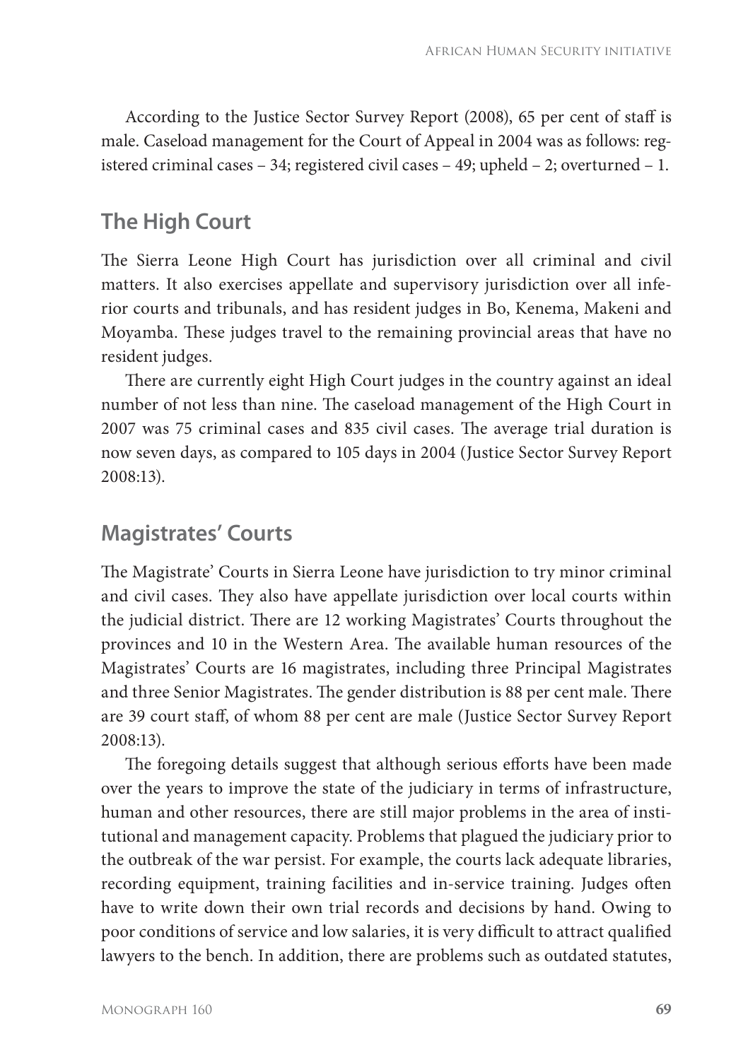According to the Justice Sector Survey Report (2008), 65 per cent of staff is male. Caseload management for the Court of Appeal in 2004 was as follows: registered criminal cases – 34; registered civil cases – 49; upheld – 2; overturned – 1.

## The High Court

The Sierra Leone High Court has jurisdiction over all criminal and civil matters. It also exercises appellate and supervisory jurisdiction over all inferior courts and tribunals, and has resident judges in Bo, Kenema, Makeni and Moyamba. These judges travel to the remaining provincial areas that have no resident judges.

There are currently eight High Court judges in the country against an ideal number of not less than nine. The caseload management of the High Court in 2007 was 75 criminal cases and 835 civil cases. The average trial duration is now seven days, as compared to 105 days in 2004 (Justice Sector Survey Report 2008:13).

## Magistrates' Courts

The Magistrate' Courts in Sierra Leone have jurisdiction to try minor criminal and civil cases. They also have appellate jurisdiction over local courts within the judicial district. There are 12 working Magistrates' Courts throughout the provinces and 10 in the Western Area. The available human resources of the Magistrates' Courts are 16 magistrates, including three Principal Magistrates and three Senior Magistrates. The gender distribution is 88 per cent male. There are 39 court staff, of whom 88 per cent are male (Justice Sector Survey Report 2008:13).

The foregoing details suggest that although serious efforts have been made over the years to improve the state of the judiciary in terms of infrastructure, human and other resources, there are still major problems in the area of institutional and management capacity. Problems that plagued the judiciary prior to the outbreak of the war persist. For example, the courts lack adequate libraries, recording equipment, training facilities and in-service training. Judges often have to write down their own trial records and decisions by hand. Owing to poor conditions of service and low salaries, it is very difficult to attract qualified lawyers to the bench. In addition, there are problems such as outdated statutes,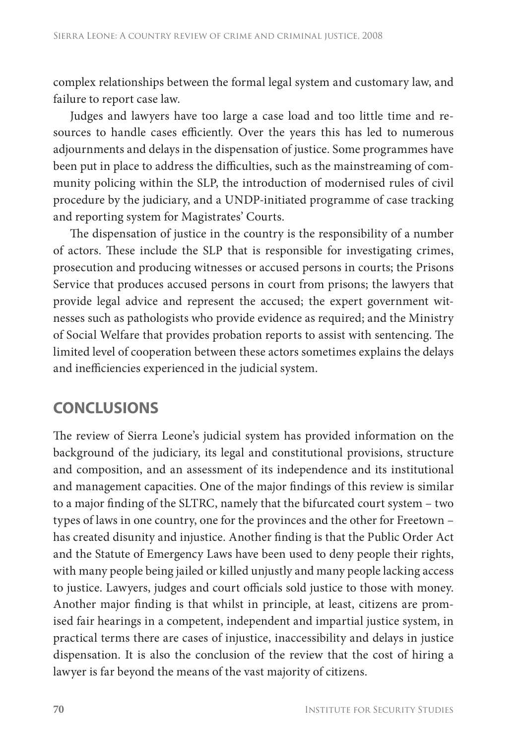complex relationships between the formal legal system and customary law, and failure to report case law.

Judges and lawyers have too large a case load and too little time and resources to handle cases efficiently. Over the years this has led to numerous adjournments and delays in the dispensation of justice. Some programmes have been put in place to address the difficulties, such as the mainstreaming of community policing within the SLP, the introduction of modernised rules of civil procedure by the judiciary, and a UNDP-initiated programme of case tracking and reporting system for Magistrates' Courts.

The dispensation of justice in the country is the responsibility of a number of actors. These include the SLP that is responsible for investigating crimes, prosecution and producing witnesses or accused persons in courts; the Prisons Service that produces accused persons in court from prisons; the lawyers that provide legal advice and represent the accused; the expert government witnesses such as pathologists who provide evidence as required; and the Ministry of Social Welfare that provides probation reports to assist with sentencing. The limited level of cooperation between these actors sometimes explains the delays and inefficiencies experienced in the judicial system.

## CONCLUSIONS

The review of Sierra Leone's judicial system has provided information on the background of the judiciary, its legal and constitutional provisions, structure and composition, and an assessment of its independence and its institutional and management capacities. One of the major findings of this review is similar to a major finding of the SLTRC, namely that the bifurcated court system – two types of laws in one country, one for the provinces and the other for Freetown – has created disunity and injustice. Another finding is that the Public Order Act and the Statute of Emergency Laws have been used to deny people their rights, with many people being jailed or killed unjustly and many people lacking access to justice. Lawyers, judges and court officials sold justice to those with money. Another major finding is that whilst in principle, at least, citizens are promised fair hearings in a competent, independent and impartial justice system, in practical terms there are cases of injustice, inaccessibility and delays in justice dispensation. It is also the conclusion of the review that the cost of hiring a lawyer is far beyond the means of the vast majority of citizens.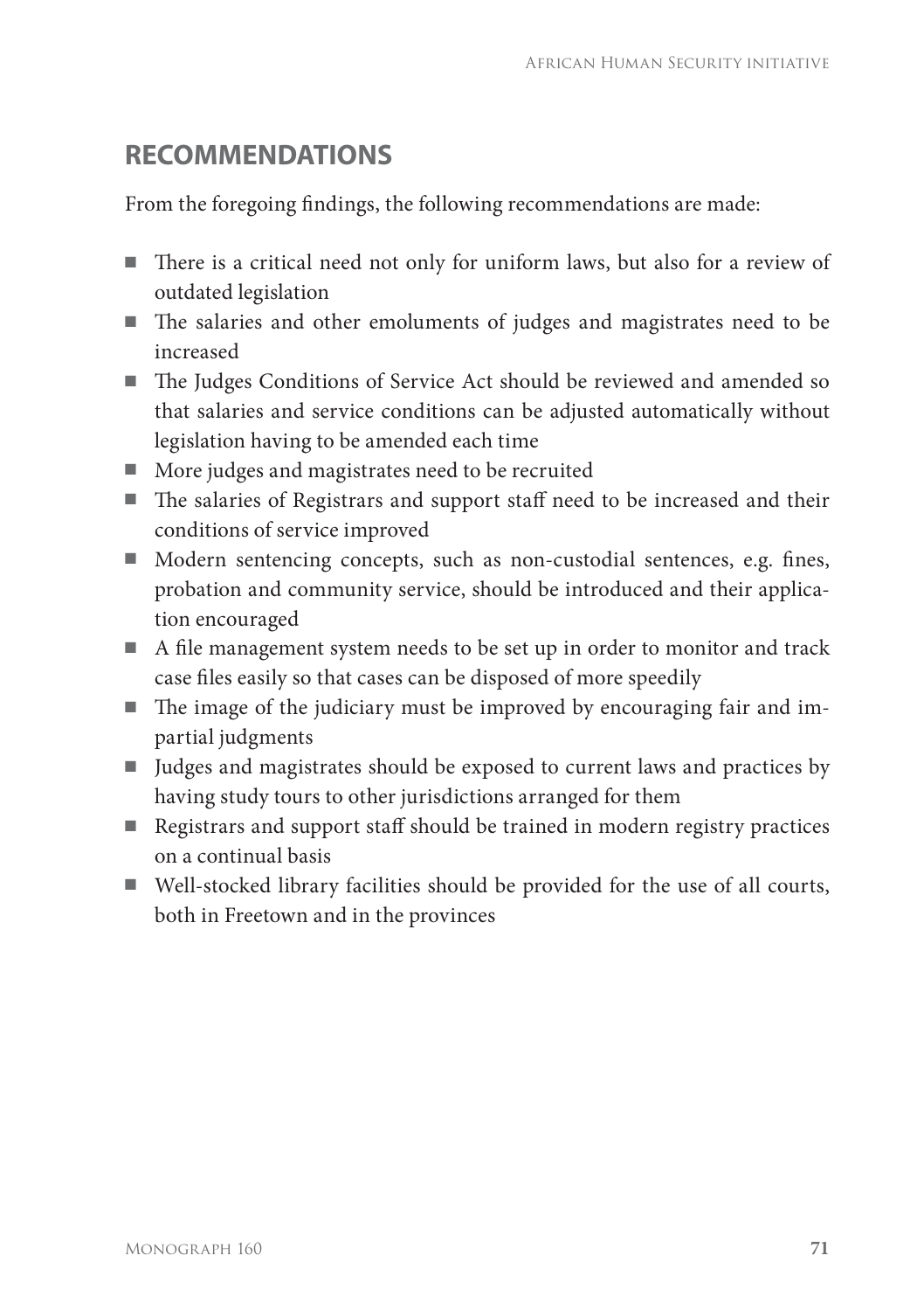## RECOMMENDATIONS

From the foregoing findings, the following recommendations are made:

- There is a critical need not only for uniform laws, but also for a review of outdated legislation
- The salaries and other emoluments of judges and magistrates need to be increased
- The Judges Conditions of Service Act should be reviewed and amended so that salaries and service conditions can be adjusted automatically without legislation having to be amended each time
- More judges and magistrates need to be recruited
- The salaries of Registrars and support staff need to be increased and their conditions of service improved
- Modern sentencing concepts, such as non-custodial sentences, e.g. fines, probation and community service, should be introduced and their application encouraged
- A file management system needs to be set up in order to monitor and track case files easily so that cases can be disposed of more speedily
- The image of the judiciary must be improved by encouraging fair and impartial judgments
- Judges and magistrates should be exposed to current laws and practices by having study tours to other jurisdictions arranged for them
- Registrars and support staff should be trained in modern registry practices on a continual basis
- Well-stocked library facilities should be provided for the use of all courts, both in Freetown and in the provinces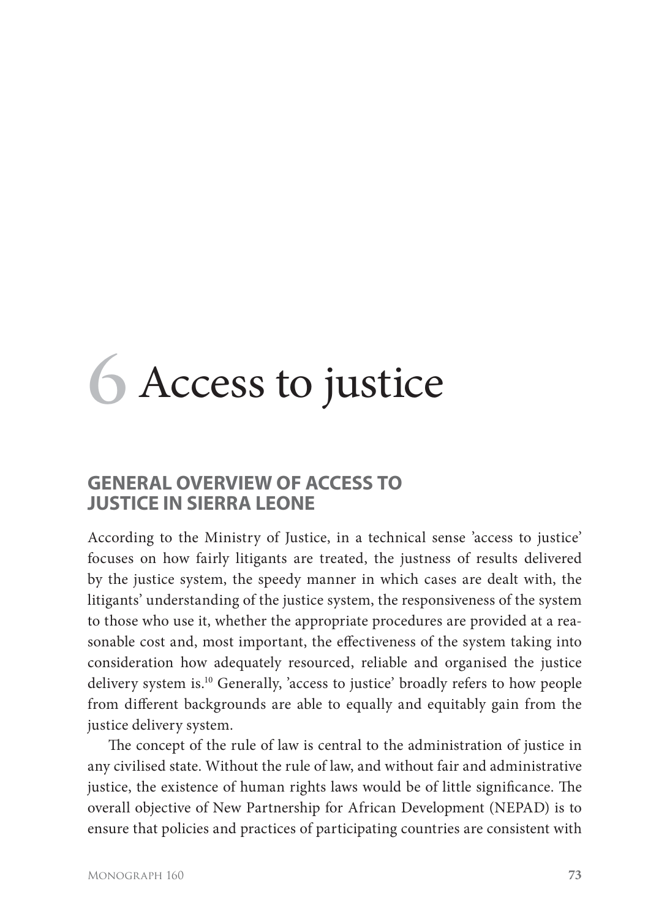# 6 Access to justice

## GENERAL OVERVIEW OF ACCESS TO JUSTICE IN SIERRA LEONE

According to the Ministry of Justice, in a technical sense 'access to justice' focuses on how fairly litigants are treated, the justness of results delivered by the justice system, the speedy manner in which cases are dealt with, the litigants' understanding of the justice system, the responsiveness of the system to those who use it, whether the appropriate procedures are provided at a reasonable cost and, most important, the effectiveness of the system taking into consideration how adequately resourced, reliable and organised the justice delivery system is.[10] Generally, 'access to justice' broadly refers to how people from different backgrounds are able to equally and equitably gain from the justice delivery system.

The concept of the rule of law is central to the administration of justice in any civilised state. Without the rule of law, and without fair and administrative justice, the existence of human rights laws would be of little significance. The overall objective of New Partnership for African Development (NEPAD) is to ensure that policies and practices of participating countries are consistent with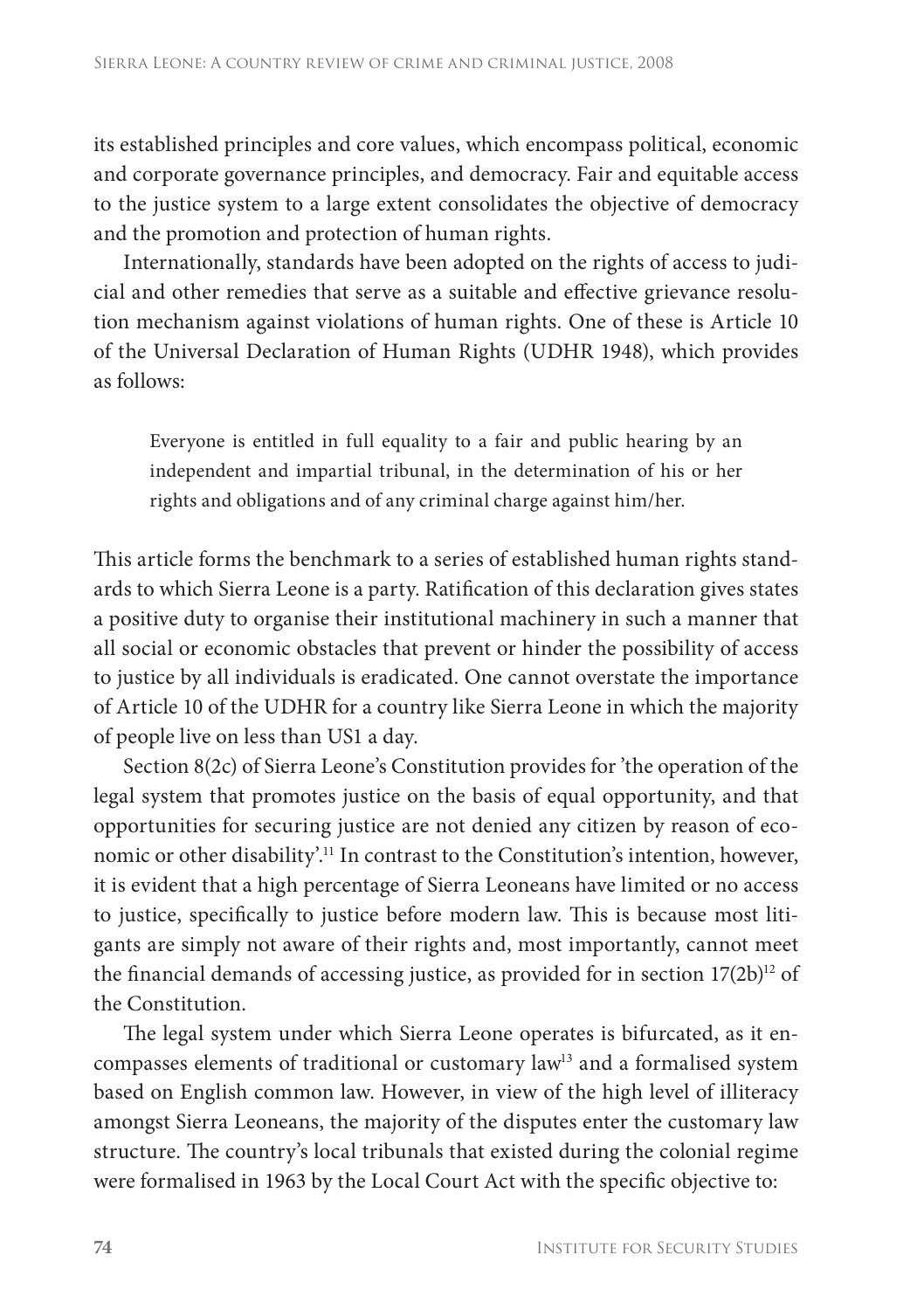its established principles and core values, which encompass political, economic and corporate governance principles, and democracy. Fair and equitable access to the justice system to a large extent consolidates the objective of democracy and the promotion and protection of human rights.

Internationally, standards have been adopted on the rights of access to judicial and other remedies that serve as a suitable and effective grievance resolution mechanism against violations of human rights. One of these is Article 10 of the Universal Declaration of Human Rights (UDHR 1948), which provides as follows:

> Everyone is entitled in full equality to a fair and public hearing by an independent and impartial tribunal, in the determination of his or her rights and obligations and of any criminal charge against him/her.

This article forms the benchmark to a series of established human rights standards to which Sierra Leone is a party. Ratification of this declaration gives states a positive duty to organise their institutional machinery in such a manner that all social or economic obstacles that prevent or hinder the possibility of access to justice by all individuals is eradicated. One cannot overstate the importance of Article 10 of the UDHR for a country like Sierra Leone in which the majority of people live on less than US1 a day.

Section 8(2c) of Sierra Leone's Constitution provides for 'the operation of the legal system that promotes justice on the basis of equal opportunity, and that opportunities for securing justice are not denied any citizen by reason of economic or other disability'.[11] In contrast to the Constitution's intention, however, it is evident that a high percentage of Sierra Leoneans have limited or no access to justice, specifically to justice before modern law. This is because most litigants are simply not aware of their rights and, most importantly, cannot meet the financial demands of accessing justice, as provided for in section 17(2b)[12] of the Constitution.

The legal system under which Sierra Leone operates is bifurcated, as it encompasses elements of traditional or customary law[13] and a formalised system based on English common law. However, in view of the high level of illiteracy amongst Sierra Leoneans, the majority of the disputes enter the customary law structure. The country's local tribunals that existed during the colonial regime were formalised in 1963 by the Local Court Act with the specific objective to: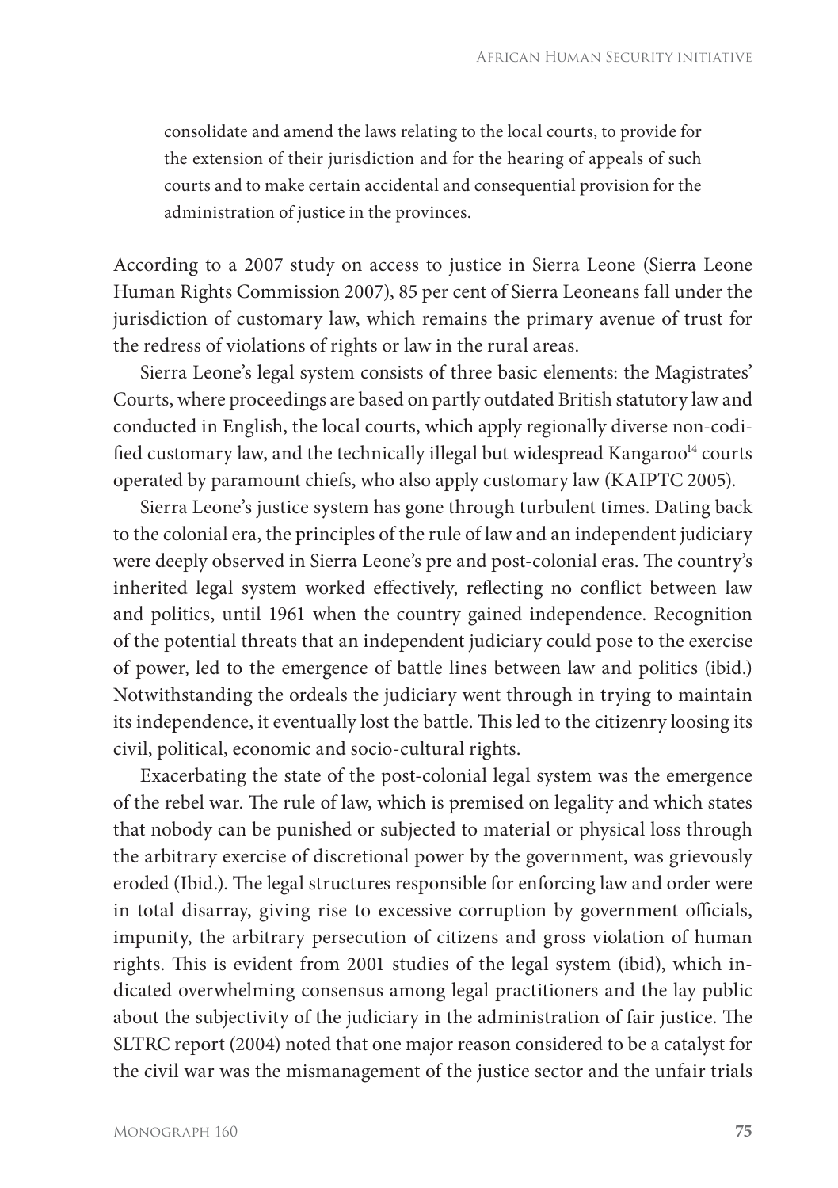> consolidate and amend the laws relating to the local courts, to provide for the extension of their jurisdiction and for the hearing of appeals of such courts and to make certain accidental and consequential provision for the administration of justice in the provinces.

According to a 2007 study on access to justice in Sierra Leone (Sierra Leone Human Rights Commission 2007), 85 per cent of Sierra Leoneans fall under the jurisdiction of customary law, which remains the primary avenue of trust for the redress of violations of rights or law in the rural areas.

Sierra Leone's legal system consists of three basic elements: the Magistrates' Courts, where proceedings are based on partly outdated British statutory law and conducted in English, the local courts, which apply regionally diverse non-codified customary law, and the technically illegal but widespread Kangaroo[14] courts operated by paramount chiefs, who also apply customary law (KAIPTC 2005).

Sierra Leone's justice system has gone through turbulent times. Dating back to the colonial era, the principles of the rule of law and an independent judiciary were deeply observed in Sierra Leone's pre and post-colonial eras. The country's inherited legal system worked effectively, reflecting no conflict between law and politics, until 1961 when the country gained independence. Recognition of the potential threats that an independent judiciary could pose to the exercise of power, led to the emergence of battle lines between law and politics (ibid.) Notwithstanding the ordeals the judiciary went through in trying to maintain its independence, it eventually lost the battle. This led to the citizenry loosing its civil, political, economic and socio-cultural rights.

Exacerbating the state of the post-colonial legal system was the emergence of the rebel war. The rule of law, which is premised on legality and which states that nobody can be punished or subjected to material or physical loss through the arbitrary exercise of discretional power by the government, was grievously eroded (Ibid.). The legal structures responsible for enforcing law and order were in total disarray, giving rise to excessive corruption by government officials, impunity, the arbitrary persecution of citizens and gross violation of human rights. This is evident from 2001 studies of the legal system (ibid), which indicated overwhelming consensus among legal practitioners and the lay public about the subjectivity of the judiciary in the administration of fair justice. The SLTRC report (2004) noted that one major reason considered to be a catalyst for the civil war was the mismanagement of the justice sector and the unfair trials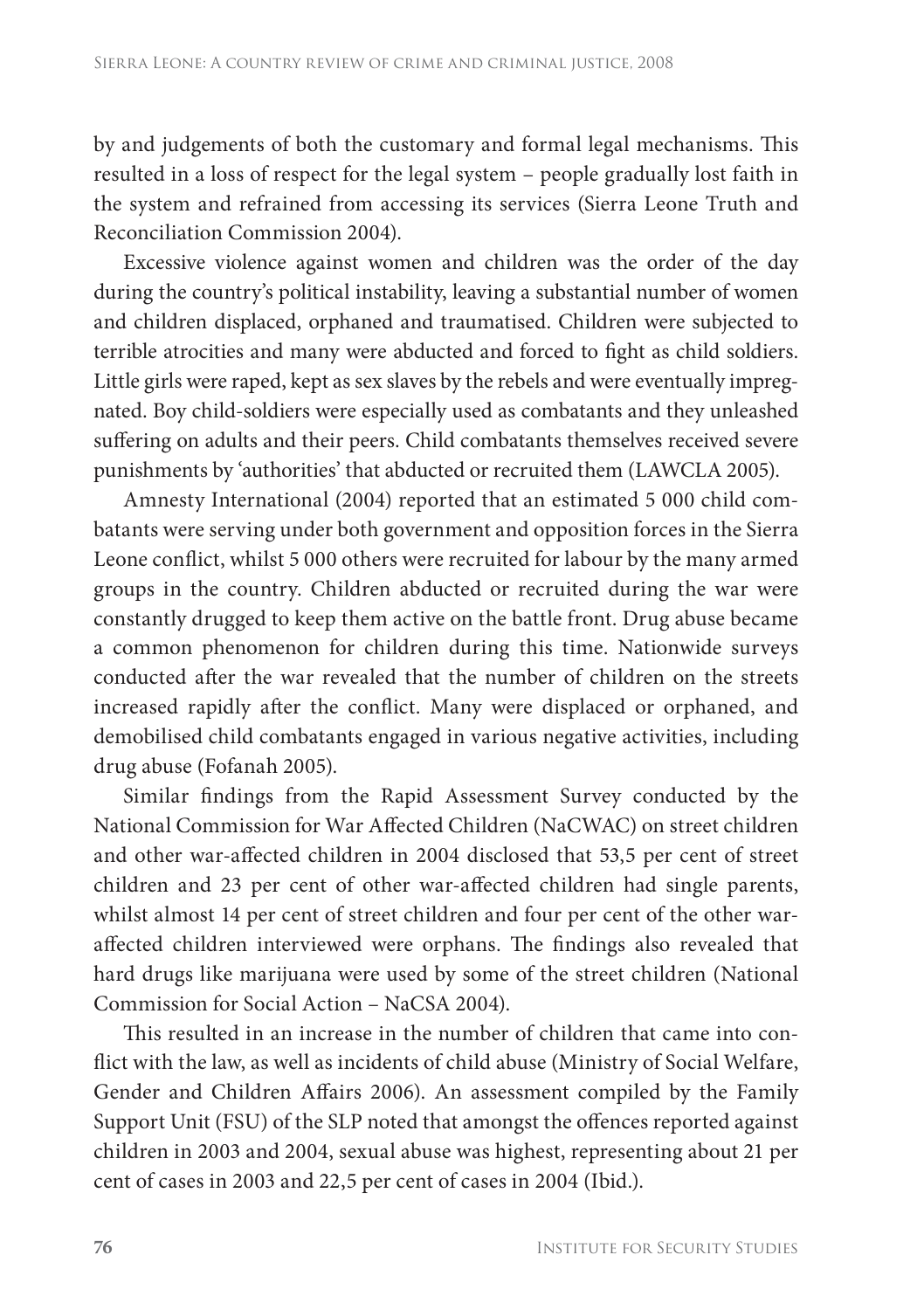by and judgements of both the customary and formal legal mechanisms. This resulted in a loss of respect for the legal system – people gradually lost faith in the system and refrained from accessing its services (Sierra Leone Truth and Reconciliation Commission 2004).

Excessive violence against women and children was the order of the day during the country's political instability, leaving a substantial number of women and children displaced, orphaned and traumatised. Children were subjected to terrible atrocities and many were abducted and forced to fight as child soldiers. Little girls were raped, kept as sex slaves by the rebels and were eventually impregnated. Boy child-soldiers were especially used as combatants and they unleashed suffering on adults and their peers. Child combatants themselves received severe punishments by 'authorities' that abducted or recruited them (LAWCLA 2005).

Amnesty International (2004) reported that an estimated 5 000 child combatants were serving under both government and opposition forces in the Sierra Leone conflict, whilst 5 000 others were recruited for labour by the many armed groups in the country. Children abducted or recruited during the war were constantly drugged to keep them active on the battle front. Drug abuse became a common phenomenon for children during this time. Nationwide surveys conducted after the war revealed that the number of children on the streets increased rapidly after the conflict. Many were displaced or orphaned, and demobilised child combatants engaged in various negative activities, including drug abuse (Fofanah 2005).

Similar findings from the Rapid Assessment Survey conducted by the National Commission for War Affected Children (NaCWAC) on street children and other war-affected children in 2004 disclosed that 53,5 per cent of street children and 23 per cent of other war-affected children had single parents, whilst almost 14 per cent of street children and four per cent of the other war-affected children interviewed were orphans. The findings also revealed that hard drugs like marijuana were used by some of the street children (National Commission for Social Action – NaCSA 2004).

This resulted in an increase in the number of children that came into conflict with the law, as well as incidents of child abuse (Ministry of Social Welfare, Gender and Children Affairs 2006). An assessment compiled by the Family Support Unit (FSU) of the SLP noted that amongst the offences reported against children in 2003 and 2004, sexual abuse was highest, representing about 21 per cent of cases in 2003 and 22,5 per cent of cases in 2004 (Ibid.).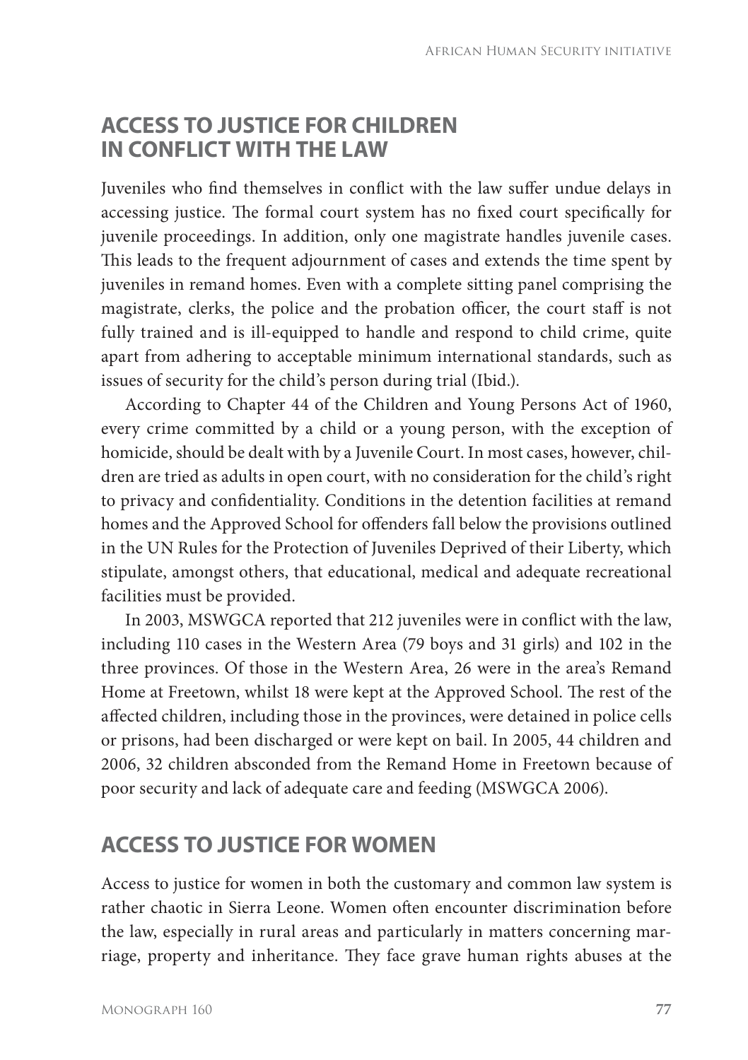## ACCESS TO JUSTICE FOR CHILDREN IN CONFLICT WITH THE LAW

Juveniles who find themselves in conflict with the law suffer undue delays in accessing justice. The formal court system has no fixed court specifically for juvenile proceedings. In addition, only one magistrate handles juvenile cases. This leads to the frequent adjournment of cases and extends the time spent by juveniles in remand homes. Even with a complete sitting panel comprising the magistrate, clerks, the police and the probation officer, the court staff is not fully trained and is ill-equipped to handle and respond to child crime, quite apart from adhering to acceptable minimum international standards, such as issues of security for the child's person during trial (Ibid.).

According to Chapter 44 of the Children and Young Persons Act of 1960, every crime committed by a child or a young person, with the exception of homicide, should be dealt with by a Juvenile Court. In most cases, however, children are tried as adults in open court, with no consideration for the child's right to privacy and confidentiality. Conditions in the detention facilities at remand homes and the Approved School for offenders fall below the provisions outlined in the UN Rules for the Protection of Juveniles Deprived of their Liberty, which stipulate, amongst others, that educational, medical and adequate recreational facilities must be provided.

In 2003, MSWGCA reported that 212 juveniles were in conflict with the law, including 110 cases in the Western Area (79 boys and 31 girls) and 102 in the three provinces. Of those in the Western Area, 26 were in the area's Remand Home at Freetown, whilst 18 were kept at the Approved School. The rest of the affected children, including those in the provinces, were detained in police cells or prisons, had been discharged or were kept on bail. In 2005, 44 children and 2006, 32 children absconded from the Remand Home in Freetown because of poor security and lack of adequate care and feeding (MSWGCA 2006).

## ACCESS TO JUSTICE FOR WOMEN

Access to justice for women in both the customary and common law system is rather chaotic in Sierra Leone. Women often encounter discrimination before the law, especially in rural areas and particularly in matters concerning marriage, property and inheritance. They face grave human rights abuses at the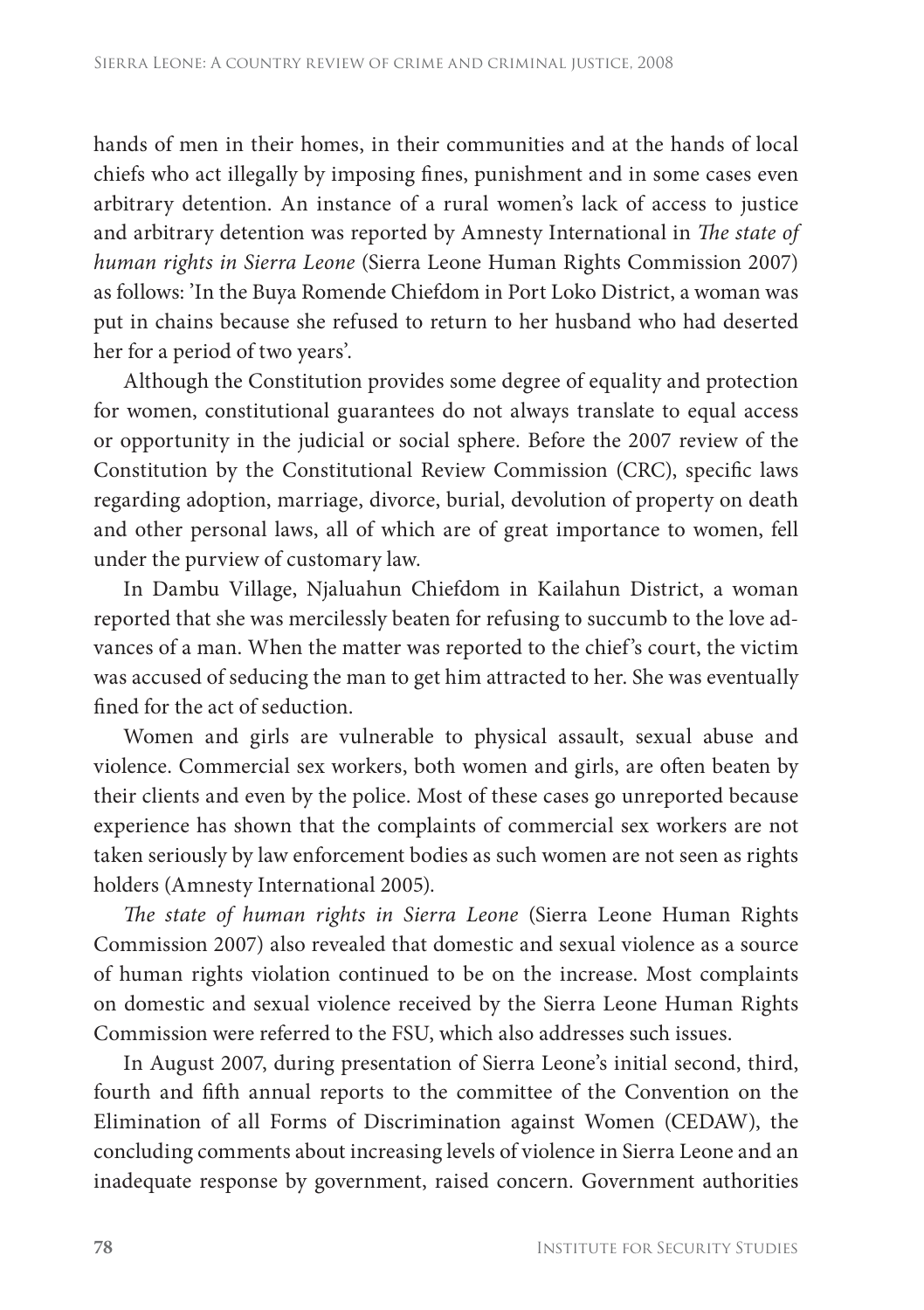hands of men in their homes, in their communities and at the hands of local chiefs who act illegally by imposing fines, punishment and in some cases even arbitrary detention. An instance of a rural women's lack of access to justice and arbitrary detention was reported by Amnesty International in *The state of human rights in Sierra Leone* (Sierra Leone Human Rights Commission 2007) as follows: 'In the Buya Romende Chiefdom in Port Loko District, a woman was put in chains because she refused to return to her husband who had deserted her for a period of two years'.

Although the Constitution provides some degree of equality and protection for women, constitutional guarantees do not always translate to equal access or opportunity in the judicial or social sphere. Before the 2007 review of the Constitution by the Constitutional Review Commission (CRC), specific laws regarding adoption, marriage, divorce, burial, devolution of property on death and other personal laws, all of which are of great importance to women, fell under the purview of customary law.

In Dambu Village, Njaluahun Chiefdom in Kailahun District, a woman reported that she was mercilessly beaten for refusing to succumb to the love advances of a man. When the matter was reported to the chief's court, the victim was accused of seducing the man to get him attracted to her. She was eventually fined for the act of seduction.

Women and girls are vulnerable to physical assault, sexual abuse and violence. Commercial sex workers, both women and girls, are often beaten by their clients and even by the police. Most of these cases go unreported because experience has shown that the complaints of commercial sex workers are not taken seriously by law enforcement bodies as such women are not seen as rights holders (Amnesty International 2005).

*The state of human rights in Sierra Leone* (Sierra Leone Human Rights Commission 2007) also revealed that domestic and sexual violence as a source of human rights violation continued to be on the increase. Most complaints on domestic and sexual violence received by the Sierra Leone Human Rights Commission were referred to the FSU, which also addresses such issues.

In August 2007, during presentation of Sierra Leone's initial second, third, fourth and fifth annual reports to the committee of the Convention on the Elimination of all Forms of Discrimination against Women (CEDAW), the concluding comments about increasing levels of violence in Sierra Leone and an inadequate response by government, raised concern. Government authorities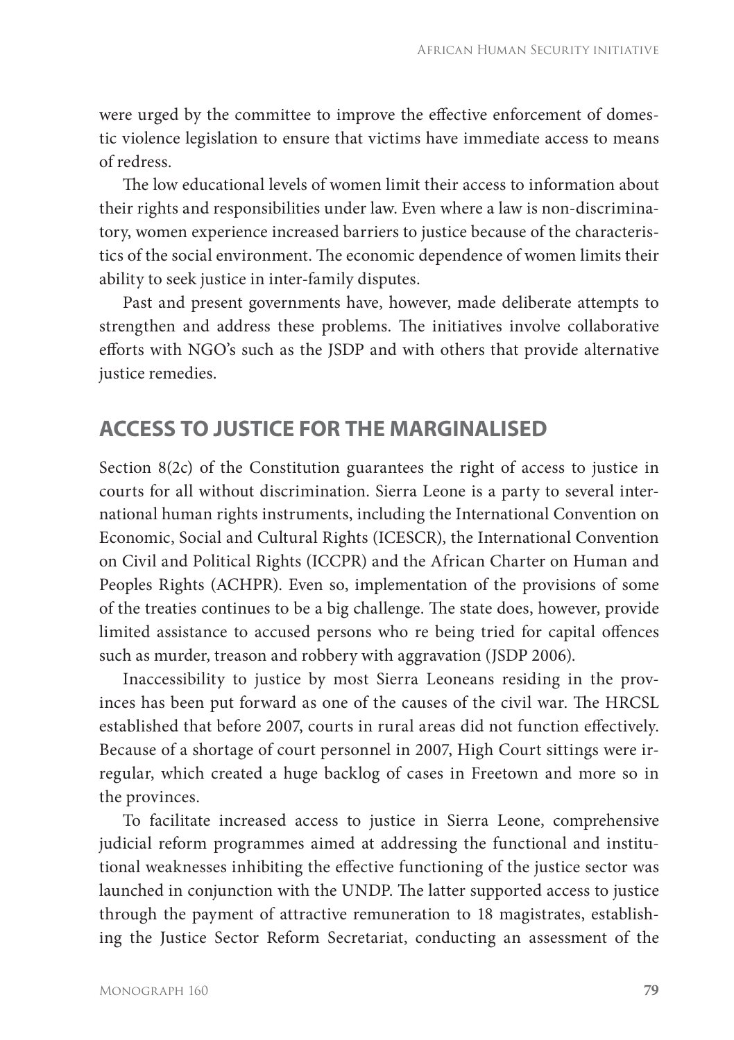were urged by the committee to improve the effective enforcement of domestic violence legislation to ensure that victims have immediate access to means of redress.

The low educational levels of women limit their access to information about their rights and responsibilities under law. Even where a law is non-discriminatory, women experience increased barriers to justice because of the characteristics of the social environment. The economic dependence of women limits their ability to seek justice in inter-family disputes.

Past and present governments have, however, made deliberate attempts to strengthen and address these problems. The initiatives involve collaborative efforts with NGO's such as the JSDP and with others that provide alternative justice remedies.

## ACCESS TO JUSTICE FOR THE MARGINALISED

Section 8(2c) of the Constitution guarantees the right of access to justice in courts for all without discrimination. Sierra Leone is a party to several international human rights instruments, including the International Convention on Economic, Social and Cultural Rights (ICESCR), the International Convention on Civil and Political Rights (ICCPR) and the African Charter on Human and Peoples Rights (ACHPR). Even so, implementation of the provisions of some of the treaties continues to be a big challenge. The state does, however, provide limited assistance to accused persons who re being tried for capital offences such as murder, treason and robbery with aggravation (JSDP 2006).

Inaccessibility to justice by most Sierra Leoneans residing in the provinces has been put forward as one of the causes of the civil war. The HRCSL established that before 2007, courts in rural areas did not function effectively. Because of a shortage of court personnel in 2007, High Court sittings were irregular, which created a huge backlog of cases in Freetown and more so in the provinces.

To facilitate increased access to justice in Sierra Leone, comprehensive judicial reform programmes aimed at addressing the functional and institutional weaknesses inhibiting the effective functioning of the justice sector was launched in conjunction with the UNDP. The latter supported access to justice through the payment of attractive remuneration to 18 magistrates, establishing the Justice Sector Reform Secretariat, conducting an assessment of the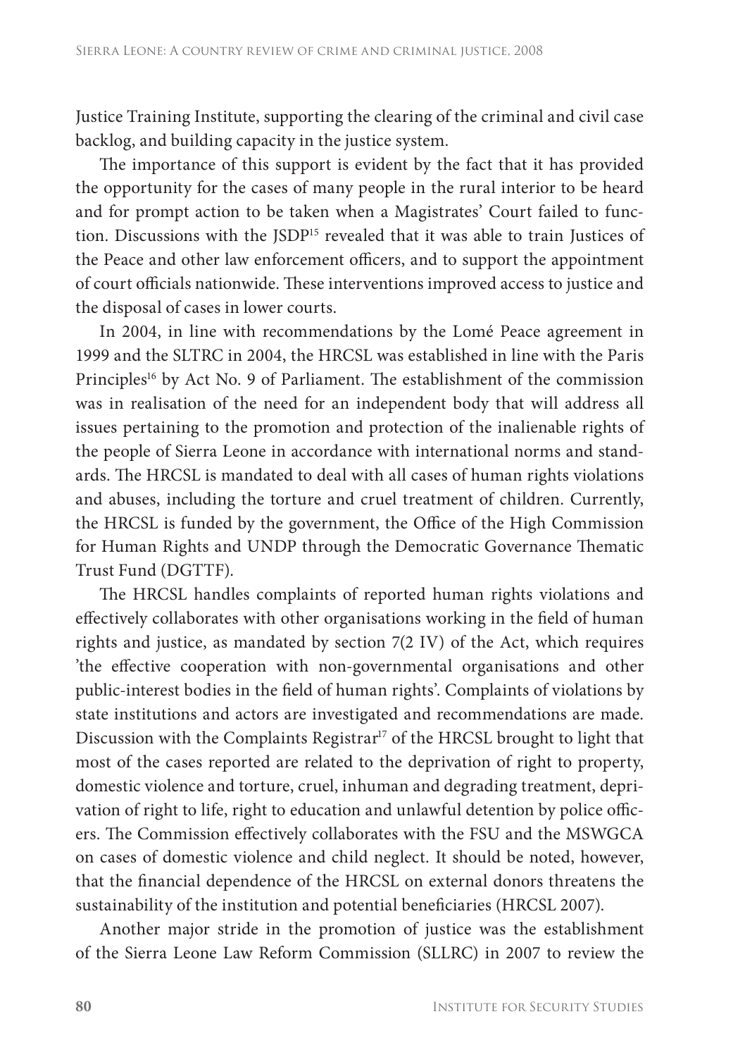Justice Training Institute, supporting the clearing of the criminal and civil case backlog, and building capacity in the justice system.

The importance of this support is evident by the fact that it has provided the opportunity for the cases of many people in the rural interior to be heard and for prompt action to be taken when a Magistrates' Court failed to function. Discussions with the JSDP[15] revealed that it was able to train Justices of the Peace and other law enforcement officers, and to support the appointment of court officials nationwide. These interventions improved access to justice and the disposal of cases in lower courts.

In 2004, in line with recommendations by the Lomé Peace agreement in 1999 and the SLTRC in 2004, the HRCSL was established in line with the Paris Principles[16] by Act No. 9 of Parliament. The establishment of the commission was in realisation of the need for an independent body that will address all issues pertaining to the promotion and protection of the inalienable rights of the people of Sierra Leone in accordance with international norms and standards. The HRCSL is mandated to deal with all cases of human rights violations and abuses, including the torture and cruel treatment of children. Currently, the HRCSL is funded by the government, the Office of the High Commission for Human Rights and UNDP through the Democratic Governance Thematic Trust Fund (DGTTF).

The HRCSL handles complaints of reported human rights violations and effectively collaborates with other organisations working in the field of human rights and justice, as mandated by section 7(2 IV) of the Act, which requires 'the effective cooperation with non-governmental organisations and other public-interest bodies in the field of human rights'. Complaints of violations by state institutions and actors are investigated and recommendations are made. Discussion with the Complaints Registrar[17] of the HRCSL brought to light that most of the cases reported are related to the deprivation of right to property, domestic violence and torture, cruel, inhuman and degrading treatment, deprivation of right to life, right to education and unlawful detention by police officers. The Commission effectively collaborates with the FSU and the MSWGCA on cases of domestic violence and child neglect. It should be noted, however, that the financial dependence of the HRCSL on external donors threatens the sustainability of the institution and potential beneficiaries (HRCSL 2007).

Another major stride in the promotion of justice was the establishment of the Sierra Leone Law Reform Commission (SLLRC) in 2007 to review the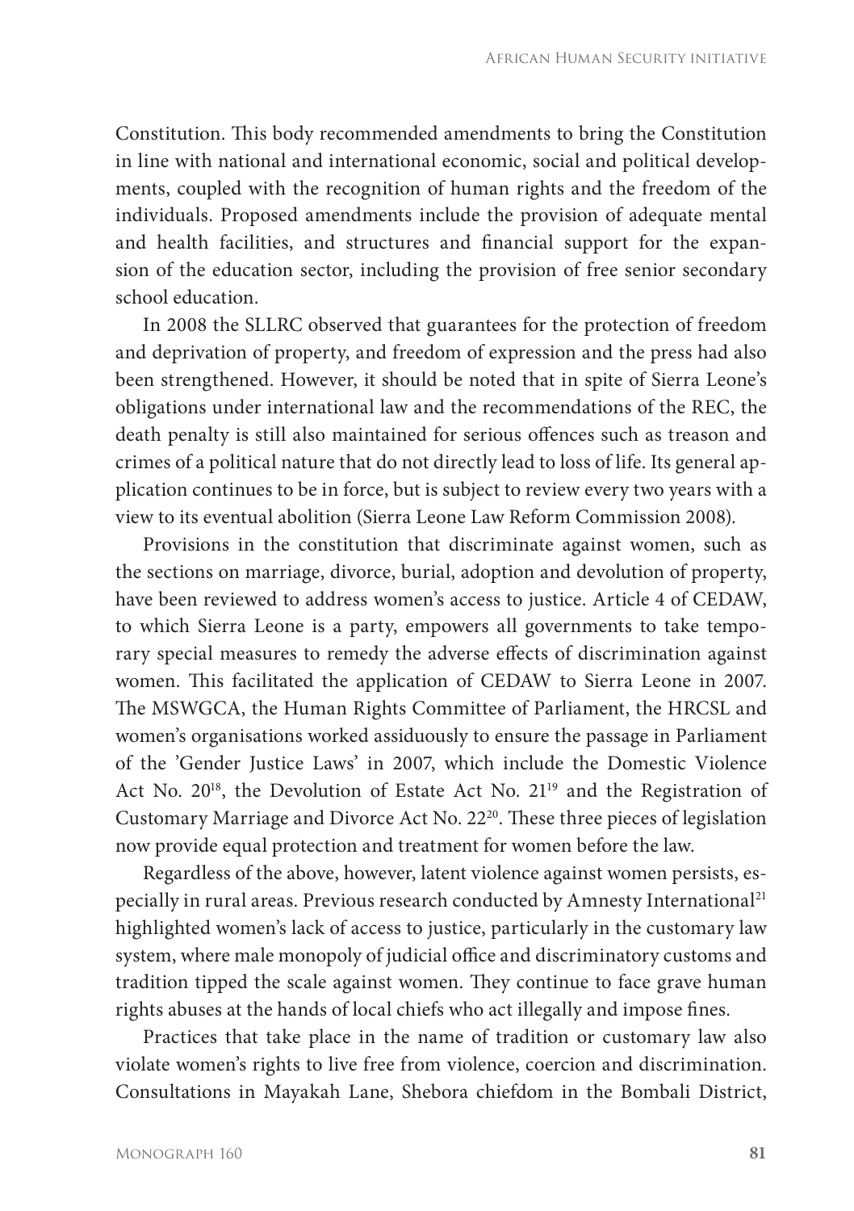Constitution. This body recommended amendments to bring the Constitution in line with national and international economic, social and political developments, coupled with the recognition of human rights and the freedom of the individuals. Proposed amendments include the provision of adequate mental and health facilities, and structures and financial support for the expansion of the education sector, including the provision of free senior secondary school education.

In 2008 the SLLRC observed that guarantees for the protection of freedom and deprivation of property, and freedom of expression and the press had also been strengthened. However, it should be noted that in spite of Sierra Leone's obligations under international law and the recommendations of the REC, the death penalty is still also maintained for serious offences such as treason and crimes of a political nature that do not directly lead to loss of life. Its general application continues to be in force, but is subject to review every two years with a view to its eventual abolition (Sierra Leone Law Reform Commission 2008).

Provisions in the constitution that discriminate against women, such as the sections on marriage, divorce, burial, adoption and devolution of property, have been reviewed to address women's access to justice. Article 4 of CEDAW, to which Sierra Leone is a party, empowers all governments to take temporary special measures to remedy the adverse effects of discrimination against women. This facilitated the application of CEDAW to Sierra Leone in 2007. The MSWGCA, the Human Rights Committee of Parliament, the HRCSL and women's organisations worked assiduously to ensure the passage in Parliament of the 'Gender Justice Laws' in 2007, which include the Domestic Violence Act No. 20[18], the Devolution of Estate Act No. 21[19] and the Registration of Customary Marriage and Divorce Act No. 22[20]. These three pieces of legislation now provide equal protection and treatment for women before the law.

Regardless of the above, however, latent violence against women persists, especially in rural areas. Previous research conducted by Amnesty International[21] highlighted women's lack of access to justice, particularly in the customary law system, where male monopoly of judicial office and discriminatory customs and tradition tipped the scale against women. They continue to face grave human rights abuses at the hands of local chiefs who act illegally and impose fines.

Practices that take place in the name of tradition or customary law also violate women's rights to live free from violence, coercion and discrimination. Consultations in Mayakah Lane, Shebora chiefdom in the Bombali District,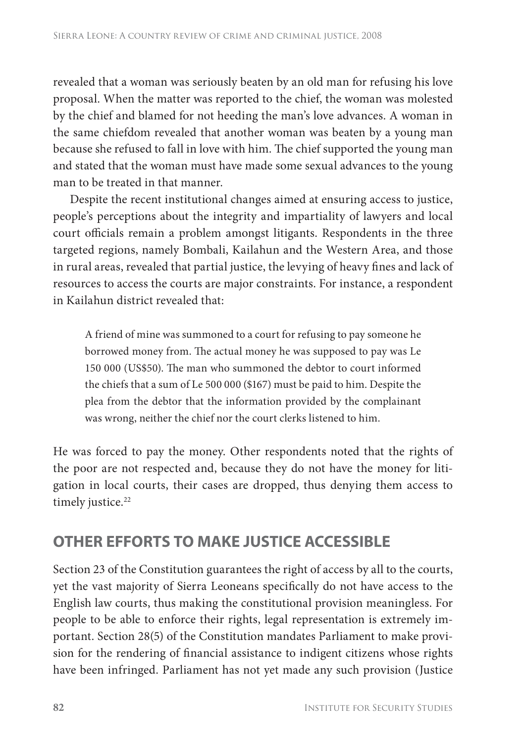revealed that a woman was seriously beaten by an old man for refusing his love proposal. When the matter was reported to the chief, the woman was molested by the chief and blamed for not heeding the man's love advances. A woman in the same chiefdom revealed that another woman was beaten by a young man because she refused to fall in love with him. The chief supported the young man and stated that the woman must have made some sexual advances to the young man to be treated in that manner.

Despite the recent institutional changes aimed at ensuring access to justice, people's perceptions about the integrity and impartiality of lawyers and local court officials remain a problem amongst litigants. Respondents in the three targeted regions, namely Bombali, Kailahun and the Western Area, and those in rural areas, revealed that partial justice, the levying of heavy fines and lack of resources to access the courts are major constraints. For instance, a respondent in Kailahun district revealed that:

> A friend of mine was summoned to a court for refusing to pay someone he borrowed money from. The actual money he was supposed to pay was Le 150 000 (US$50). The man who summoned the debtor to court informed the chiefs that a sum of Le 500 000 ($167) must be paid to him. Despite the plea from the debtor that the information provided by the complainant was wrong, neither the chief nor the court clerks listened to him.

He was forced to pay the money. Other respondents noted that the rights of the poor are not respected and, because they do not have the money for litigation in local courts, their cases are dropped, thus denying them access to timely justice.[22]

## OTHER EFFORTS TO MAKE JUSTICE ACCESSIBLE

Section 23 of the Constitution guarantees the right of access by all to the courts, yet the vast majority of Sierra Leoneans specifically do not have access to the English law courts, thus making the constitutional provision meaningless. For people to be able to enforce their rights, legal representation is extremely important. Section 28(5) of the Constitution mandates Parliament to make provision for the rendering of financial assistance to indigent citizens whose rights have been infringed. Parliament has not yet made any such provision (Justice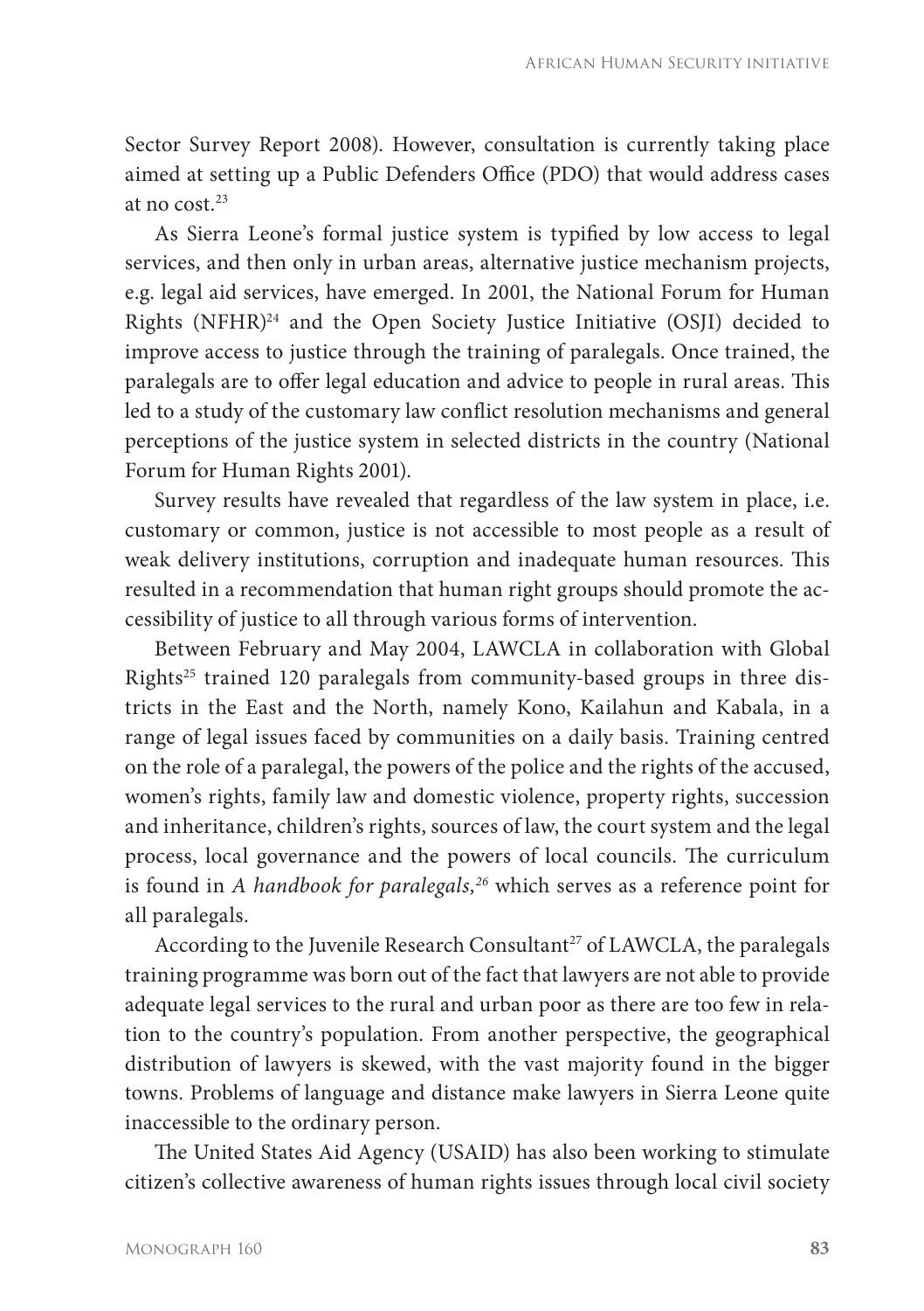Sector Survey Report 2008). However, consultation is currently taking place aimed at setting up a Public Defenders Office (PDO) that would address cases at no cost.[23]

As Sierra Leone's formal justice system is typified by low access to legal services, and then only in urban areas, alternative justice mechanism projects, e.g. legal aid services, have emerged. In 2001, the National Forum for Human Rights (NFHR)[24] and the Open Society Justice Initiative (OSJI) decided to improve access to justice through the training of paralegals. Once trained, the paralegals are to offer legal education and advice to people in rural areas. This led to a study of the customary law conflict resolution mechanisms and general perceptions of the justice system in selected districts in the country (National Forum for Human Rights 2001).

Survey results have revealed that regardless of the law system in place, i.e. customary or common, justice is not accessible to most people as a result of weak delivery institutions, corruption and inadequate human resources. This resulted in a recommendation that human right groups should promote the accessibility of justice to all through various forms of intervention.

Between February and May 2004, LAWCLA in collaboration with Global Rights[25] trained 120 paralegals from community-based groups in three districts in the East and the North, namely Kono, Kailahun and Kabala, in a range of legal issues faced by communities on a daily basis. Training centred on the role of a paralegal, the powers of the police and the rights of the accused, women's rights, family law and domestic violence, property rights, succession and inheritance, children's rights, sources of law, the court system and the legal process, local governance and the powers of local councils. The curriculum is found in *A handbook for paralegals,*[26] which serves as a reference point for all paralegals.

According to the Juvenile Research Consultant[27] of LAWCLA, the paralegals training programme was born out of the fact that lawyers are not able to provide adequate legal services to the rural and urban poor as there are too few in relation to the country's population. From another perspective, the geographical distribution of lawyers is skewed, with the vast majority found in the bigger towns. Problems of language and distance make lawyers in Sierra Leone quite inaccessible to the ordinary person.

The United States Aid Agency (USAID) has also been working to stimulate citizen's collective awareness of human rights issues through local civil society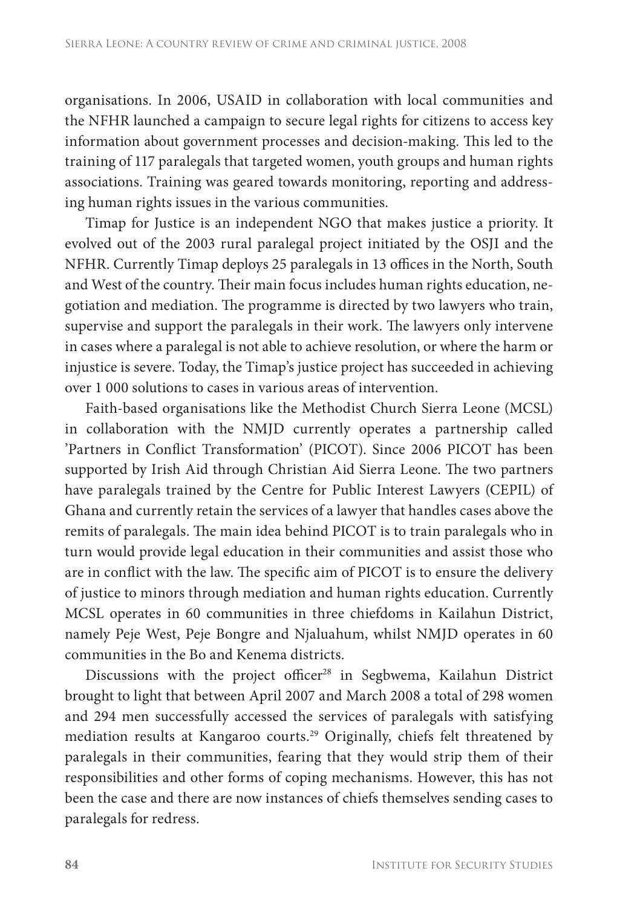organisations. In 2006, USAID in collaboration with local communities and the NFHR launched a campaign to secure legal rights for citizens to access key information about government processes and decision-making. This led to the training of 117 paralegals that targeted women, youth groups and human rights associations. Training was geared towards monitoring, reporting and addressing human rights issues in the various communities.

Timap for Justice is an independent NGO that makes justice a priority. It evolved out of the 2003 rural paralegal project initiated by the OSJI and the NFHR. Currently Timap deploys 25 paralegals in 13 offices in the North, South and West of the country. Their main focus includes human rights education, negotiation and mediation. The programme is directed by two lawyers who train, supervise and support the paralegals in their work. The lawyers only intervene in cases where a paralegal is not able to achieve resolution, or where the harm or injustice is severe. Today, the Timap's justice project has succeeded in achieving over 1 000 solutions to cases in various areas of intervention.

Faith-based organisations like the Methodist Church Sierra Leone (MCSL) in collaboration with the NMJD currently operates a partnership called 'Partners in Conflict Transformation' (PICOT). Since 2006 PICOT has been supported by Irish Aid through Christian Aid Sierra Leone. The two partners have paralegals trained by the Centre for Public Interest Lawyers (CEPIL) of Ghana and currently retain the services of a lawyer that handles cases above the remits of paralegals. The main idea behind PICOT is to train paralegals who in turn would provide legal education in their communities and assist those who are in conflict with the law. The specific aim of PICOT is to ensure the delivery of justice to minors through mediation and human rights education. Currently MCSL operates in 60 communities in three chiefdoms in Kailahun District, namely Peje West, Peje Bongre and Njaluahum, whilst NMJD operates in 60 communities in the Bo and Kenema districts.

Discussions with the project officer[28] in Segbwema, Kailahun District brought to light that between April 2007 and March 2008 a total of 298 women and 294 men successfully accessed the services of paralegals with satisfying mediation results at Kangaroo courts.[29] Originally, chiefs felt threatened by paralegals in their communities, fearing that they would strip them of their responsibilities and other forms of coping mechanisms. However, this has not been the case and there are now instances of chiefs themselves sending cases to paralegals for redress.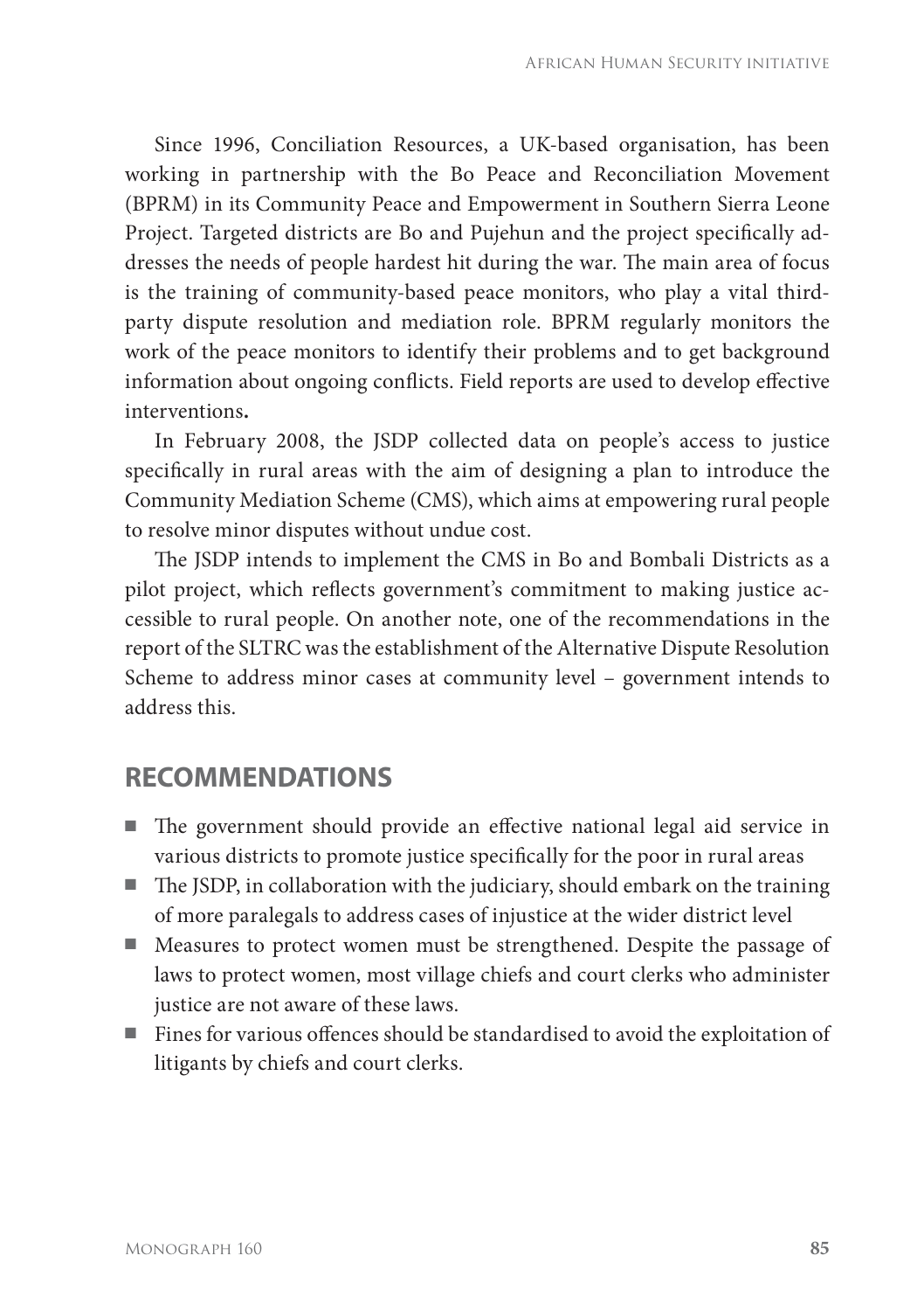Since 1996, Conciliation Resources, a UK-based organisation, has been working in partnership with the Bo Peace and Reconciliation Movement (BPRM) in its Community Peace and Empowerment in Southern Sierra Leone Project. Targeted districts are Bo and Pujehun and the project specifically addresses the needs of people hardest hit during the war. The main area of focus is the training of community-based peace monitors, who play a vital third-party dispute resolution and mediation role. BPRM regularly monitors the work of the peace monitors to identify their problems and to get background information about ongoing conflicts. Field reports are used to develop effective interventions**.**

In February 2008, the JSDP collected data on people's access to justice specifically in rural areas with the aim of designing a plan to introduce the Community Mediation Scheme (CMS), which aims at empowering rural people to resolve minor disputes without undue cost.

The JSDP intends to implement the CMS in Bo and Bombali Districts as a pilot project, which reflects government's commitment to making justice accessible to rural people. On another note, one of the recommendations in the report of the SLTRC was the establishment of the Alternative Dispute Resolution Scheme to address minor cases at community level – government intends to address this.

## RECOMMENDATIONS

- The government should provide an effective national legal aid service in various districts to promote justice specifically for the poor in rural areas
- The JSDP, in collaboration with the judiciary, should embark on the training of more paralegals to address cases of injustice at the wider district level
- Measures to protect women must be strengthened. Despite the passage of laws to protect women, most village chiefs and court clerks who administer justice are not aware of these laws.
- Fines for various offences should be standardised to avoid the exploitation of litigants by chiefs and court clerks.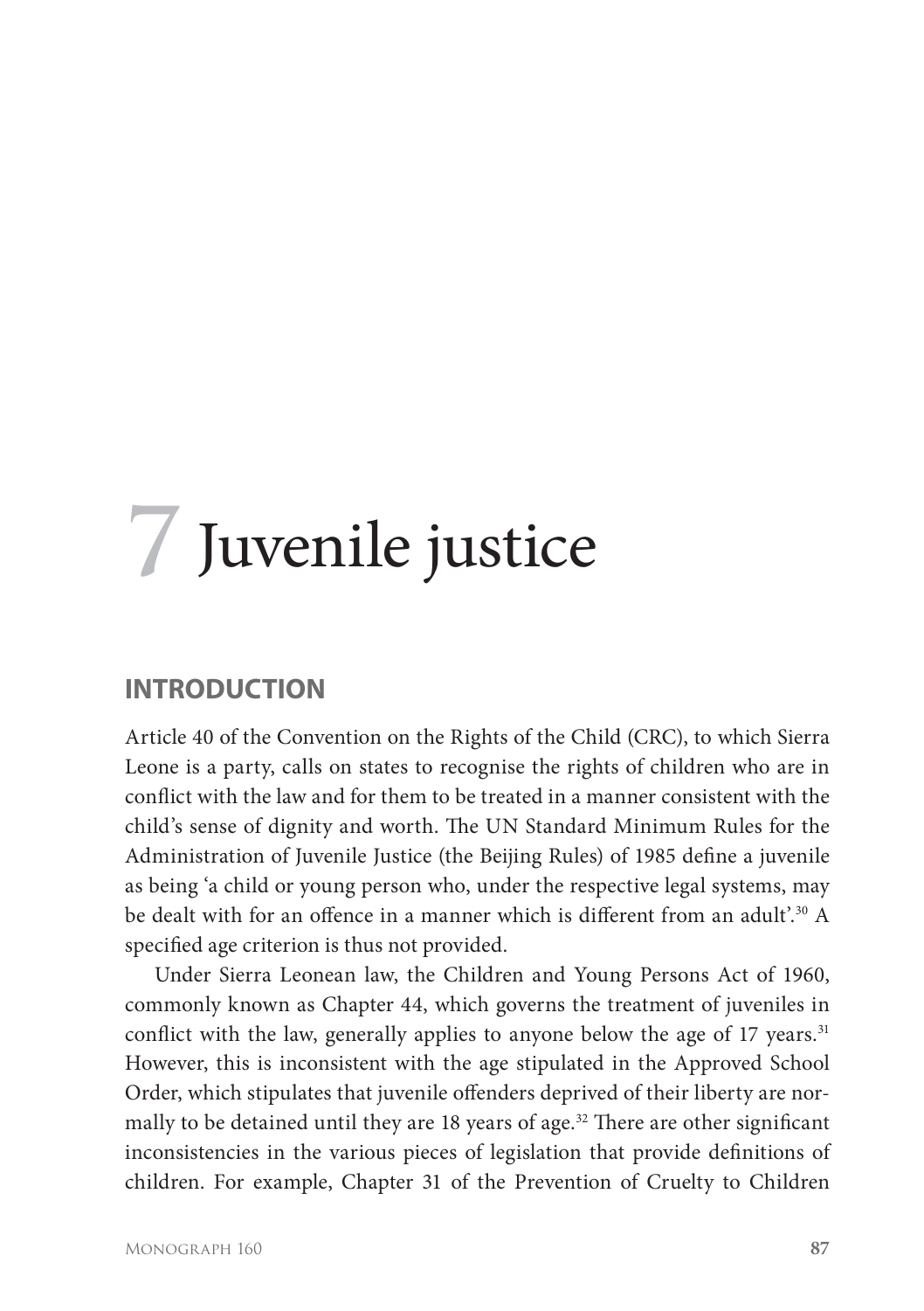# 7 Juvenile justice

## INTRODUCTION

Article 40 of the Convention on the Rights of the Child (CRC), to which Sierra Leone is a party, calls on states to recognise the rights of children who are in conflict with the law and for them to be treated in a manner consistent with the child's sense of dignity and worth. The UN Standard Minimum Rules for the Administration of Juvenile Justice (the Beijing Rules) of 1985 define a juvenile as being 'a child or young person who, under the respective legal systems, may be dealt with for an offence in a manner which is different from an adult'.[30] A specified age criterion is thus not provided.

Under Sierra Leonean law, the Children and Young Persons Act of 1960, commonly known as Chapter 44, which governs the treatment of juveniles in conflict with the law, generally applies to anyone below the age of 17 years.[31] However, this is inconsistent with the age stipulated in the Approved School Order, which stipulates that juvenile offenders deprived of their liberty are normally to be detained until they are 18 years of age.[32] There are other significant inconsistencies in the various pieces of legislation that provide definitions of children. For example, Chapter 31 of the Prevention of Cruelty to Children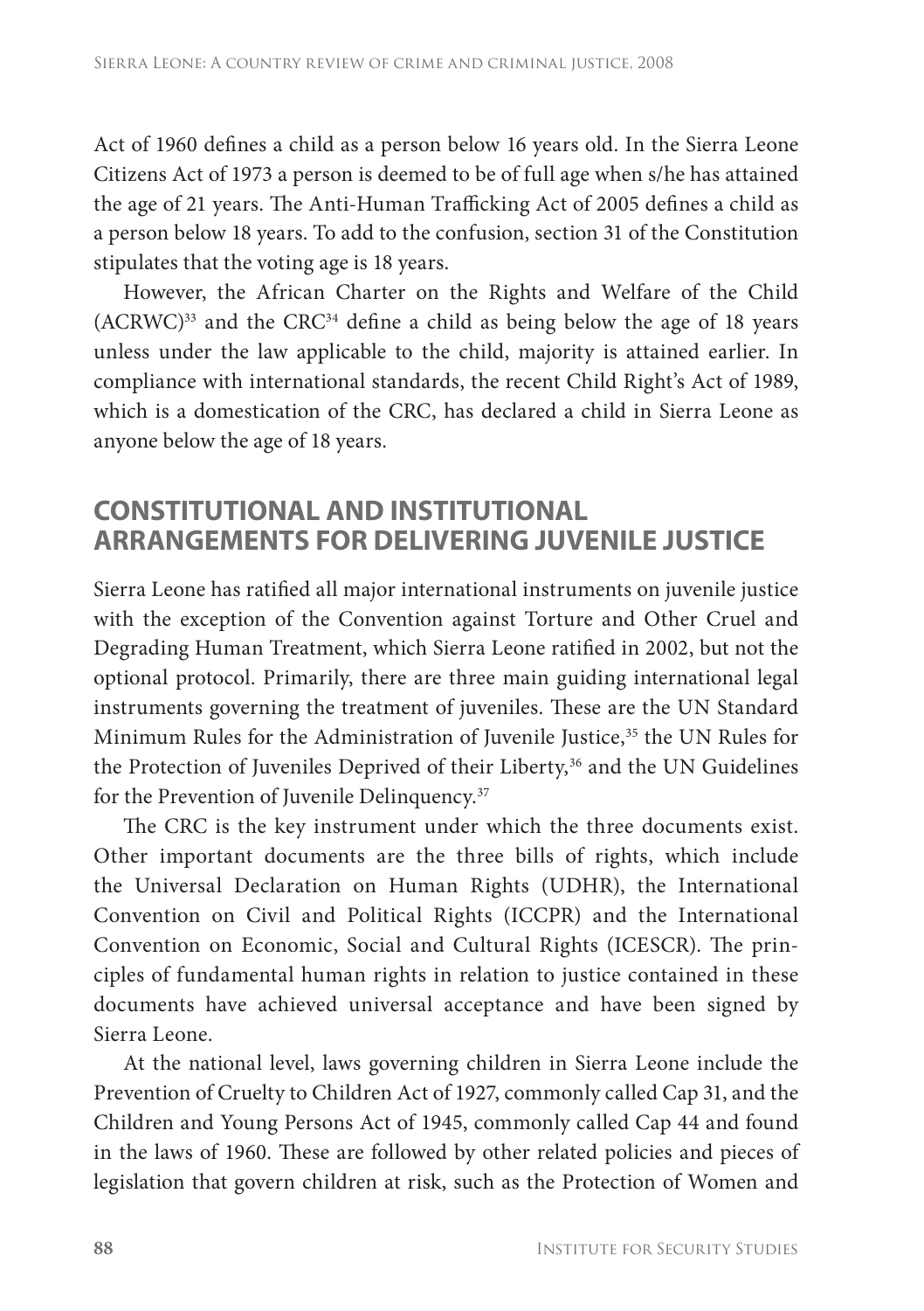Act of 1960 defines a child as a person below 16 years old. In the Sierra Leone Citizens Act of 1973 a person is deemed to be of full age when s/he has attained the age of 21 years. The Anti-Human Trafficking Act of 2005 defines a child as a person below 18 years. To add to the confusion, section 31 of the Constitution stipulates that the voting age is 18 years.

However, the African Charter on the Rights and Welfare of the Child (ACRWC)[33] and the CRC[34] define a child as being below the age of 18 years unless under the law applicable to the child, majority is attained earlier. In compliance with international standards, the recent Child Right's Act of 1989, which is a domestication of the CRC, has declared a child in Sierra Leone as anyone below the age of 18 years.

## CONSTITUTIONAL AND INSTITUTIONAL ARRANGEMENTS FOR DELIVERING JUVENILE JUSTICE

Sierra Leone has ratified all major international instruments on juvenile justice with the exception of the Convention against Torture and Other Cruel and Degrading Human Treatment, which Sierra Leone ratified in 2002, but not the optional protocol. Primarily, there are three main guiding international legal instruments governing the treatment of juveniles. These are the UN Standard Minimum Rules for the Administration of Juvenile Justice,[35] the UN Rules for the Protection of Juveniles Deprived of their Liberty,[36] and the UN Guidelines for the Prevention of Juvenile Delinquency.[37]

The CRC is the key instrument under which the three documents exist. Other important documents are the three bills of rights, which include the Universal Declaration on Human Rights (UDHR), the International Convention on Civil and Political Rights (ICCPR) and the International Convention on Economic, Social and Cultural Rights (ICESCR). The principles of fundamental human rights in relation to justice contained in these documents have achieved universal acceptance and have been signed by Sierra Leone.

At the national level, laws governing children in Sierra Leone include the Prevention of Cruelty to Children Act of 1927, commonly called Cap 31, and the Children and Young Persons Act of 1945, commonly called Cap 44 and found in the laws of 1960. These are followed by other related policies and pieces of legislation that govern children at risk, such as the Protection of Women and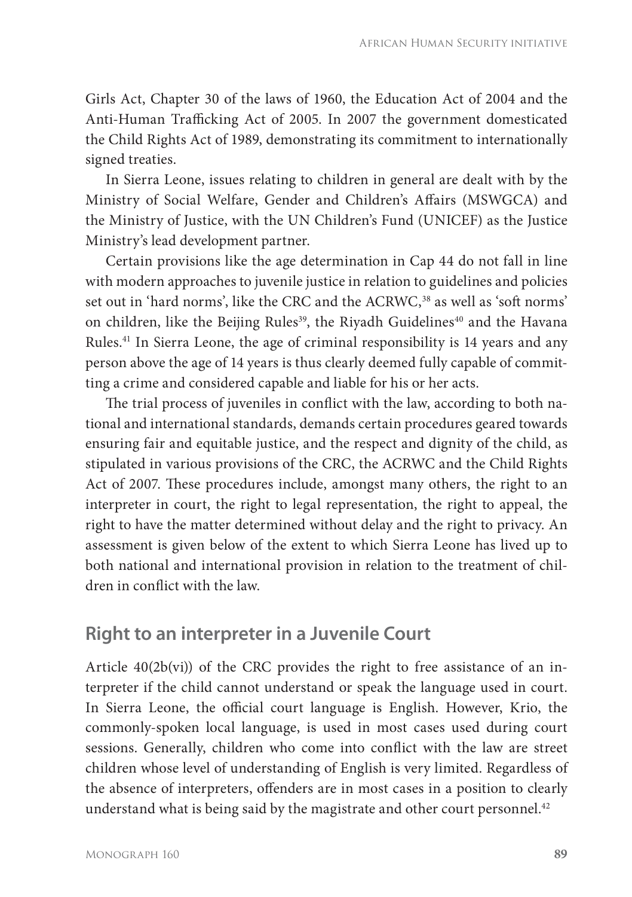Girls Act, Chapter 30 of the laws of 1960, the Education Act of 2004 and the Anti-Human Trafficking Act of 2005. In 2007 the government domesticated the Child Rights Act of 1989, demonstrating its commitment to internationally signed treaties.

In Sierra Leone, issues relating to children in general are dealt with by the Ministry of Social Welfare, Gender and Children's Affairs (MSWGCA) and the Ministry of Justice, with the UN Children's Fund (UNICEF) as the Justice Ministry's lead development partner.

Certain provisions like the age determination in Cap 44 do not fall in line with modern approaches to juvenile justice in relation to guidelines and policies set out in 'hard norms', like the CRC and the ACRWC,[38] as well as 'soft norms' on children, like the Beijing Rules[39], the Riyadh Guidelines[40] and the Havana Rules.[41] In Sierra Leone, the age of criminal responsibility is 14 years and any person above the age of 14 years is thus clearly deemed fully capable of committing a crime and considered capable and liable for his or her acts.

The trial process of juveniles in conflict with the law, according to both national and international standards, demands certain procedures geared towards ensuring fair and equitable justice, and the respect and dignity of the child, as stipulated in various provisions of the CRC, the ACRWC and the Child Rights Act of 2007. These procedures include, amongst many others, the right to an interpreter in court, the right to legal representation, the right to appeal, the right to have the matter determined without delay and the right to privacy. An assessment is given below of the extent to which Sierra Leone has lived up to both national and international provision in relation to the treatment of children in conflict with the law.

## Right to an interpreter in a Juvenile Court

Article 40(2b(vi)) of the CRC provides the right to free assistance of an interpreter if the child cannot understand or speak the language used in court. In Sierra Leone, the official court language is English. However, Krio, the commonly-spoken local language, is used in most cases used during court sessions. Generally, children who come into conflict with the law are street children whose level of understanding of English is very limited. Regardless of the absence of interpreters, offenders are in most cases in a position to clearly understand what is being said by the magistrate and other court personnel.[42]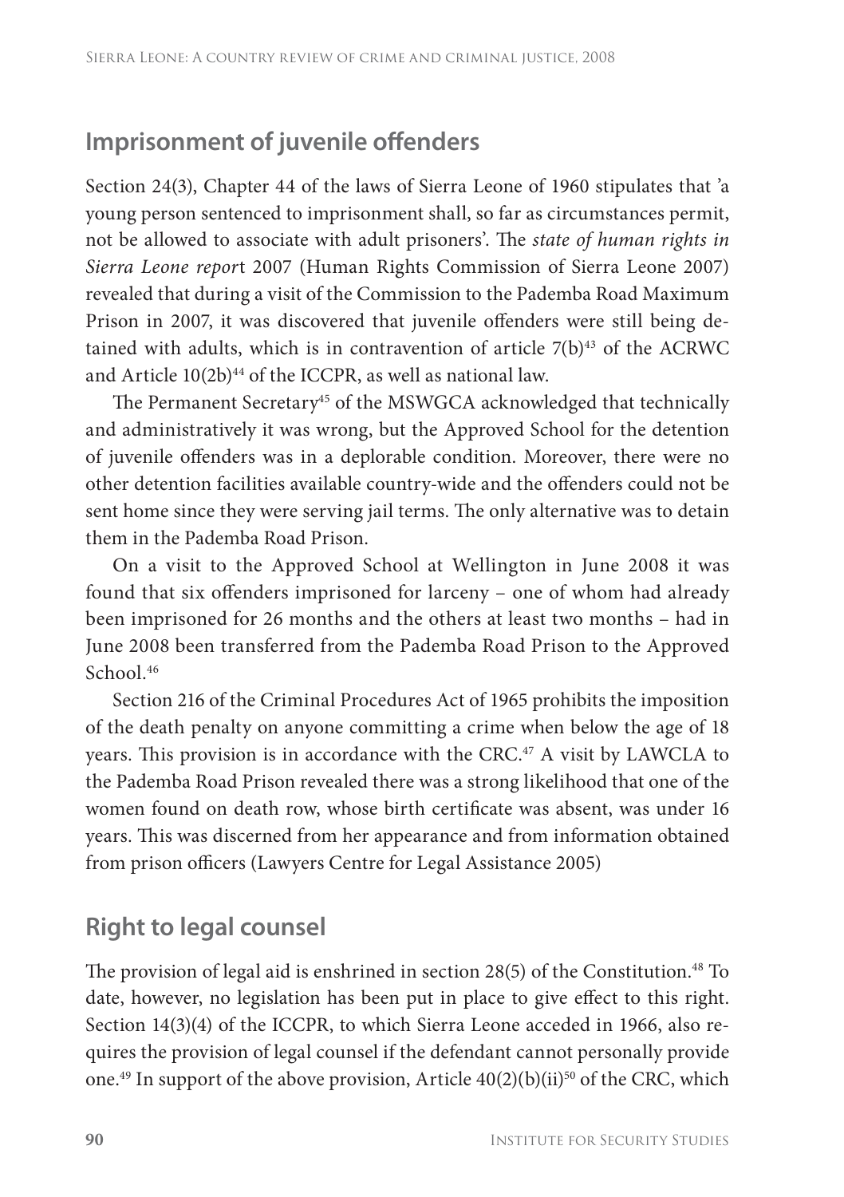## Imprisonment of juvenile offenders

Section 24(3), Chapter 44 of the laws of Sierra Leone of 1960 stipulates that 'a young person sentenced to imprisonment shall, so far as circumstances permit, not be allowed to associate with adult prisoners'. The *state of human rights in Sierra Leone report* 2007 (Human Rights Commission of Sierra Leone 2007) revealed that during a visit of the Commission to the Pademba Road Maximum Prison in 2007, it was discovered that juvenile offenders were still being detained with adults, which is in contravention of article 7(b)[43] of the ACRWC and Article 10(2b)[44] of the ICCPR, as well as national law.

The Permanent Secretary[45] of the MSWGCA acknowledged that technically and administratively it was wrong, but the Approved School for the detention of juvenile offenders was in a deplorable condition. Moreover, there were no other detention facilities available country-wide and the offenders could not be sent home since they were serving jail terms. The only alternative was to detain them in the Pademba Road Prison.

On a visit to the Approved School at Wellington in June 2008 it was found that six offenders imprisoned for larceny – one of whom had already been imprisoned for 26 months and the others at least two months – had in June 2008 been transferred from the Pademba Road Prison to the Approved School.[46]

Section 216 of the Criminal Procedures Act of 1965 prohibits the imposition of the death penalty on anyone committing a crime when below the age of 18 years. This provision is in accordance with the CRC.[47] A visit by LAWCLA to the Pademba Road Prison revealed there was a strong likelihood that one of the women found on death row, whose birth certificate was absent, was under 16 years. This was discerned from her appearance and from information obtained from prison officers (Lawyers Centre for Legal Assistance 2005)

## Right to legal counsel

The provision of legal aid is enshrined in section 28(5) of the Constitution.[48] To date, however, no legislation has been put in place to give effect to this right. Section 14(3)(4) of the ICCPR, to which Sierra Leone acceded in 1966, also requires the provision of legal counsel if the defendant cannot personally provide one.[49] In support of the above provision, Article 40(2)(b)(ii)[50] of the CRC, which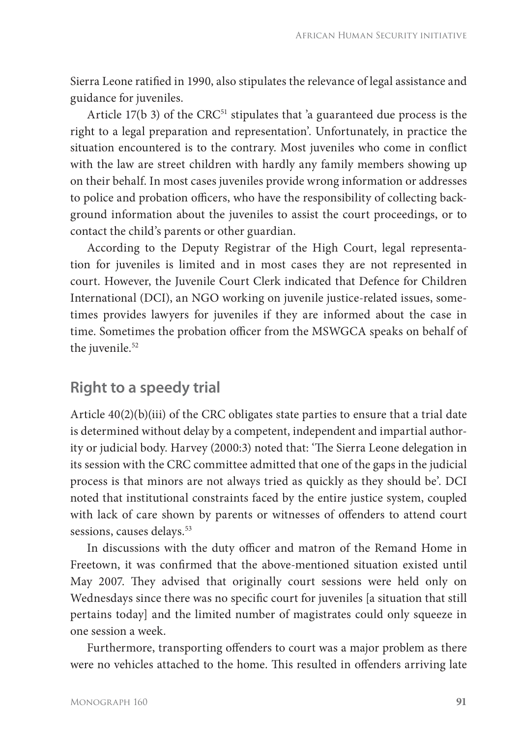Sierra Leone ratified in 1990, also stipulates the relevance of legal assistance and guidance for juveniles.

Article 17(b 3) of the CRC[51] stipulates that 'a guaranteed due process is the right to a legal preparation and representation'. Unfortunately, in practice the situation encountered is to the contrary. Most juveniles who come in conflict with the law are street children with hardly any family members showing up on their behalf. In most cases juveniles provide wrong information or addresses to police and probation officers, who have the responsibility of collecting background information about the juveniles to assist the court proceedings, or to contact the child's parents or other guardian.

According to the Deputy Registrar of the High Court, legal representation for juveniles is limited and in most cases they are not represented in court. However, the Juvenile Court Clerk indicated that Defence for Children International (DCI), an NGO working on juvenile justice-related issues, sometimes provides lawyers for juveniles if they are informed about the case in time. Sometimes the probation officer from the MSWGCA speaks on behalf of the juvenile.[52]

## Right to a speedy trial

Article 40(2)(b)(iii) of the CRC obligates state parties to ensure that a trial date is determined without delay by a competent, independent and impartial authority or judicial body. Harvey (2000:3) noted that: 'The Sierra Leone delegation in its session with the CRC committee admitted that one of the gaps in the judicial process is that minors are not always tried as quickly as they should be'. DCI noted that institutional constraints faced by the entire justice system, coupled with lack of care shown by parents or witnesses of offenders to attend court sessions, causes delays.[53]

In discussions with the duty officer and matron of the Remand Home in Freetown, it was confirmed that the above-mentioned situation existed until May 2007. They advised that originally court sessions were held only on Wednesdays since there was no specific court for juveniles [a situation that still pertains today] and the limited number of magistrates could only squeeze in one session a week.

Furthermore, transporting offenders to court was a major problem as there were no vehicles attached to the home. This resulted in offenders arriving late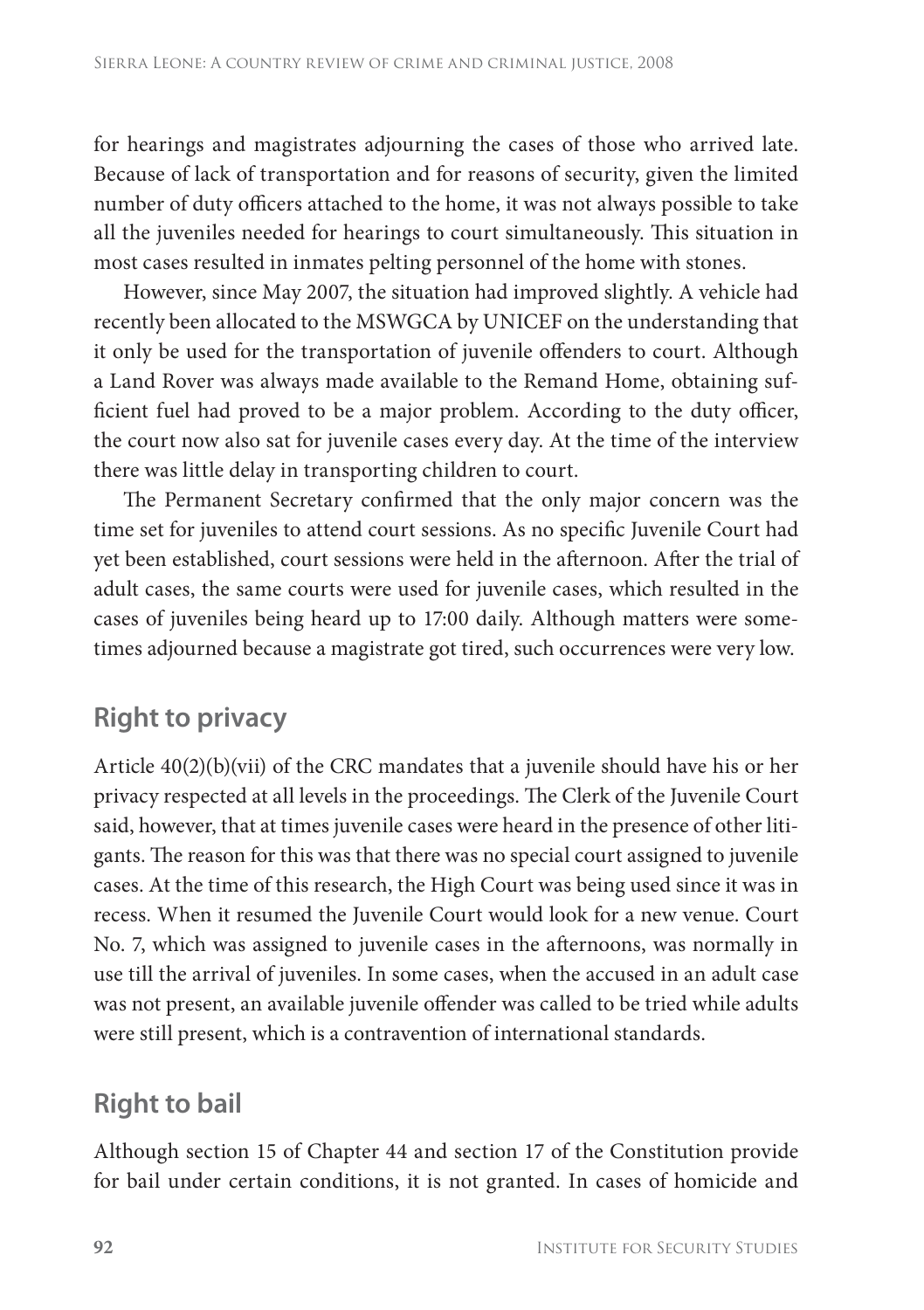for hearings and magistrates adjourning the cases of those who arrived late. Because of lack of transportation and for reasons of security, given the limited number of duty officers attached to the home, it was not always possible to take all the juveniles needed for hearings to court simultaneously. This situation in most cases resulted in inmates pelting personnel of the home with stones.

However, since May 2007, the situation had improved slightly. A vehicle had recently been allocated to the MSWGCA by UNICEF on the understanding that it only be used for the transportation of juvenile offenders to court. Although a Land Rover was always made available to the Remand Home, obtaining sufficient fuel had proved to be a major problem. According to the duty officer, the court now also sat for juvenile cases every day. At the time of the interview there was little delay in transporting children to court.

The Permanent Secretary confirmed that the only major concern was the time set for juveniles to attend court sessions. As no specific Juvenile Court had yet been established, court sessions were held in the afternoon. After the trial of adult cases, the same courts were used for juvenile cases, which resulted in the cases of juveniles being heard up to 17:00 daily. Although matters were sometimes adjourned because a magistrate got tired, such occurrences were very low.

## Right to privacy

Article 40(2)(b)(vii) of the CRC mandates that a juvenile should have his or her privacy respected at all levels in the proceedings. The Clerk of the Juvenile Court said, however, that at times juvenile cases were heard in the presence of other litigants. The reason for this was that there was no special court assigned to juvenile cases. At the time of this research, the High Court was being used since it was in recess. When it resumed the Juvenile Court would look for a new venue. Court No. 7, which was assigned to juvenile cases in the afternoons, was normally in use till the arrival of juveniles. In some cases, when the accused in an adult case was not present, an available juvenile offender was called to be tried while adults were still present, which is a contravention of international standards.

## Right to bail

Although section 15 of Chapter 44 and section 17 of the Constitution provide for bail under certain conditions, it is not granted. In cases of homicide and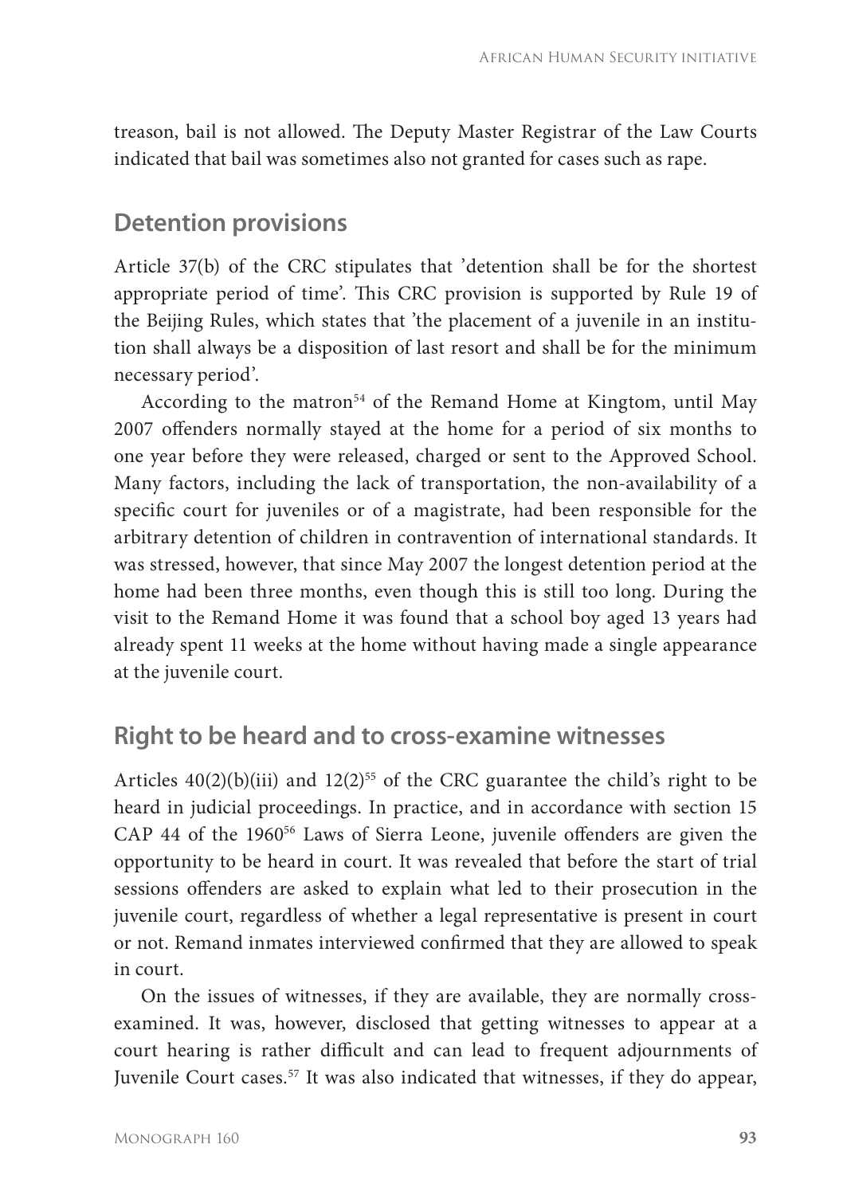treason, bail is not allowed. The Deputy Master Registrar of the Law Courts indicated that bail was sometimes also not granted for cases such as rape.

## Detention provisions

Article 37(b) of the CRC stipulates that 'detention shall be for the shortest appropriate period of time'. This CRC provision is supported by Rule 19 of the Beijing Rules, which states that 'the placement of a juvenile in an institution shall always be a disposition of last resort and shall be for the minimum necessary period'.

According to the matron[54] of the Remand Home at Kingtom, until May 2007 offenders normally stayed at the home for a period of six months to one year before they were released, charged or sent to the Approved School. Many factors, including the lack of transportation, the non-availability of a specific court for juveniles or of a magistrate, had been responsible for the arbitrary detention of children in contravention of international standards. It was stressed, however, that since May 2007 the longest detention period at the home had been three months, even though this is still too long. During the visit to the Remand Home it was found that a school boy aged 13 years had already spent 11 weeks at the home without having made a single appearance at the juvenile court.

## Right to be heard and to cross-examine witnesses

Articles 40(2)(b)(iii) and 12(2)[55] of the CRC guarantee the child's right to be heard in judicial proceedings. In practice, and in accordance with section 15 CAP 44 of the 1960[56] Laws of Sierra Leone, juvenile offenders are given the opportunity to be heard in court. It was revealed that before the start of trial sessions offenders are asked to explain what led to their prosecution in the juvenile court, regardless of whether a legal representative is present in court or not. Remand inmates interviewed confirmed that they are allowed to speak in court.

On the issues of witnesses, if they are available, they are normally cross-examined. It was, however, disclosed that getting witnesses to appear at a court hearing is rather difficult and can lead to frequent adjournments of Juvenile Court cases.[57] It was also indicated that witnesses, if they do appear,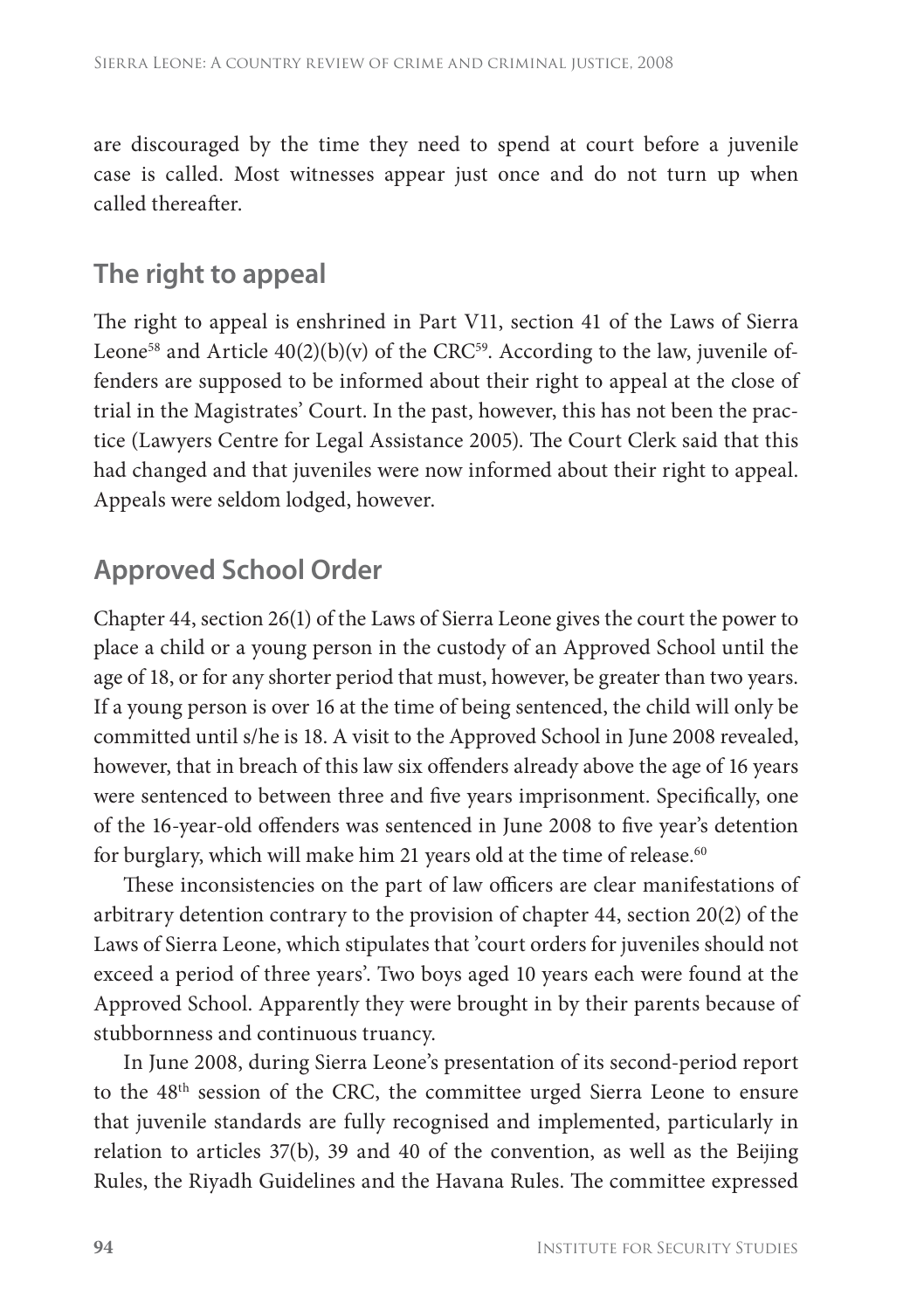are discouraged by the time they need to spend at court before a juvenile case is called. Most witnesses appear just once and do not turn up when called thereafter.

## The right to appeal

The right to appeal is enshrined in Part V11, section 41 of the Laws of Sierra Leone[58] and Article 40(2)(b)(v) of the CRC[59]. According to the law, juvenile offenders are supposed to be informed about their right to appeal at the close of trial in the Magistrates' Court. In the past, however, this has not been the practice (Lawyers Centre for Legal Assistance 2005). The Court Clerk said that this had changed and that juveniles were now informed about their right to appeal. Appeals were seldom lodged, however.

## Approved School Order

Chapter 44, section 26(1) of the Laws of Sierra Leone gives the court the power to place a child or a young person in the custody of an Approved School until the age of 18, or for any shorter period that must, however, be greater than two years. If a young person is over 16 at the time of being sentenced, the child will only be committed until s/he is 18. A visit to the Approved School in June 2008 revealed, however, that in breach of this law six offenders already above the age of 16 years were sentenced to between three and five years imprisonment. Specifically, one of the 16-year-old offenders was sentenced in June 2008 to five year's detention for burglary, which will make him 21 years old at the time of release.[60]

These inconsistencies on the part of law officers are clear manifestations of arbitrary detention contrary to the provision of chapter 44, section 20(2) of the Laws of Sierra Leone, which stipulates that 'court orders for juveniles should not exceed a period of three years'. Two boys aged 10 years each were found at the Approved School. Apparently they were brought in by their parents because of stubbornness and continuous truancy.

In June 2008, during Sierra Leone's presentation of its second-period report to the 48th session of the CRC, the committee urged Sierra Leone to ensure that juvenile standards are fully recognised and implemented, particularly in relation to articles 37(b), 39 and 40 of the convention, as well as the Beijing Rules, the Riyadh Guidelines and the Havana Rules. The committee expressed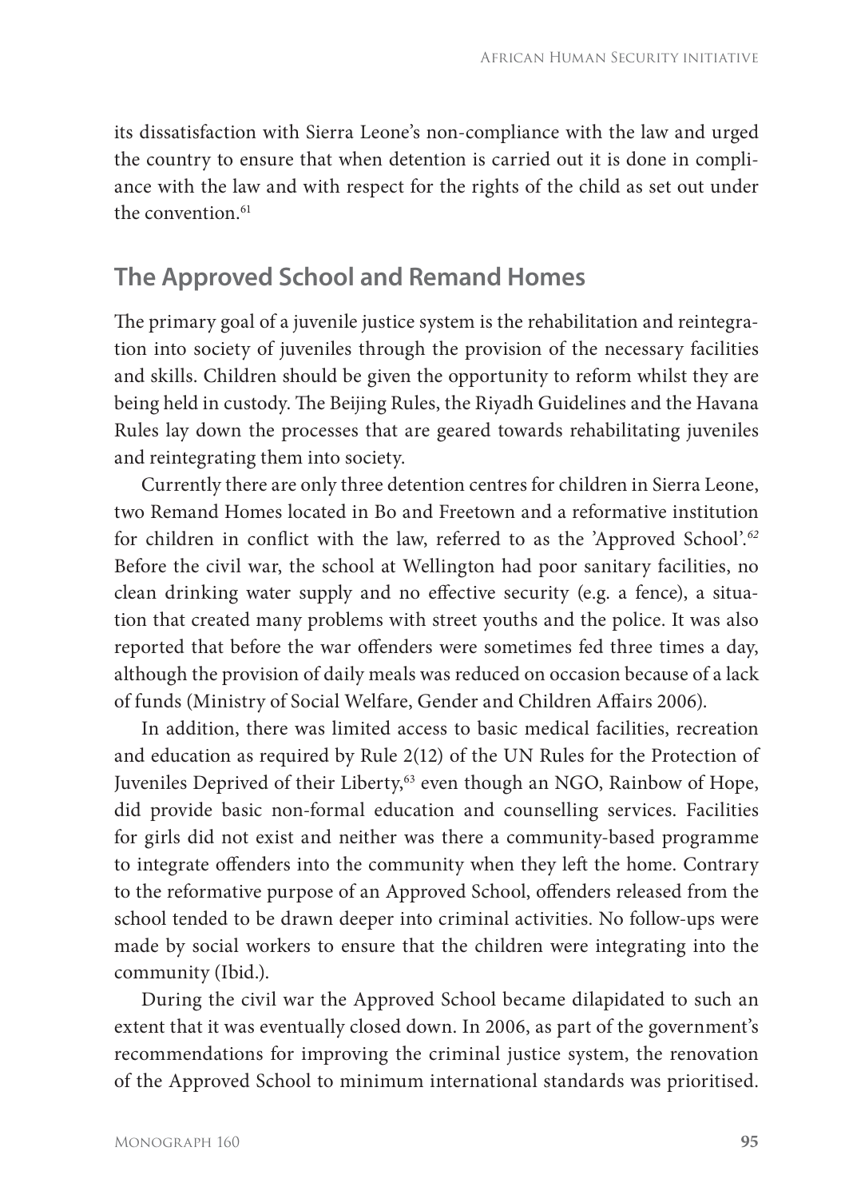its dissatisfaction with Sierra Leone's non-compliance with the law and urged the country to ensure that when detention is carried out it is done in compliance with the law and with respect for the rights of the child as set out under the convention.[61]

## The Approved School and Remand Homes

The primary goal of a juvenile justice system is the rehabilitation and reintegration into society of juveniles through the provision of the necessary facilities and skills. Children should be given the opportunity to reform whilst they are being held in custody. The Beijing Rules, the Riyadh Guidelines and the Havana Rules lay down the processes that are geared towards rehabilitating juveniles and reintegrating them into society.

Currently there are only three detention centres for children in Sierra Leone, two Remand Homes located in Bo and Freetown and a reformative institution for children in conflict with the law, referred to as the 'Approved School'.[62] Before the civil war, the school at Wellington had poor sanitary facilities, no clean drinking water supply and no effective security (e.g. a fence), a situation that created many problems with street youths and the police. It was also reported that before the war offenders were sometimes fed three times a day, although the provision of daily meals was reduced on occasion because of a lack of funds (Ministry of Social Welfare, Gender and Children Affairs 2006).

In addition, there was limited access to basic medical facilities, recreation and education as required by Rule 2(12) of the UN Rules for the Protection of Juveniles Deprived of their Liberty,[63] even though an NGO, Rainbow of Hope, did provide basic non-formal education and counselling services. Facilities for girls did not exist and neither was there a community-based programme to integrate offenders into the community when they left the home. Contrary to the reformative purpose of an Approved School, offenders released from the school tended to be drawn deeper into criminal activities. No follow-ups were made by social workers to ensure that the children were integrating into the community (Ibid.).

During the civil war the Approved School became dilapidated to such an extent that it was eventually closed down. In 2006, as part of the government's recommendations for improving the criminal justice system, the renovation of the Approved School to minimum international standards was prioritised.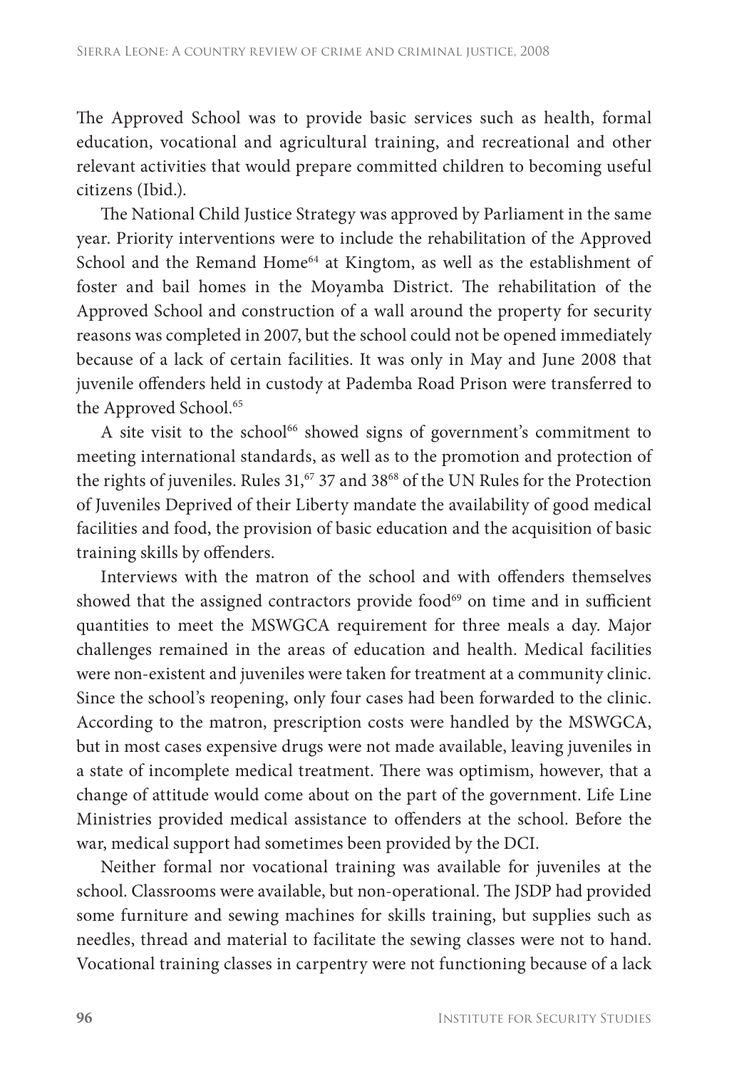The Approved School was to provide basic services such as health, formal education, vocational and agricultural training, and recreational and other relevant activities that would prepare committed children to becoming useful citizens (Ibid.).

The National Child Justice Strategy was approved by Parliament in the same year. Priority interventions were to include the rehabilitation of the Approved School and the Remand Home[64] at Kingtom, as well as the establishment of foster and bail homes in the Moyamba District. The rehabilitation of the Approved School and construction of a wall around the property for security reasons was completed in 2007, but the school could not be opened immediately because of a lack of certain facilities. It was only in May and June 2008 that juvenile offenders held in custody at Pademba Road Prison were transferred to the Approved School.[65]

A site visit to the school[66] showed signs of government's commitment to meeting international standards, as well as to the promotion and protection of the rights of juveniles. Rules 31,[67] 37 and 38[68] of the UN Rules for the Protection of Juveniles Deprived of their Liberty mandate the availability of good medical facilities and food, the provision of basic education and the acquisition of basic training skills by offenders.

Interviews with the matron of the school and with offenders themselves showed that the assigned contractors provide food[69] on time and in sufficient quantities to meet the MSWGCA requirement for three meals a day. Major challenges remained in the areas of education and health. Medical facilities were non-existent and juveniles were taken for treatment at a community clinic. Since the school's reopening, only four cases had been forwarded to the clinic. According to the matron, prescription costs were handled by the MSWGCA, but in most cases expensive drugs were not made available, leaving juveniles in a state of incomplete medical treatment. There was optimism, however, that a change of attitude would come about on the part of the government. Life Line Ministries provided medical assistance to offenders at the school. Before the war, medical support had sometimes been provided by the DCI.

Neither formal nor vocational training was available for juveniles at the school. Classrooms were available, but non-operational. The JSDP had provided some furniture and sewing machines for skills training, but supplies such as needles, thread and material to facilitate the sewing classes were not to hand. Vocational training classes in carpentry were not functioning because of a lack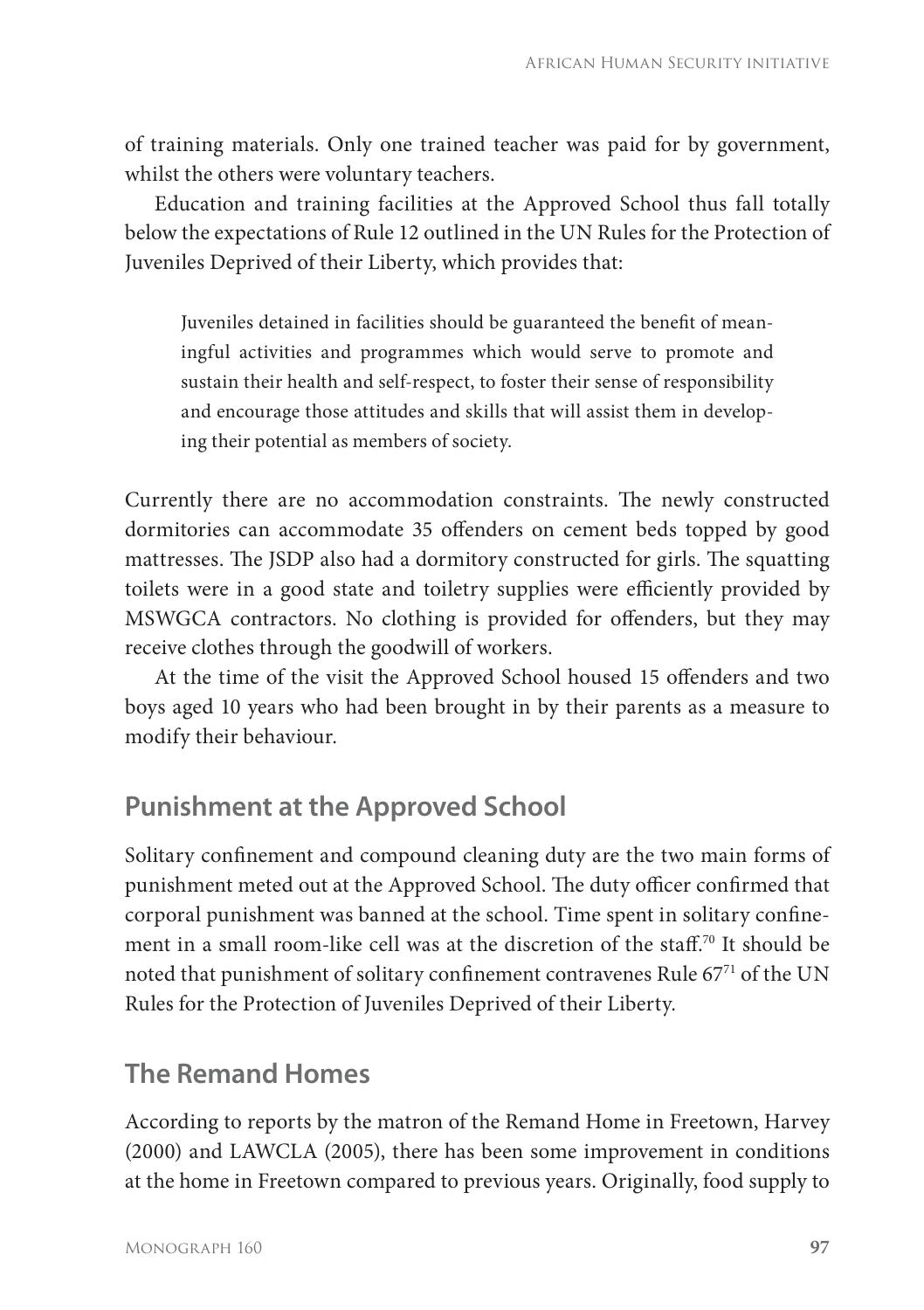of training materials. Only one trained teacher was paid for by government, whilst the others were voluntary teachers.

Education and training facilities at the Approved School thus fall totally below the expectations of Rule 12 outlined in the UN Rules for the Protection of Juveniles Deprived of their Liberty, which provides that:

> Juveniles detained in facilities should be guaranteed the benefit of meaningful activities and programmes which would serve to promote and sustain their health and self-respect, to foster their sense of responsibility and encourage those attitudes and skills that will assist them in developing their potential as members of society.

Currently there are no accommodation constraints. The newly constructed dormitories can accommodate 35 offenders on cement beds topped by good mattresses. The JSDP also had a dormitory constructed for girls. The squatting toilets were in a good state and toiletry supplies were efficiently provided by MSWGCA contractors. No clothing is provided for offenders, but they may receive clothes through the goodwill of workers.

At the time of the visit the Approved School housed 15 offenders and two boys aged 10 years who had been brought in by their parents as a measure to modify their behaviour.

## Punishment at the Approved School

Solitary confinement and compound cleaning duty are the two main forms of punishment meted out at the Approved School. The duty officer confirmed that corporal punishment was banned at the school. Time spent in solitary confinement in a small room-like cell was at the discretion of the staff.[70] It should be noted that punishment of solitary confinement contravenes Rule 67[71] of the UN Rules for the Protection of Juveniles Deprived of their Liberty.

## The Remand Homes

According to reports by the matron of the Remand Home in Freetown, Harvey (2000) and LAWCLA (2005), there has been some improvement in conditions at the home in Freetown compared to previous years. Originally, food supply to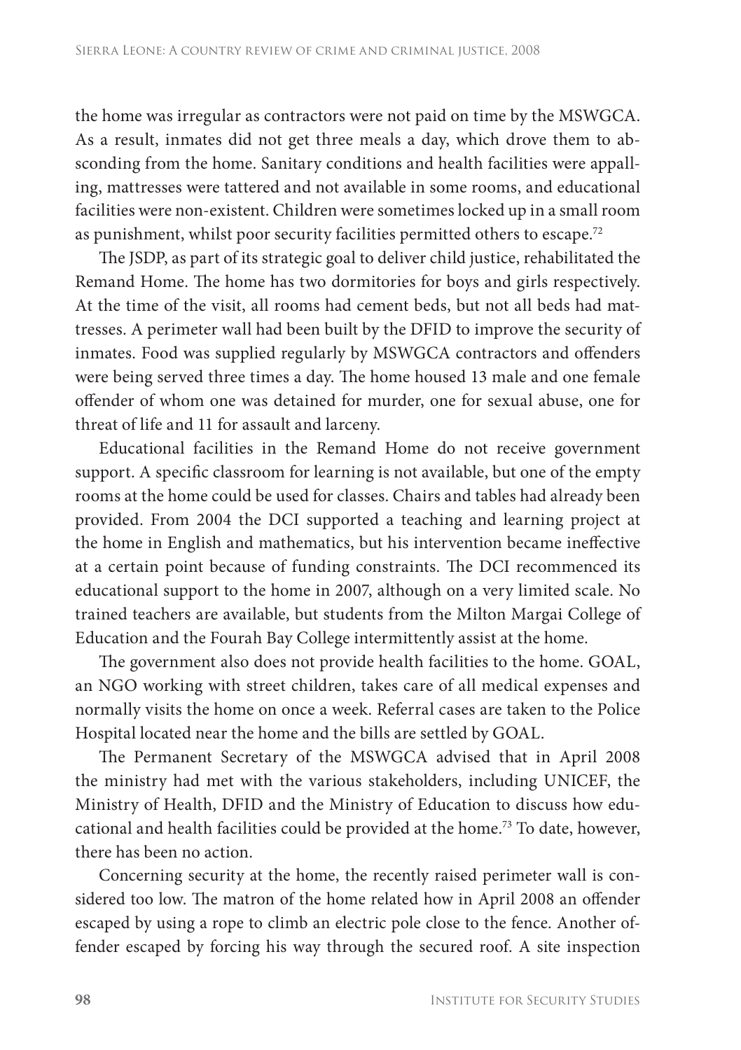the home was irregular as contractors were not paid on time by the MSWGCA. As a result, inmates did not get three meals a day, which drove them to absconding from the home. Sanitary conditions and health facilities were appalling, mattresses were tattered and not available in some rooms, and educational facilities were non-existent. Children were sometimes locked up in a small room as punishment, whilst poor security facilities permitted others to escape.[72]

The JSDP, as part of its strategic goal to deliver child justice, rehabilitated the Remand Home. The home has two dormitories for boys and girls respectively. At the time of the visit, all rooms had cement beds, but not all beds had mattresses. A perimeter wall had been built by the DFID to improve the security of inmates. Food was supplied regularly by MSWGCA contractors and offenders were being served three times a day. The home housed 13 male and one female offender of whom one was detained for murder, one for sexual abuse, one for threat of life and 11 for assault and larceny.

Educational facilities in the Remand Home do not receive government support. A specific classroom for learning is not available, but one of the empty rooms at the home could be used for classes. Chairs and tables had already been provided. From 2004 the DCI supported a teaching and learning project at the home in English and mathematics, but his intervention became ineffective at a certain point because of funding constraints. The DCI recommenced its educational support to the home in 2007, although on a very limited scale. No trained teachers are available, but students from the Milton Margai College of Education and the Fourah Bay College intermittently assist at the home.

The government also does not provide health facilities to the home. GOAL, an NGO working with street children, takes care of all medical expenses and normally visits the home on once a week. Referral cases are taken to the Police Hospital located near the home and the bills are settled by GOAL.

The Permanent Secretary of the MSWGCA advised that in April 2008 the ministry had met with the various stakeholders, including UNICEF, the Ministry of Health, DFID and the Ministry of Education to discuss how educational and health facilities could be provided at the home.[73] To date, however, there has been no action.

Concerning security at the home, the recently raised perimeter wall is considered too low. The matron of the home related how in April 2008 an offender escaped by using a rope to climb an electric pole close to the fence. Another offender escaped by forcing his way through the secured roof. A site inspection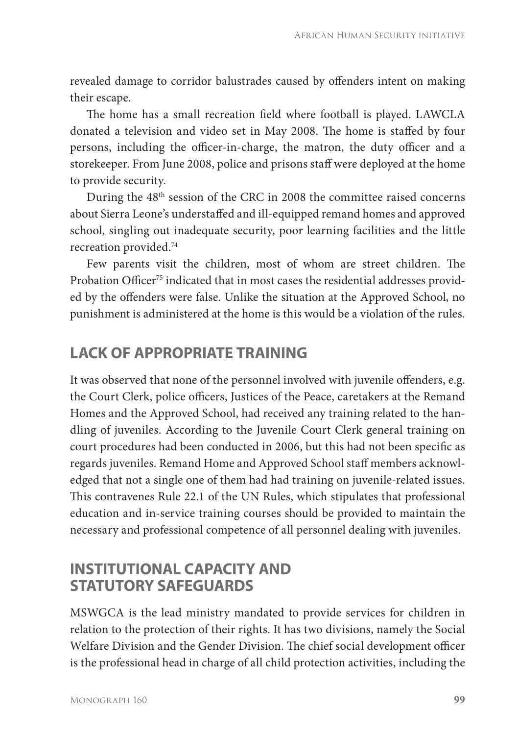revealed damage to corridor balustrades caused by offenders intent on making their escape.

The home has a small recreation field where football is played. LAWCLA donated a television and video set in May 2008. The home is staffed by four persons, including the officer-in-charge, the matron, the duty officer and a storekeeper. From June 2008, police and prisons staff were deployed at the home to provide security.

During the 48th session of the CRC in 2008 the committee raised concerns about Sierra Leone's understaffed and ill-equipped remand homes and approved school, singling out inadequate security, poor learning facilities and the little recreation provided.[74]

Few parents visit the children, most of whom are street children. The Probation Officer[75] indicated that in most cases the residential addresses provided by the offenders were false. Unlike the situation at the Approved School, no punishment is administered at the home is this would be a violation of the rules.

## LACK OF APPROPRIATE TRAINING

It was observed that none of the personnel involved with juvenile offenders, e.g. the Court Clerk, police officers, Justices of the Peace, caretakers at the Remand Homes and the Approved School, had received any training related to the handling of juveniles. According to the Juvenile Court Clerk general training on court procedures had been conducted in 2006, but this had not been specific as regards juveniles. Remand Home and Approved School staff members acknowledged that not a single one of them had had training on juvenile-related issues. This contravenes Rule 22.1 of the UN Rules, which stipulates that professional education and in-service training courses should be provided to maintain the necessary and professional competence of all personnel dealing with juveniles.

## INSTITUTIONAL CAPACITY AND STATUTORY SAFEGUARDS

MSWGCA is the lead ministry mandated to provide services for children in relation to the protection of their rights. It has two divisions, namely the Social Welfare Division and the Gender Division. The chief social development officer is the professional head in charge of all child protection activities, including the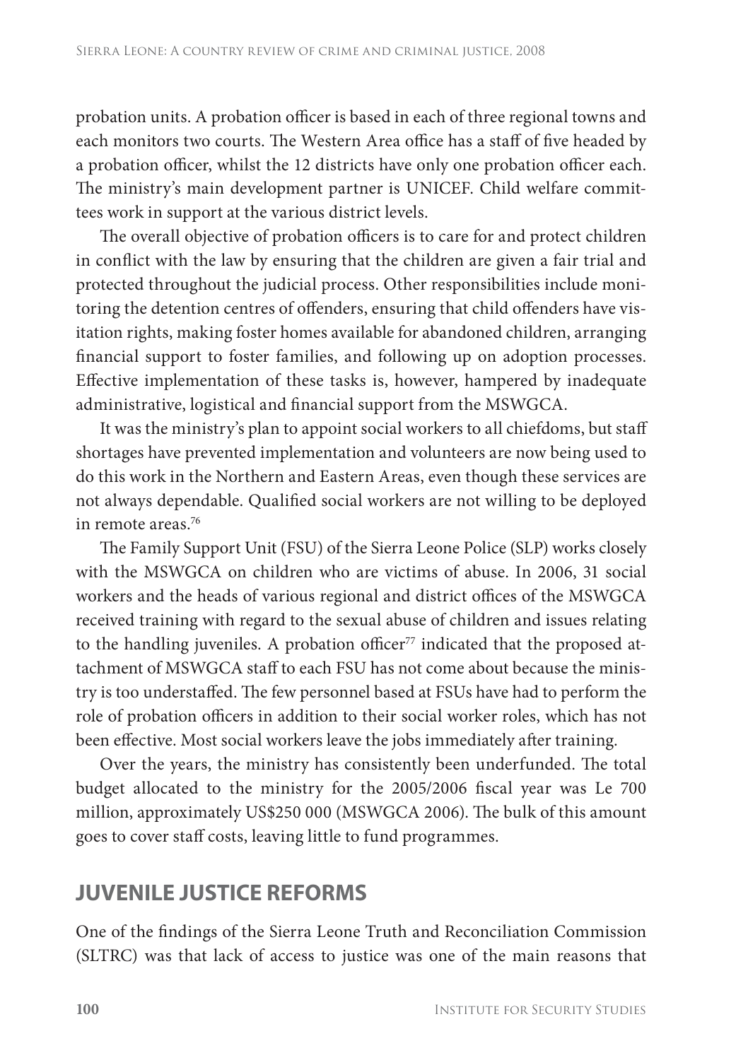probation units. A probation officer is based in each of three regional towns and each monitors two courts. The Western Area office has a staff of five headed by a probation officer, whilst the 12 districts have only one probation officer each. The ministry's main development partner is UNICEF. Child welfare committees work in support at the various district levels.

The overall objective of probation officers is to care for and protect children in conflict with the law by ensuring that the children are given a fair trial and protected throughout the judicial process. Other responsibilities include monitoring the detention centres of offenders, ensuring that child offenders have visitation rights, making foster homes available for abandoned children, arranging financial support to foster families, and following up on adoption processes. Effective implementation of these tasks is, however, hampered by inadequate administrative, logistical and financial support from the MSWGCA.

It was the ministry's plan to appoint social workers to all chiefdoms, but staff shortages have prevented implementation and volunteers are now being used to do this work in the Northern and Eastern Areas, even though these services are not always dependable. Qualified social workers are not willing to be deployed in remote areas.[76]

The Family Support Unit (FSU) of the Sierra Leone Police (SLP) works closely with the MSWGCA on children who are victims of abuse. In 2006, 31 social workers and the heads of various regional and district offices of the MSWGCA received training with regard to the sexual abuse of children and issues relating to the handling juveniles. A probation officer[77] indicated that the proposed attachment of MSWGCA staff to each FSU has not come about because the ministry is too understaffed. The few personnel based at FSUs have had to perform the role of probation officers in addition to their social worker roles, which has not been effective. Most social workers leave the jobs immediately after training.

Over the years, the ministry has consistently been underfunded. The total budget allocated to the ministry for the 2005/2006 fiscal year was Le 700 million, approximately US$250 000 (MSWGCA 2006). The bulk of this amount goes to cover staff costs, leaving little to fund programmes.

## JUVENILE JUSTICE REFORMS

One of the findings of the Sierra Leone Truth and Reconciliation Commission (SLTRC) was that lack of access to justice was one of the main reasons that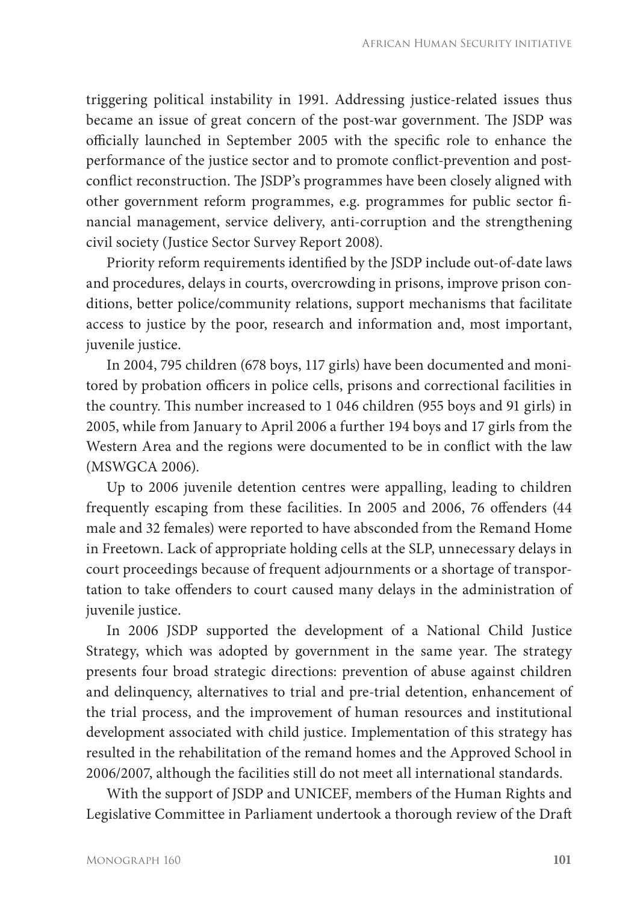triggering political instability in 1991. Addressing justice-related issues thus became an issue of great concern of the post-war government. The JSDP was officially launched in September 2005 with the specific role to enhance the performance of the justice sector and to promote conflict-prevention and post-conflict reconstruction. The JSDP's programmes have been closely aligned with other government reform programmes, e.g. programmes for public sector financial management, service delivery, anti-corruption and the strengthening civil society (Justice Sector Survey Report 2008).

Priority reform requirements identified by the JSDP include out-of-date laws and procedures, delays in courts, overcrowding in prisons, improve prison conditions, better police/community relations, support mechanisms that facilitate access to justice by the poor, research and information and, most important, juvenile justice.

In 2004, 795 children (678 boys, 117 girls) have been documented and monitored by probation officers in police cells, prisons and correctional facilities in the country. This number increased to 1 046 children (955 boys and 91 girls) in 2005, while from January to April 2006 a further 194 boys and 17 girls from the Western Area and the regions were documented to be in conflict with the law (MSWGCA 2006).

Up to 2006 juvenile detention centres were appalling, leading to children frequently escaping from these facilities. In 2005 and 2006, 76 offenders (44 male and 32 females) were reported to have absconded from the Remand Home in Freetown. Lack of appropriate holding cells at the SLP, unnecessary delays in court proceedings because of frequent adjournments or a shortage of transportation to take offenders to court caused many delays in the administration of juvenile justice.

In 2006 JSDP supported the development of a National Child Justice Strategy, which was adopted by government in the same year. The strategy presents four broad strategic directions: prevention of abuse against children and delinquency, alternatives to trial and pre-trial detention, enhancement of the trial process, and the improvement of human resources and institutional development associated with child justice. Implementation of this strategy has resulted in the rehabilitation of the remand homes and the Approved School in 2006/2007, although the facilities still do not meet all international standards.

With the support of JSDP and UNICEF, members of the Human Rights and Legislative Committee in Parliament undertook a thorough review of the Draft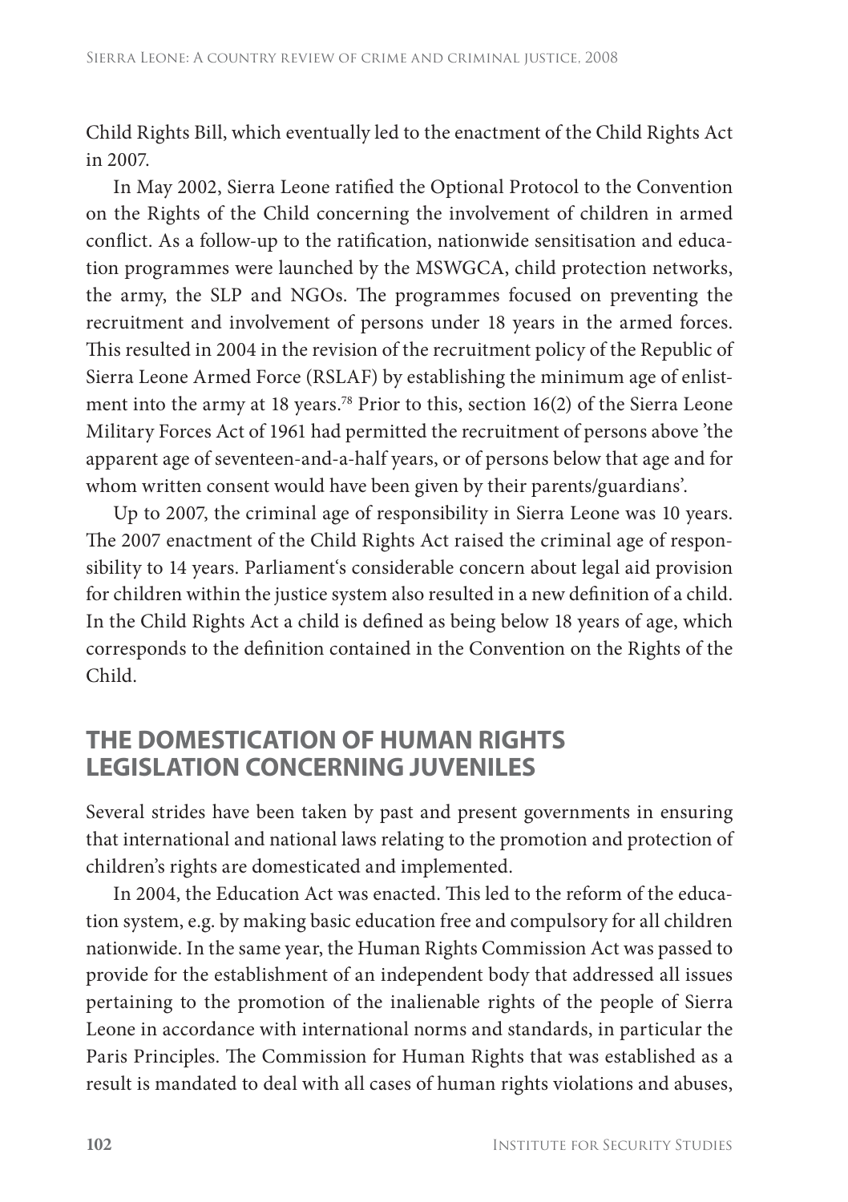Child Rights Bill, which eventually led to the enactment of the Child Rights Act in 2007.

In May 2002, Sierra Leone ratified the Optional Protocol to the Convention on the Rights of the Child concerning the involvement of children in armed conflict. As a follow-up to the ratification, nationwide sensitisation and education programmes were launched by the MSWGCA, child protection networks, the army, the SLP and NGOs. The programmes focused on preventing the recruitment and involvement of persons under 18 years in the armed forces. This resulted in 2004 in the revision of the recruitment policy of the Republic of Sierra Leone Armed Force (RSLAF) by establishing the minimum age of enlistment into the army at 18 years.[78] Prior to this, section 16(2) of the Sierra Leone Military Forces Act of 1961 had permitted the recruitment of persons above 'the apparent age of seventeen-and-a-half years, or of persons below that age and for whom written consent would have been given by their parents/guardians'.

Up to 2007, the criminal age of responsibility in Sierra Leone was 10 years. The 2007 enactment of the Child Rights Act raised the criminal age of responsibility to 14 years. Parliament's considerable concern about legal aid provision for children within the justice system also resulted in a new definition of a child. In the Child Rights Act a child is defined as being below 18 years of age, which corresponds to the definition contained in the Convention on the Rights of the Child.

## THE DOMESTICATION OF HUMAN RIGHTS LEGISLATION CONCERNING JUVENILES

Several strides have been taken by past and present governments in ensuring that international and national laws relating to the promotion and protection of children's rights are domesticated and implemented.

In 2004, the Education Act was enacted. This led to the reform of the education system, e.g. by making basic education free and compulsory for all children nationwide. In the same year, the Human Rights Commission Act was passed to provide for the establishment of an independent body that addressed all issues pertaining to the promotion of the inalienable rights of the people of Sierra Leone in accordance with international norms and standards, in particular the Paris Principles. The Commission for Human Rights that was established as a result is mandated to deal with all cases of human rights violations and abuses,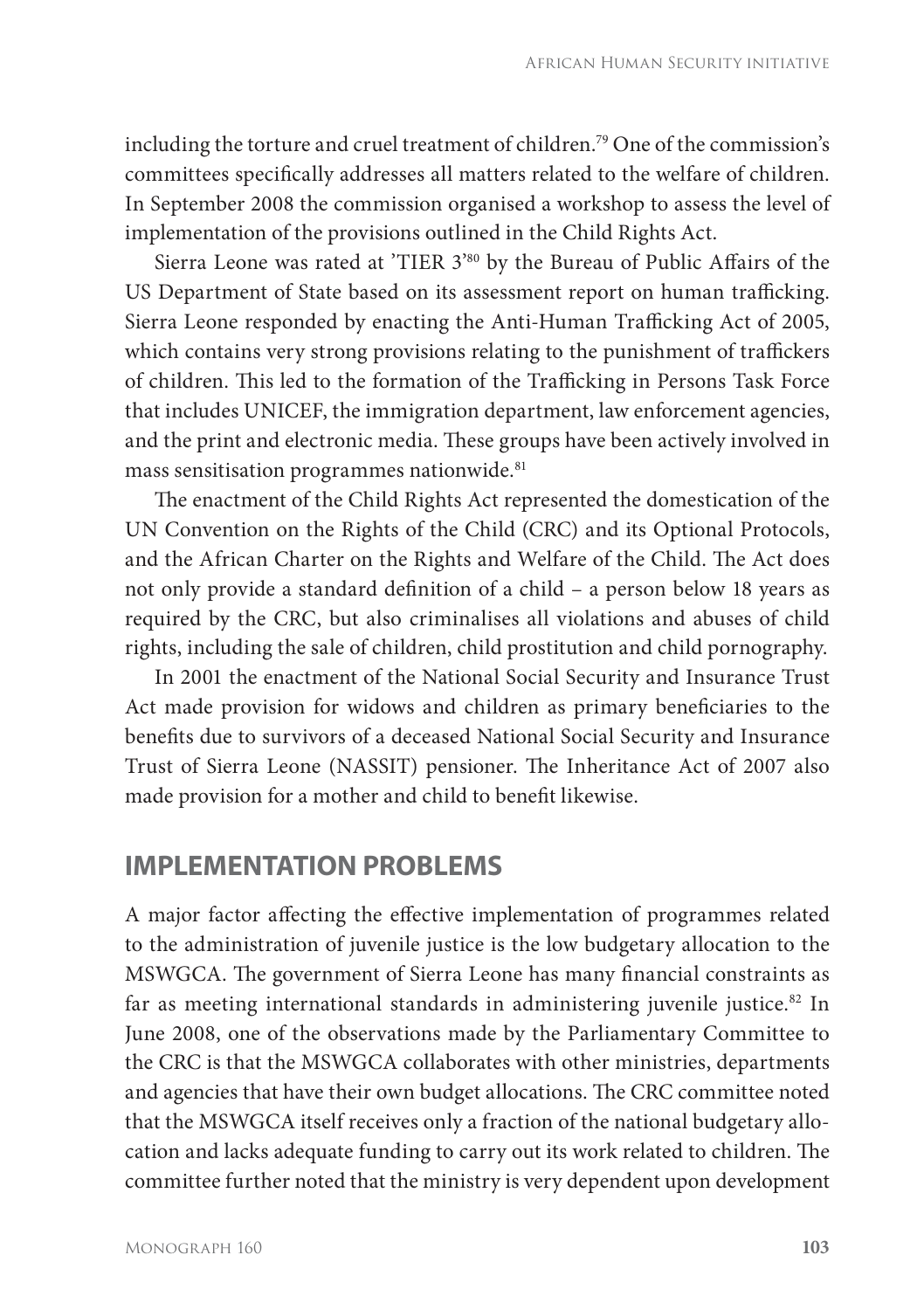including the torture and cruel treatment of children.[79] One of the commission's committees specifically addresses all matters related to the welfare of children. In September 2008 the commission organised a workshop to assess the level of implementation of the provisions outlined in the Child Rights Act.

Sierra Leone was rated at 'TIER 3'[80] by the Bureau of Public Affairs of the US Department of State based on its assessment report on human trafficking. Sierra Leone responded by enacting the Anti-Human Trafficking Act of 2005, which contains very strong provisions relating to the punishment of traffickers of children. This led to the formation of the Trafficking in Persons Task Force that includes UNICEF, the immigration department, law enforcement agencies, and the print and electronic media. These groups have been actively involved in mass sensitisation programmes nationwide.[81]

The enactment of the Child Rights Act represented the domestication of the UN Convention on the Rights of the Child (CRC) and its Optional Protocols, and the African Charter on the Rights and Welfare of the Child. The Act does not only provide a standard definition of a child – a person below 18 years as required by the CRC, but also criminalises all violations and abuses of child rights, including the sale of children, child prostitution and child pornography.

In 2001 the enactment of the National Social Security and Insurance Trust Act made provision for widows and children as primary beneficiaries to the benefits due to survivors of a deceased National Social Security and Insurance Trust of Sierra Leone (NASSIT) pensioner. The Inheritance Act of 2007 also made provision for a mother and child to benefit likewise.

## IMPLEMENTATION PROBLEMS

A major factor affecting the effective implementation of programmes related to the administration of juvenile justice is the low budgetary allocation to the MSWGCA. The government of Sierra Leone has many financial constraints as far as meeting international standards in administering juvenile justice.[82] In June 2008, one of the observations made by the Parliamentary Committee to the CRC is that the MSWGCA collaborates with other ministries, departments and agencies that have their own budget allocations. The CRC committee noted that the MSWGCA itself receives only a fraction of the national budgetary allocation and lacks adequate funding to carry out its work related to children. The committee further noted that the ministry is very dependent upon development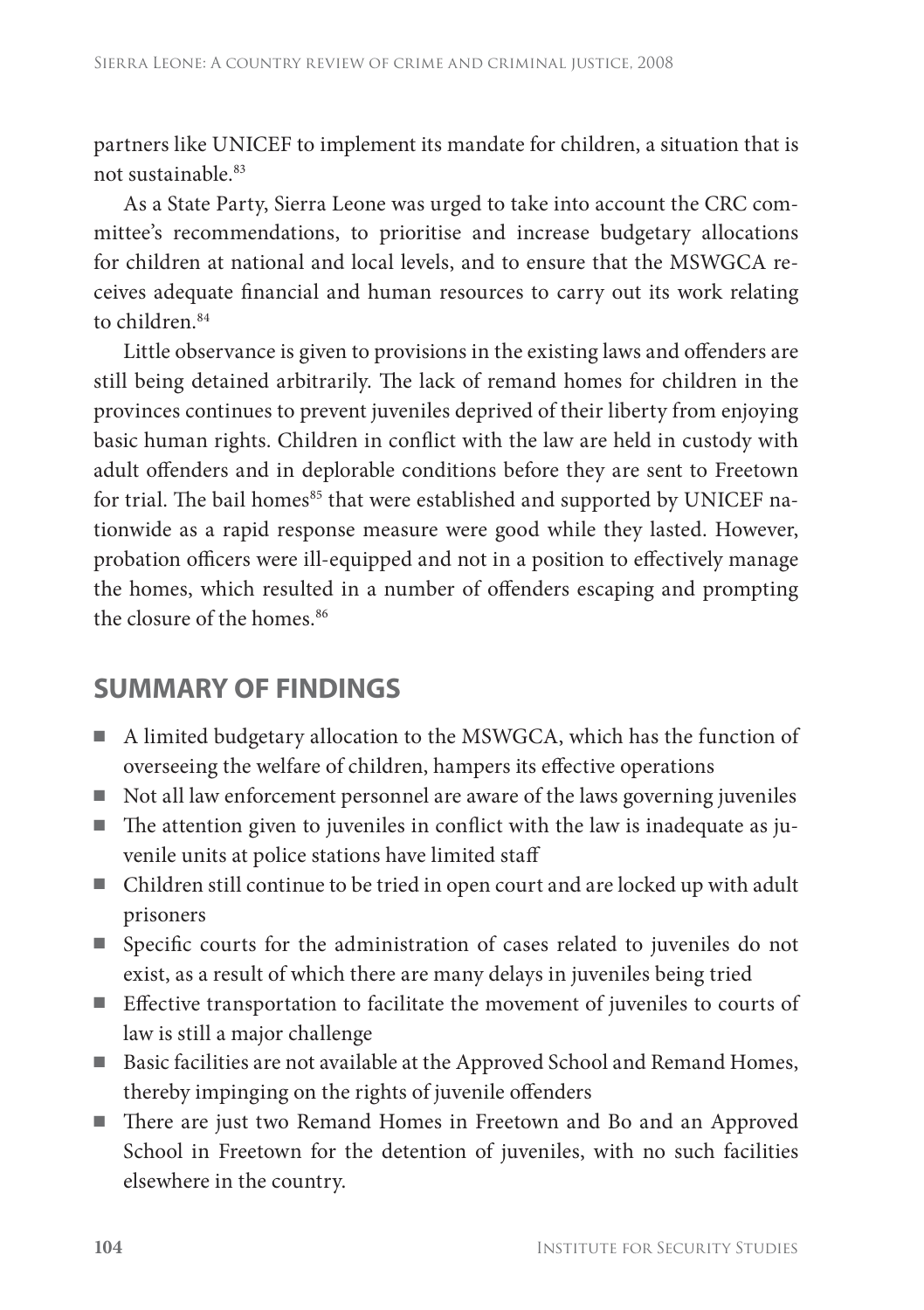partners like UNICEF to implement its mandate for children, a situation that is not sustainable.[83]

As a State Party, Sierra Leone was urged to take into account the CRC committee's recommendations, to prioritise and increase budgetary allocations for children at national and local levels, and to ensure that the MSWGCA receives adequate financial and human resources to carry out its work relating to children.[84]

Little observance is given to provisions in the existing laws and offenders are still being detained arbitrarily. The lack of remand homes for children in the provinces continues to prevent juveniles deprived of their liberty from enjoying basic human rights. Children in conflict with the law are held in custody with adult offenders and in deplorable conditions before they are sent to Freetown for trial. The bail homes[85] that were established and supported by UNICEF nationwide as a rapid response measure were good while they lasted. However, probation officers were ill-equipped and not in a position to effectively manage the homes, which resulted in a number of offenders escaping and prompting the closure of the homes.[86]

## SUMMARY OF FINDINGS

- A limited budgetary allocation to the MSWGCA, which has the function of overseeing the welfare of children, hampers its effective operations
- Not all law enforcement personnel are aware of the laws governing juveniles
- The attention given to juveniles in conflict with the law is inadequate as juvenile units at police stations have limited staff
- Children still continue to be tried in open court and are locked up with adult prisoners
- Specific courts for the administration of cases related to juveniles do not exist, as a result of which there are many delays in juveniles being tried
- Effective transportation to facilitate the movement of juveniles to courts of law is still a major challenge
- Basic facilities are not available at the Approved School and Remand Homes, thereby impinging on the rights of juvenile offenders
- There are just two Remand Homes in Freetown and Bo and an Approved School in Freetown for the detention of juveniles, with no such facilities elsewhere in the country.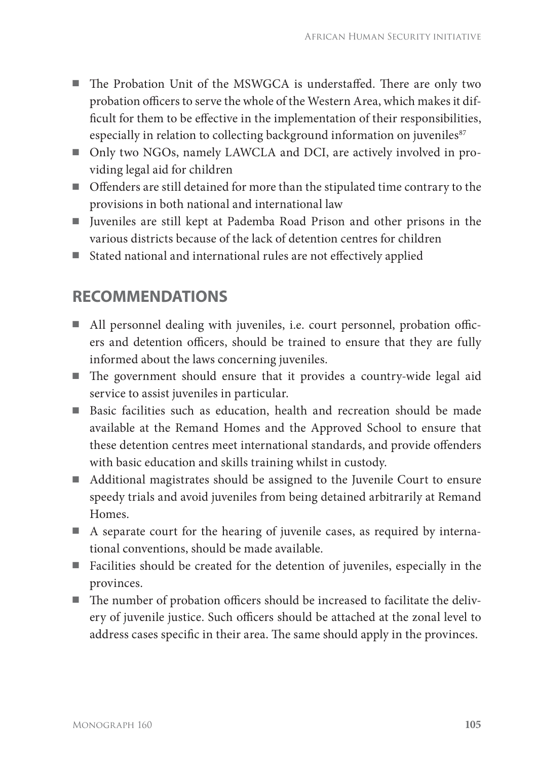- The Probation Unit of the MSWGCA is understaffed. There are only two probation officers to serve the whole of the Western Area, which makes it difficult for them to be effective in the implementation of their responsibilities, especially in relation to collecting background information on juveniles[87]
- Only two NGOs, namely LAWCLA and DCI, are actively involved in providing legal aid for children
- Offenders are still detained for more than the stipulated time contrary to the provisions in both national and international law
- Juveniles are still kept at Pademba Road Prison and other prisons in the various districts because of the lack of detention centres for children
- Stated national and international rules are not effectively applied

## RECOMMENDATIONS

- All personnel dealing with juveniles, i.e. court personnel, probation officers and detention officers, should be trained to ensure that they are fully informed about the laws concerning juveniles.
- The government should ensure that it provides a country-wide legal aid service to assist juveniles in particular.
- Basic facilities such as education, health and recreation should be made available at the Remand Homes and the Approved School to ensure that these detention centres meet international standards, and provide offenders with basic education and skills training whilst in custody.
- Additional magistrates should be assigned to the Juvenile Court to ensure speedy trials and avoid juveniles from being detained arbitrarily at Remand Homes.
- A separate court for the hearing of juvenile cases, as required by international conventions, should be made available.
- Facilities should be created for the detention of juveniles, especially in the provinces.
- The number of probation officers should be increased to facilitate the delivery of juvenile justice. Such officers should be attached at the zonal level to address cases specific in their area. The same should apply in the provinces.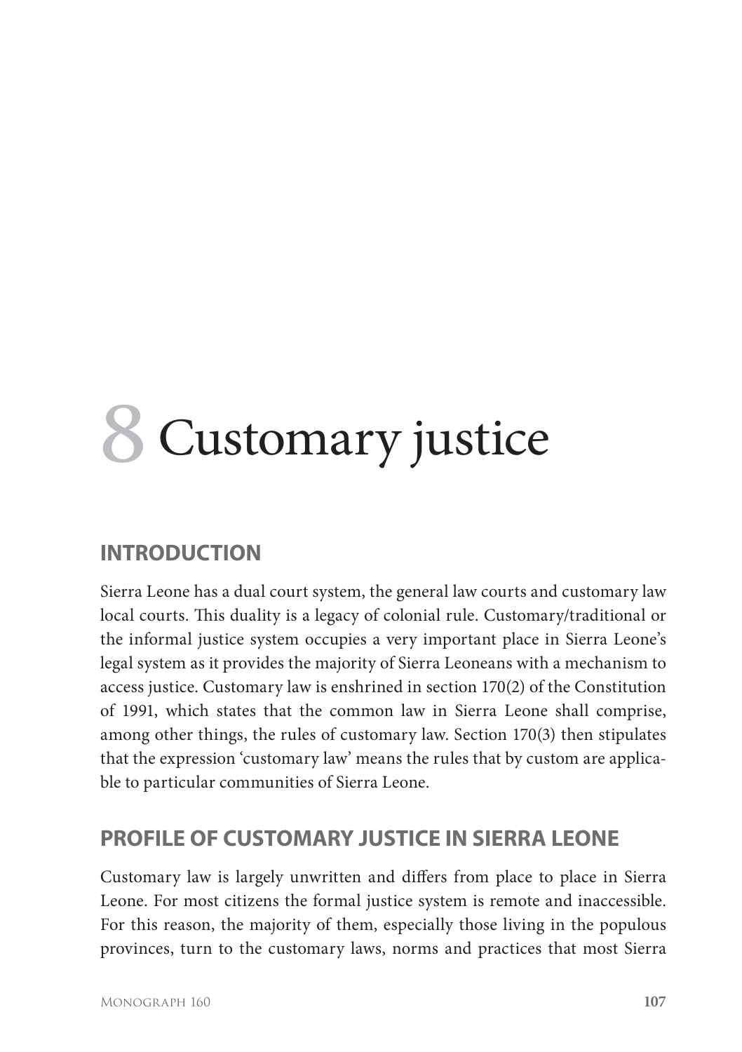# 8 Customary justice

## INTRODUCTION

Sierra Leone has a dual court system, the general law courts and customary law local courts. This duality is a legacy of colonial rule. Customary/traditional or the informal justice system occupies a very important place in Sierra Leone's legal system as it provides the majority of Sierra Leoneans with a mechanism to access justice. Customary law is enshrined in section 170(2) of the Constitution of 1991, which states that the common law in Sierra Leone shall comprise, among other things, the rules of customary law. Section 170(3) then stipulates that the expression 'customary law' means the rules that by custom are applicable to particular communities of Sierra Leone.

## PROFILE OF CUSTOMARY JUSTICE IN SIERRA LEONE

Customary law is largely unwritten and differs from place to place in Sierra Leone. For most citizens the formal justice system is remote and inaccessible. For this reason, the majority of them, especially those living in the populous provinces, turn to the customary laws, norms and practices that most Sierra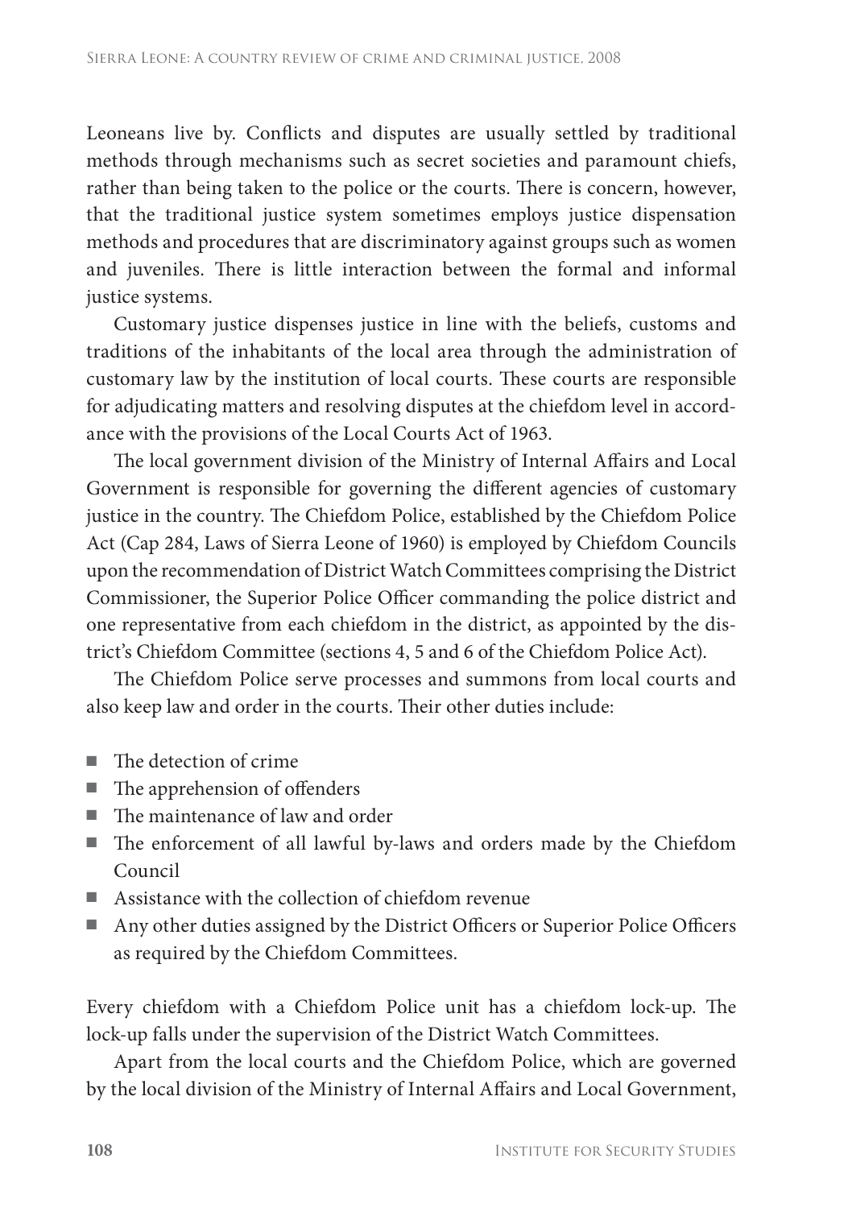Leoneans live by. Conflicts and disputes are usually settled by traditional methods through mechanisms such as secret societies and paramount chiefs, rather than being taken to the police or the courts. There is concern, however, that the traditional justice system sometimes employs justice dispensation methods and procedures that are discriminatory against groups such as women and juveniles. There is little interaction between the formal and informal justice systems.

Customary justice dispenses justice in line with the beliefs, customs and traditions of the inhabitants of the local area through the administration of customary law by the institution of local courts. These courts are responsible for adjudicating matters and resolving disputes at the chiefdom level in accordance with the provisions of the Local Courts Act of 1963.

The local government division of the Ministry of Internal Affairs and Local Government is responsible for governing the different agencies of customary justice in the country. The Chiefdom Police, established by the Chiefdom Police Act (Cap 284, Laws of Sierra Leone of 1960) is employed by Chiefdom Councils upon the recommendation of District Watch Committees comprising the District Commissioner, the Superior Police Officer commanding the police district and one representative from each chiefdom in the district, as appointed by the district's Chiefdom Committee (sections 4, 5 and 6 of the Chiefdom Police Act).

The Chiefdom Police serve processes and summons from local courts and also keep law and order in the courts. Their other duties include:

- The detection of crime
- The apprehension of offenders
- The maintenance of law and order
- The enforcement of all lawful by-laws and orders made by the Chiefdom Council
- Assistance with the collection of chiefdom revenue
- Any other duties assigned by the District Officers or Superior Police Officers as required by the Chiefdom Committees.

Every chiefdom with a Chiefdom Police unit has a chiefdom lock-up. The lock-up falls under the supervision of the District Watch Committees.

Apart from the local courts and the Chiefdom Police, which are governed by the local division of the Ministry of Internal Affairs and Local Government,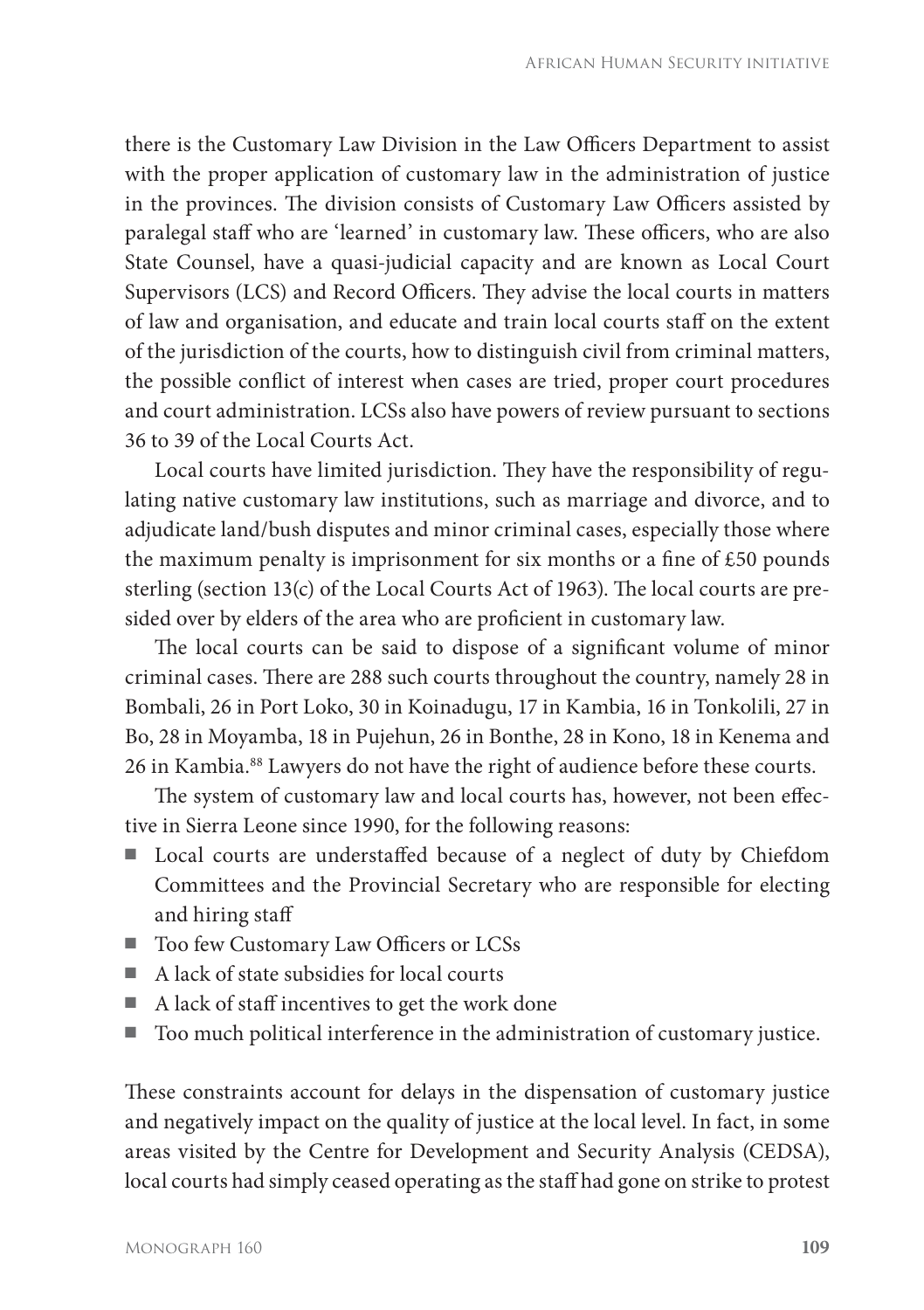there is the Customary Law Division in the Law Officers Department to assist with the proper application of customary law in the administration of justice in the provinces. The division consists of Customary Law Officers assisted by paralegal staff who are 'learned' in customary law. These officers, who are also State Counsel, have a quasi-judicial capacity and are known as Local Court Supervisors (LCS) and Record Officers. They advise the local courts in matters of law and organisation, and educate and train local courts staff on the extent of the jurisdiction of the courts, how to distinguish civil from criminal matters, the possible conflict of interest when cases are tried, proper court procedures and court administration. LCSs also have powers of review pursuant to sections 36 to 39 of the Local Courts Act.

Local courts have limited jurisdiction. They have the responsibility of regulating native customary law institutions, such as marriage and divorce, and to adjudicate land/bush disputes and minor criminal cases, especially those where the maximum penalty is imprisonment for six months or a fine of £50 pounds sterling (section 13(c) of the Local Courts Act of 1963). The local courts are presided over by elders of the area who are proficient in customary law.

The local courts can be said to dispose of a significant volume of minor criminal cases. There are 288 such courts throughout the country, namely 28 in Bombali, 26 in Port Loko, 30 in Koinadugu, 17 in Kambia, 16 in Tonkolili, 27 in Bo, 28 in Moyamba, 18 in Pujehun, 26 in Bonthe, 28 in Kono, 18 in Kenema and 26 in Kambia.[88] Lawyers do not have the right of audience before these courts.

The system of customary law and local courts has, however, not been effective in Sierra Leone since 1990, for the following reasons:

- Local courts are understaffed because of a neglect of duty by Chiefdom Committees and the Provincial Secretary who are responsible for electing and hiring staff
- Too few Customary Law Officers or LCSs
- A lack of state subsidies for local courts
- A lack of staff incentives to get the work done
- Too much political interference in the administration of customary justice.

These constraints account for delays in the dispensation of customary justice and negatively impact on the quality of justice at the local level. In fact, in some areas visited by the Centre for Development and Security Analysis (CEDSA), local courts had simply ceased operating as the staff had gone on strike to protest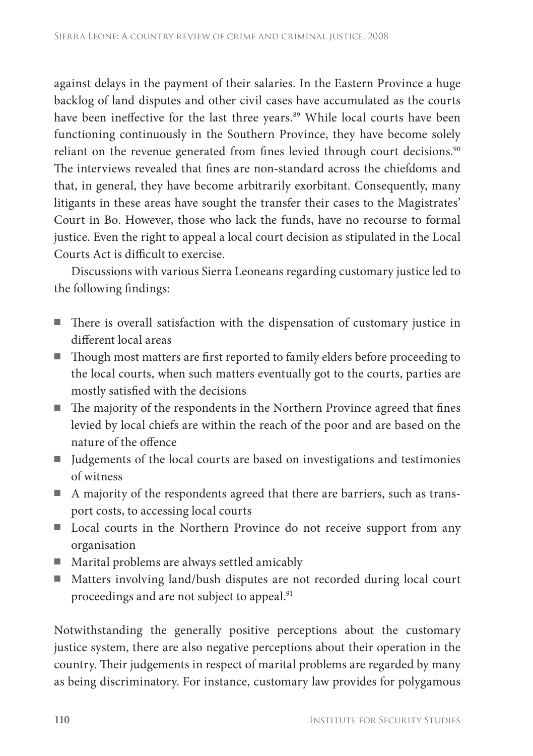against delays in the payment of their salaries. In the Eastern Province a huge backlog of land disputes and other civil cases have accumulated as the courts have been ineffective for the last three years.[89] While local courts have been functioning continuously in the Southern Province, they have become solely reliant on the revenue generated from fines levied through court decisions.[90] The interviews revealed that fines are non-standard across the chiefdoms and that, in general, they have become arbitrarily exorbitant. Consequently, many litigants in these areas have sought the transfer their cases to the Magistrates' Court in Bo. However, those who lack the funds, have no recourse to formal justice. Even the right to appeal a local court decision as stipulated in the Local Courts Act is difficult to exercise.

Discussions with various Sierra Leoneans regarding customary justice led to the following findings:

- There is overall satisfaction with the dispensation of customary justice in different local areas
- Though most matters are first reported to family elders before proceeding to the local courts, when such matters eventually got to the courts, parties are mostly satisfied with the decisions
- The majority of the respondents in the Northern Province agreed that fines levied by local chiefs are within the reach of the poor and are based on the nature of the offence
- Judgements of the local courts are based on investigations and testimonies of witness
- A majority of the respondents agreed that there are barriers, such as transport costs, to accessing local courts
- Local courts in the Northern Province do not receive support from any organisation
- Marital problems are always settled amicably
- Matters involving land/bush disputes are not recorded during local court proceedings and are not subject to appeal.[91]

Notwithstanding the generally positive perceptions about the customary justice system, there are also negative perceptions about their operation in the country. Their judgements in respect of marital problems are regarded by many as being discriminatory. For instance, customary law provides for polygamous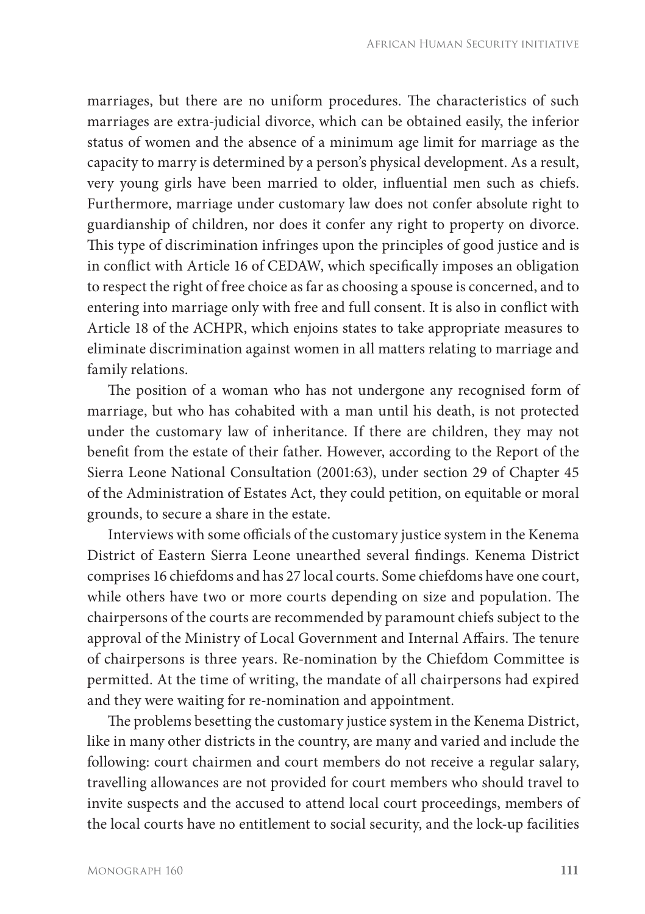marriages, but there are no uniform procedures. The characteristics of such marriages are extra-judicial divorce, which can be obtained easily, the inferior status of women and the absence of a minimum age limit for marriage as the capacity to marry is determined by a person's physical development. As a result, very young girls have been married to older, influential men such as chiefs. Furthermore, marriage under customary law does not confer absolute right to guardianship of children, nor does it confer any right to property on divorce. This type of discrimination infringes upon the principles of good justice and is in conflict with Article 16 of CEDAW, which specifically imposes an obligation to respect the right of free choice as far as choosing a spouse is concerned, and to entering into marriage only with free and full consent. It is also in conflict with Article 18 of the ACHPR, which enjoins states to take appropriate measures to eliminate discrimination against women in all matters relating to marriage and family relations.

The position of a woman who has not undergone any recognised form of marriage, but who has cohabited with a man until his death, is not protected under the customary law of inheritance. If there are children, they may not benefit from the estate of their father. However, according to the Report of the Sierra Leone National Consultation (2001:63), under section 29 of Chapter 45 of the Administration of Estates Act, they could petition, on equitable or moral grounds, to secure a share in the estate.

Interviews with some officials of the customary justice system in the Kenema District of Eastern Sierra Leone unearthed several findings. Kenema District comprises 16 chiefdoms and has 27 local courts. Some chiefdoms have one court, while others have two or more courts depending on size and population. The chairpersons of the courts are recommended by paramount chiefs subject to the approval of the Ministry of Local Government and Internal Affairs. The tenure of chairpersons is three years. Re-nomination by the Chiefdom Committee is permitted. At the time of writing, the mandate of all chairpersons had expired and they were waiting for re-nomination and appointment.

The problems besetting the customary justice system in the Kenema District, like in many other districts in the country, are many and varied and include the following: court chairmen and court members do not receive a regular salary, travelling allowances are not provided for court members who should travel to invite suspects and the accused to attend local court proceedings, members of the local courts have no entitlement to social security, and the lock-up facilities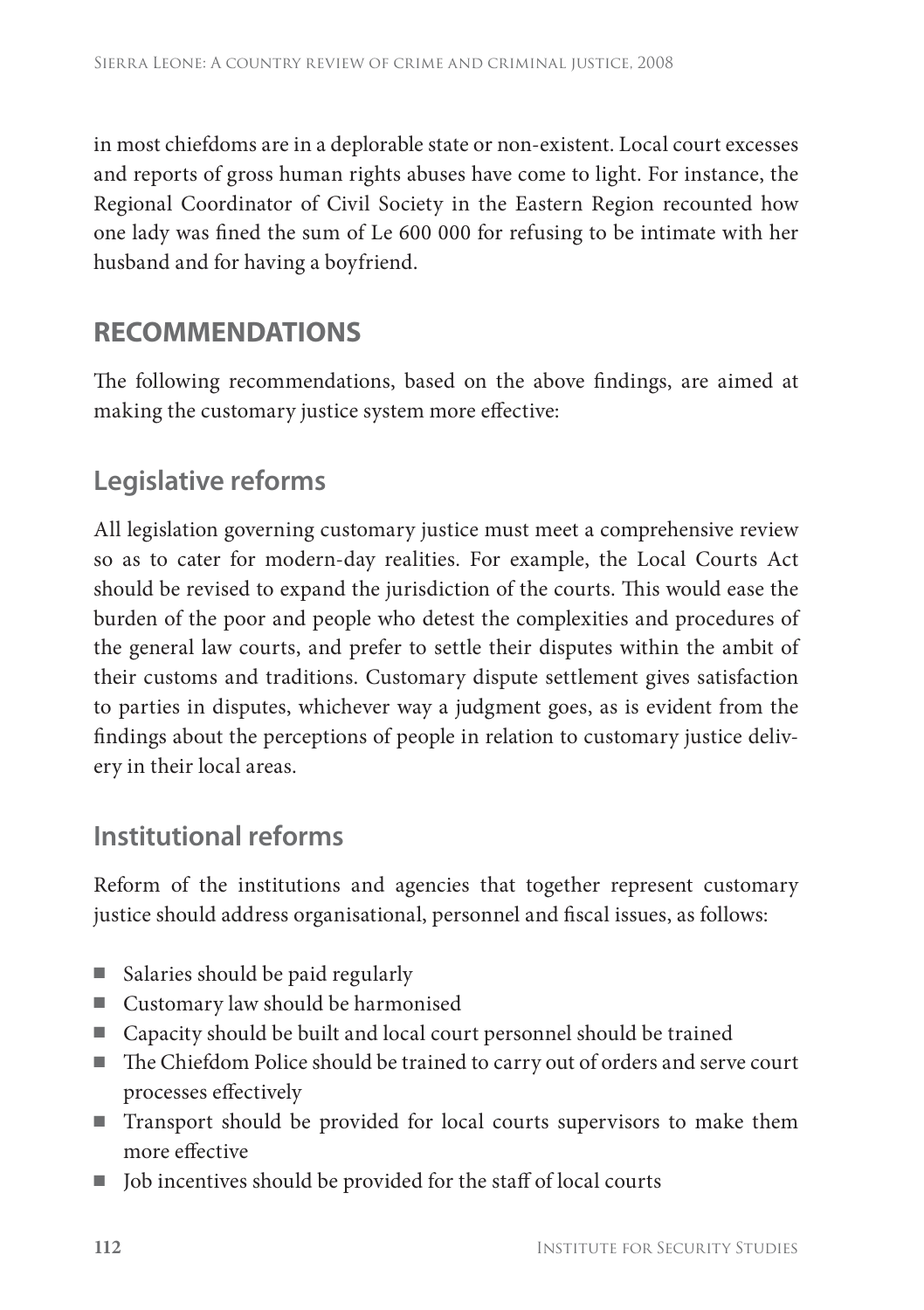in most chiefdoms are in a deplorable state or non-existent. Local court excesses and reports of gross human rights abuses have come to light. For instance, the Regional Coordinator of Civil Society in the Eastern Region recounted how one lady was fined the sum of Le 600 000 for refusing to be intimate with her husband and for having a boyfriend.

## RECOMMENDATIONS

The following recommendations, based on the above findings, are aimed at making the customary justice system more effective:

### Legislative reforms

All legislation governing customary justice must meet a comprehensive review so as to cater for modern-day realities. For example, the Local Courts Act should be revised to expand the jurisdiction of the courts. This would ease the burden of the poor and people who detest the complexities and procedures of the general law courts, and prefer to settle their disputes within the ambit of their customs and traditions. Customary dispute settlement gives satisfaction to parties in disputes, whichever way a judgment goes, as is evident from the findings about the perceptions of people in relation to customary justice delivery in their local areas.

### Institutional reforms

Reform of the institutions and agencies that together represent customary justice should address organisational, personnel and fiscal issues, as follows:

- Salaries should be paid regularly
- Customary law should be harmonised
- Capacity should be built and local court personnel should be trained
- The Chiefdom Police should be trained to carry out of orders and serve court processes effectively
- Transport should be provided for local courts supervisors to make them more effective
- Job incentives should be provided for the staff of local courts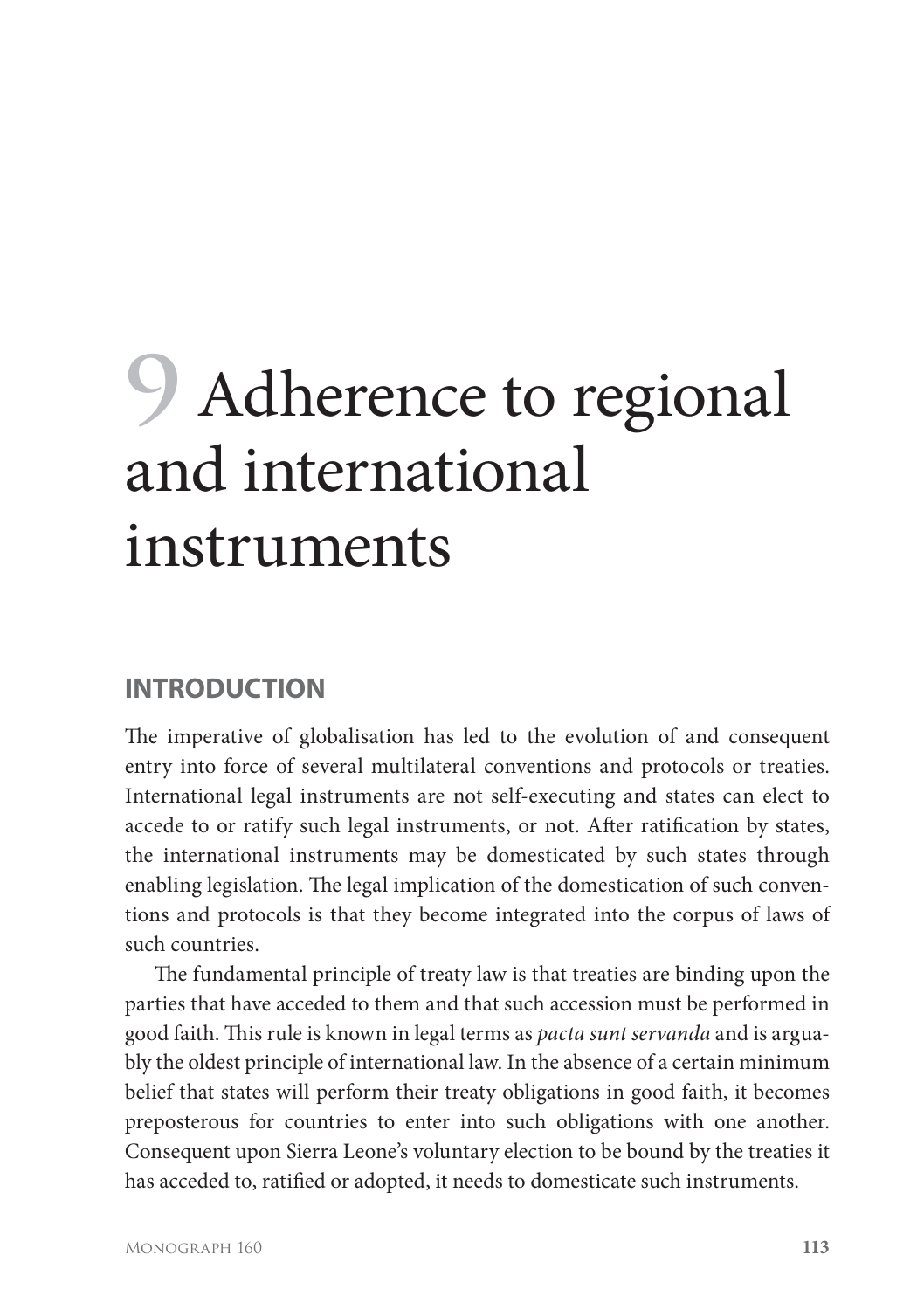# 9 Adherence to regional and international instruments

## INTRODUCTION

The imperative of globalisation has led to the evolution of and consequent entry into force of several multilateral conventions and protocols or treaties. International legal instruments are not self-executing and states can elect to accede to or ratify such legal instruments, or not. After ratification by states, the international instruments may be domesticated by such states through enabling legislation. The legal implication of the domestication of such conventions and protocols is that they become integrated into the corpus of laws of such countries.

The fundamental principle of treaty law is that treaties are binding upon the parties that have acceded to them and that such accession must be performed in good faith. This rule is known in legal terms as *pacta sunt servanda* and is arguably the oldest principle of international law. In the absence of a certain minimum belief that states will perform their treaty obligations in good faith, it becomes preposterous for countries to enter into such obligations with one another. Consequent upon Sierra Leone's voluntary election to be bound by the treaties it has acceded to, ratified or adopted, it needs to domesticate such instruments.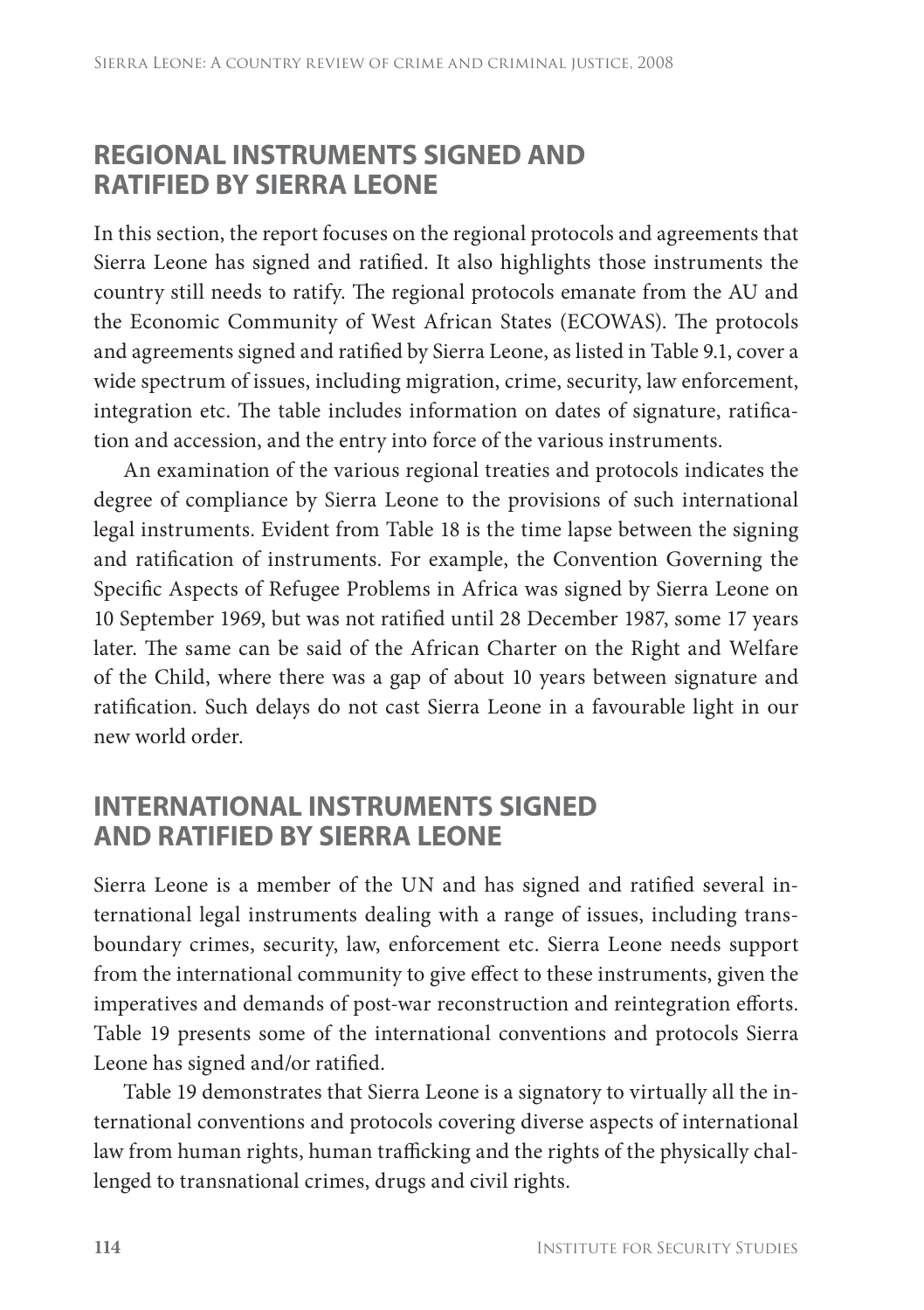## REGIONAL INSTRUMENTS SIGNED AND RATIFIED BY SIERRA LEONE

In this section, the report focuses on the regional protocols and agreements that Sierra Leone has signed and ratified. It also highlights those instruments the country still needs to ratify. The regional protocols emanate from the AU and the Economic Community of West African States (ECOWAS). The protocols and agreements signed and ratified by Sierra Leone, as listed in Table 9.1, cover a wide spectrum of issues, including migration, crime, security, law enforcement, integration etc. The table includes information on dates of signature, ratification and accession, and the entry into force of the various instruments.

An examination of the various regional treaties and protocols indicates the degree of compliance by Sierra Leone to the provisions of such international legal instruments. Evident from Table 18 is the time lapse between the signing and ratification of instruments. For example, the Convention Governing the Specific Aspects of Refugee Problems in Africa was signed by Sierra Leone on 10 September 1969, but was not ratified until 28 December 1987, some 17 years later. The same can be said of the African Charter on the Right and Welfare of the Child, where there was a gap of about 10 years between signature and ratification. Such delays do not cast Sierra Leone in a favourable light in our new world order.

## INTERNATIONAL INSTRUMENTS SIGNED AND RATIFIED BY SIERRA LEONE

Sierra Leone is a member of the UN and has signed and ratified several international legal instruments dealing with a range of issues, including transboundary crimes, security, law, enforcement etc. Sierra Leone needs support from the international community to give effect to these instruments, given the imperatives and demands of post-war reconstruction and reintegration efforts. Table 19 presents some of the international conventions and protocols Sierra Leone has signed and/or ratified.

Table 19 demonstrates that Sierra Leone is a signatory to virtually all the international conventions and protocols covering diverse aspects of international law from human rights, human trafficking and the rights of the physically challenged to transnational crimes, drugs and civil rights.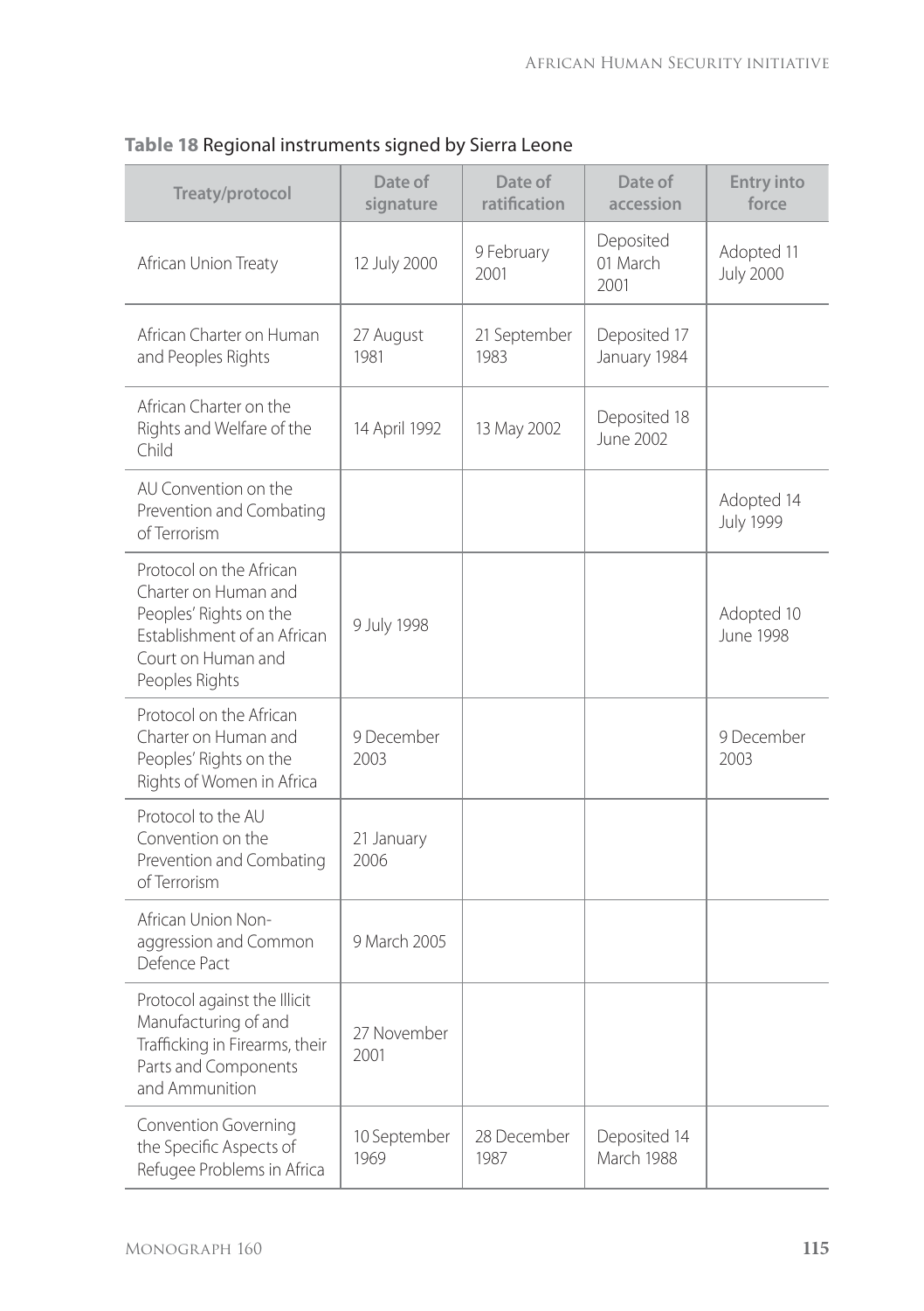**Table 18** Regional instruments signed by Sierra Leone

| Treaty/protocol | Date of signature | Date of ratification | Date of accession | Entry into force |
|---|---|---|---|---|
| African Union Treaty | 12 July 2000 | 9 February 2001 | Deposited 01 March 2001 | Adopted 11 July 2000 |
| African Charter on Human and Peoples Rights | 27 August 1981 | 21 September 1983 | Deposited 17 January 1984 | |
| African Charter on the Rights and Welfare of the Child | 14 April 1992 | 13 May 2002 | Deposited 18 June 2002 | |
| AU Convention on the Prevention and Combating of Terrorism | | | | Adopted 14 July 1999 |
| Protocol on the African Charter on Human and Peoples' Rights on the Establishment of an African Court on Human and Peoples Rights | 9 July 1998 | | | Adopted 10 June 1998 |
| Protocol on the African Charter on Human and Peoples' Rights on the Rights of Women in Africa | 9 December 2003 | | | 9 December 2003 |
| Protocol to the AU Convention on the Prevention and Combating of Terrorism | 21 January 2006 | | | |
| African Union Non-aggression and Common Defence Pact | 9 March 2005 | | | |
| Protocol against the Illicit Manufacturing of and Trafficking in Firearms, their Parts and Components and Ammunition | 27 November 2001 | | | |
| Convention Governing the Specific Aspects of Refugee Problems in Africa | 10 September 1969 | 28 December 1987 | Deposited 14 March 1988 | |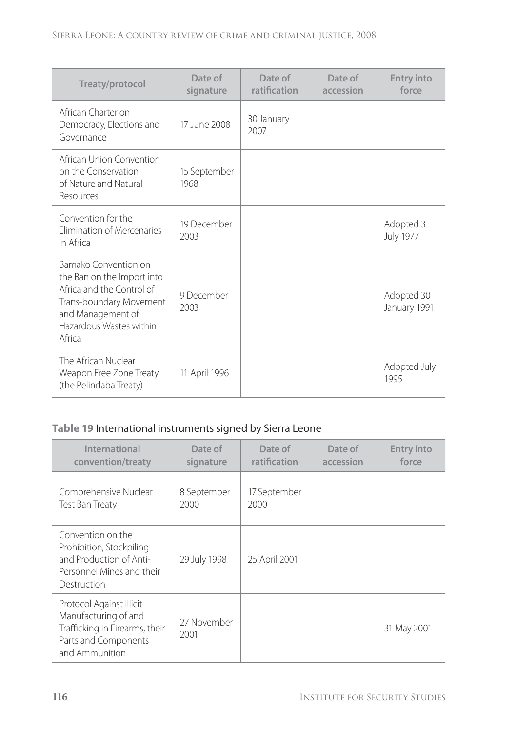| Treaty/protocol | Date of signature | Date of ratification | Date of accession | Entry into force |
|---|---|---|---|---|
| African Charter on Democracy, Elections and Governance | 17 June 2008 | 30 January 2007 | | |
| African Union Convention on the Conservation of Nature and Natural Resources | 15 September 1968 | | | |
| Convention for the Elimination of Mercenaries in Africa | 19 December 2003 | | | Adopted 3 July 1977 |
| Bamako Convention on the Ban on the Import into Africa and the Control of Trans-boundary Movement and Management of Hazardous Wastes within Africa | 9 December 2003 | | | Adopted 30 January 1991 |
| The African Nuclear Weapon Free Zone Treaty (the Pelindaba Treaty) | 11 April 1996 | | | Adopted July 1995 |

**Table 19** International instruments signed by Sierra Leone

| International convention/treaty | Date of signature | Date of ratification | Date of accession | Entry into force |
|---|---|---|---|---|
| Comprehensive Nuclear Test Ban Treaty | 8 September 2000 | 17 September 2000 | | |
| Convention on the Prohibition, Stockpiling and Production of Anti-Personnel Mines and their Destruction | 29 July 1998 | 25 April 2001 | | |
| Protocol Against Illicit Manufacturing of and Trafficking in Firearms, their Parts and Components and Ammunition | 27 November 2001 | | | 31 May 2001 |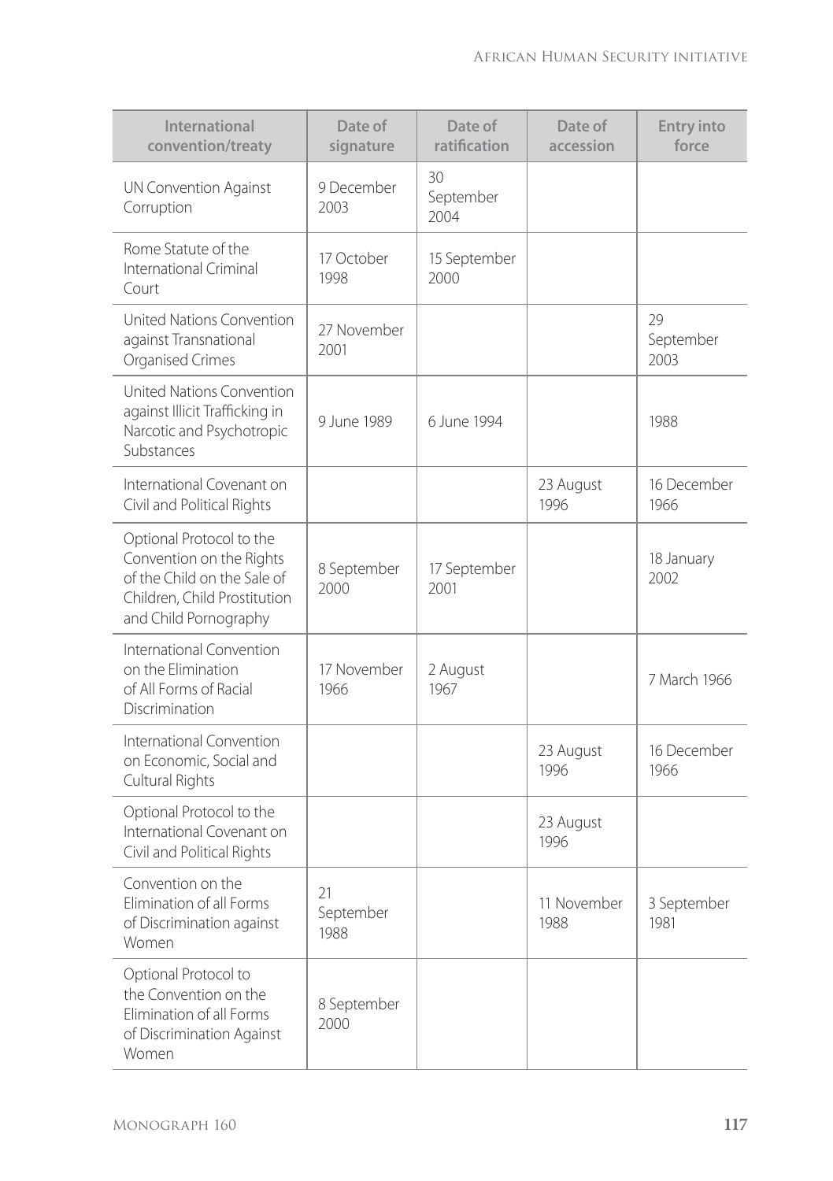| International convention/treaty | Date of signature | Date of ratification | Date of accession | Entry into force |
|---|---|---|---|---|
| UN Convention Against Corruption | 9 December 2003 | 30 September 2004 | | |
| Rome Statute of the International Criminal Court | 17 October 1998 | 15 September 2000 | | |
| United Nations Convention against Transnational Organised Crimes | 27 November 2001 | | | 29 September 2003 |
| United Nations Convention against Illicit Trafficking in Narcotic and Psychotropic Substances | 9 June 1989 | 6 June 1994 | | 1988 |
| International Covenant on Civil and Political Rights | | | 23 August 1996 | 16 December 1966 |
| Optional Protocol to the Convention on the Rights of the Child on the Sale of Children, Child Prostitution and Child Pornography | 8 September 2000 | 17 September 2001 | | 18 January 2002 |
| International Convention on the Elimination of All Forms of Racial Discrimination | 17 November 1966 | 2 August 1967 | | 7 March 1966 |
| International Convention on Economic, Social and Cultural Rights | | | 23 August 1996 | 16 December 1966 |
| Optional Protocol to the International Covenant on Civil and Political Rights | | | 23 August 1996 | |
| Convention on the Elimination of all Forms of Discrimination against Women | 21 September 1988 | | 11 November 1988 | 3 September 1981 |
| Optional Protocol to the Convention on the Elimination of all Forms of Discrimination Against Women | 8 September 2000 | | | |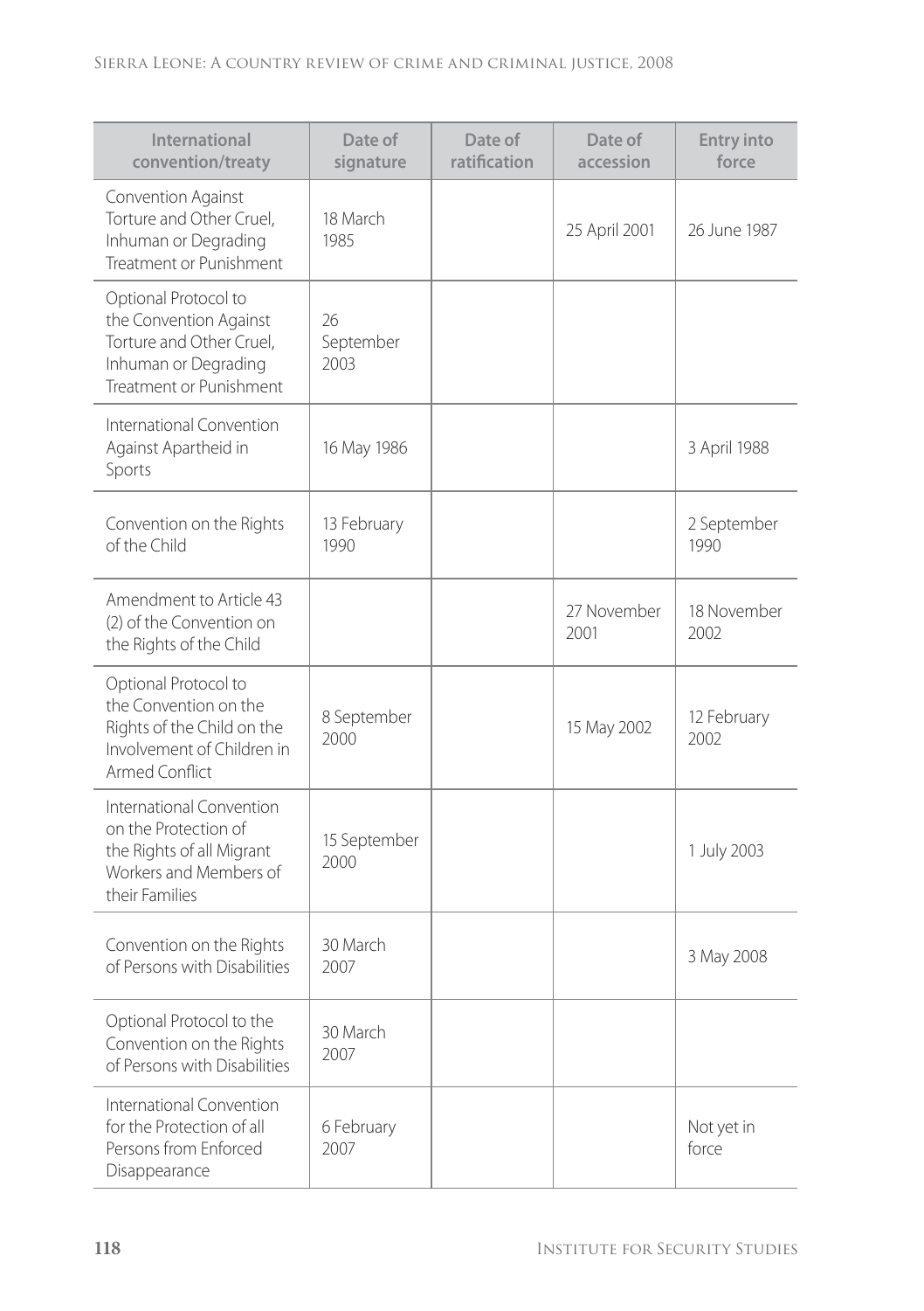| International convention/treaty | Date of signature | Date of ratification | Date of accession | Entry into force |
|---|---|---|---|---|
| Convention Against Torture and Other Cruel, Inhuman or Degrading Treatment or Punishment | 18 March 1985 | | 25 April 2001 | 26 June 1987 |
| Optional Protocol to the Convention Against Torture and Other Cruel, Inhuman or Degrading Treatment or Punishment | 26 September 2003 | | | |
| International Convention Against Apartheid in Sports | 16 May 1986 | | | 3 April 1988 |
| Convention on the Rights of the Child | 13 February 1990 | | | 2 September 1990 |
| Amendment to Article 43 (2) of the Convention on the Rights of the Child | | | 27 November 2001 | 18 November 2002 |
| Optional Protocol to the Convention on the Rights of the Child on the Involvement of Children in Armed Conflict | 8 September 2000 | | 15 May 2002 | 12 February 2002 |
| International Convention on the Protection of the Rights of all Migrant Workers and Members of their Families | 15 September 2000 | | | 1 July 2003 |
| Convention on the Rights of Persons with Disabilities | 30 March 2007 | | | 3 May 2008 |
| Optional Protocol to the Convention on the Rights of Persons with Disabilities | 30 March 2007 | | | |
| International Convention for the Protection of all Persons from Enforced Disappearance | 6 February 2007 | | | Not yet in force |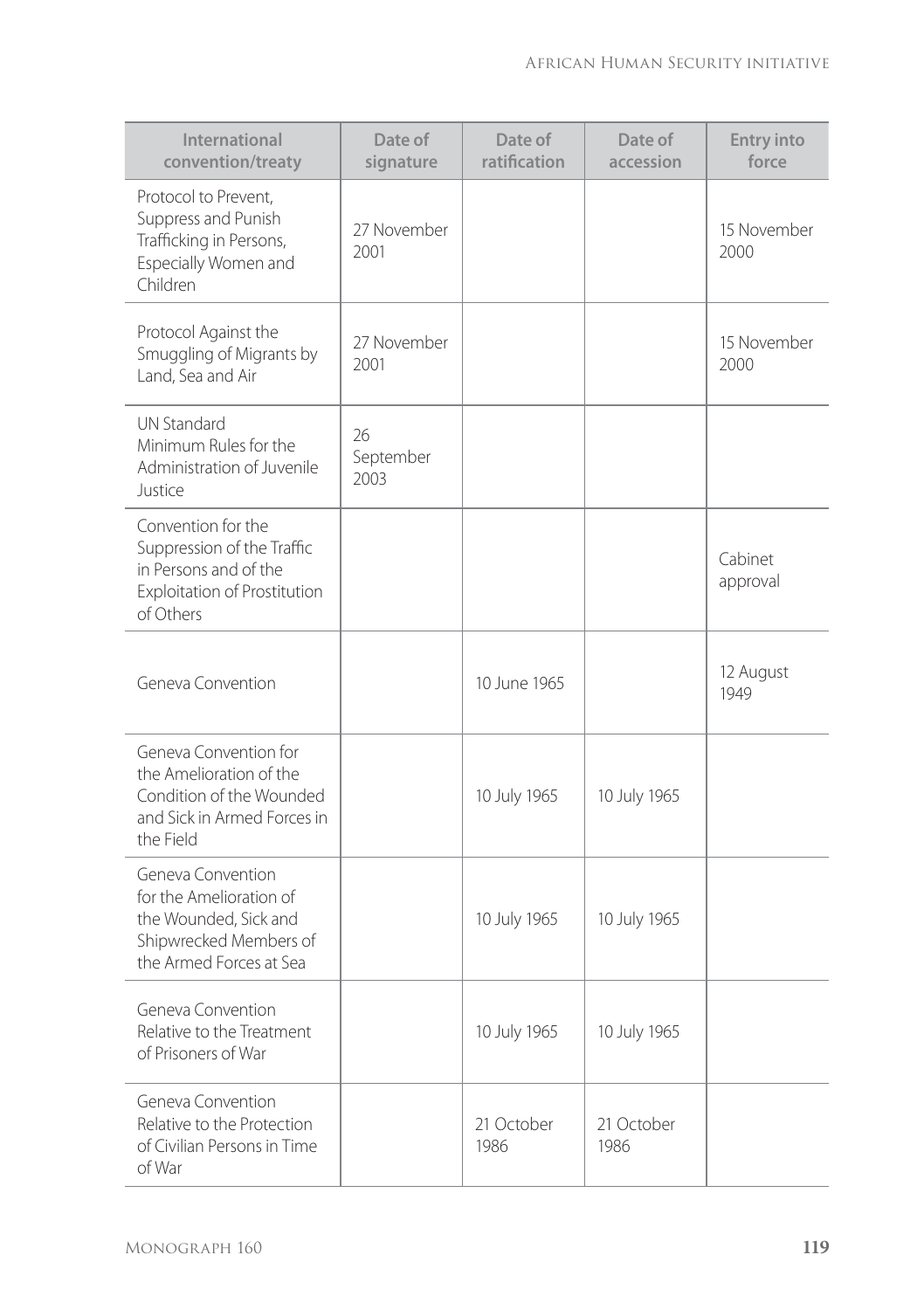| International convention/treaty | Date of signature | Date of ratification | Date of accession | Entry into force |
|---|---|---|---|---|
| Protocol to Prevent, Suppress and Punish Trafficking in Persons, Especially Women and Children | 27 November 2001 | | | 15 November 2000 |
| Protocol Against the Smuggling of Migrants by Land, Sea and Air | 27 November 2001 | | | 15 November 2000 |
| UN Standard Minimum Rules for the Administration of Juvenile Justice | 26 September 2003 | | | |
| Convention for the Suppression of the Traffic in Persons and of the Exploitation of Prostitution of Others | | | | Cabinet approval |
| Geneva Convention | | 10 June 1965 | | 12 August 1949 |
| Geneva Convention for the Amelioration of the Condition of the Wounded and Sick in Armed Forces in the Field | | 10 July 1965 | 10 July 1965 | |
| Geneva Convention for the Amelioration of the Wounded, Sick and Shipwrecked Members of the Armed Forces at Sea | | 10 July 1965 | 10 July 1965 | |
| Geneva Convention Relative to the Treatment of Prisoners of War | | 10 July 1965 | 10 July 1965 | |
| Geneva Convention Relative to the Protection of Civilian Persons in Time of War | | 21 October 1986 | 21 October 1986 | |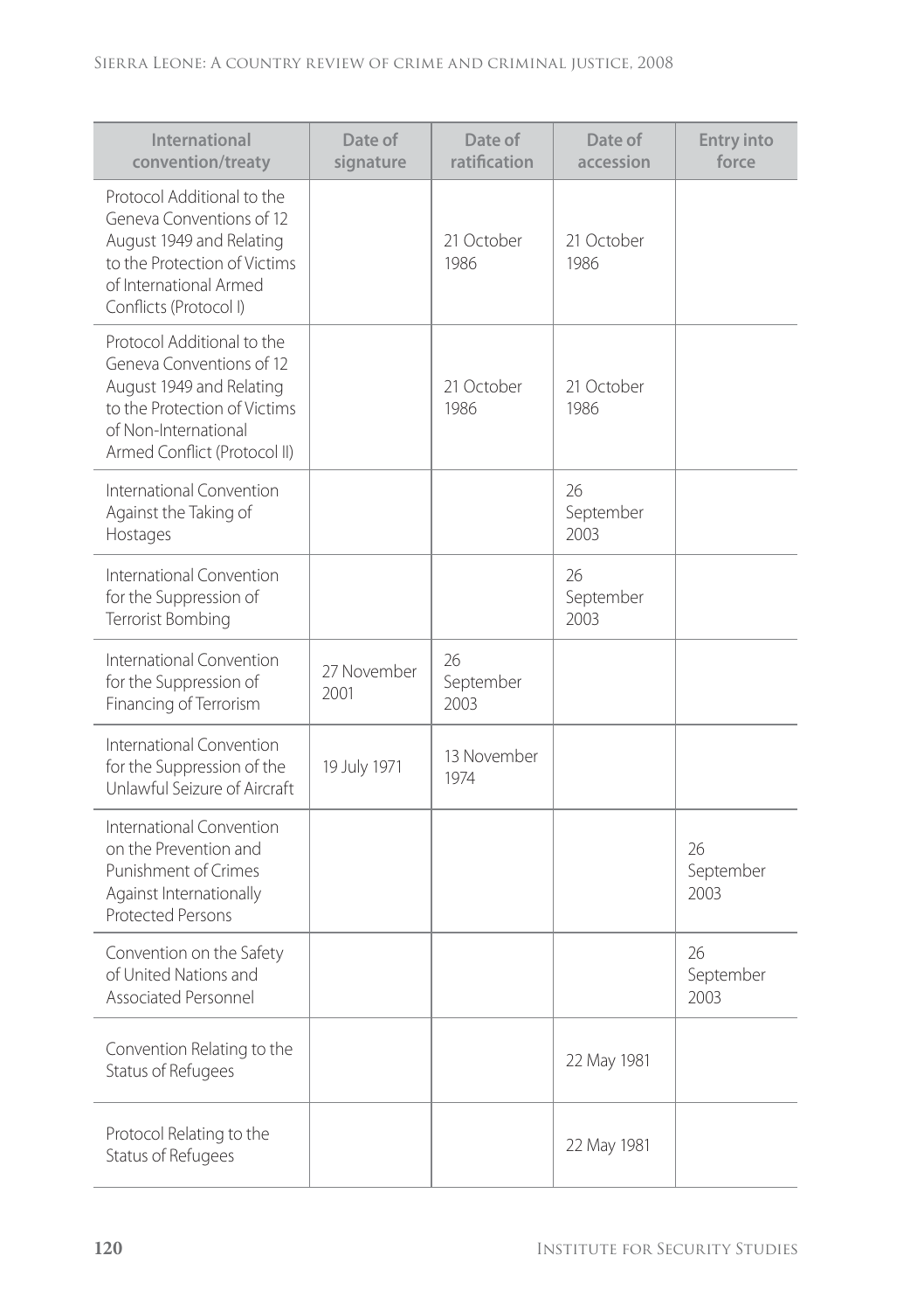| International convention/treaty | Date of signature | Date of ratification | Date of accession | Entry into force |
|---|---|---|---|---|
| Protocol Additional to the Geneva Conventions of 12 August 1949 and Relating to the Protection of Victims of International Armed Conflicts (Protocol I) | | 21 October 1986 | 21 October 1986 | |
| Protocol Additional to the Geneva Conventions of 12 August 1949 and Relating to the Protection of Victims of Non-International Armed Conflict (Protocol II) | | 21 October 1986 | 21 October 1986 | |
| International Convention Against the Taking of Hostages | | | 26 September 2003 | |
| International Convention for the Suppression of Terrorist Bombing | | | 26 September 2003 | |
| International Convention for the Suppression of Financing of Terrorism | 27 November 2001 | 26 September 2003 | | |
| International Convention for the Suppression of the Unlawful Seizure of Aircraft | 19 July 1971 | 13 November 1974 | | |
| International Convention on the Prevention and Punishment of Crimes Against Internationally Protected Persons | | | | 26 September 2003 |
| Convention on the Safety of United Nations and Associated Personnel | | | | 26 September 2003 |
| Convention Relating to the Status of Refugees | | | 22 May 1981 | |
| Protocol Relating to the Status of Refugees | | | 22 May 1981 | |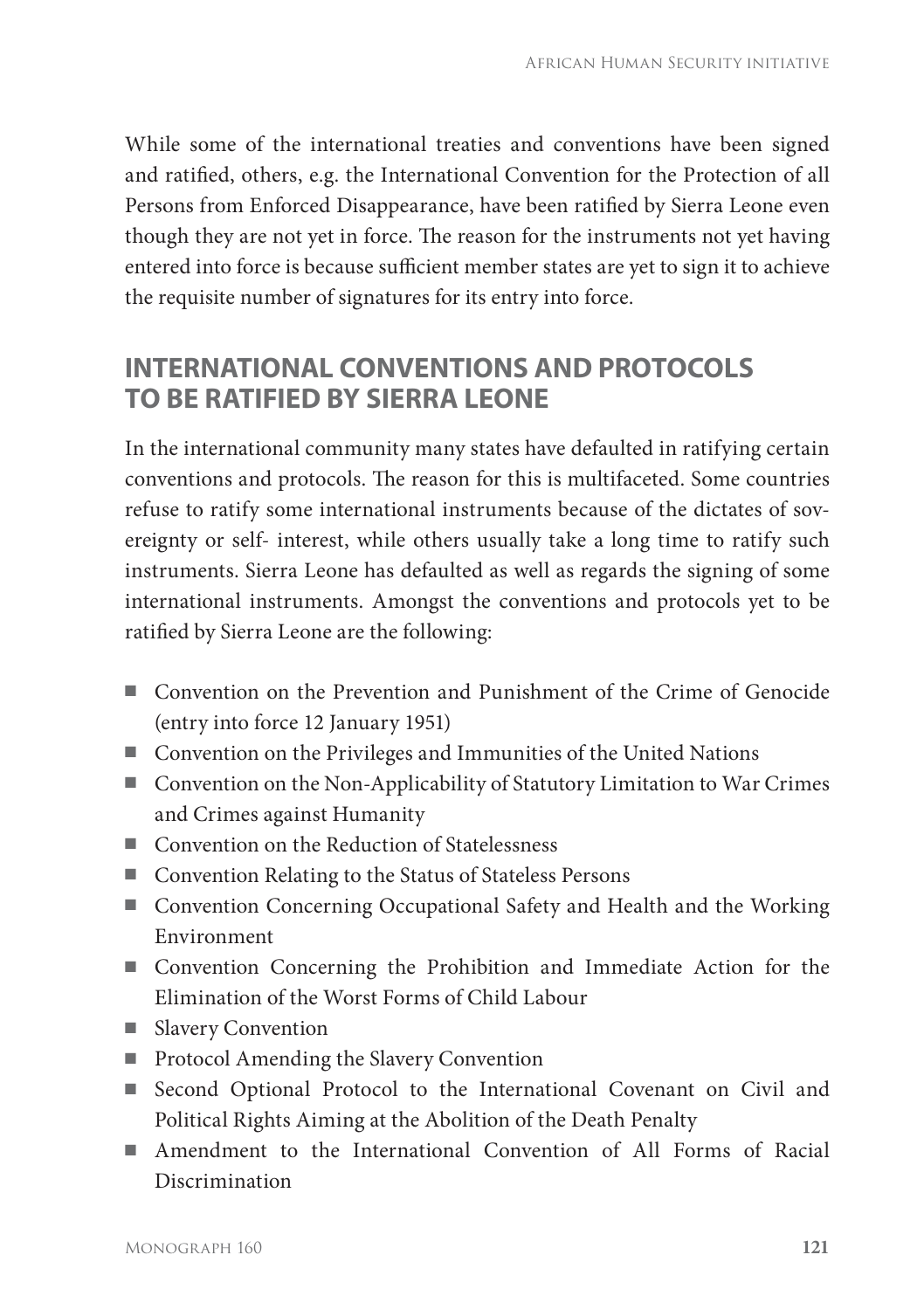While some of the international treaties and conventions have been signed and ratified, others, e.g. the International Convention for the Protection of all Persons from Enforced Disappearance, have been ratified by Sierra Leone even though they are not yet in force. The reason for the instruments not yet having entered into force is because sufficient member states are yet to sign it to achieve the requisite number of signatures for its entry into force.

## INTERNATIONAL CONVENTIONS AND PROTOCOLS TO BE RATIFIED BY SIERRA LEONE

In the international community many states have defaulted in ratifying certain conventions and protocols. The reason for this is multifaceted. Some countries refuse to ratify some international instruments because of the dictates of sovereignty or self- interest, while others usually take a long time to ratify such instruments. Sierra Leone has defaulted as well as regards the signing of some international instruments. Amongst the conventions and protocols yet to be ratified by Sierra Leone are the following:

- Convention on the Prevention and Punishment of the Crime of Genocide (entry into force 12 January 1951)
- Convention on the Privileges and Immunities of the United Nations
- Convention on the Non-Applicability of Statutory Limitation to War Crimes and Crimes against Humanity
- Convention on the Reduction of Statelessness
- Convention Relating to the Status of Stateless Persons
- Convention Concerning Occupational Safety and Health and the Working Environment
- Convention Concerning the Prohibition and Immediate Action for the Elimination of the Worst Forms of Child Labour
- Slavery Convention
- Protocol Amending the Slavery Convention
- Second Optional Protocol to the International Covenant on Civil and Political Rights Aiming at the Abolition of the Death Penalty
- Amendment to the International Convention of All Forms of Racial Discrimination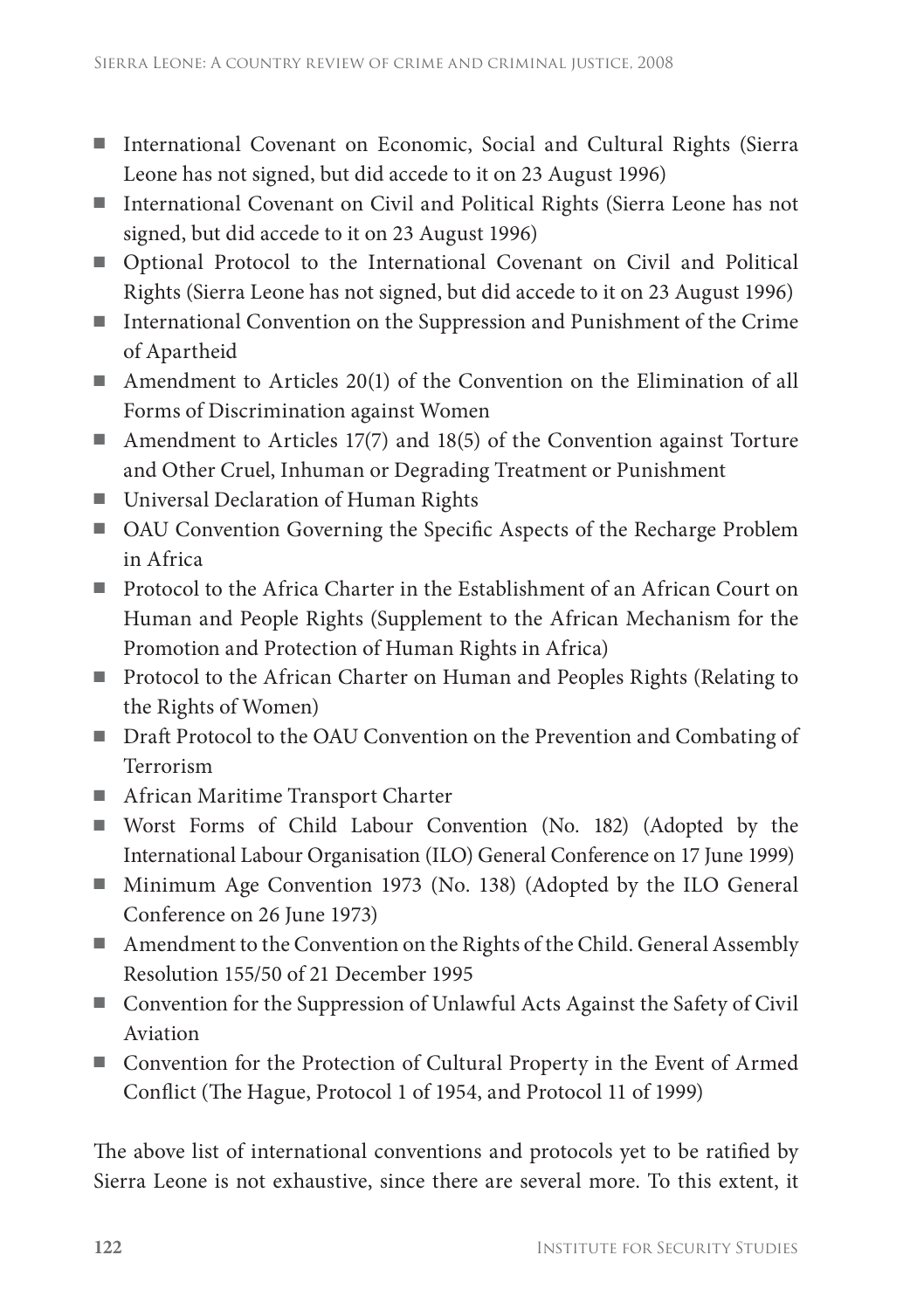- International Covenant on Economic, Social and Cultural Rights (Sierra Leone has not signed, but did accede to it on 23 August 1996)
- International Covenant on Civil and Political Rights (Sierra Leone has not signed, but did accede to it on 23 August 1996)
- Optional Protocol to the International Covenant on Civil and Political Rights (Sierra Leone has not signed, but did accede to it on 23 August 1996)
- International Convention on the Suppression and Punishment of the Crime of Apartheid
- Amendment to Articles 20(1) of the Convention on the Elimination of all Forms of Discrimination against Women
- Amendment to Articles 17(7) and 18(5) of the Convention against Torture and Other Cruel, Inhuman or Degrading Treatment or Punishment
- Universal Declaration of Human Rights
- OAU Convention Governing the Specific Aspects of the Recharge Problem in Africa
- Protocol to the Africa Charter in the Establishment of an African Court on Human and People Rights (Supplement to the African Mechanism for the Promotion and Protection of Human Rights in Africa)
- Protocol to the African Charter on Human and Peoples Rights (Relating to the Rights of Women)
- Draft Protocol to the OAU Convention on the Prevention and Combating of Terrorism
- African Maritime Transport Charter
- Worst Forms of Child Labour Convention (No. 182) (Adopted by the International Labour Organisation (ILO) General Conference on 17 June 1999)
- Minimum Age Convention 1973 (No. 138) (Adopted by the ILO General Conference on 26 June 1973)
- Amendment to the Convention on the Rights of the Child. General Assembly Resolution 155/50 of 21 December 1995
- Convention for the Suppression of Unlawful Acts Against the Safety of Civil Aviation
- Convention for the Protection of Cultural Property in the Event of Armed Conflict (The Hague, Protocol 1 of 1954, and Protocol 11 of 1999)

The above list of international conventions and protocols yet to be ratified by Sierra Leone is not exhaustive, since there are several more. To this extent, it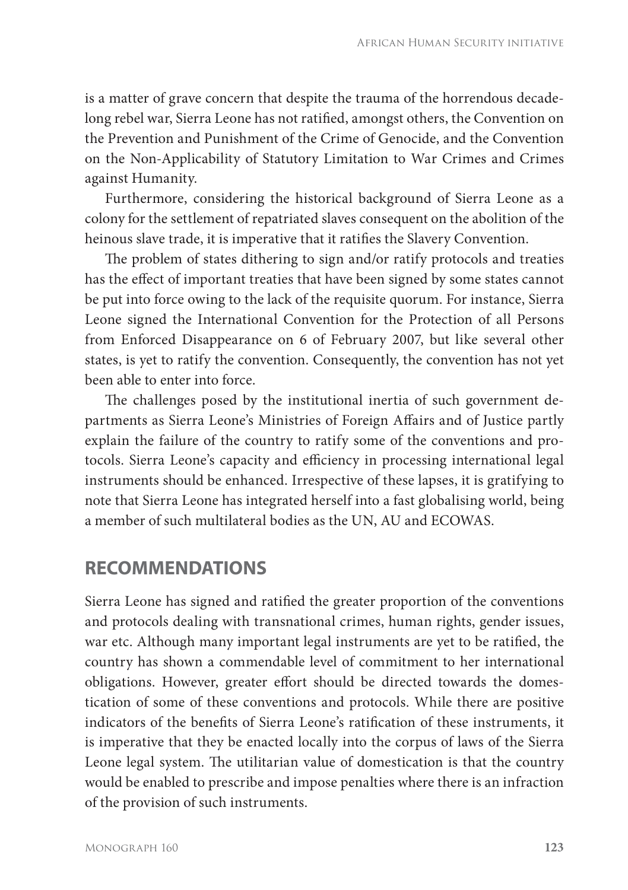is a matter of grave concern that despite the trauma of the horrendous decade-long rebel war, Sierra Leone has not ratified, amongst others, the Convention on the Prevention and Punishment of the Crime of Genocide, and the Convention on the Non-Applicability of Statutory Limitation to War Crimes and Crimes against Humanity.

Furthermore, considering the historical background of Sierra Leone as a colony for the settlement of repatriated slaves consequent on the abolition of the heinous slave trade, it is imperative that it ratifies the Slavery Convention.

The problem of states dithering to sign and/or ratify protocols and treaties has the effect of important treaties that have been signed by some states cannot be put into force owing to the lack of the requisite quorum. For instance, Sierra Leone signed the International Convention for the Protection of all Persons from Enforced Disappearance on 6 of February 2007, but like several other states, is yet to ratify the convention. Consequently, the convention has not yet been able to enter into force.

The challenges posed by the institutional inertia of such government departments as Sierra Leone's Ministries of Foreign Affairs and of Justice partly explain the failure of the country to ratify some of the conventions and protocols. Sierra Leone's capacity and efficiency in processing international legal instruments should be enhanced. Irrespective of these lapses, it is gratifying to note that Sierra Leone has integrated herself into a fast globalising world, being a member of such multilateral bodies as the UN, AU and ECOWAS.

## RECOMMENDATIONS

Sierra Leone has signed and ratified the greater proportion of the conventions and protocols dealing with transnational crimes, human rights, gender issues, war etc. Although many important legal instruments are yet to be ratified, the country has shown a commendable level of commitment to her international obligations. However, greater effort should be directed towards the domestication of some of these conventions and protocols. While there are positive indicators of the benefits of Sierra Leone's ratification of these instruments, it is imperative that they be enacted locally into the corpus of laws of the Sierra Leone legal system. The utilitarian value of domestication is that the country would be enabled to prescribe and impose penalties where there is an infraction of the provision of such instruments.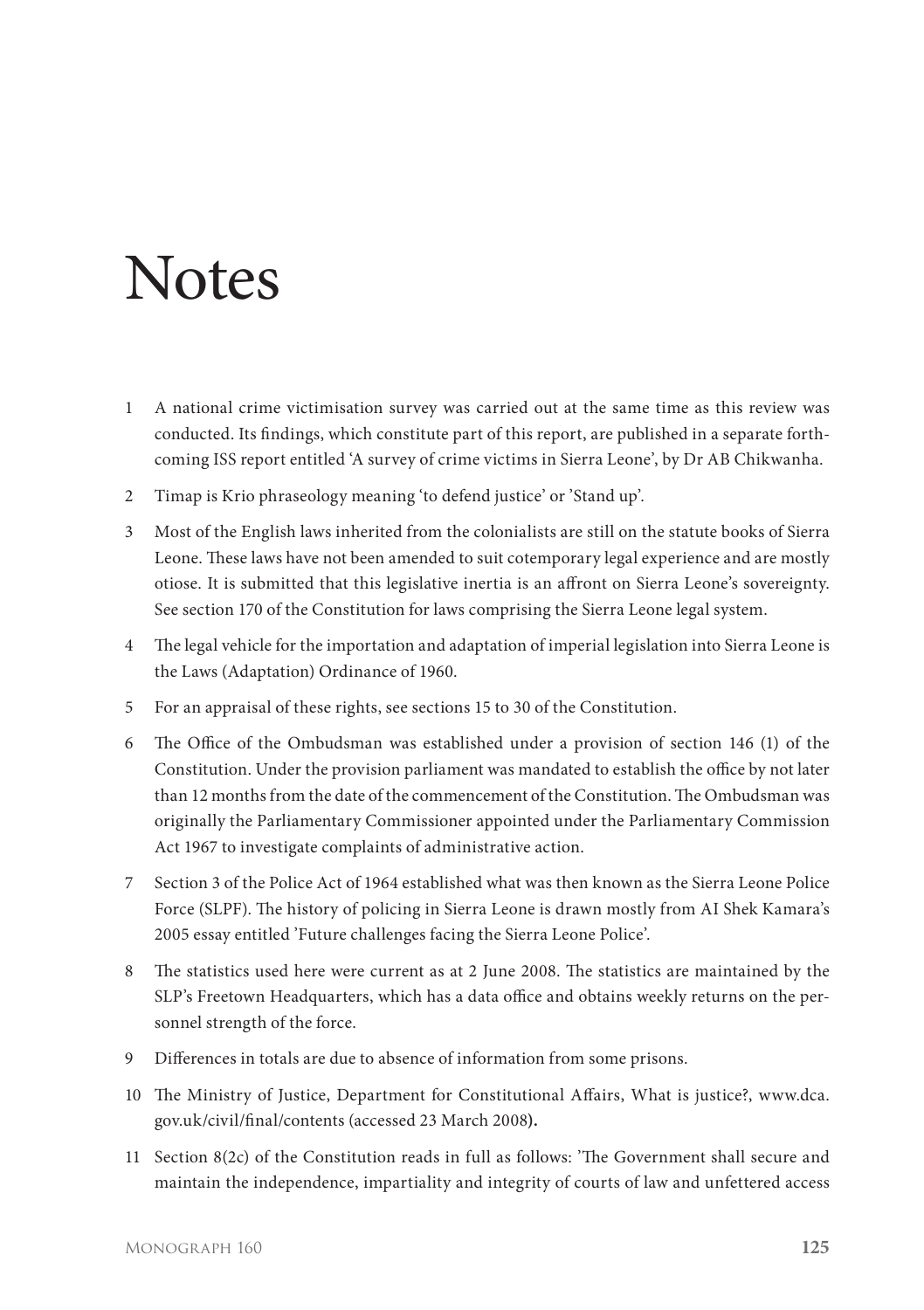# Notes

1 A national crime victimisation survey was carried out at the same time as this review was conducted. Its findings, which constitute part of this report, are published in a separate forthcoming ISS report entitled 'A survey of crime victims in Sierra Leone', by Dr AB Chikwanha.

2 Timap is Krio phraseology meaning 'to defend justice' or 'Stand up'.

3 Most of the English laws inherited from the colonialists are still on the statute books of Sierra Leone. These laws have not been amended to suit cotemporary legal experience and are mostly otiose. It is submitted that this legislative inertia is an affront on Sierra Leone's sovereignty. See section 170 of the Constitution for laws comprising the Sierra Leone legal system.

4 The legal vehicle for the importation and adaptation of imperial legislation into Sierra Leone is the Laws (Adaptation) Ordinance of 1960.

5 For an appraisal of these rights, see sections 15 to 30 of the Constitution.

6 The Office of the Ombudsman was established under a provision of section 146 (1) of the Constitution. Under the provision parliament was mandated to establish the office by not later than 12 months from the date of the commencement of the Constitution. The Ombudsman was originally the Parliamentary Commissioner appointed under the Parliamentary Commission Act 1967 to investigate complaints of administrative action.

7 Section 3 of the Police Act of 1964 established what was then known as the Sierra Leone Police Force (SLPF). The history of policing in Sierra Leone is drawn mostly from AI Shek Kamara's 2005 essay entitled 'Future challenges facing the Sierra Leone Police'.

8 The statistics used here were current as at 2 June 2008. The statistics are maintained by the SLP's Freetown Headquarters, which has a data office and obtains weekly returns on the personnel strength of the force.

9 Differences in totals are due to absence of information from some prisons.

10 The Ministry of Justice, Department for Constitutional Affairs, What is justice?, www.dca.gov.uk/civil/final/contents (accessed 23 March 2008).

11 Section 8(2c) of the Constitution reads in full as follows: 'The Government shall secure and maintain the independence, impartiality and integrity of courts of law and unfettered access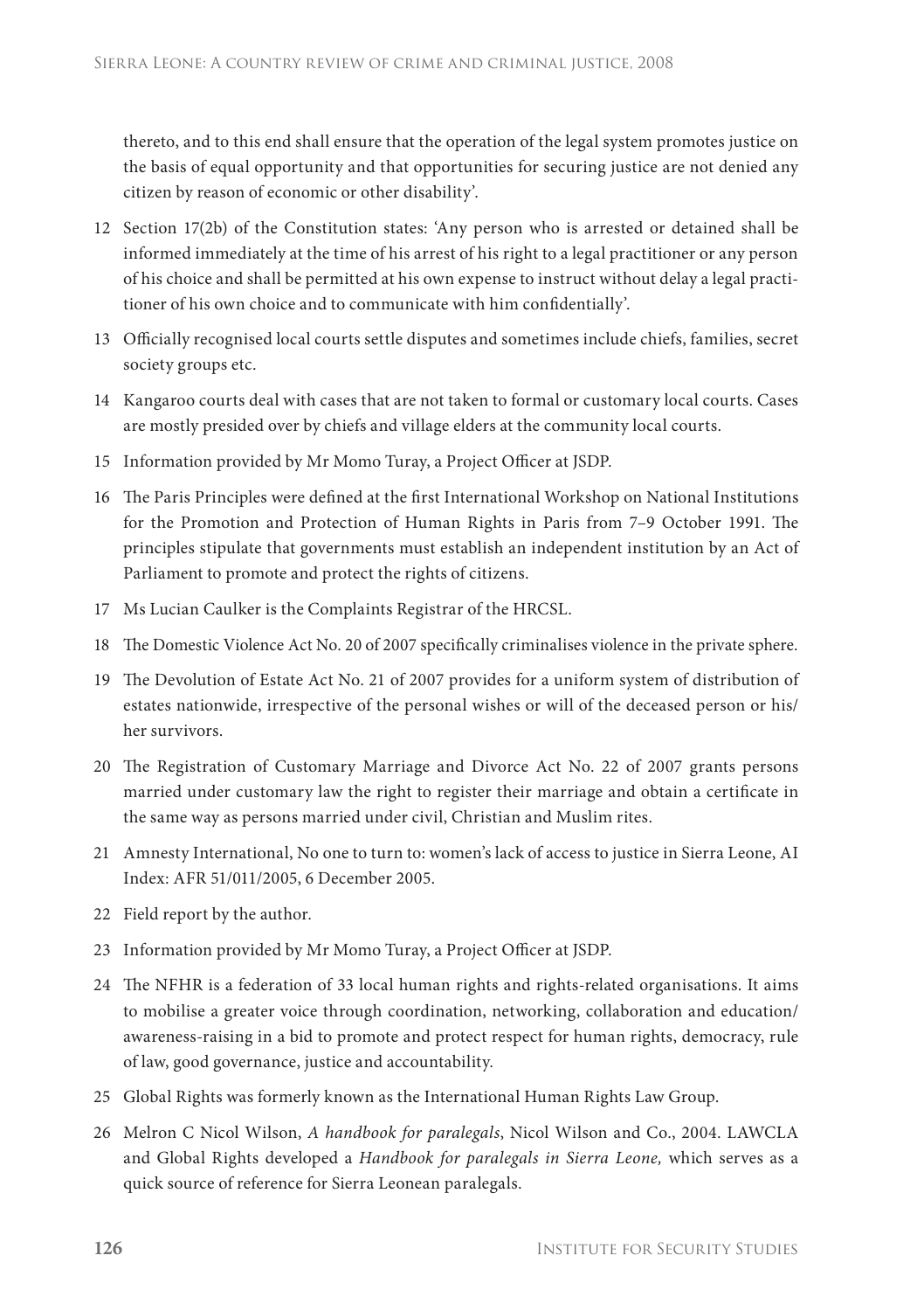thereto, and to this end shall ensure that the operation of the legal system promotes justice on the basis of equal opportunity and that opportunities for securing justice are not denied any citizen by reason of economic or other disability'.

12 Section 17(2b) of the Constitution states: 'Any person who is arrested or detained shall be informed immediately at the time of his arrest of his right to a legal practitioner or any person of his choice and shall be permitted at his own expense to instruct without delay a legal practitioner of his own choice and to communicate with him confidentially'.

13 Officially recognised local courts settle disputes and sometimes include chiefs, families, secret society groups etc.

14 Kangaroo courts deal with cases that are not taken to formal or customary local courts. Cases are mostly presided over by chiefs and village elders at the community local courts.

15 Information provided by Mr Momo Turay, a Project Officer at JSDP.

16 The Paris Principles were defined at the first International Workshop on National Institutions for the Promotion and Protection of Human Rights in Paris from 7–9 October 1991. The principles stipulate that governments must establish an independent institution by an Act of Parliament to promote and protect the rights of citizens.

17 Ms Lucian Caulker is the Complaints Registrar of the HRCSL.

18 The Domestic Violence Act No. 20 of 2007 specifically criminalises violence in the private sphere.

19 The Devolution of Estate Act No. 21 of 2007 provides for a uniform system of distribution of estates nationwide, irrespective of the personal wishes or will of the deceased person or his/her survivors.

20 The Registration of Customary Marriage and Divorce Act No. 22 of 2007 grants persons married under customary law the right to register their marriage and obtain a certificate in the same way as persons married under civil, Christian and Muslim rites.

21 Amnesty International, No one to turn to: women's lack of access to justice in Sierra Leone, AI Index: AFR 51/011/2005, 6 December 2005.

22 Field report by the author.

23 Information provided by Mr Momo Turay, a Project Officer at JSDP.

24 The NFHR is a federation of 33 local human rights and rights-related organisations. It aims to mobilise a greater voice through coordination, networking, collaboration and education/awareness-raising in a bid to promote and protect respect for human rights, democracy, rule of law, good governance, justice and accountability.

25 Global Rights was formerly known as the International Human Rights Law Group.

26 Melron C Nicol Wilson, *A handbook for paralegals*, Nicol Wilson and Co., 2004. LAWCLA and Global Rights developed a *Handbook for paralegals in Sierra Leone,* which serves as a quick source of reference for Sierra Leonean paralegals.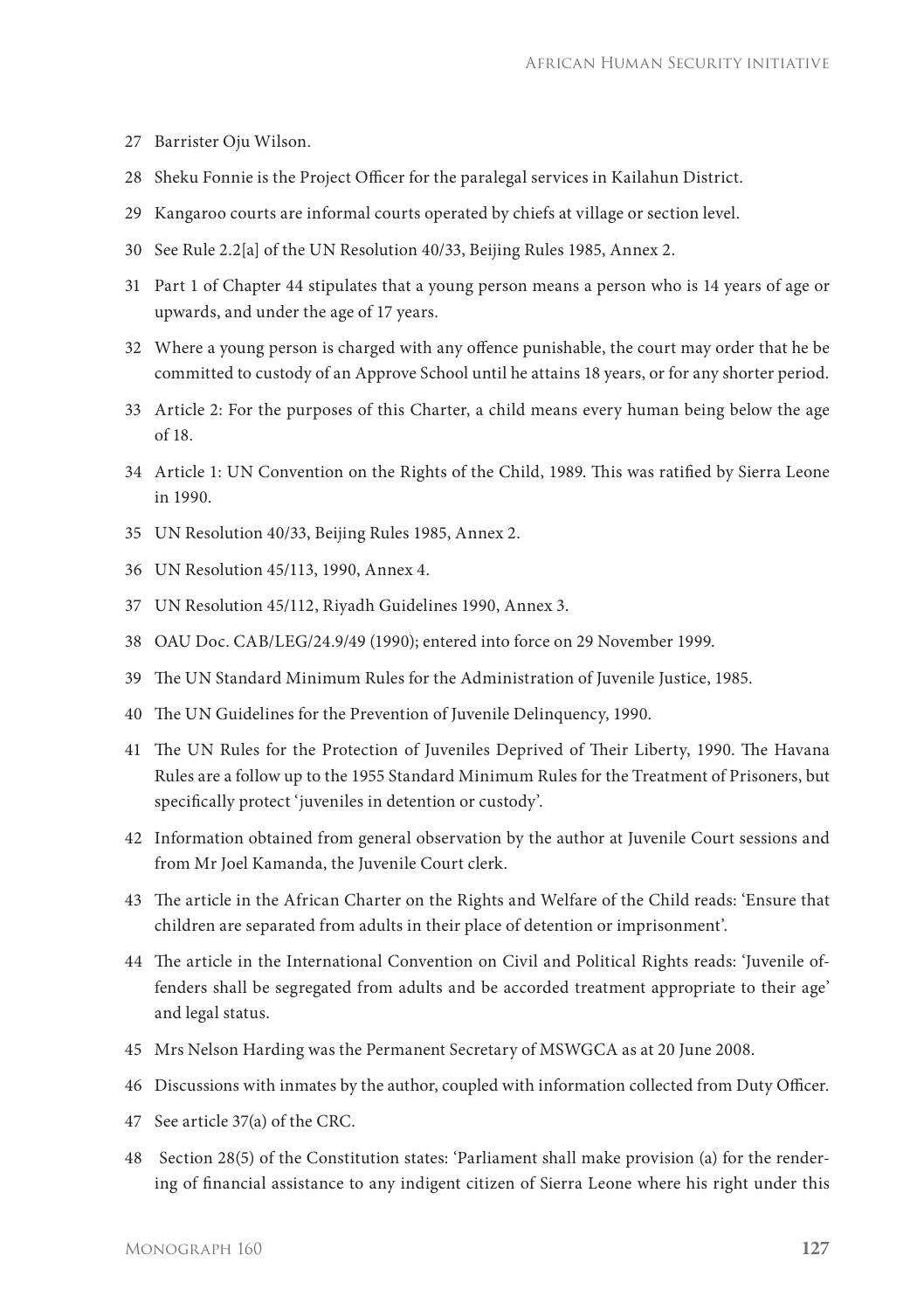27 Barrister Oju Wilson.

28 Sheku Fonnie is the Project Officer for the paralegal services in Kailahun District.

29 Kangaroo courts are informal courts operated by chiefs at village or section level.

30 See Rule 2.2[a] of the UN Resolution 40/33, Beijing Rules 1985, Annex 2.

31 Part 1 of Chapter 44 stipulates that a young person means a person who is 14 years of age or upwards, and under the age of 17 years.

32 Where a young person is charged with any offence punishable, the court may order that he be committed to custody of an Approve School until he attains 18 years, or for any shorter period.

33 Article 2: For the purposes of this Charter, a child means every human being below the age of 18.

34 Article 1: UN Convention on the Rights of the Child, 1989. This was ratified by Sierra Leone in 1990.

35 UN Resolution 40/33, Beijing Rules 1985, Annex 2.

36 UN Resolution 45/113, 1990, Annex 4.

37 UN Resolution 45/112, Riyadh Guidelines 1990, Annex 3.

38 OAU Doc. CAB/LEG/24.9/49 (1990); entered into force on 29 November 1999.

39 The UN Standard Minimum Rules for the Administration of Juvenile Justice, 1985.

40 The UN Guidelines for the Prevention of Juvenile Delinquency, 1990.

41 The UN Rules for the Protection of Juveniles Deprived of Their Liberty, 1990. The Havana Rules are a follow up to the 1955 Standard Minimum Rules for the Treatment of Prisoners, but specifically protect 'juveniles in detention or custody'.

42 Information obtained from general observation by the author at Juvenile Court sessions and from Mr Joel Kamanda, the Juvenile Court clerk.

43 The article in the African Charter on the Rights and Welfare of the Child reads: 'Ensure that children are separated from adults in their place of detention or imprisonment'.

44 The article in the International Convention on Civil and Political Rights reads: 'Juvenile offenders shall be segregated from adults and be accorded treatment appropriate to their age' and legal status.

45 Mrs Nelson Harding was the Permanent Secretary of MSWGCA as at 20 June 2008.

46 Discussions with inmates by the author, coupled with information collected from Duty Officer.

47 See article 37(a) of the CRC.

48 Section 28(5) of the Constitution states: 'Parliament shall make provision (a) for the rendering of financial assistance to any indigent citizen of Sierra Leone where his right under this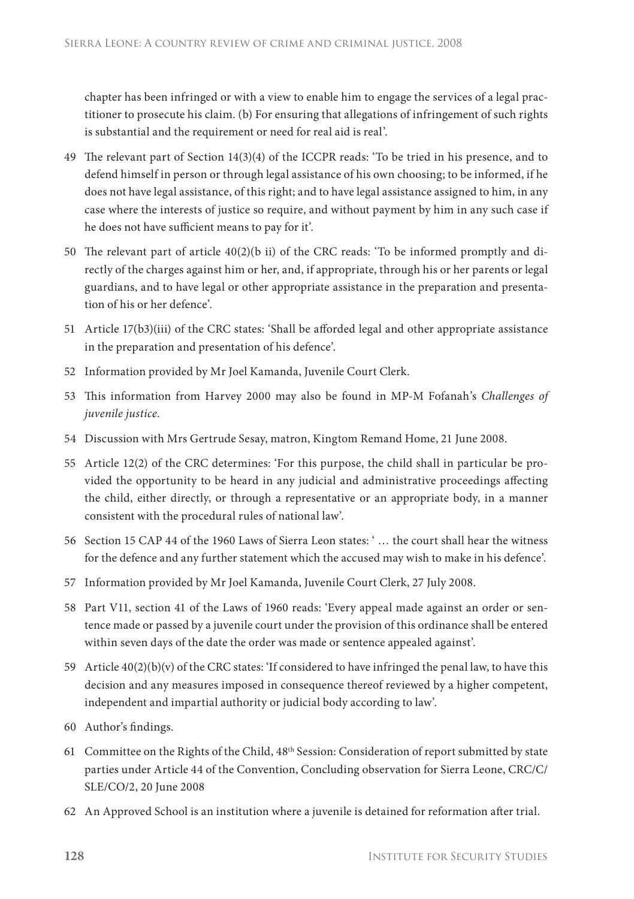chapter has been infringed or with a view to enable him to engage the services of a legal practitioner to prosecute his claim. (b) For ensuring that allegations of infringement of such rights is substantial and the requirement or need for real aid is real'.

49 The relevant part of Section 14(3)(4) of the ICCPR reads: 'To be tried in his presence, and to defend himself in person or through legal assistance of his own choosing; to be informed, if he does not have legal assistance, of this right; and to have legal assistance assigned to him, in any case where the interests of justice so require, and without payment by him in any such case if he does not have sufficient means to pay for it'.

50 The relevant part of article 40(2)(b ii) of the CRC reads: 'To be informed promptly and directly of the charges against him or her, and, if appropriate, through his or her parents or legal guardians, and to have legal or other appropriate assistance in the preparation and presentation of his or her defence'.

51 Article 17(b3)(iii) of the CRC states: 'Shall be afforded legal and other appropriate assistance in the preparation and presentation of his defence'.

52 Information provided by Mr Joel Kamanda, Juvenile Court Clerk.

53 This information from Harvey 2000 may also be found in MP-M Fofanah's *Challenges of juvenile justice*.

54 Discussion with Mrs Gertrude Sesay, matron, Kingtom Remand Home, 21 June 2008.

55 Article 12(2) of the CRC determines: 'For this purpose, the child shall in particular be provided the opportunity to be heard in any judicial and administrative proceedings affecting the child, either directly, or through a representative or an appropriate body, in a manner consistent with the procedural rules of national law'.

56 Section 15 CAP 44 of the 1960 Laws of Sierra Leon states: ' … the court shall hear the witness for the defence and any further statement which the accused may wish to make in his defence'.

57 Information provided by Mr Joel Kamanda, Juvenile Court Clerk, 27 July 2008.

58 Part V11, section 41 of the Laws of 1960 reads: 'Every appeal made against an order or sentence made or passed by a juvenile court under the provision of this ordinance shall be entered within seven days of the date the order was made or sentence appealed against'.

59 Article 40(2)(b)(v) of the CRC states: 'If considered to have infringed the penal law, to have this decision and any measures imposed in consequence thereof reviewed by a higher competent, independent and impartial authority or judicial body according to law'.

60 Author's findings.

61 Committee on the Rights of the Child, 48th Session: Consideration of report submitted by state parties under Article 44 of the Convention, Concluding observation for Sierra Leone, CRC/C/SLE/CO/2, 20 June 2008

62 An Approved School is an institution where a juvenile is detained for reformation after trial.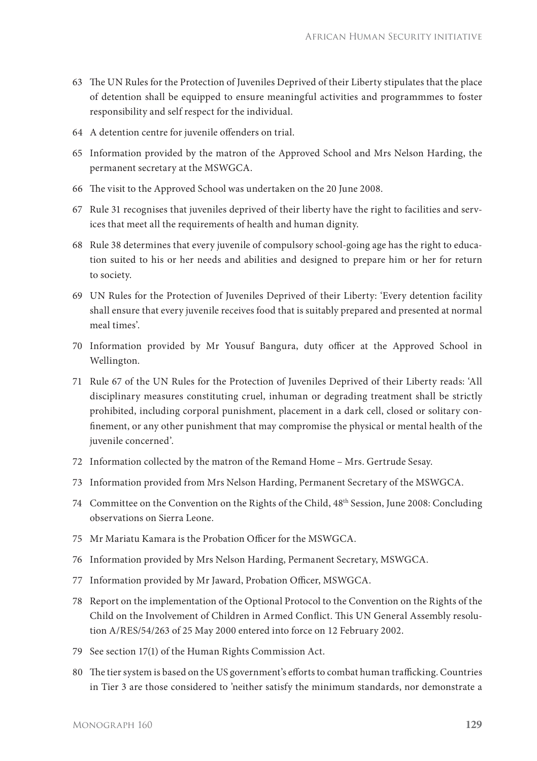63 The UN Rules for the Protection of Juveniles Deprived of their Liberty stipulates that the place of detention shall be equipped to ensure meaningful activities and programmmes to foster responsibility and self respect for the individual.

64 A detention centre for juvenile offenders on trial.

65 Information provided by the matron of the Approved School and Mrs Nelson Harding, the permanent secretary at the MSWGCA.

66 The visit to the Approved School was undertaken on the 20 June 2008.

67 Rule 31 recognises that juveniles deprived of their liberty have the right to facilities and services that meet all the requirements of health and human dignity.

68 Rule 38 determines that every juvenile of compulsory school-going age has the right to education suited to his or her needs and abilities and designed to prepare him or her for return to society.

69 UN Rules for the Protection of Juveniles Deprived of their Liberty: 'Every detention facility shall ensure that every juvenile receives food that is suitably prepared and presented at normal meal times'.

70 Information provided by Mr Yousuf Bangura, duty officer at the Approved School in Wellington.

71 Rule 67 of the UN Rules for the Protection of Juveniles Deprived of their Liberty reads: 'All disciplinary measures constituting cruel, inhuman or degrading treatment shall be strictly prohibited, including corporal punishment, placement in a dark cell, closed or solitary confinement, or any other punishment that may compromise the physical or mental health of the juvenile concerned'.

72 Information collected by the matron of the Remand Home – Mrs. Gertrude Sesay.

73 Information provided from Mrs Nelson Harding, Permanent Secretary of the MSWGCA.

74 Committee on the Convention on the Rights of the Child, 48th Session, June 2008: Concluding observations on Sierra Leone.

75 Mr Mariatu Kamara is the Probation Officer for the MSWGCA.

76 Information provided by Mrs Nelson Harding, Permanent Secretary, MSWGCA.

77 Information provided by Mr Jaward, Probation Officer, MSWGCA.

78 Report on the implementation of the Optional Protocol to the Convention on the Rights of the Child on the Involvement of Children in Armed Conflict. This UN General Assembly resolution A/RES/54/263 of 25 May 2000 entered into force on 12 February 2002.

79 See section 17(1) of the Human Rights Commission Act.

80 The tier system is based on the US government's efforts to combat human trafficking. Countries in Tier 3 are those considered to 'neither satisfy the minimum standards, nor demonstrate a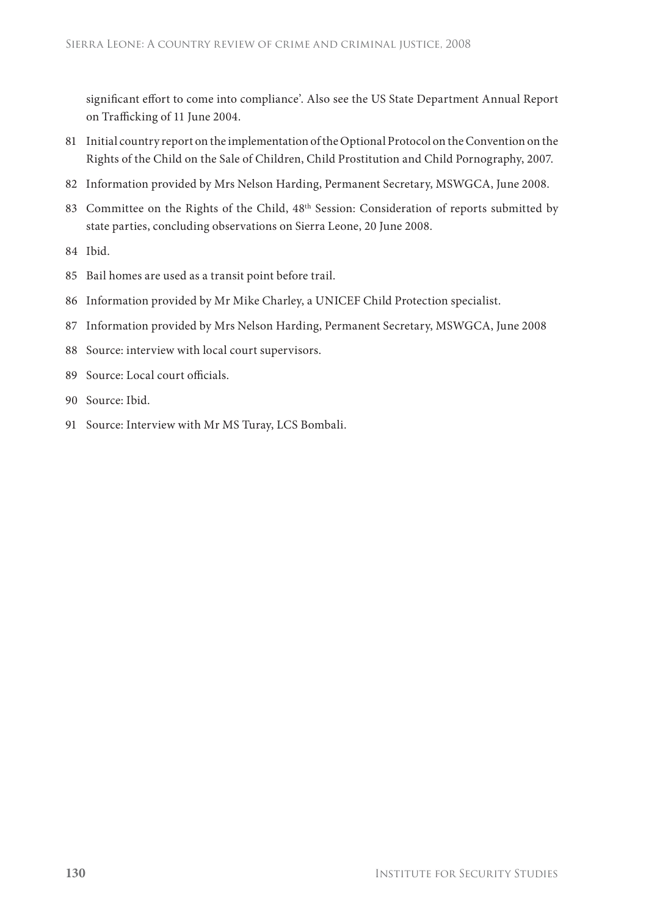significant effort to come into compliance'. Also see the US State Department Annual Report on Trafficking of 11 June 2004.

81 Initial country report on the implementation of the Optional Protocol on the Convention on the Rights of the Child on the Sale of Children, Child Prostitution and Child Pornography, 2007.

82 Information provided by Mrs Nelson Harding, Permanent Secretary, MSWGCA, June 2008.

83 Committee on the Rights of the Child, 48th Session: Consideration of reports submitted by state parties, concluding observations on Sierra Leone, 20 June 2008.

84 Ibid.

85 Bail homes are used as a transit point before trail.

86 Information provided by Mr Mike Charley, a UNICEF Child Protection specialist.

87 Information provided by Mrs Nelson Harding, Permanent Secretary, MSWGCA, June 2008

88 Source: interview with local court supervisors.

89 Source: Local court officials.

90 Source: Ibid.

91 Source: Interview with Mr MS Turay, LCS Bombali.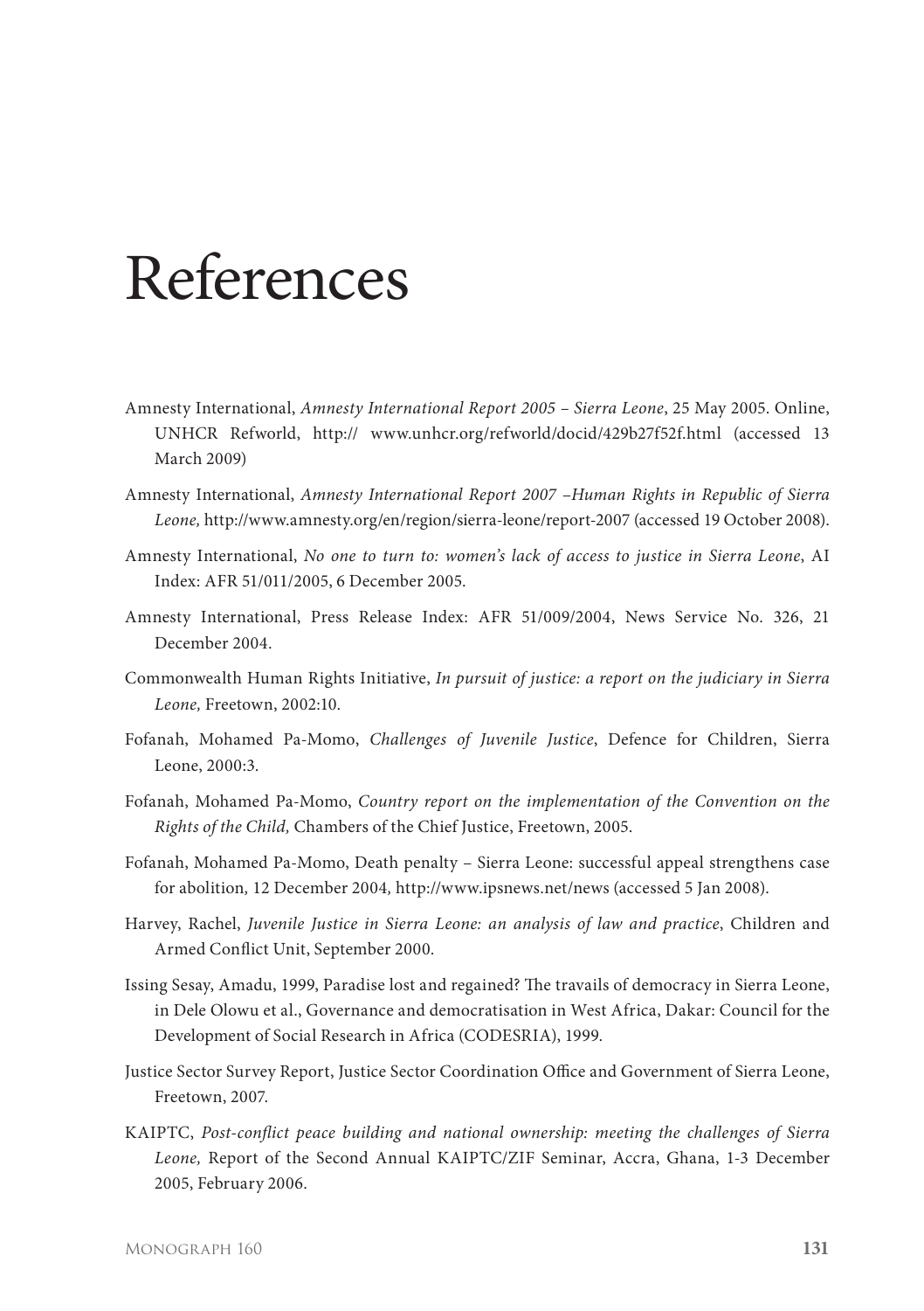# References

Amnesty International, *Amnesty International Report 2005 – Sierra Leone*, 25 May 2005. Online, UNHCR Refworld, http:// www.unhcr.org/refworld/docid/429b27f52f.html (accessed 13 March 2009)

Amnesty International, *Amnesty International Report 2007 –Human Rights in Republic of Sierra Leone,* http://www.amnesty.org/en/region/sierra-leone/report-2007 (accessed 19 October 2008).

Amnesty International, *No one to turn to: women's lack of access to justice in Sierra Leone*, AI Index: AFR 51/011/2005, 6 December 2005.

Amnesty International, Press Release Index: AFR 51/009/2004, News Service No. 326, 21 December 2004.

Commonwealth Human Rights Initiative, *In pursuit of justice: a report on the judiciary in Sierra Leone,* Freetown, 2002:10.

Fofanah, Mohamed Pa-Momo, *Challenges of Juvenile Justice*, Defence for Children, Sierra Leone, 2000:3.

Fofanah, Mohamed Pa-Momo, *Country report on the implementation of the Convention on the Rights of the Child,* Chambers of the Chief Justice, Freetown, 2005.

Fofanah, Mohamed Pa-Momo, Death penalty – Sierra Leone: successful appeal strengthens case for abolition*,* 12 December 2004*,* http://www.ipsnews.net/news (accessed 5 Jan 2008).

Harvey, Rachel, *Juvenile Justice in Sierra Leone: an analysis of law and practice*, Children and Armed Conflict Unit, September 2000.

Issing Sesay, Amadu, 1999, Paradise lost and regained? The travails of democracy in Sierra Leone, in Dele Olowu et al., Governance and democratisation in West Africa, Dakar: Council for the Development of Social Research in Africa (CODESRIA), 1999.

Justice Sector Survey Report, Justice Sector Coordination Office and Government of Sierra Leone, Freetown, 2007.

KAIPTC, *Post-conflict peace building and national ownership: meeting the challenges of Sierra Leone,* Report of the Second Annual KAIPTC/ZIF Seminar, Accra, Ghana, 1-3 December 2005, February 2006.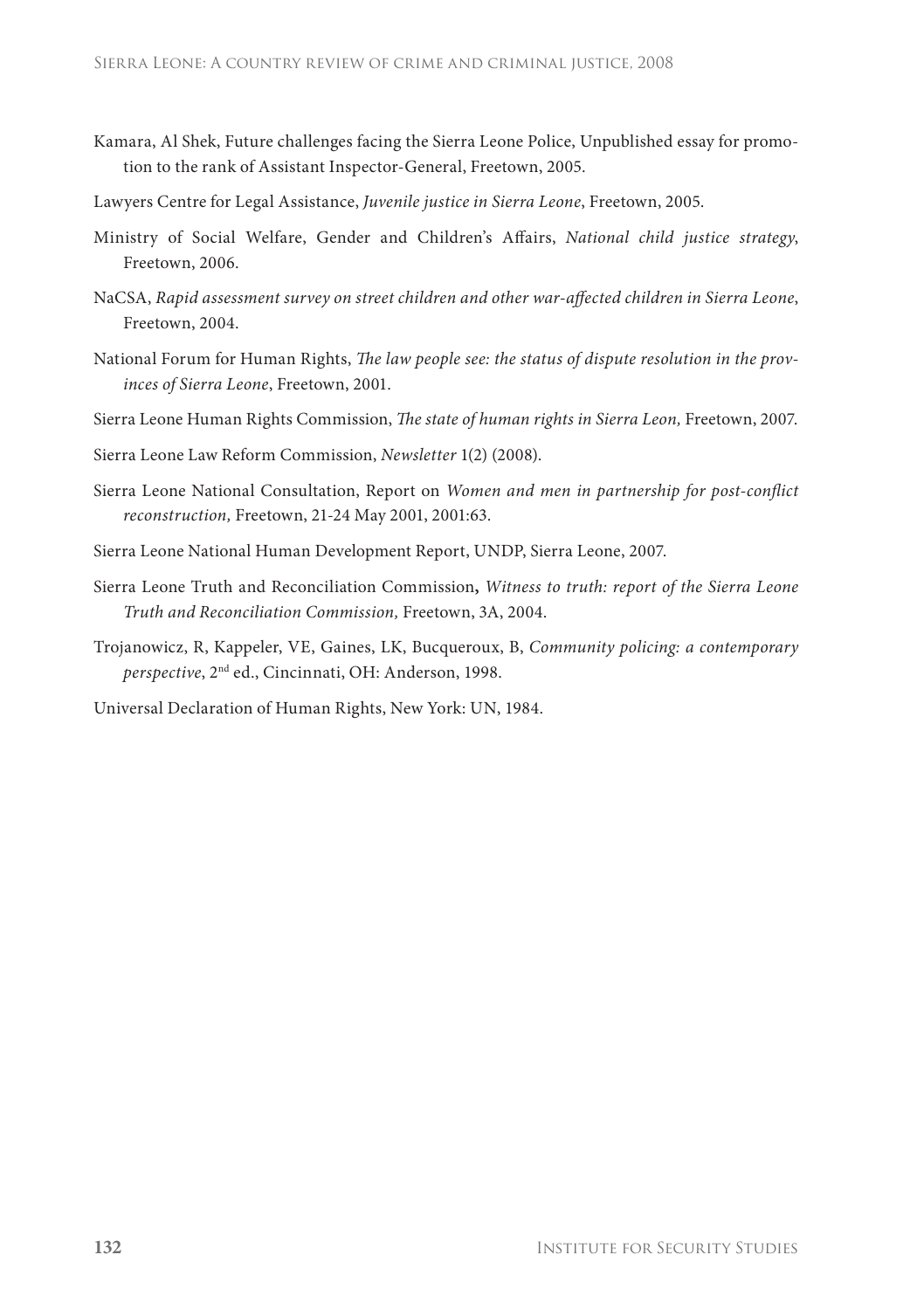Kamara, Al Shek, Future challenges facing the Sierra Leone Police, Unpublished essay for promotion to the rank of Assistant Inspector-General, Freetown, 2005.

Lawyers Centre for Legal Assistance, *Juvenile justice in Sierra Leone*, Freetown, 2005.

Ministry of Social Welfare, Gender and Children's Affairs, *National child justice strategy*, Freetown, 2006.

NaCSA, *Rapid assessment survey on street children and other war-affected children in Sierra Leone*, Freetown, 2004.

National Forum for Human Rights, *The law people see: the status of dispute resolution in the provinces of Sierra Leone*, Freetown, 2001.

Sierra Leone Human Rights Commission, *The state of human rights in Sierra Leon,* Freetown, 2007.

Sierra Leone Law Reform Commission, *Newsletter* 1(2) (2008).

Sierra Leone National Consultation, Report on *Women and men in partnership for post-conflict reconstruction,* Freetown, 21-24 May 2001, 2001:63.

Sierra Leone National Human Development Report, UNDP, Sierra Leone, 2007.

Sierra Leone Truth and Reconciliation Commission**,** *Witness to truth: report of the Sierra Leone Truth and Reconciliation Commission,* Freetown, 3A, 2004.

Trojanowicz, R, Kappeler, VE, Gaines, LK, Bucqueroux, B, *Community policing: a contemporary perspective*, 2nd ed., Cincinnati, OH: Anderson, 1998.

Universal Declaration of Human Rights, New York: UN, 1984.